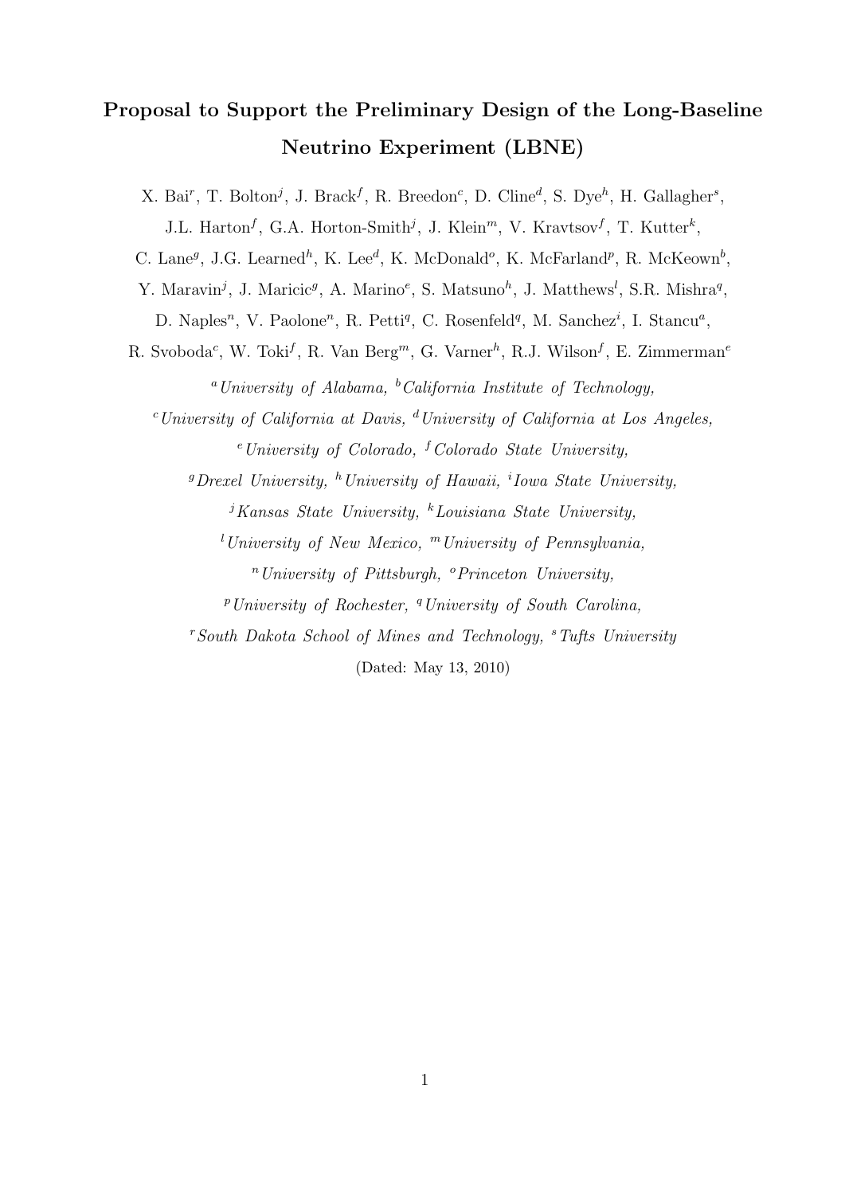# Proposal to Support the Preliminary Design of the Long-Baseline Neutrino Experiment (LBNE)

X. Bai[r], T. Bolton[j], J. Brack[f], R. Breedon[c], D. Cline[d], S. Dye[h], H. Gallagher[s], J.L. Harton[f], G.A. Horton-Smith[j], J. Klein[m], V. Kravtsov[f], T. Kutter[k], C. Lane[g], J.G. Learned[h], K. Lee[d], K. McDonald[o], K. McFarland[p], R. McKeown[b], Y. Maravin[j], J. Maricic[g], A. Marino[e], S. Matsuno[h], J. Matthews[l], S.R. Mishra[q], D. Naples[n], V. Paolone[n], R. Petti[q], C. Rosenfeld[q], M. Sanchez[i], I. Stancu[a], R. Svoboda[c], W. Toki[f], R. Van Berg[m], G. Varner[h], R.J. Wilson[f], E. Zimmerman[e]

[a]*University of Alabama,* [b]*California Institute of Technology,*
[c]*University of California at Davis,* [d]*University of California at Los Angeles,*
[e]*University of Colorado,* [f]*Colorado State University,*
[g]*Drexel University,* [h]*University of Hawaii,* [i]*Iowa State University,*
[j]*Kansas State University,* [k]*Louisiana State University,*
[l]*University of New Mexico,* [m]*University of Pennsylvania,*
[n]*University of Pittsburgh,* [o]*Princeton University,*
[p]*University of Rochester,* [q]*University of South Carolina,*
[r]*South Dakota School of Mines and Technology,* [s]*Tufts University*

(Dated: May 13, 2010)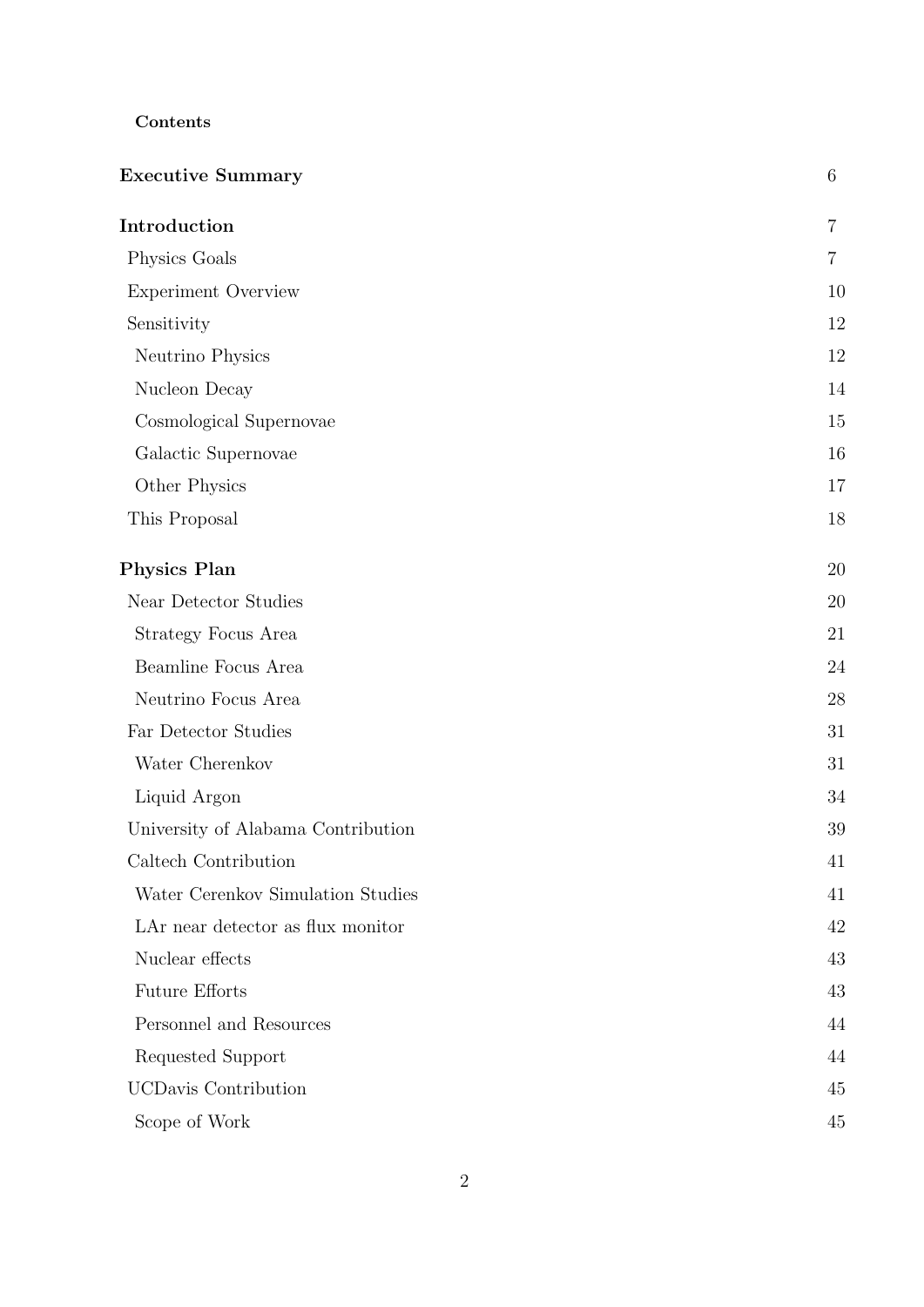**Contents**

| | |
|---|---|
| **Executive Summary** | 6 |
| **Introduction** | 7 |
| Physics Goals | 7 |
| Experiment Overview | 10 |
| Sensitivity | 12 |
| Neutrino Physics | 12 |
| Nucleon Decay | 14 |
| Cosmological Supernovae | 15 |
| Galactic Supernovae | 16 |
| Other Physics | 17 |
| This Proposal | 18 |
| **Physics Plan** | 20 |
| Near Detector Studies | 20 |
| Strategy Focus Area | 21 |
| Beamline Focus Area | 24 |
| Neutrino Focus Area | 28 |
| Far Detector Studies | 31 |
| Water Cherenkov | 31 |
| Liquid Argon | 34 |
| University of Alabama Contribution | 39 |
| Caltech Contribution | 41 |
| Water Cerenkov Simulation Studies | 41 |
| LAr near detector as flux monitor | 42 |
| Nuclear effects | 43 |
| Future Efforts | 43 |
| Personnel and Resources | 44 |
| Requested Support | 44 |
| UCDavis Contribution | 45 |
| Scope of Work | 45 |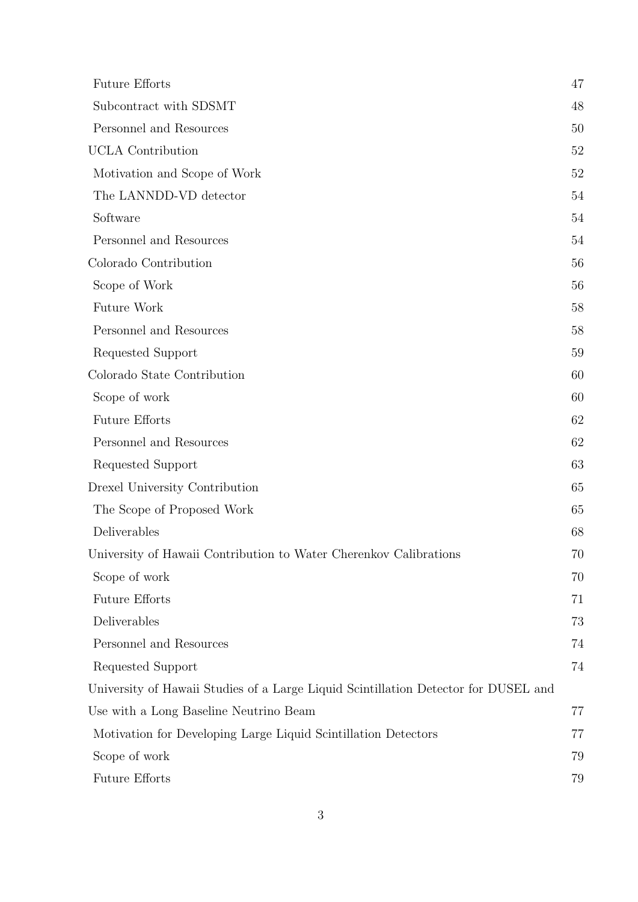Future Efforts 47

Subcontract with SDSMT 48

Personnel and Resources 50

UCLA Contribution 52

Motivation and Scope of Work 52

The LANNDD-VD detector 54

Software 54

Personnel and Resources 54

Colorado Contribution 56

Scope of Work 56

Future Work 58

Personnel and Resources 58

Requested Support 59

Colorado State Contribution 60

Scope of work 60

Future Efforts 62

Personnel and Resources 62

Requested Support 63

Drexel University Contribution 65

The Scope of Proposed Work 65

Deliverables 68

University of Hawaii Contribution to Water Cherenkov Calibrations 70

Scope of work 70

Future Efforts 71

Deliverables 73

Personnel and Resources 74

Requested Support 74

University of Hawaii Studies of a Large Liquid Scintillation Detector for DUSEL and Use with a Long Baseline Neutrino Beam 77

Motivation for Developing Large Liquid Scintillation Detectors 77

Scope of work 79

Future Efforts 79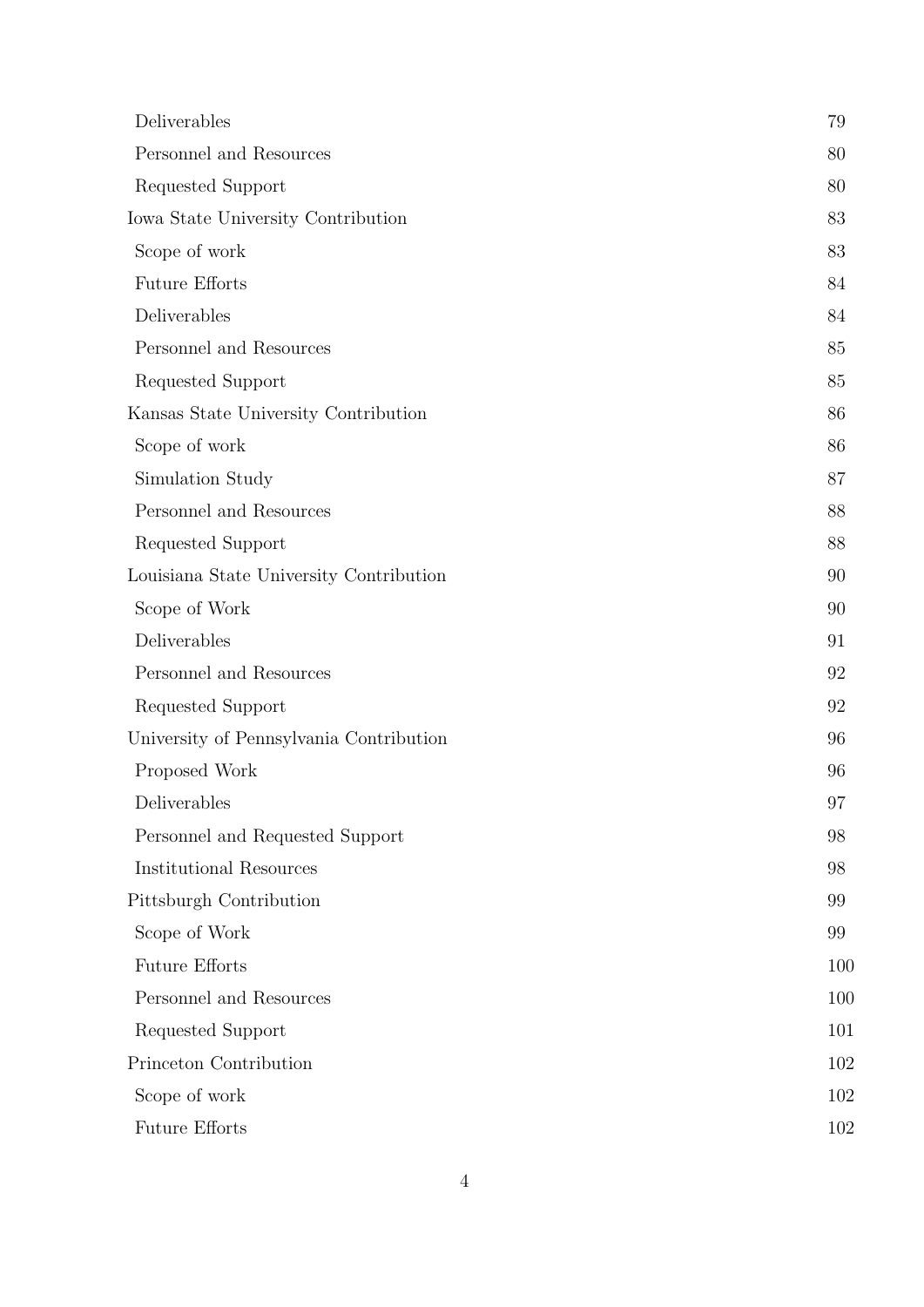| | |
|---|---|
| Deliverables | 79 |
| Personnel and Resources | 80 |
| Requested Support | 80 |
| Iowa State University Contribution | 83 |
| Scope of work | 83 |
| Future Efforts | 84 |
| Deliverables | 84 |
| Personnel and Resources | 85 |
| Requested Support | 85 |
| Kansas State University Contribution | 86 |
| Scope of work | 86 |
| Simulation Study | 87 |
| Personnel and Resources | 88 |
| Requested Support | 88 |
| Louisiana State University Contribution | 90 |
| Scope of Work | 90 |
| Deliverables | 91 |
| Personnel and Resources | 92 |
| Requested Support | 92 |
| University of Pennsylvania Contribution | 96 |
| Proposed Work | 96 |
| Deliverables | 97 |
| Personnel and Requested Support | 98 |
| Institutional Resources | 98 |
| Pittsburgh Contribution | 99 |
| Scope of Work | 99 |
| Future Efforts | 100 |
| Personnel and Resources | 100 |
| Requested Support | 101 |
| Princeton Contribution | 102 |
| Scope of work | 102 |
| Future Efforts | 102 |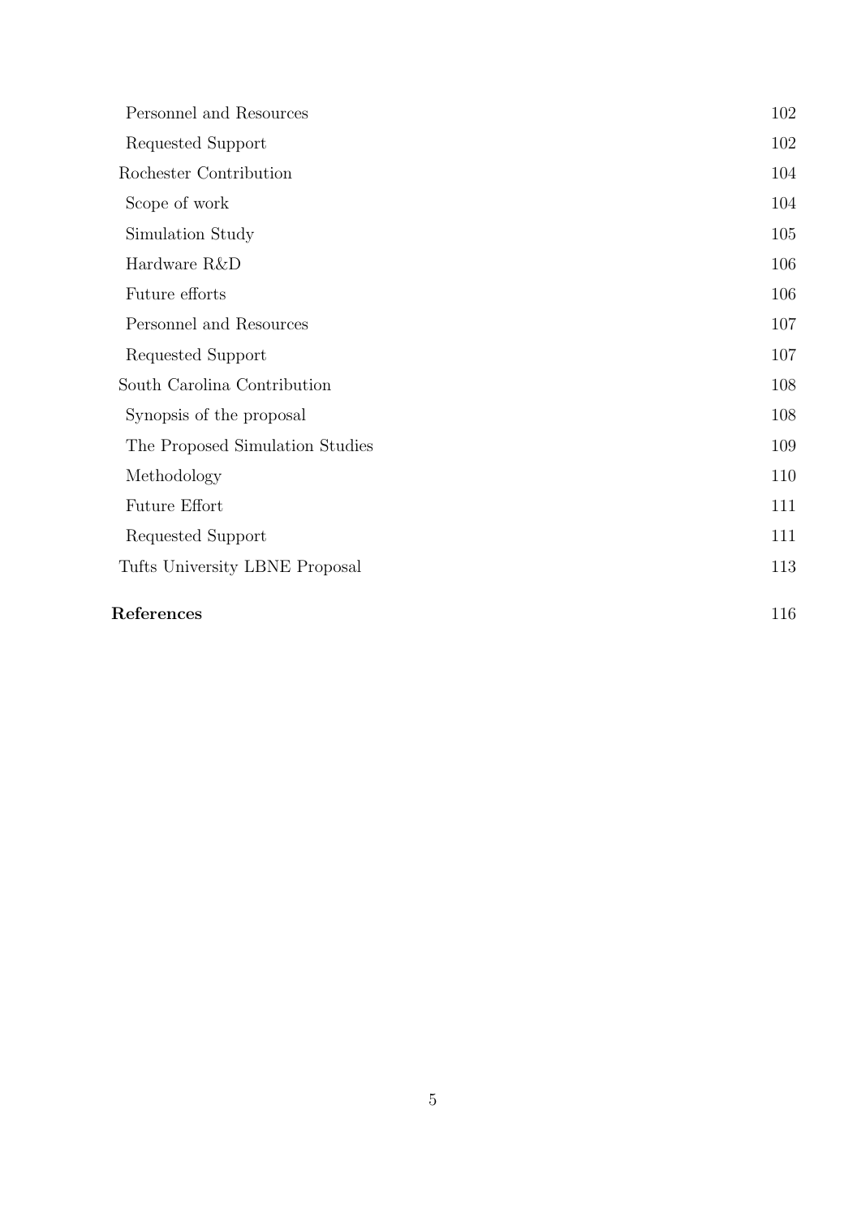Personnel and Resources 102

Requested Support 102

Rochester Contribution 104

Scope of work 104

Simulation Study 105

Hardware R&D 106

Future efforts 106

Personnel and Resources 107

Requested Support 107

South Carolina Contribution 108

Synopsis of the proposal 108

The Proposed Simulation Studies 109

Methodology 110

Future Effort 111

Requested Support 111

Tufts University LBNE Proposal 113

**References** 116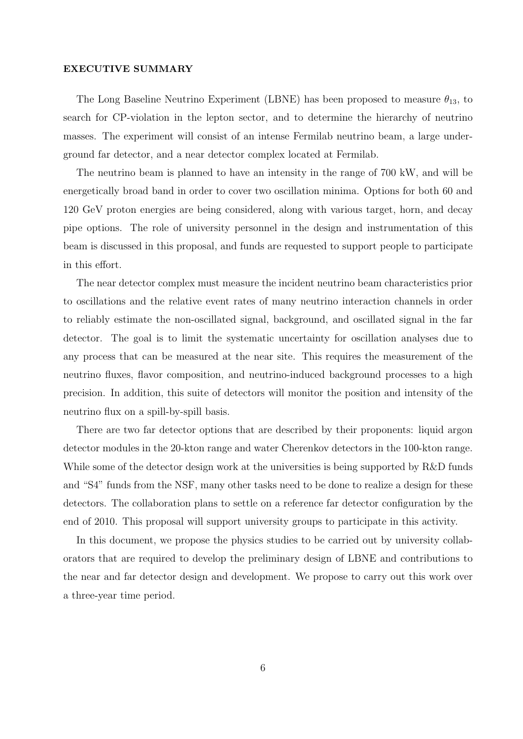**EXECUTIVE SUMMARY**

The Long Baseline Neutrino Experiment (LBNE) has been proposed to measure $\theta_{13}$, to search for CP-violation in the lepton sector, and to determine the hierarchy of neutrino masses. The experiment will consist of an intense Fermilab neutrino beam, a large underground far detector, and a near detector complex located at Fermilab.

The neutrino beam is planned to have an intensity in the range of 700 kW, and will be energetically broad band in order to cover two oscillation minima. Options for both 60 and 120 GeV proton energies are being considered, along with various target, horn, and decay pipe options. The role of university personnel in the design and instrumentation of this beam is discussed in this proposal, and funds are requested to support people to participate in this effort.

The near detector complex must measure the incident neutrino beam characteristics prior to oscillations and the relative event rates of many neutrino interaction channels in order to reliably estimate the non-oscillated signal, background, and oscillated signal in the far detector. The goal is to limit the systematic uncertainty for oscillation analyses due to any process that can be measured at the near site. This requires the measurement of the neutrino fluxes, flavor composition, and neutrino-induced background processes to a high precision. In addition, this suite of detectors will monitor the position and intensity of the neutrino flux on a spill-by-spill basis.

There are two far detector options that are described by their proponents: liquid argon detector modules in the 20-kton range and water Cherenkov detectors in the 100-kton range. While some of the detector design work at the universities is being supported by R&D funds and "S4" funds from the NSF, many other tasks need to be done to realize a design for these detectors. The collaboration plans to settle on a reference far detector configuration by the end of 2010. This proposal will support university groups to participate in this activity.

In this document, we propose the physics studies to be carried out by university collaborators that are required to develop the preliminary design of LBNE and contributions to the near and far detector design and development. We propose to carry out this work over a three-year time period.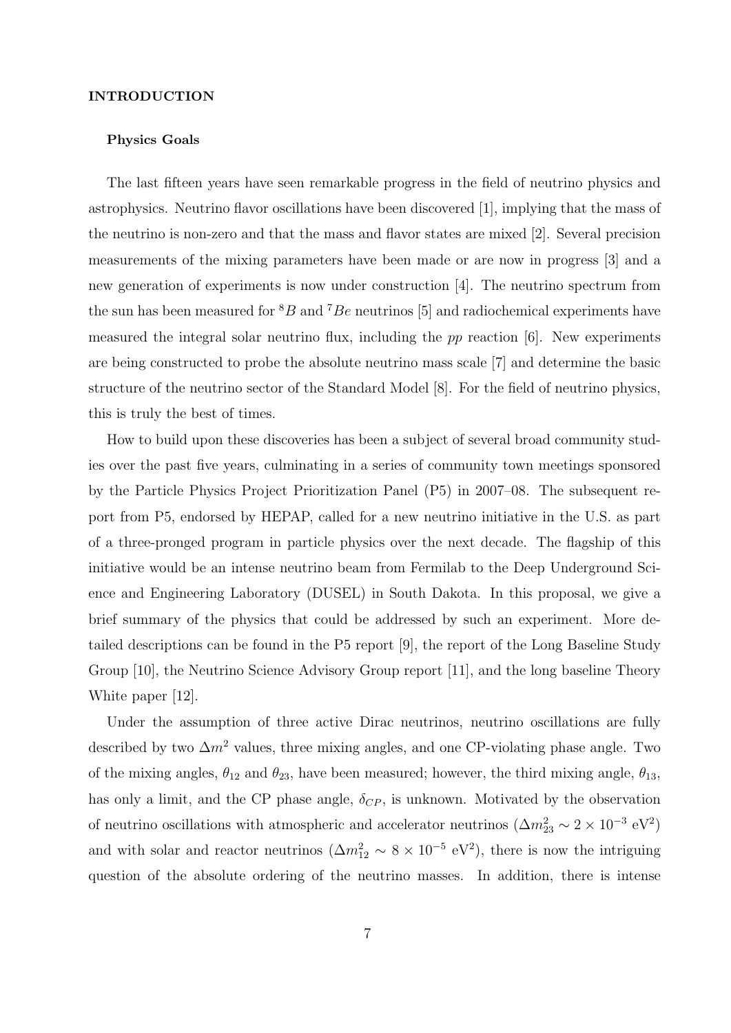# INTRODUCTION

## Physics Goals

The last fifteen years have seen remarkable progress in the field of neutrino physics and astrophysics. Neutrino flavor oscillations have been discovered [1], implying that the mass of the neutrino is non-zero and that the mass and flavor states are mixed [2]. Several precision measurements of the mixing parameters have been made or are now in progress [3] and a new generation of experiments is now under construction [4]. The neutrino spectrum from the sun has been measured for $^{8}B$ and $^{7}Be$ neutrinos [5] and radiochemical experiments have measured the integral solar neutrino flux, including the *pp* reaction [6]. New experiments are being constructed to probe the absolute neutrino mass scale [7] and determine the basic structure of the neutrino sector of the Standard Model [8]. For the field of neutrino physics, this is truly the best of times.

How to build upon these discoveries has been a subject of several broad community studies over the past five years, culminating in a series of community town meetings sponsored by the Particle Physics Project Prioritization Panel (P5) in 2007–08. The subsequent report from P5, endorsed by HEPAP, called for a new neutrino initiative in the U.S. as part of a three-pronged program in particle physics over the next decade. The flagship of this initiative would be an intense neutrino beam from Fermilab to the Deep Underground Science and Engineering Laboratory (DUSEL) in South Dakota. In this proposal, we give a brief summary of the physics that could be addressed by such an experiment. More detailed descriptions can be found in the P5 report [9], the report of the Long Baseline Study Group [10], the Neutrino Science Advisory Group report [11], and the long baseline Theory White paper [12].

Under the assumption of three active Dirac neutrinos, neutrino oscillations are fully described by two $\Delta m^2$ values, three mixing angles, and one CP-violating phase angle. Two of the mixing angles, $\theta_{12}$ and $\theta_{23}$, have been measured; however, the third mixing angle, $\theta_{13}$, has only a limit, and the CP phase angle, $\delta_{CP}$, is unknown. Motivated by the observation of neutrino oscillations with atmospheric and accelerator neutrinos ($\Delta m^2_{23} \sim 2 \times 10^{-3}$ eV$^2$) and with solar and reactor neutrinos ($\Delta m^2_{12} \sim 8 \times 10^{-5}$ eV$^2$), there is now the intriguing question of the absolute ordering of the neutrino masses. In addition, there is intense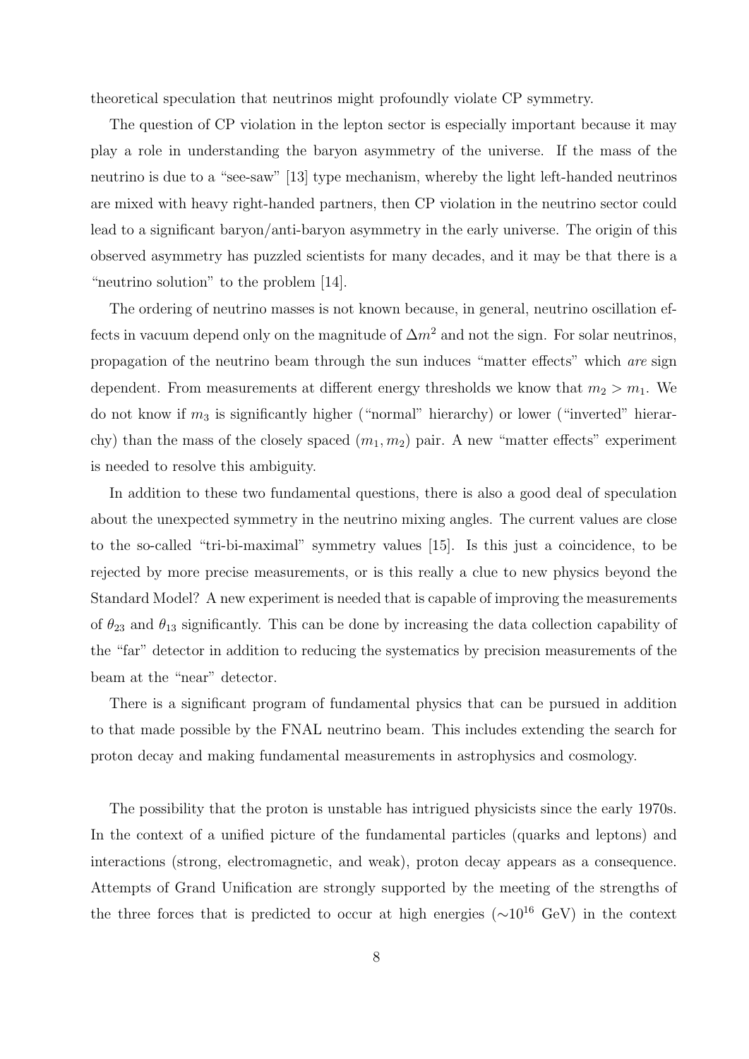theoretical speculation that neutrinos might profoundly violate CP symmetry.

The question of CP violation in the lepton sector is especially important because it may play a role in understanding the baryon asymmetry of the universe. If the mass of the neutrino is due to a "see-saw" [13] type mechanism, whereby the light left-handed neutrinos are mixed with heavy right-handed partners, then CP violation in the neutrino sector could lead to a significant baryon/anti-baryon asymmetry in the early universe. The origin of this observed asymmetry has puzzled scientists for many decades, and it may be that there is a "neutrino solution" to the problem [14].

The ordering of neutrino masses is not known because, in general, neutrino oscillation effects in vacuum depend only on the magnitude of $\Delta m^2$ and not the sign. For solar neutrinos, propagation of the neutrino beam through the sun induces "matter effects" which *are* sign dependent. From measurements at different energy thresholds we know that $m_2 > m_1$. We do not know if $m_3$ is significantly higher ("normal" hierarchy) or lower ("inverted" hierarchy) than the mass of the closely spaced $(m_1, m_2)$ pair. A new "matter effects" experiment is needed to resolve this ambiguity.

In addition to these two fundamental questions, there is also a good deal of speculation about the unexpected symmetry in the neutrino mixing angles. The current values are close to the so-called "tri-bi-maximal" symmetry values [15]. Is this just a coincidence, to be rejected by more precise measurements, or is this really a clue to new physics beyond the Standard Model? A new experiment is needed that is capable of improving the measurements of $\theta_{23}$ and $\theta_{13}$ significantly. This can be done by increasing the data collection capability of the "far" detector in addition to reducing the systematics by precision measurements of the beam at the "near" detector.

There is a significant program of fundamental physics that can be pursued in addition to that made possible by the FNAL neutrino beam. This includes extending the search for proton decay and making fundamental measurements in astrophysics and cosmology.

The possibility that the proton is unstable has intrigued physicists since the early 1970s. In the context of a unified picture of the fundamental particles (quarks and leptons) and interactions (strong, electromagnetic, and weak), proton decay appears as a consequence. Attempts of Grand Unification are strongly supported by the meeting of the strengths of the three forces that is predicted to occur at high energies ($\sim 10^{16}$ GeV) in the context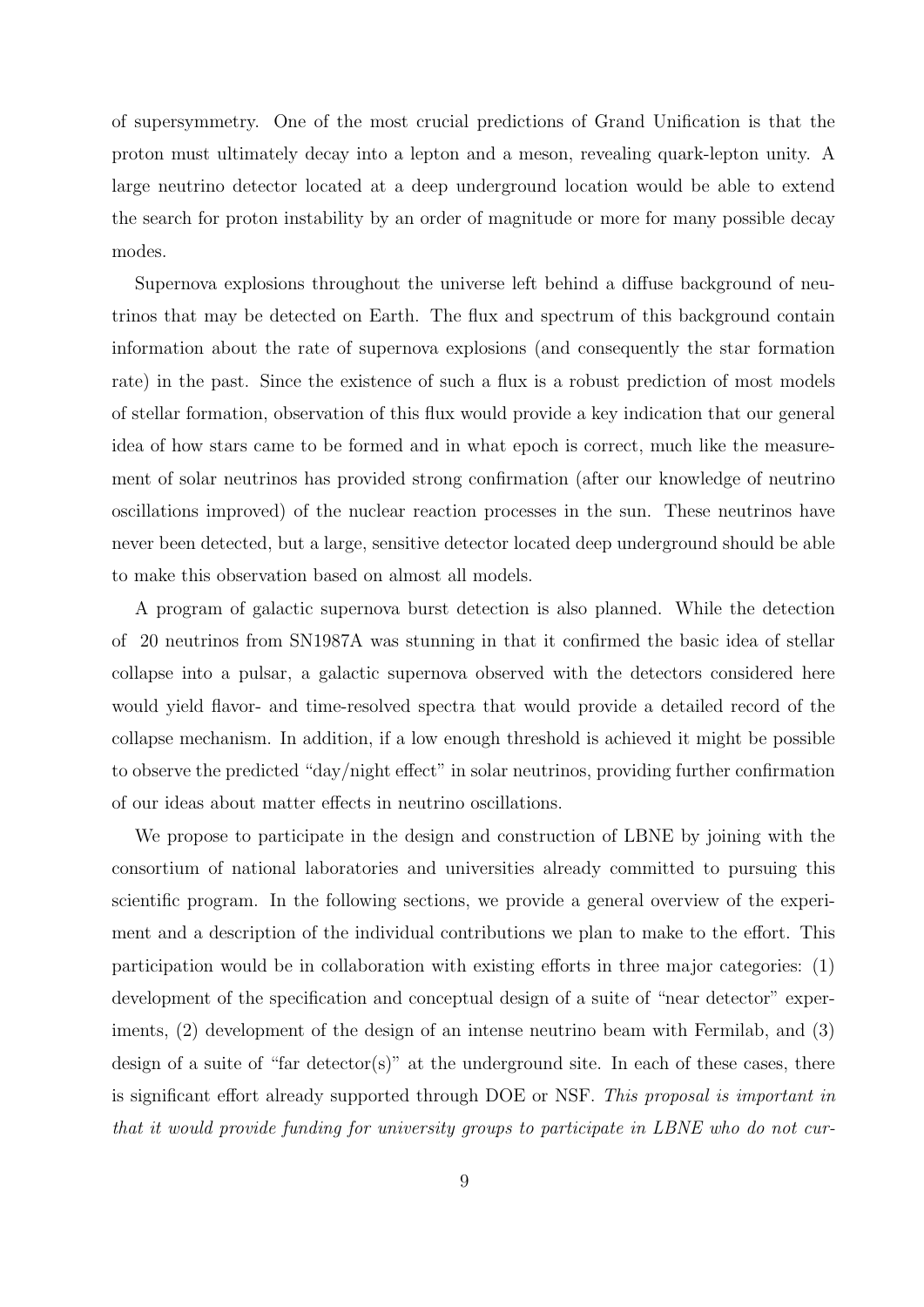of supersymmetry. One of the most crucial predictions of Grand Unification is that the proton must ultimately decay into a lepton and a meson, revealing quark-lepton unity. A large neutrino detector located at a deep underground location would be able to extend the search for proton instability by an order of magnitude or more for many possible decay modes.

Supernova explosions throughout the universe left behind a diffuse background of neutrinos that may be detected on Earth. The flux and spectrum of this background contain information about the rate of supernova explosions (and consequently the star formation rate) in the past. Since the existence of such a flux is a robust prediction of most models of stellar formation, observation of this flux would provide a key indication that our general idea of how stars came to be formed and in what epoch is correct, much like the measurement of solar neutrinos has provided strong confirmation (after our knowledge of neutrino oscillations improved) of the nuclear reaction processes in the sun. These neutrinos have never been detected, but a large, sensitive detector located deep underground should be able to make this observation based on almost all models.

A program of galactic supernova burst detection is also planned. While the detection of 20 neutrinos from SN1987A was stunning in that it confirmed the basic idea of stellar collapse into a pulsar, a galactic supernova observed with the detectors considered here would yield flavor- and time-resolved spectra that would provide a detailed record of the collapse mechanism. In addition, if a low enough threshold is achieved it might be possible to observe the predicted "day/night effect" in solar neutrinos, providing further confirmation of our ideas about matter effects in neutrino oscillations.

We propose to participate in the design and construction of LBNE by joining with the consortium of national laboratories and universities already committed to pursuing this scientific program. In the following sections, we provide a general overview of the experiment and a description of the individual contributions we plan to make to the effort. This participation would be in collaboration with existing efforts in three major categories: (1) development of the specification and conceptual design of a suite of "near detector" experiments, (2) development of the design of an intense neutrino beam with Fermilab, and (3) design of a suite of "far detector(s)" at the underground site. In each of these cases, there is significant effort already supported through DOE or NSF. *This proposal is important in that it would provide funding for university groups to participate in LBNE who do not cur-*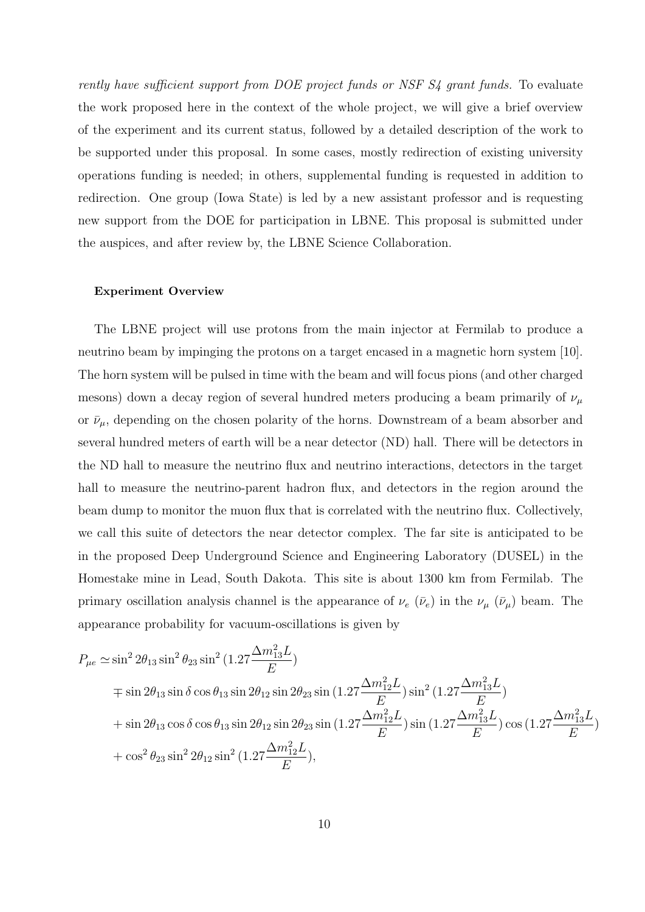*rently have sufficient support from DOE project funds or NSF S4 grant funds.* To evaluate the work proposed here in the context of the whole project, we will give a brief overview of the experiment and its current status, followed by a detailed description of the work to be supported under this proposal. In some cases, mostly redirection of existing university operations funding is needed; in others, supplemental funding is requested in addition to redirection. One group (Iowa State) is led by a new assistant professor and is requesting new support from the DOE for participation in LBNE. This proposal is submitted under the auspices, and after review by, the LBNE Science Collaboration.

#### Experiment Overview

The LBNE project will use protons from the main injector at Fermilab to produce a neutrino beam by impinging the protons on a target encased in a magnetic horn system [10]. The horn system will be pulsed in time with the beam and will focus pions (and other charged mesons) down a decay region of several hundred meters producing a beam primarily of $\nu_\mu$ or $\bar{\nu}_\mu$, depending on the chosen polarity of the horns. Downstream of a beam absorber and several hundred meters of earth will be a near detector (ND) hall. There will be detectors in the ND hall to measure the neutrino flux and neutrino interactions, detectors in the target hall to measure the neutrino-parent hadron flux, and detectors in the region around the beam dump to monitor the muon flux that is correlated with the neutrino flux. Collectively, we call this suite of detectors the near detector complex. The far site is anticipated to be in the proposed Deep Underground Science and Engineering Laboratory (DUSEL) in the Homestake mine in Lead, South Dakota. This site is about 1300 km from Fermilab. The primary oscillation analysis channel is the appearance of $\nu_e$ ($\bar{\nu}_e$) in the $\nu_\mu$ ($\bar{\nu}_\mu$) beam. The appearance probability for vacuum-oscillations is given by

$$
\begin{aligned}
P_{\mu e} \simeq & \sin^2 2\theta_{13} \sin^2 \theta_{23} \sin^2 (1.27 \frac{\Delta m^2_{13} L}{E}) \\
& \mp \sin 2\theta_{13} \sin\delta \cos\theta_{13} \sin 2\theta_{12} \sin 2\theta_{23} \sin (1.27 \frac{\Delta m^2_{12} L}{E}) \sin^2 (1.27 \frac{\Delta m^2_{13} L}{E}) \\
& + \sin 2\theta_{13} \cos\delta \cos\theta_{13} \sin 2\theta_{12} \sin 2\theta_{23} \sin (1.27 \frac{\Delta m^2_{12} L}{E}) \sin (1.27 \frac{\Delta m^2_{13} L}{E}) \cos (1.27 \frac{\Delta m^2_{13} L}{E}) \\
& + \cos^2 \theta_{23} \sin^2 2\theta_{12} \sin^2 (1.27 \frac{\Delta m^2_{12} L}{E}),
\end{aligned}
$$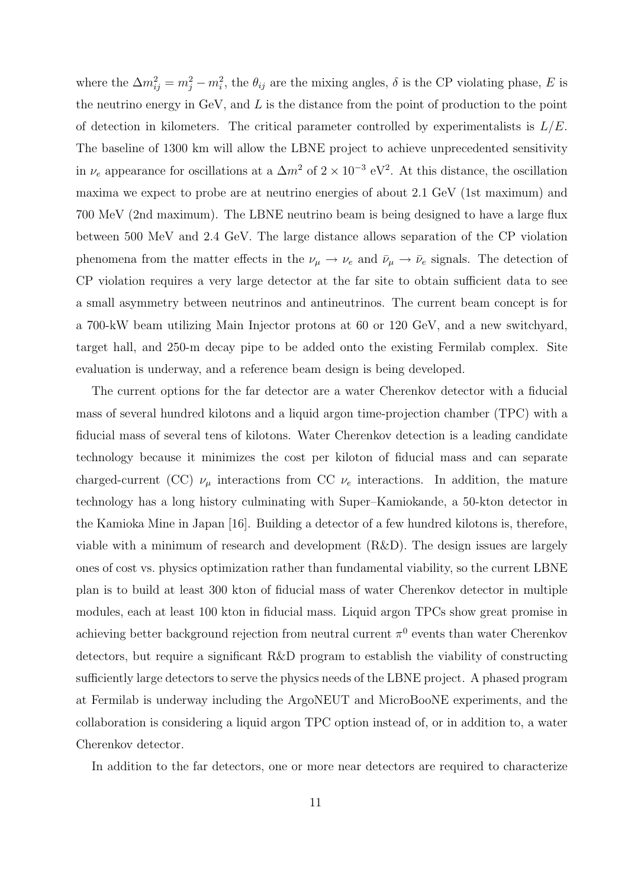where the $\Delta m^2_{ij} = m^2_j - m^2_i$, the $\theta_{ij}$ are the mixing angles, $\delta$ is the CP violating phase, $E$ is the neutrino energy in GeV, and $L$ is the distance from the point of production to the point of detection in kilometers. The critical parameter controlled by experimentalists is $L/E$. The baseline of 1300 km will allow the LBNE project to achieve unprecedented sensitivity in $\nu_e$ appearance for oscillations at a $\Delta m^2$ of $2 \times 10^{-3}$ eV$^2$. At this distance, the oscillation maxima we expect to probe are at neutrino energies of about 2.1 GeV (1st maximum) and 700 MeV (2nd maximum). The LBNE neutrino beam is being designed to have a large flux between 500 MeV and 2.4 GeV. The large distance allows separation of the CP violation phenomena from the matter effects in the $\nu_\mu \to \nu_e$ and $\bar{\nu}_\mu \to \bar{\nu}_e$ signals. The detection of CP violation requires a very large detector at the far site to obtain sufficient data to see a small asymmetry between neutrinos and antineutrinos. The current beam concept is for a 700-kW beam utilizing Main Injector protons at 60 or 120 GeV, and a new switchyard, target hall, and 250-m decay pipe to be added onto the existing Fermilab complex. Site evaluation is underway, and a reference beam design is being developed.

The current options for the far detector are a water Cherenkov detector with a fiducial mass of several hundred kilotons and a liquid argon time-projection chamber (TPC) with a fiducial mass of several tens of kilotons. Water Cherenkov detection is a leading candidate technology because it minimizes the cost per kiloton of fiducial mass and can separate charged-current (CC) $\nu_\mu$ interactions from CC $\nu_e$ interactions. In addition, the mature technology has a long history culminating with Super–Kamiokande, a 50-kton detector in the Kamioka Mine in Japan [16]. Building a detector of a few hundred kilotons is, therefore, viable with a minimum of research and development (R&D). The design issues are largely ones of cost vs. physics optimization rather than fundamental viability, so the current LBNE plan is to build at least 300 kton of fiducial mass of water Cherenkov detector in multiple modules, each at least 100 kton in fiducial mass. Liquid argon TPCs show great promise in achieving better background rejection from neutral current $\pi^0$ events than water Cherenkov detectors, but require a significant R&D program to establish the viability of constructing sufficiently large detectors to serve the physics needs of the LBNE project. A phased program at Fermilab is underway including the ArgoNEUT and MicroBooNE experiments, and the collaboration is considering a liquid argon TPC option instead of, or in addition to, a water Cherenkov detector.

In addition to the far detectors, one or more near detectors are required to characterize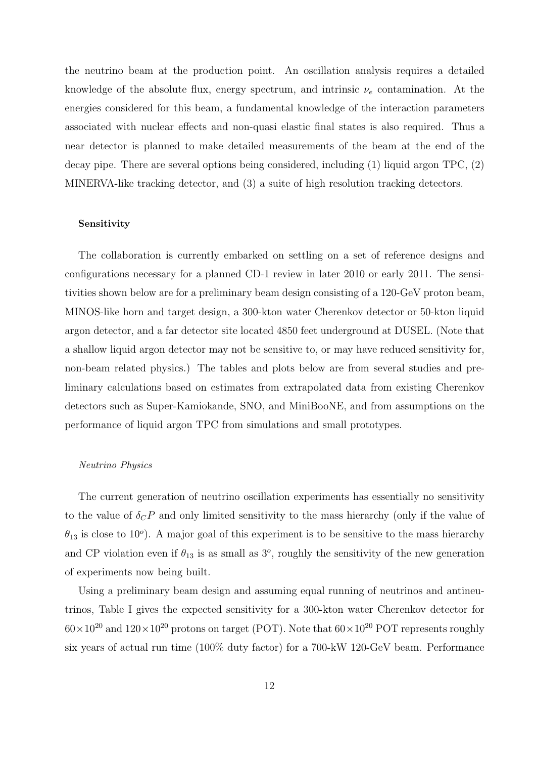the neutrino beam at the production point. An oscillation analysis requires a detailed knowledge of the absolute flux, energy spectrum, and intrinsic $\nu_e$ contamination. At the energies considered for this beam, a fundamental knowledge of the interaction parameters associated with nuclear effects and non-quasi elastic final states is also required. Thus a near detector is planned to make detailed measurements of the beam at the end of the decay pipe. There are several options being considered, including (1) liquid argon TPC, (2) MINERVA-like tracking detector, and (3) a suite of high resolution tracking detectors.

**Sensitivity**

The collaboration is currently embarked on settling on a set of reference designs and configurations necessary for a planned CD-1 review in later 2010 or early 2011. The sensitivities shown below are for a preliminary beam design consisting of a 120-GeV proton beam, MINOS-like horn and target design, a 300-kton water Cherenkov detector or 50-kton liquid argon detector, and a far detector site located 4850 feet underground at DUSEL. (Note that a shallow liquid argon detector may not be sensitive to, or may have reduced sensitivity for, non-beam related physics.) The tables and plots below are from several studies and preliminary calculations based on estimates from extrapolated data from existing Cherenkov detectors such as Super-Kamiokande, SNO, and MiniBooNE, and from assumptions on the performance of liquid argon TPC from simulations and small prototypes.

*Neutrino Physics*

The current generation of neutrino oscillation experiments has essentially no sensitivity to the value of $\delta_C P$ and only limited sensitivity to the mass hierarchy (only if the value of $\theta_{13}$ is close to $10^o$). A major goal of this experiment is to be sensitive to the mass hierarchy and CP violation even if $\theta_{13}$ is as small as $3^o$, roughly the sensitivity of the new generation of experiments now being built.

Using a preliminary beam design and assuming equal running of neutrinos and antineutrinos, Table I gives the expected sensitivity for a 300-kton water Cherenkov detector for $60 \times 10^{20}$ and $120 \times 10^{20}$ protons on target (POT). Note that $60 \times 10^{20}$ POT represents roughly six years of actual run time (100% duty factor) for a 700-kW 120-GeV beam. Performance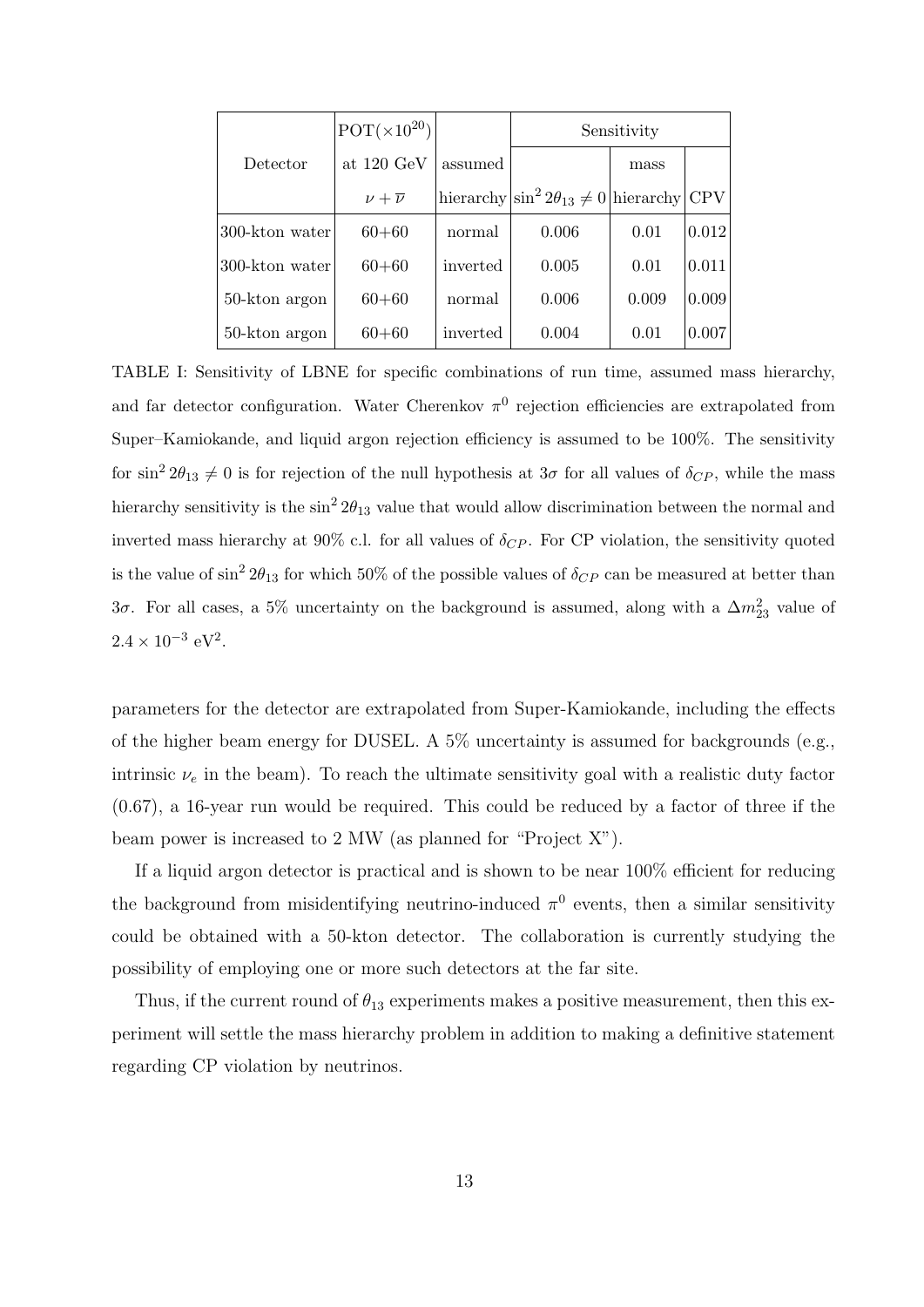| Detector | POT($\times 10^{20}$) at 120 GeV $\nu + \overline{\nu}$ | assumed hierarchy | Sensitivity $\sin^2 2\theta_{13} \neq 0$ | mass hierarchy | CPV |
|---|---|---|---|---|---|
| 300-kton water | 60+60 | normal | 0.006 | 0.01 | 0.012 |
| 300-kton water | 60+60 | inverted | 0.005 | 0.01 | 0.011 |
| 50-kton argon | 60+60 | normal | 0.006 | 0.009 | 0.009 |
| 50-kton argon | 60+60 | inverted | 0.004 | 0.01 | 0.007 |

TABLE I: Sensitivity of LBNE for specific combinations of run time, assumed mass hierarchy, and far detector configuration. Water Cherenkov $\pi^0$ rejection efficiencies are extrapolated from Super–Kamiokande, and liquid argon rejection efficiency is assumed to be 100%. The sensitivity for $\sin^2 2\theta_{13} \neq 0$ is for rejection of the null hypothesis at $3\sigma$ for all values of $\delta_{CP}$, while the mass hierarchy sensitivity is the $\sin^2 2\theta_{13}$ value that would allow discrimination between the normal and inverted mass hierarchy at 90% c.l. for all values of $\delta_{CP}$. For CP violation, the sensitivity quoted is the value of $\sin^2 2\theta_{13}$ for which 50% of the possible values of $\delta_{CP}$ can be measured at better than $3\sigma$. For all cases, a 5% uncertainty on the background is assumed, along with a $\Delta m^2_{23}$ value of $2.4 \times 10^{-3}$ eV$^2$.

parameters for the detector are extrapolated from Super-Kamiokande, including the effects of the higher beam energy for DUSEL. A 5% uncertainty is assumed for backgrounds (e.g., intrinsic $\nu_e$ in the beam). To reach the ultimate sensitivity goal with a realistic duty factor (0.67), a 16-year run would be required. This could be reduced by a factor of three if the beam power is increased to 2 MW (as planned for "Project X").

If a liquid argon detector is practical and is shown to be near 100% efficient for reducing the background from misidentifying neutrino-induced $\pi^0$ events, then a similar sensitivity could be obtained with a 50-kton detector. The collaboration is currently studying the possibility of employing one or more such detectors at the far site.

Thus, if the current round of $\theta_{13}$ experiments makes a positive measurement, then this experiment will settle the mass hierarchy problem in addition to making a definitive statement regarding CP violation by neutrinos.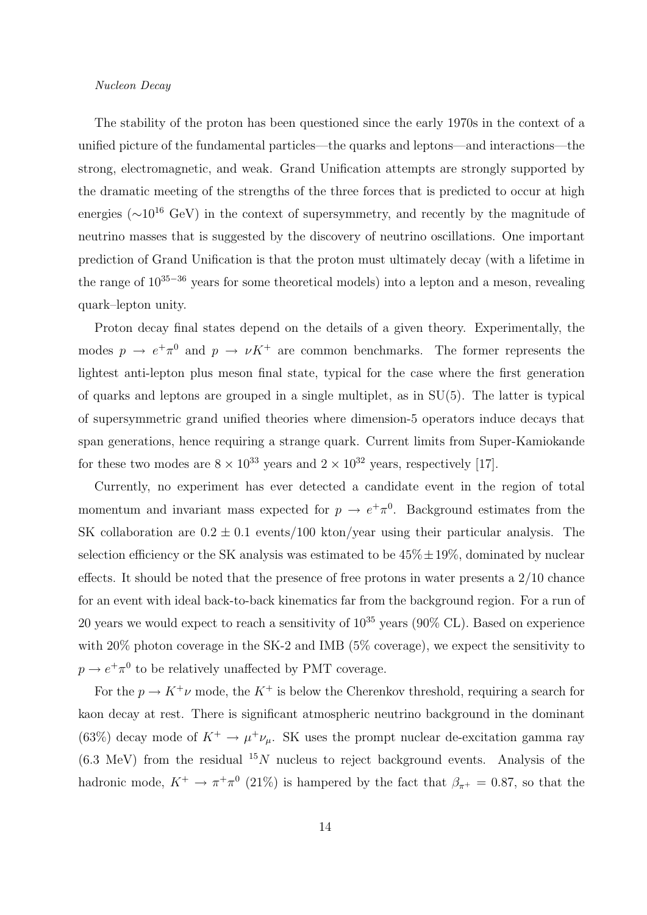*Nucleon Decay*

The stability of the proton has been questioned since the early 1970s in the context of a unified picture of the fundamental particles—the quarks and leptons—and interactions—the strong, electromagnetic, and weak. Grand Unification attempts are strongly supported by the dramatic meeting of the strengths of the three forces that is predicted to occur at high energies ($\sim 10^{16}$ GeV) in the context of supersymmetry, and recently by the magnitude of neutrino masses that is suggested by the discovery of neutrino oscillations. One important prediction of Grand Unification is that the proton must ultimately decay (with a lifetime in the range of $10^{35-36}$ years for some theoretical models) into a lepton and a meson, revealing quark–lepton unity.

Proton decay final states depend on the details of a given theory. Experimentally, the modes $p \rightarrow e^+\pi^0$ and $p \rightarrow \nu K^+$ are common benchmarks. The former represents the lightest anti-lepton plus meson final state, typical for the case where the first generation of quarks and leptons are grouped in a single multiplet, as in SU(5). The latter is typical of supersymmetric grand unified theories where dimension-5 operators induce decays that span generations, hence requiring a strange quark. Current limits from Super-Kamiokande for these two modes are $8 \times 10^{33}$ years and $2 \times 10^{32}$ years, respectively [17].

Currently, no experiment has ever detected a candidate event in the region of total momentum and invariant mass expected for $p \rightarrow e^+\pi^0$. Background estimates from the SK collaboration are $0.2 \pm 0.1$ events/100 kton/year using their particular analysis. The selection efficiency or the SK analysis was estimated to be $45\% \pm 19\%$, dominated by nuclear effects. It should be noted that the presence of free protons in water presents a 2/10 chance for an event with ideal back-to-back kinematics far from the background region. For a run of 20 years we would expect to reach a sensitivity of $10^{35}$ years (90% CL). Based on experience with 20% photon coverage in the SK-2 and IMB (5% coverage), we expect the sensitivity to $p \rightarrow e^+\pi^0$ to be relatively unaffected by PMT coverage.

For the $p \rightarrow K^+\nu$ mode, the $K^+$ is below the Cherenkov threshold, requiring a search for kaon decay at rest. There is significant atmospheric neutrino background in the dominant (63%) decay mode of $K^+ \rightarrow \mu^+\nu_\mu$. SK uses the prompt nuclear de-excitation gamma ray (6.3 MeV) from the residual $^{15}N$ nucleus to reject background events. Analysis of the hadronic mode, $K^+ \rightarrow \pi^+\pi^0$ (21%) is hampered by the fact that $\beta_{\pi^+} = 0.87$, so that the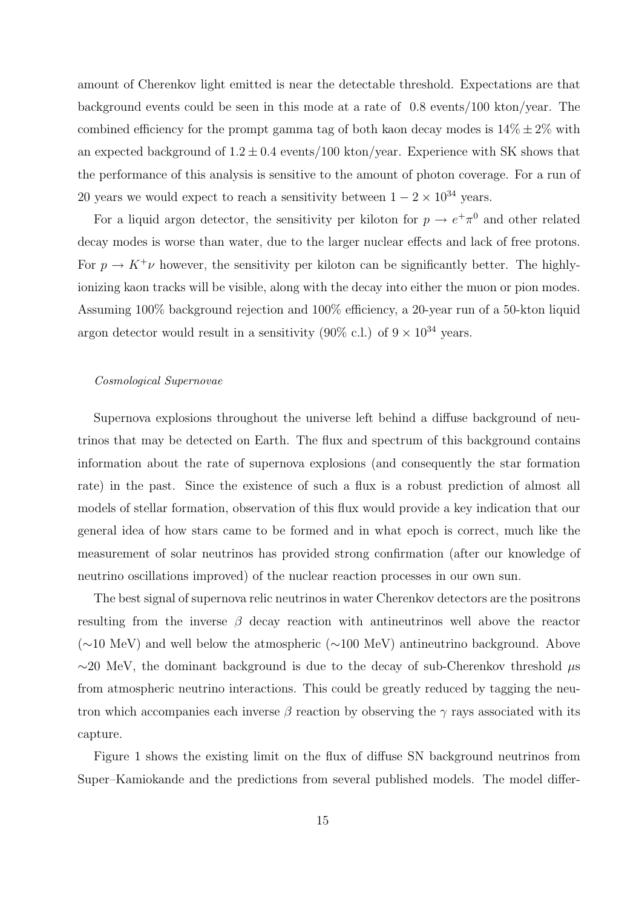amount of Cherenkov light emitted is near the detectable threshold. Expectations are that background events could be seen in this mode at a rate of 0.8 events/100 kton/year. The combined efficiency for the prompt gamma tag of both kaon decay modes is $14\% \pm 2\%$ with an expected background of $1.2 \pm 0.4$ events/100 kton/year. Experience with SK shows that the performance of this analysis is sensitive to the amount of photon coverage. For a run of 20 years we would expect to reach a sensitivity between $1 - 2 \times 10^{34}$ years.

For a liquid argon detector, the sensitivity per kiloton for $p \to e^+\pi^0$ and other related decay modes is worse than water, due to the larger nuclear effects and lack of free protons. For $p \to K^+\nu$ however, the sensitivity per kiloton can be significantly better. The highly-ionizing kaon tracks will be visible, along with the decay into either the muon or pion modes. Assuming 100% background rejection and 100% efficiency, a 20-year run of a 50-kton liquid argon detector would result in a sensitivity (90% c.l.) of $9 \times 10^{34}$ years.

*Cosmological Supernovae*

Supernova explosions throughout the universe left behind a diffuse background of neutrinos that may be detected on Earth. The flux and spectrum of this background contains information about the rate of supernova explosions (and consequently the star formation rate) in the past. Since the existence of such a flux is a robust prediction of almost all models of stellar formation, observation of this flux would provide a key indication that our general idea of how stars came to be formed and in what epoch is correct, much like the measurement of solar neutrinos has provided strong confirmation (after our knowledge of neutrino oscillations improved) of the nuclear reaction processes in our own sun.

The best signal of supernova relic neutrinos in water Cherenkov detectors are the positrons resulting from the inverse $\beta$ decay reaction with antineutrinos well above the reactor ($\sim$10 MeV) and well below the atmospheric ($\sim$100 MeV) antineutrino background. Above $\sim$20 MeV, the dominant background is due to the decay of sub-Cherenkov threshold $\mu$s from atmospheric neutrino interactions. This could be greatly reduced by tagging the neutron which accompanies each inverse $\beta$ reaction by observing the $\gamma$ rays associated with its capture.

Figure 1 shows the existing limit on the flux of diffuse SN background neutrinos from Super–Kamiokande and the predictions from several published models. The model differ-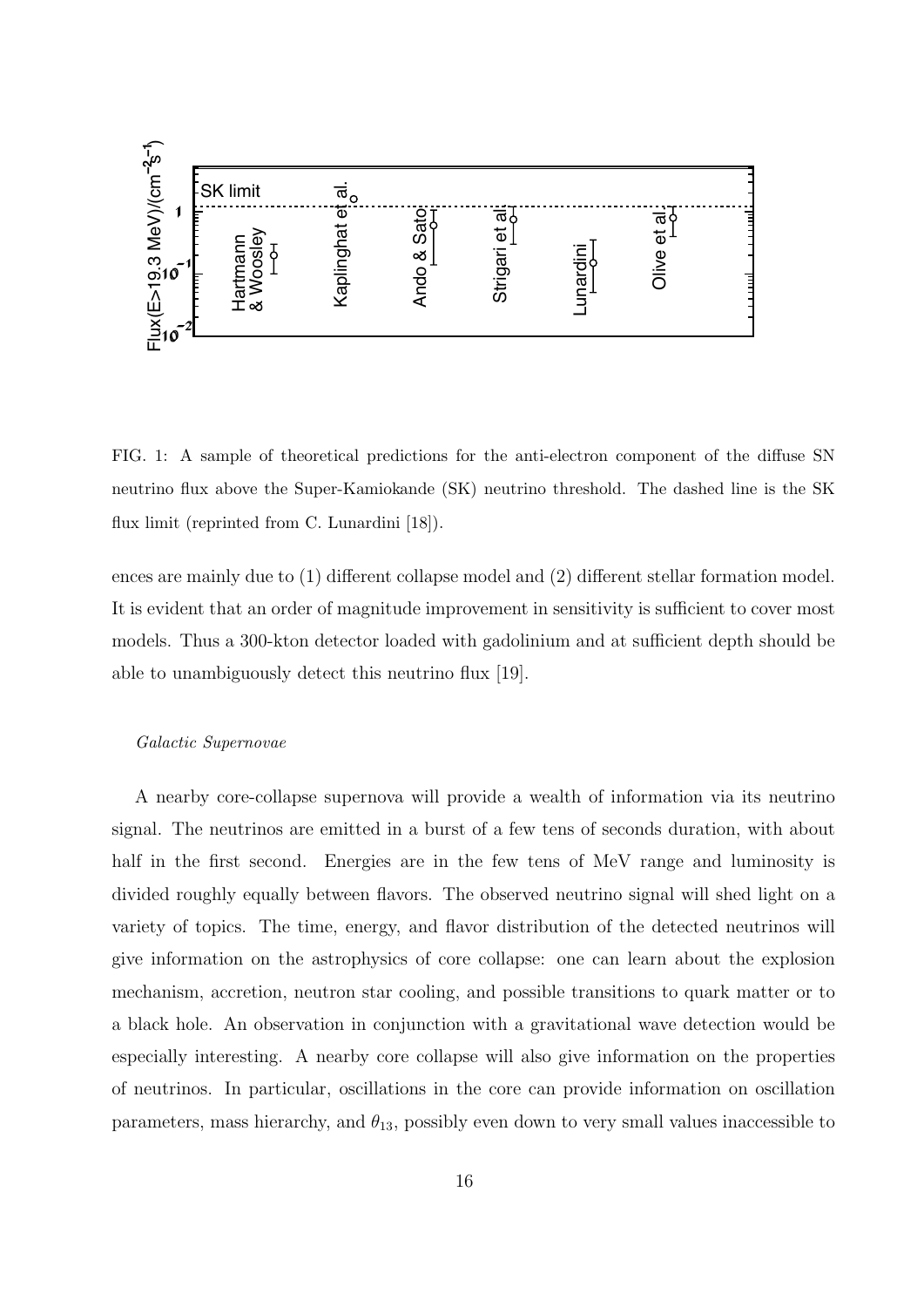FIG. 1: A sample of theoretical predictions for the anti-electron component of the diffuse SN neutrino flux above the Super-Kamiokande (SK) neutrino threshold. The dashed line is the SK flux limit (reprinted from C. Lunardini [18]).

ences are mainly due to (1) different collapse model and (2) different stellar formation model. It is evident that an order of magnitude improvement in sensitivity is sufficient to cover most models. Thus a 300-kton detector loaded with gadolinium and at sufficient depth should be able to unambiguously detect this neutrino flux [19].

*Galactic Supernovae*

A nearby core-collapse supernova will provide a wealth of information via its neutrino signal. The neutrinos are emitted in a burst of a few tens of seconds duration, with about half in the first second. Energies are in the few tens of MeV range and luminosity is divided roughly equally between flavors. The observed neutrino signal will shed light on a variety of topics. The time, energy, and flavor distribution of the detected neutrinos will give information on the astrophysics of core collapse: one can learn about the explosion mechanism, accretion, neutron star cooling, and possible transitions to quark matter or to a black hole. An observation in conjunction with a gravitational wave detection would be especially interesting. A nearby core collapse will also give information on the properties of neutrinos. In particular, oscillations in the core can provide information on oscillation parameters, mass hierarchy, and $\theta_{13}$, possibly even down to very small values inaccessible to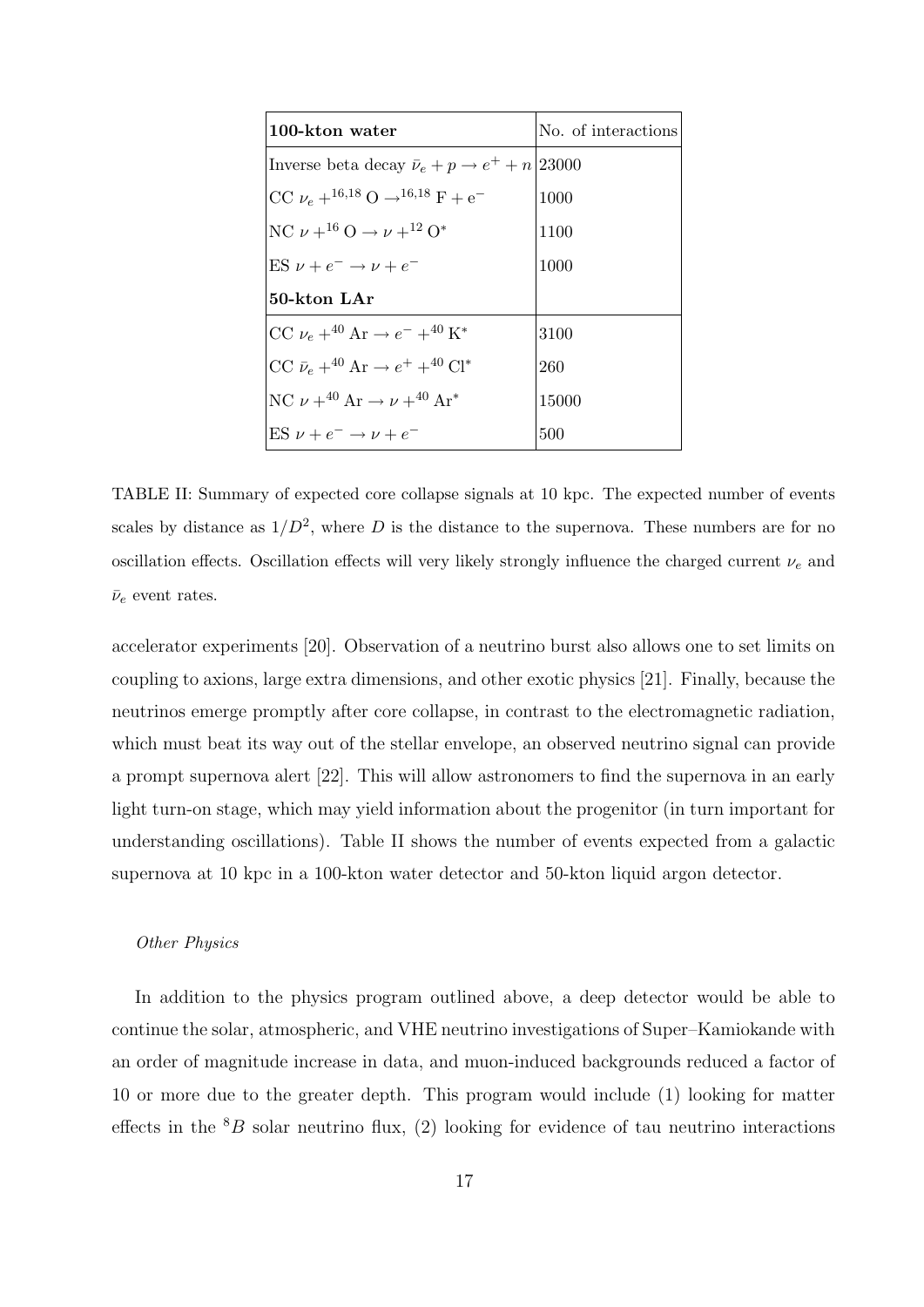| **100-kton water** | No. of interactions |
|---|---|
| Inverse beta decay $\bar{\nu}_e + p \rightarrow e^+ + n$ | 23000 |
| CC $\nu_e + ^{16,18}\mathrm{O} \rightarrow ^{16,18}\mathrm{F} + \mathrm{e}^-$ | 1000 |
| NC $\nu + ^{16}\mathrm{O} \rightarrow \nu + ^{12}\mathrm{O}^*$ | 1100 |
| ES $\nu + e^- \rightarrow \nu + e^-$ | 1000 |
| **50-kton LAr** | |
| CC $\nu_e + ^{40}\mathrm{Ar} \rightarrow e^- + ^{40}\mathrm{K}^*$ | 3100 |
| CC $\bar{\nu}_e + ^{40}\mathrm{Ar} \rightarrow e^+ + ^{40}\mathrm{Cl}^*$ | 260 |
| NC $\nu + ^{40}\mathrm{Ar} \rightarrow \nu + ^{40}\mathrm{Ar}^*$ | 15000 |
| ES $\nu + e^- \rightarrow \nu + e^-$ | 500 |

TABLE II: Summary of expected core collapse signals at 10 kpc. The expected number of events scales by distance as $1/D^2$, where $D$ is the distance to the supernova. These numbers are for no oscillation effects. Oscillation effects will very likely strongly influence the charged current $\nu_e$ and $\bar{\nu}_e$ event rates.

accelerator experiments [20]. Observation of a neutrino burst also allows one to set limits on coupling to axions, large extra dimensions, and other exotic physics [21]. Finally, because the neutrinos emerge promptly after core collapse, in contrast to the electromagnetic radiation, which must beat its way out of the stellar envelope, an observed neutrino signal can provide a prompt supernova alert [22]. This will allow astronomers to find the supernova in an early light turn-on stage, which may yield information about the progenitor (in turn important for understanding oscillations). Table II shows the number of events expected from a galactic supernova at 10 kpc in a 100-kton water detector and 50-kton liquid argon detector.

*Other Physics*

In addition to the physics program outlined above, a deep detector would be able to continue the solar, atmospheric, and VHE neutrino investigations of Super–Kamiokande with an order of magnitude increase in data, and muon-induced backgrounds reduced a factor of 10 or more due to the greater depth. This program would include (1) looking for matter effects in the $^8B$ solar neutrino flux, (2) looking for evidence of tau neutrino interactions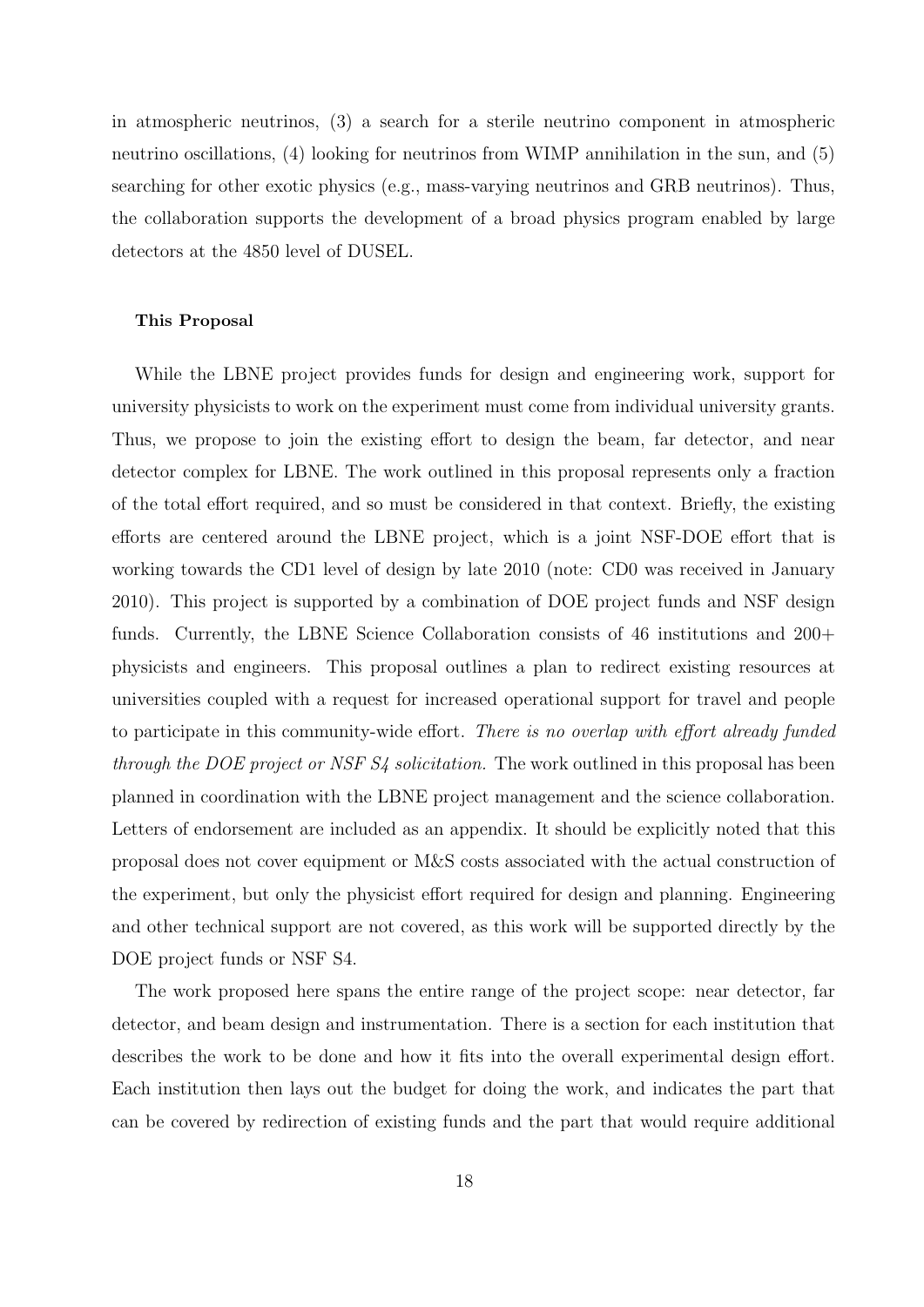in atmospheric neutrinos, (3) a search for a sterile neutrino component in atmospheric neutrino oscillations, (4) looking for neutrinos from WIMP annihilation in the sun, and (5) searching for other exotic physics (e.g., mass-varying neutrinos and GRB neutrinos). Thus, the collaboration supports the development of a broad physics program enabled by large detectors at the 4850 level of DUSEL.

#### This Proposal

While the LBNE project provides funds for design and engineering work, support for university physicists to work on the experiment must come from individual university grants. Thus, we propose to join the existing effort to design the beam, far detector, and near detector complex for LBNE. The work outlined in this proposal represents only a fraction of the total effort required, and so must be considered in that context. Briefly, the existing efforts are centered around the LBNE project, which is a joint NSF-DOE effort that is working towards the CD1 level of design by late 2010 (note: CD0 was received in January 2010). This project is supported by a combination of DOE project funds and NSF design funds. Currently, the LBNE Science Collaboration consists of 46 institutions and 200+ physicists and engineers. This proposal outlines a plan to redirect existing resources at universities coupled with a request for increased operational support for travel and people to participate in this community-wide effort. *There is no overlap with effort already funded through the DOE project or NSF S4 solicitation.* The work outlined in this proposal has been planned in coordination with the LBNE project management and the science collaboration. Letters of endorsement are included as an appendix. It should be explicitly noted that this proposal does not cover equipment or M&S costs associated with the actual construction of the experiment, but only the physicist effort required for design and planning. Engineering and other technical support are not covered, as this work will be supported directly by the DOE project funds or NSF S4.

The work proposed here spans the entire range of the project scope: near detector, far detector, and beam design and instrumentation. There is a section for each institution that describes the work to be done and how it fits into the overall experimental design effort. Each institution then lays out the budget for doing the work, and indicates the part that can be covered by redirection of existing funds and the part that would require additional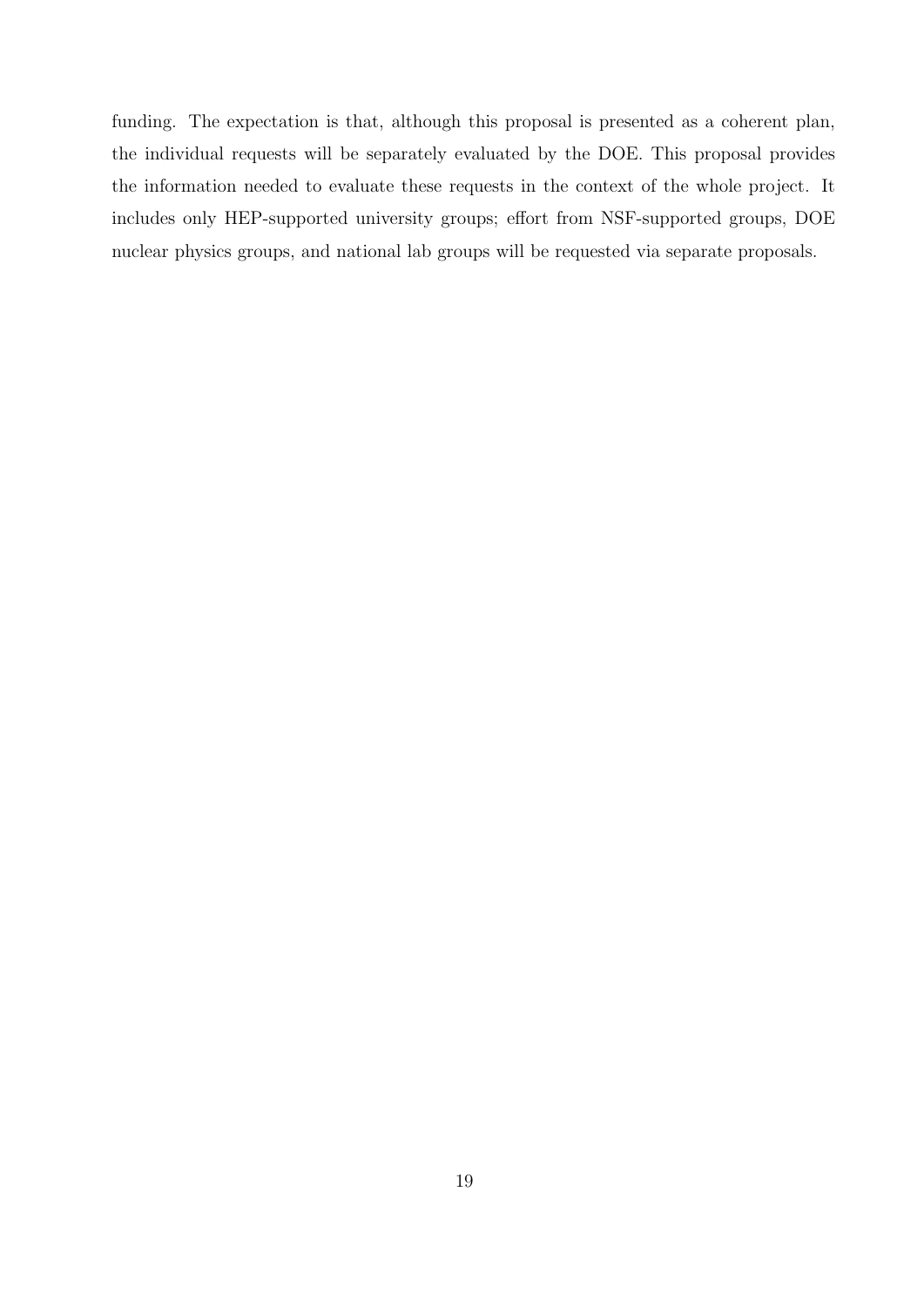funding. The expectation is that, although this proposal is presented as a coherent plan, the individual requests will be separately evaluated by the DOE. This proposal provides the information needed to evaluate these requests in the context of the whole project. It includes only HEP-supported university groups; effort from NSF-supported groups, DOE nuclear physics groups, and national lab groups will be requested via separate proposals.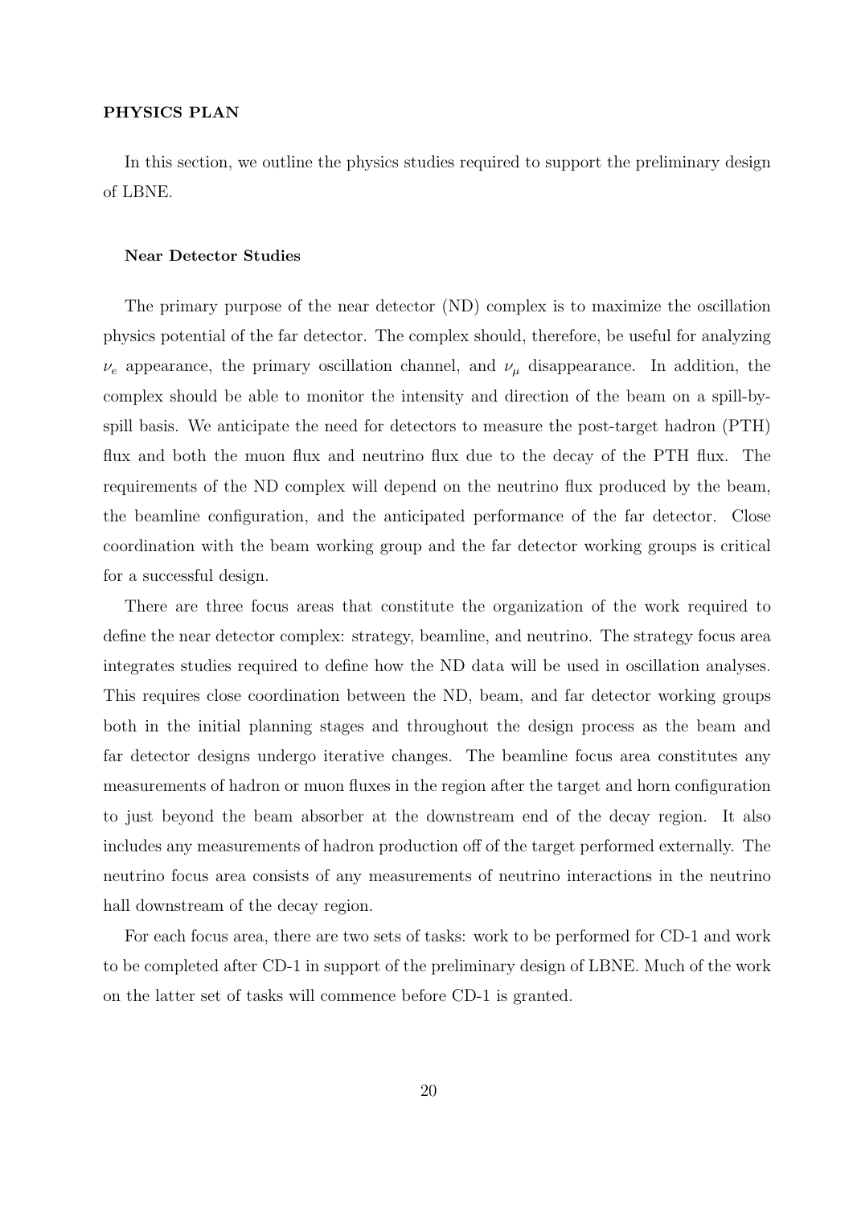## PHYSICS PLAN

In this section, we outline the physics studies required to support the preliminary design of LBNE.

### Near Detector Studies

The primary purpose of the near detector (ND) complex is to maximize the oscillation physics potential of the far detector. The complex should, therefore, be useful for analyzing $\nu_e$ appearance, the primary oscillation channel, and $\nu_\mu$ disappearance. In addition, the complex should be able to monitor the intensity and direction of the beam on a spill-by-spill basis. We anticipate the need for detectors to measure the post-target hadron (PTH) flux and both the muon flux and neutrino flux due to the decay of the PTH flux. The requirements of the ND complex will depend on the neutrino flux produced by the beam, the beamline configuration, and the anticipated performance of the far detector. Close coordination with the beam working group and the far detector working groups is critical for a successful design.

There are three focus areas that constitute the organization of the work required to define the near detector complex: strategy, beamline, and neutrino. The strategy focus area integrates studies required to define how the ND data will be used in oscillation analyses. This requires close coordination between the ND, beam, and far detector working groups both in the initial planning stages and throughout the design process as the beam and far detector designs undergo iterative changes. The beamline focus area constitutes any measurements of hadron or muon fluxes in the region after the target and horn configuration to just beyond the beam absorber at the downstream end of the decay region. It also includes any measurements of hadron production off of the target performed externally. The neutrino focus area consists of any measurements of neutrino interactions in the neutrino hall downstream of the decay region.

For each focus area, there are two sets of tasks: work to be performed for CD-1 and work to be completed after CD-1 in support of the preliminary design of LBNE. Much of the work on the latter set of tasks will commence before CD-1 is granted.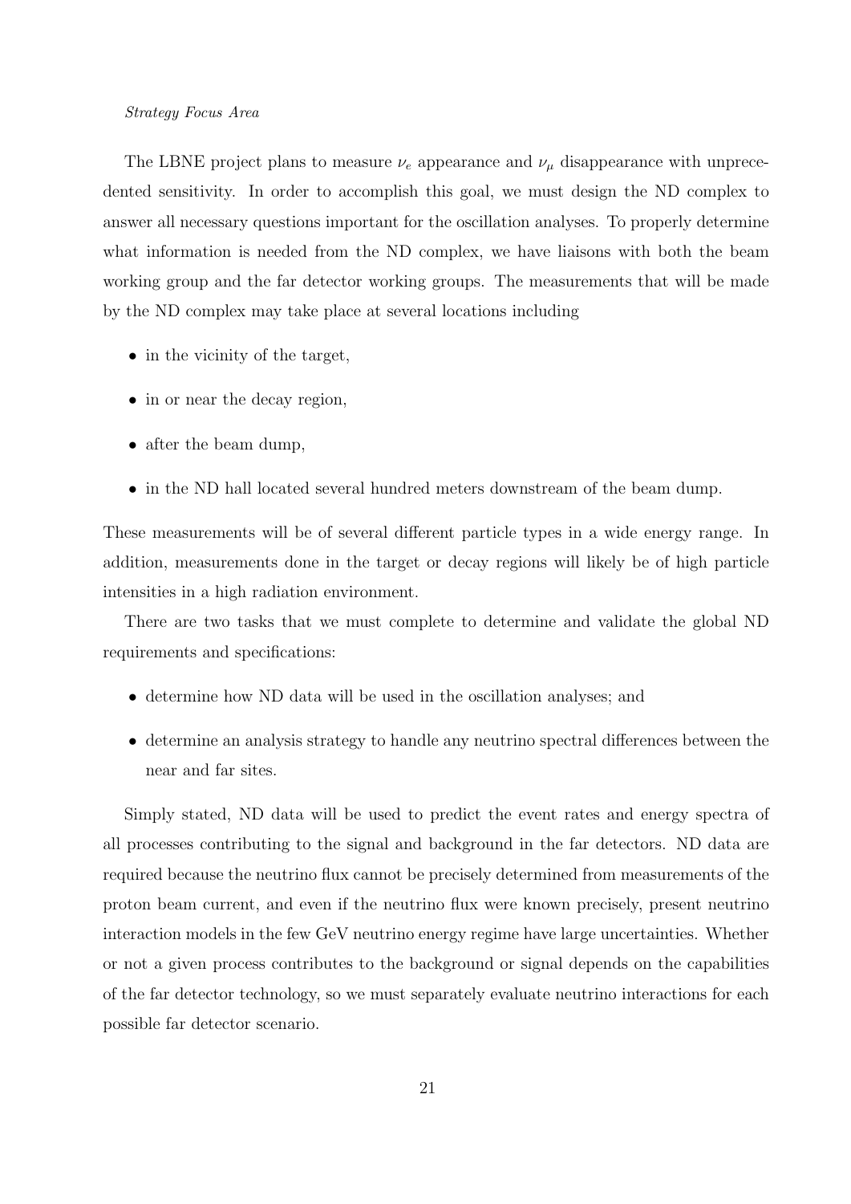*Strategy Focus Area*

The LBNE project plans to measure $\nu_e$ appearance and $\nu_\mu$ disappearance with unprecedented sensitivity. In order to accomplish this goal, we must design the ND complex to answer all necessary questions important for the oscillation analyses. To properly determine what information is needed from the ND complex, we have liaisons with both the beam working group and the far detector working groups. The measurements that will be made by the ND complex may take place at several locations including

- in the vicinity of the target,
- in or near the decay region,
- after the beam dump,
- in the ND hall located several hundred meters downstream of the beam dump.

These measurements will be of several different particle types in a wide energy range. In addition, measurements done in the target or decay regions will likely be of high particle intensities in a high radiation environment.

There are two tasks that we must complete to determine and validate the global ND requirements and specifications:

- determine how ND data will be used in the oscillation analyses; and
- determine an analysis strategy to handle any neutrino spectral differences between the near and far sites.

Simply stated, ND data will be used to predict the event rates and energy spectra of all processes contributing to the signal and background in the far detectors. ND data are required because the neutrino flux cannot be precisely determined from measurements of the proton beam current, and even if the neutrino flux were known precisely, present neutrino interaction models in the few GeV neutrino energy regime have large uncertainties. Whether or not a given process contributes to the background or signal depends on the capabilities of the far detector technology, so we must separately evaluate neutrino interactions for each possible far detector scenario.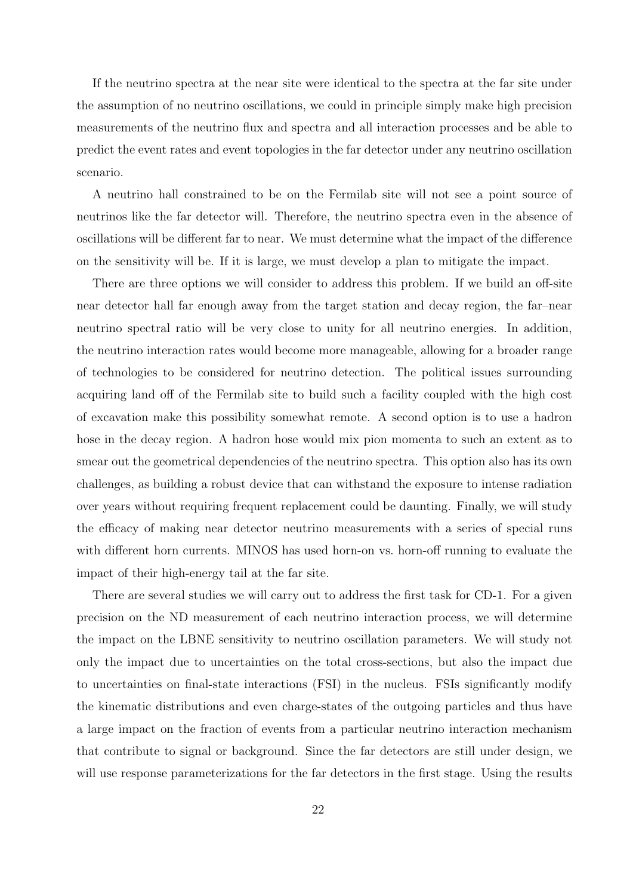If the neutrino spectra at the near site were identical to the spectra at the far site under the assumption of no neutrino oscillations, we could in principle simply make high precision measurements of the neutrino flux and spectra and all interaction processes and be able to predict the event rates and event topologies in the far detector under any neutrino oscillation scenario.

A neutrino hall constrained to be on the Fermilab site will not see a point source of neutrinos like the far detector will. Therefore, the neutrino spectra even in the absence of oscillations will be different far to near. We must determine what the impact of the difference on the sensitivity will be. If it is large, we must develop a plan to mitigate the impact.

There are three options we will consider to address this problem. If we build an off-site near detector hall far enough away from the target station and decay region, the far–near neutrino spectral ratio will be very close to unity for all neutrino energies. In addition, the neutrino interaction rates would become more manageable, allowing for a broader range of technologies to be considered for neutrino detection. The political issues surrounding acquiring land off of the Fermilab site to build such a facility coupled with the high cost of excavation make this possibility somewhat remote. A second option is to use a hadron hose in the decay region. A hadron hose would mix pion momenta to such an extent as to smear out the geometrical dependencies of the neutrino spectra. This option also has its own challenges, as building a robust device that can withstand the exposure to intense radiation over years without requiring frequent replacement could be daunting. Finally, we will study the efficacy of making near detector neutrino measurements with a series of special runs with different horn currents. MINOS has used horn-on vs. horn-off running to evaluate the impact of their high-energy tail at the far site.

There are several studies we will carry out to address the first task for CD-1. For a given precision on the ND measurement of each neutrino interaction process, we will determine the impact on the LBNE sensitivity to neutrino oscillation parameters. We will study not only the impact due to uncertainties on the total cross-sections, but also the impact due to uncertainties on final-state interactions (FSI) in the nucleus. FSIs significantly modify the kinematic distributions and even charge-states of the outgoing particles and thus have a large impact on the fraction of events from a particular neutrino interaction mechanism that contribute to signal or background. Since the far detectors are still under design, we will use response parameterizations for the far detectors in the first stage. Using the results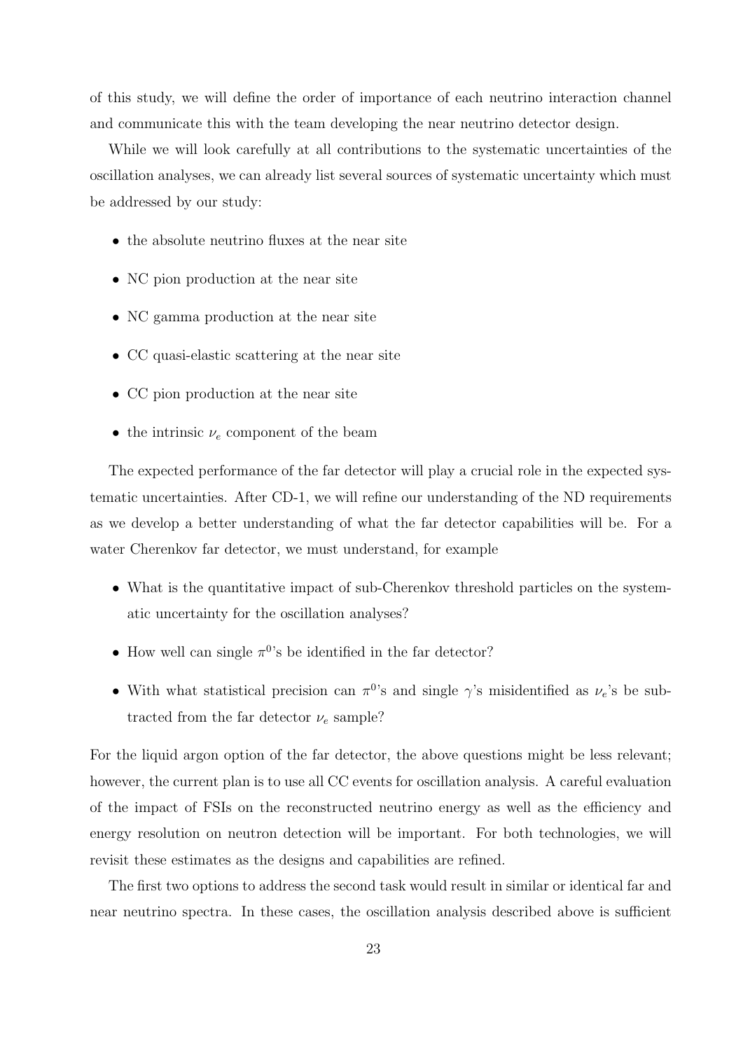of this study, we will define the order of importance of each neutrino interaction channel and communicate this with the team developing the near neutrino detector design.

While we will look carefully at all contributions to the systematic uncertainties of the oscillation analyses, we can already list several sources of systematic uncertainty which must be addressed by our study:

- the absolute neutrino fluxes at the near site
- NC pion production at the near site
- NC gamma production at the near site
- CC quasi-elastic scattering at the near site
- CC pion production at the near site
- the intrinsic $\nu_e$ component of the beam

The expected performance of the far detector will play a crucial role in the expected systematic uncertainties. After CD-1, we will refine our understanding of the ND requirements as we develop a better understanding of what the far detector capabilities will be. For a water Cherenkov far detector, we must understand, for example

- What is the quantitative impact of sub-Cherenkov threshold particles on the systematic uncertainty for the oscillation analyses?
- How well can single $\pi^0$'s be identified in the far detector?
- With what statistical precision can $\pi^0$'s and single $\gamma$'s misidentified as $\nu_e$'s be subtracted from the far detector $\nu_e$ sample?

For the liquid argon option of the far detector, the above questions might be less relevant; however, the current plan is to use all CC events for oscillation analysis. A careful evaluation of the impact of FSIs on the reconstructed neutrino energy as well as the efficiency and energy resolution on neutron detection will be important. For both technologies, we will revisit these estimates as the designs and capabilities are refined.

The first two options to address the second task would result in similar or identical far and near neutrino spectra. In these cases, the oscillation analysis described above is sufficient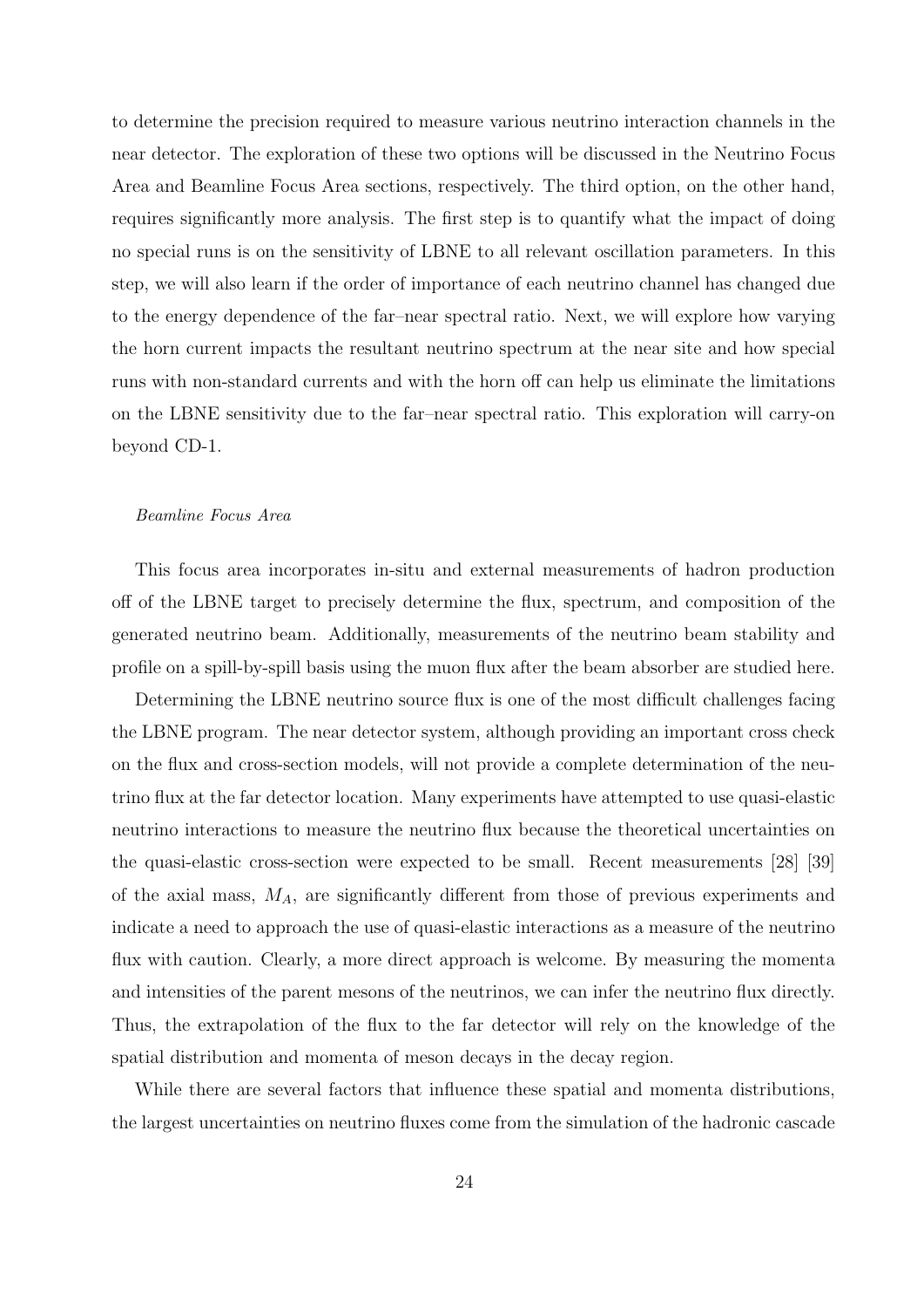to determine the precision required to measure various neutrino interaction channels in the near detector. The exploration of these two options will be discussed in the Neutrino Focus Area and Beamline Focus Area sections, respectively. The third option, on the other hand, requires significantly more analysis. The first step is to quantify what the impact of doing no special runs is on the sensitivity of LBNE to all relevant oscillation parameters. In this step, we will also learn if the order of importance of each neutrino channel has changed due to the energy dependence of the far–near spectral ratio. Next, we will explore how varying the horn current impacts the resultant neutrino spectrum at the near site and how special runs with non-standard currents and with the horn off can help us eliminate the limitations on the LBNE sensitivity due to the far–near spectral ratio. This exploration will carry-on beyond CD-1.

*Beamline Focus Area*

This focus area incorporates in-situ and external measurements of hadron production off of the LBNE target to precisely determine the flux, spectrum, and composition of the generated neutrino beam. Additionally, measurements of the neutrino beam stability and profile on a spill-by-spill basis using the muon flux after the beam absorber are studied here.

Determining the LBNE neutrino source flux is one of the most difficult challenges facing the LBNE program. The near detector system, although providing an important cross check on the flux and cross-section models, will not provide a complete determination of the neutrino flux at the far detector location. Many experiments have attempted to use quasi-elastic neutrino interactions to measure the neutrino flux because the theoretical uncertainties on the quasi-elastic cross-section were expected to be small. Recent measurements [28] [39] of the axial mass, $M_A$, are significantly different from those of previous experiments and indicate a need to approach the use of quasi-elastic interactions as a measure of the neutrino flux with caution. Clearly, a more direct approach is welcome. By measuring the momenta and intensities of the parent mesons of the neutrinos, we can infer the neutrino flux directly. Thus, the extrapolation of the flux to the far detector will rely on the knowledge of the spatial distribution and momenta of meson decays in the decay region.

While there are several factors that influence these spatial and momenta distributions, the largest uncertainties on neutrino fluxes come from the simulation of the hadronic cascade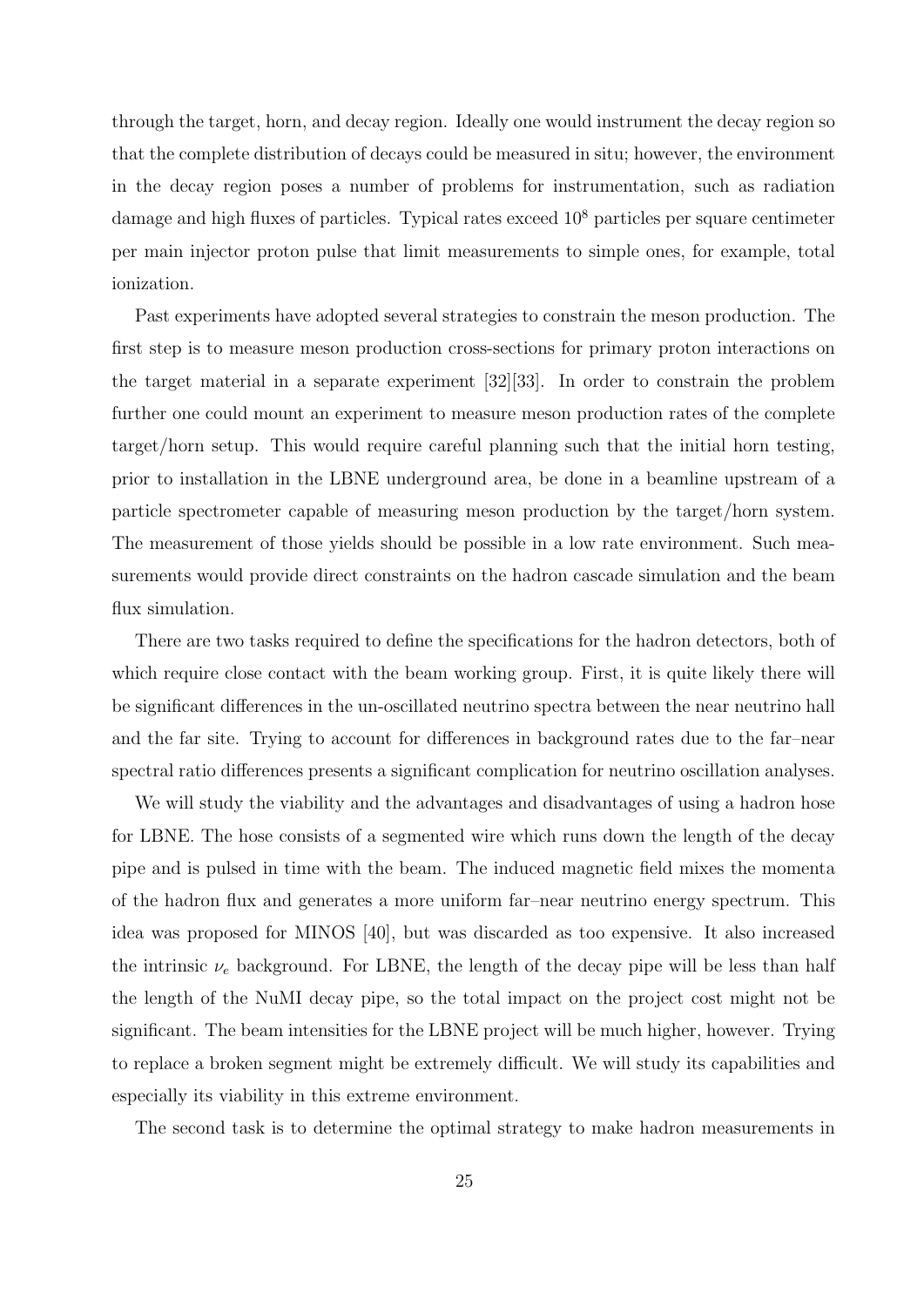through the target, horn, and decay region. Ideally one would instrument the decay region so that the complete distribution of decays could be measured in situ; however, the environment in the decay region poses a number of problems for instrumentation, such as radiation damage and high fluxes of particles. Typical rates exceed $10^8$ particles per square centimeter per main injector proton pulse that limit measurements to simple ones, for example, total ionization.

Past experiments have adopted several strategies to constrain the meson production. The first step is to measure meson production cross-sections for primary proton interactions on the target material in a separate experiment [32][33]. In order to constrain the problem further one could mount an experiment to measure meson production rates of the complete target/horn setup. This would require careful planning such that the initial horn testing, prior to installation in the LBNE underground area, be done in a beamline upstream of a particle spectrometer capable of measuring meson production by the target/horn system. The measurement of those yields should be possible in a low rate environment. Such measurements would provide direct constraints on the hadron cascade simulation and the beam flux simulation.

There are two tasks required to define the specifications for the hadron detectors, both of which require close contact with the beam working group. First, it is quite likely there will be significant differences in the un-oscillated neutrino spectra between the near neutrino hall and the far site. Trying to account for differences in background rates due to the far–near spectral ratio differences presents a significant complication for neutrino oscillation analyses.

We will study the viability and the advantages and disadvantages of using a hadron hose for LBNE. The hose consists of a segmented wire which runs down the length of the decay pipe and is pulsed in time with the beam. The induced magnetic field mixes the momenta of the hadron flux and generates a more uniform far–near neutrino energy spectrum. This idea was proposed for MINOS [40], but was discarded as too expensive. It also increased the intrinsic $\nu_e$ background. For LBNE, the length of the decay pipe will be less than half the length of the NuMI decay pipe, so the total impact on the project cost might not be significant. The beam intensities for the LBNE project will be much higher, however. Trying to replace a broken segment might be extremely difficult. We will study its capabilities and especially its viability in this extreme environment.

The second task is to determine the optimal strategy to make hadron measurements in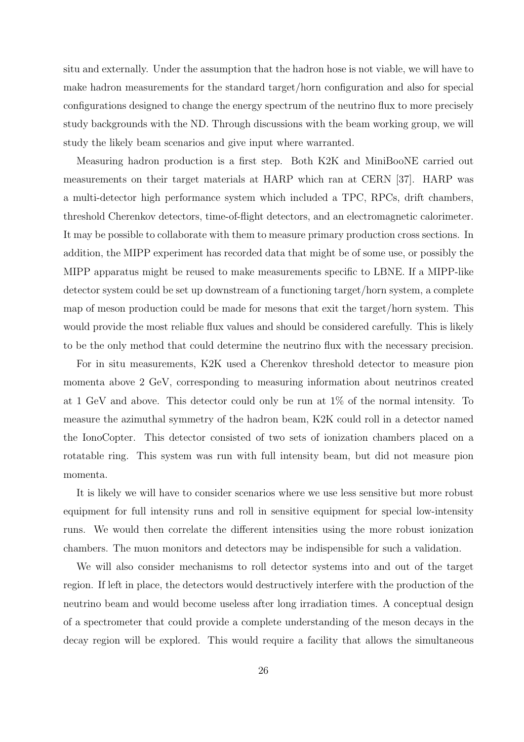situ and externally. Under the assumption that the hadron hose is not viable, we will have to make hadron measurements for the standard target/horn configuration and also for special configurations designed to change the energy spectrum of the neutrino flux to more precisely study backgrounds with the ND. Through discussions with the beam working group, we will study the likely beam scenarios and give input where warranted.

Measuring hadron production is a first step. Both K2K and MiniBooNE carried out measurements on their target materials at HARP which ran at CERN [37]. HARP was a multi-detector high performance system which included a TPC, RPCs, drift chambers, threshold Cherenkov detectors, time-of-flight detectors, and an electromagnetic calorimeter. It may be possible to collaborate with them to measure primary production cross sections. In addition, the MIPP experiment has recorded data that might be of some use, or possibly the MIPP apparatus might be reused to make measurements specific to LBNE. If a MIPP-like detector system could be set up downstream of a functioning target/horn system, a complete map of meson production could be made for mesons that exit the target/horn system. This would provide the most reliable flux values and should be considered carefully. This is likely to be the only method that could determine the neutrino flux with the necessary precision.

For in situ measurements, K2K used a Cherenkov threshold detector to measure pion momenta above 2 GeV, corresponding to measuring information about neutrinos created at 1 GeV and above. This detector could only be run at 1% of the normal intensity. To measure the azimuthal symmetry of the hadron beam, K2K could roll in a detector named the IonoCopter. This detector consisted of two sets of ionization chambers placed on a rotatable ring. This system was run with full intensity beam, but did not measure pion momenta.

It is likely we will have to consider scenarios where we use less sensitive but more robust equipment for full intensity runs and roll in sensitive equipment for special low-intensity runs. We would then correlate the different intensities using the more robust ionization chambers. The muon monitors and detectors may be indispensible for such a validation.

We will also consider mechanisms to roll detector systems into and out of the target region. If left in place, the detectors would destructively interfere with the production of the neutrino beam and would become useless after long irradiation times. A conceptual design of a spectrometer that could provide a complete understanding of the meson decays in the decay region will be explored. This would require a facility that allows the simultaneous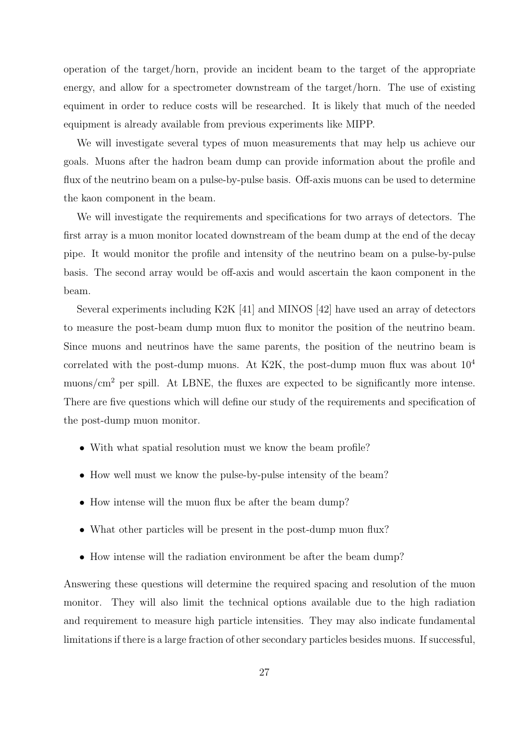operation of the target/horn, provide an incident beam to the target of the appropriate energy, and allow for a spectrometer downstream of the target/horn. The use of existing equiment in order to reduce costs will be researched. It is likely that much of the needed equipment is already available from previous experiments like MIPP.

We will investigate several types of muon measurements that may help us achieve our goals. Muons after the hadron beam dump can provide information about the profile and flux of the neutrino beam on a pulse-by-pulse basis. Off-axis muons can be used to determine the kaon component in the beam.

We will investigate the requirements and specifications for two arrays of detectors. The first array is a muon monitor located downstream of the beam dump at the end of the decay pipe. It would monitor the profile and intensity of the neutrino beam on a pulse-by-pulse basis. The second array would be off-axis and would ascertain the kaon component in the beam.

Several experiments including K2K [41] and MINOS [42] have used an array of detectors to measure the post-beam dump muon flux to monitor the position of the neutrino beam. Since muons and neutrinos have the same parents, the position of the neutrino beam is correlated with the post-dump muons. At K2K, the post-dump muon flux was about $10^4$ muons/cm$^2$ per spill. At LBNE, the fluxes are expected to be significantly more intense. There are five questions which will define our study of the requirements and specification of the post-dump muon monitor.

- With what spatial resolution must we know the beam profile?
- How well must we know the pulse-by-pulse intensity of the beam?
- How intense will the muon flux be after the beam dump?
- What other particles will be present in the post-dump muon flux?
- How intense will the radiation environment be after the beam dump?

Answering these questions will determine the required spacing and resolution of the muon monitor. They will also limit the technical options available due to the high radiation and requirement to measure high particle intensities. They may also indicate fundamental limitations if there is a large fraction of other secondary particles besides muons. If successful,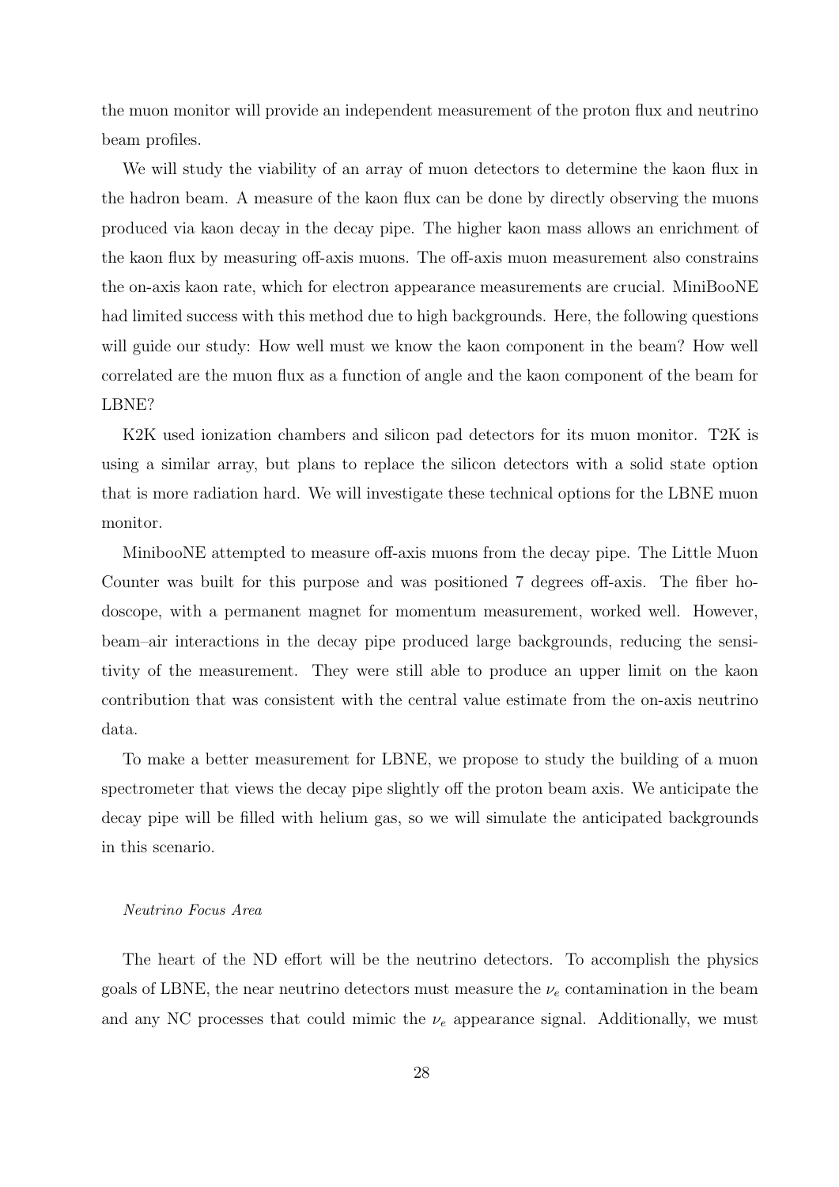the muon monitor will provide an independent measurement of the proton flux and neutrino beam profiles.

We will study the viability of an array of muon detectors to determine the kaon flux in the hadron beam. A measure of the kaon flux can be done by directly observing the muons produced via kaon decay in the decay pipe. The higher kaon mass allows an enrichment of the kaon flux by measuring off-axis muons. The off-axis muon measurement also constrains the on-axis kaon rate, which for electron appearance measurements are crucial. MiniBooNE had limited success with this method due to high backgrounds. Here, the following questions will guide our study: How well must we know the kaon component in the beam? How well correlated are the muon flux as a function of angle and the kaon component of the beam for LBNE?

K2K used ionization chambers and silicon pad detectors for its muon monitor. T2K is using a similar array, but plans to replace the silicon detectors with a solid state option that is more radiation hard. We will investigate these technical options for the LBNE muon monitor.

MinibooNE attempted to measure off-axis muons from the decay pipe. The Little Muon Counter was built for this purpose and was positioned 7 degrees off-axis. The fiber hodoscope, with a permanent magnet for momentum measurement, worked well. However, beam–air interactions in the decay pipe produced large backgrounds, reducing the sensitivity of the measurement. They were still able to produce an upper limit on the kaon contribution that was consistent with the central value estimate from the on-axis neutrino data.

To make a better measurement for LBNE, we propose to study the building of a muon spectrometer that views the decay pipe slightly off the proton beam axis. We anticipate the decay pipe will be filled with helium gas, so we will simulate the anticipated backgrounds in this scenario.

*Neutrino Focus Area*

The heart of the ND effort will be the neutrino detectors. To accomplish the physics goals of LBNE, the near neutrino detectors must measure the $\nu_e$ contamination in the beam and any NC processes that could mimic the $\nu_e$ appearance signal. Additionally, we must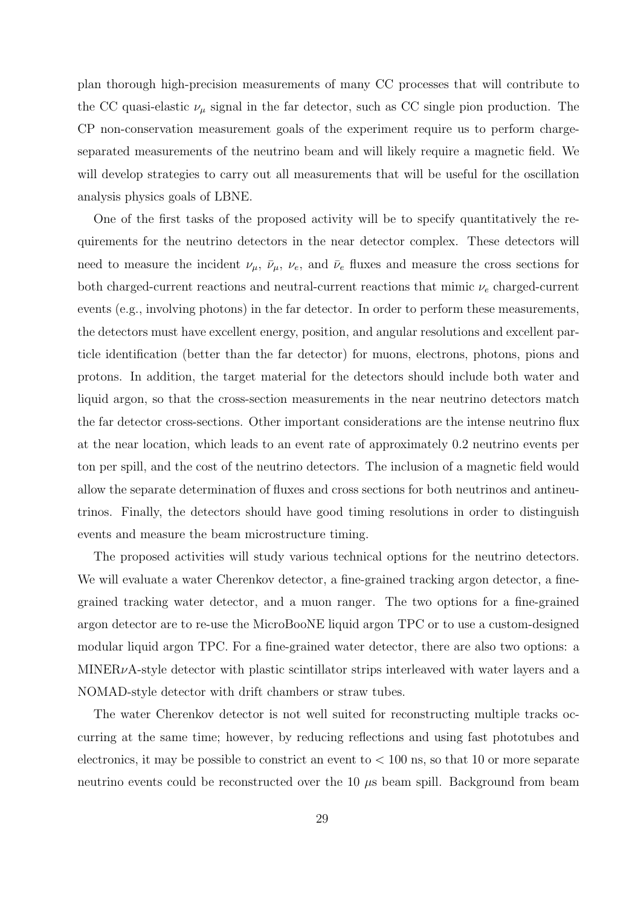plan thorough high-precision measurements of many CC processes that will contribute to the CC quasi-elastic $\nu_\mu$ signal in the far detector, such as CC single pion production. The CP non-conservation measurement goals of the experiment require us to perform charge-separated measurements of the neutrino beam and will likely require a magnetic field. We will develop strategies to carry out all measurements that will be useful for the oscillation analysis physics goals of LBNE.

One of the first tasks of the proposed activity will be to specify quantitatively the requirements for the neutrino detectors in the near detector complex. These detectors will need to measure the incident $\nu_\mu$, $\bar{\nu}_\mu$, $\nu_e$, and $\bar{\nu}_e$ fluxes and measure the cross sections for both charged-current reactions and neutral-current reactions that mimic $\nu_e$ charged-current events (e.g., involving photons) in the far detector. In order to perform these measurements, the detectors must have excellent energy, position, and angular resolutions and excellent particle identification (better than the far detector) for muons, electrons, photons, pions and protons. In addition, the target material for the detectors should include both water and liquid argon, so that the cross-section measurements in the near neutrino detectors match the far detector cross-sections. Other important considerations are the intense neutrino flux at the near location, which leads to an event rate of approximately 0.2 neutrino events per ton per spill, and the cost of the neutrino detectors. The inclusion of a magnetic field would allow the separate determination of fluxes and cross sections for both neutrinos and antineutrinos. Finally, the detectors should have good timing resolutions in order to distinguish events and measure the beam microstructure timing.

The proposed activities will study various technical options for the neutrino detectors. We will evaluate a water Cherenkov detector, a fine-grained tracking argon detector, a fine-grained tracking water detector, and a muon ranger. The two options for a fine-grained argon detector are to re-use the MicroBooNE liquid argon TPC or to use a custom-designed modular liquid argon TPC. For a fine-grained water detector, there are also two options: a MINER$\nu$A-style detector with plastic scintillator strips interleaved with water layers and a NOMAD-style detector with drift chambers or straw tubes.

The water Cherenkov detector is not well suited for reconstructing multiple tracks occurring at the same time; however, by reducing reflections and using fast phototubes and electronics, it may be possible to constrict an event to $< 100$ ns, so that 10 or more separate neutrino events could be reconstructed over the 10 $\mu$s beam spill. Background from beam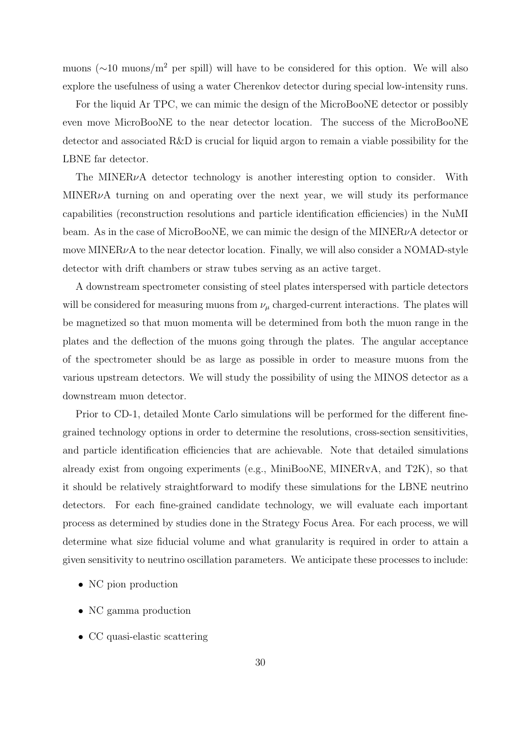muons (~10 muons/m$^2$ per spill) will have to be considered for this option. We will also explore the usefulness of using a water Cherenkov detector during special low-intensity runs.

For the liquid Ar TPC, we can mimic the design of the MicroBooNE detector or possibly even move MicroBooNE to the near detector location. The success of the MicroBooNE detector and associated R&D is crucial for liquid argon to remain a viable possibility for the LBNE far detector.

The MINER$\nu$A detector technology is another interesting option to consider. With MINER$\nu$A turning on and operating over the next year, we will study its performance capabilities (reconstruction resolutions and particle identification efficiencies) in the NuMI beam. As in the case of MicroBooNE, we can mimic the design of the MINER$\nu$A detector or move MINER$\nu$A to the near detector location. Finally, we will also consider a NOMAD-style detector with drift chambers or straw tubes serving as an active target.

A downstream spectrometer consisting of steel plates interspersed with particle detectors will be considered for measuring muons from $\nu_\mu$ charged-current interactions. The plates will be magnetized so that muon momenta will be determined from both the muon range in the plates and the deflection of the muons going through the plates. The angular acceptance of the spectrometer should be as large as possible in order to measure muons from the various upstream detectors. We will study the possibility of using the MINOS detector as a downstream muon detector.

Prior to CD-1, detailed Monte Carlo simulations will be performed for the different fine-grained technology options in order to determine the resolutions, cross-section sensitivities, and particle identification efficiencies that are achievable. Note that detailed simulations already exist from ongoing experiments (e.g., MiniBooNE, MINERvA, and T2K), so that it should be relatively straightforward to modify these simulations for the LBNE neutrino detectors. For each fine-grained candidate technology, we will evaluate each important process as determined by studies done in the Strategy Focus Area. For each process, we will determine what size fiducial volume and what granularity is required in order to attain a given sensitivity to neutrino oscillation parameters. We anticipate these processes to include:

- NC pion production
- NC gamma production
- CC quasi-elastic scattering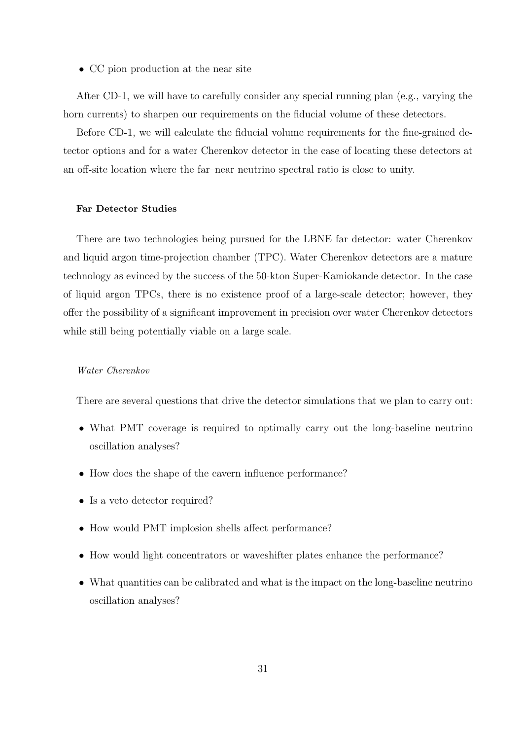- CC pion production at the near site

After CD-1, we will have to carefully consider any special running plan (e.g., varying the horn currents) to sharpen our requirements on the fiducial volume of these detectors.

Before CD-1, we will calculate the fiducial volume requirements for the fine-grained detector options and for a water Cherenkov detector in the case of locating these detectors at an off-site location where the far–near neutrino spectral ratio is close to unity.

**Far Detector Studies**

There are two technologies being pursued for the LBNE far detector: water Cherenkov and liquid argon time-projection chamber (TPC). Water Cherenkov detectors are a mature technology as evinced by the success of the 50-kton Super-Kamiokande detector. In the case of liquid argon TPCs, there is no existence proof of a large-scale detector; however, they offer the possibility of a significant improvement in precision over water Cherenkov detectors while still being potentially viable on a large scale.

*Water Cherenkov*

There are several questions that drive the detector simulations that we plan to carry out:

- What PMT coverage is required to optimally carry out the long-baseline neutrino oscillation analyses?
- How does the shape of the cavern influence performance?
- Is a veto detector required?
- How would PMT implosion shells affect performance?
- How would light concentrators or waveshifter plates enhance the performance?
- What quantities can be calibrated and what is the impact on the long-baseline neutrino oscillation analyses?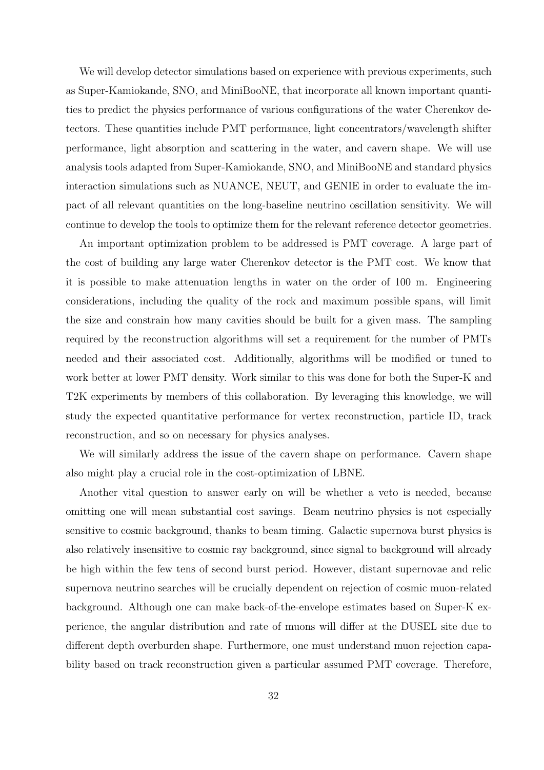We will develop detector simulations based on experience with previous experiments, such as Super-Kamiokande, SNO, and MiniBooNE, that incorporate all known important quantities to predict the physics performance of various configurations of the water Cherenkov detectors. These quantities include PMT performance, light concentrators/wavelength shifter performance, light absorption and scattering in the water, and cavern shape. We will use analysis tools adapted from Super-Kamiokande, SNO, and MiniBooNE and standard physics interaction simulations such as NUANCE, NEUT, and GENIE in order to evaluate the impact of all relevant quantities on the long-baseline neutrino oscillation sensitivity. We will continue to develop the tools to optimize them for the relevant reference detector geometries.

An important optimization problem to be addressed is PMT coverage. A large part of the cost of building any large water Cherenkov detector is the PMT cost. We know that it is possible to make attenuation lengths in water on the order of 100 m. Engineering considerations, including the quality of the rock and maximum possible spans, will limit the size and constrain how many cavities should be built for a given mass. The sampling required by the reconstruction algorithms will set a requirement for the number of PMTs needed and their associated cost. Additionally, algorithms will be modified or tuned to work better at lower PMT density. Work similar to this was done for both the Super-K and T2K experiments by members of this collaboration. By leveraging this knowledge, we will study the expected quantitative performance for vertex reconstruction, particle ID, track reconstruction, and so on necessary for physics analyses.

We will similarly address the issue of the cavern shape on performance. Cavern shape also might play a crucial role in the cost-optimization of LBNE.

Another vital question to answer early on will be whether a veto is needed, because omitting one will mean substantial cost savings. Beam neutrino physics is not especially sensitive to cosmic background, thanks to beam timing. Galactic supernova burst physics is also relatively insensitive to cosmic ray background, since signal to background will already be high within the few tens of second burst period. However, distant supernovae and relic supernova neutrino searches will be crucially dependent on rejection of cosmic muon-related background. Although one can make back-of-the-envelope estimates based on Super-K experience, the angular distribution and rate of muons will differ at the DUSEL site due to different depth overburden shape. Furthermore, one must understand muon rejection capability based on track reconstruction given a particular assumed PMT coverage. Therefore,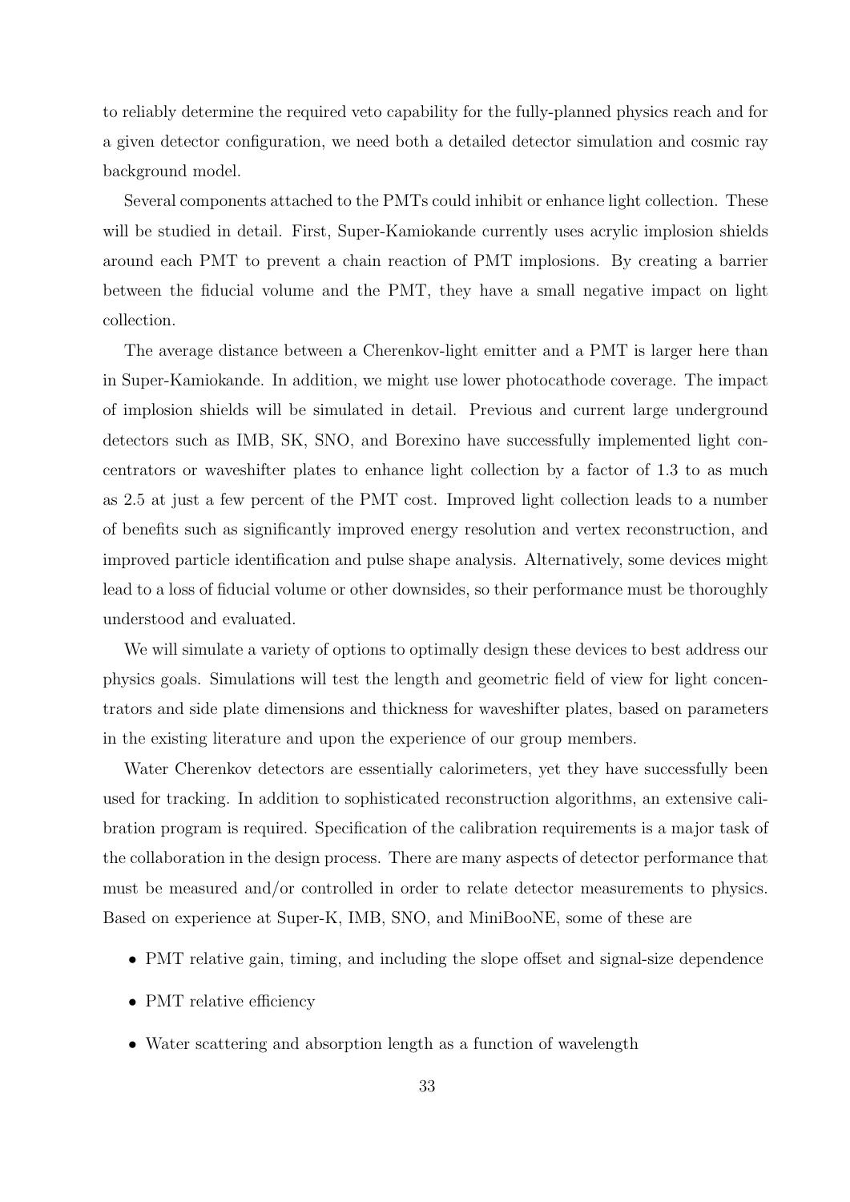to reliably determine the required veto capability for the fully-planned physics reach and for a given detector configuration, we need both a detailed detector simulation and cosmic ray background model.

Several components attached to the PMTs could inhibit or enhance light collection. These will be studied in detail. First, Super-Kamiokande currently uses acrylic implosion shields around each PMT to prevent a chain reaction of PMT implosions. By creating a barrier between the fiducial volume and the PMT, they have a small negative impact on light collection.

The average distance between a Cherenkov-light emitter and a PMT is larger here than in Super-Kamiokande. In addition, we might use lower photocathode coverage. The impact of implosion shields will be simulated in detail. Previous and current large underground detectors such as IMB, SK, SNO, and Borexino have successfully implemented light concentrators or waveshifter plates to enhance light collection by a factor of 1.3 to as much as 2.5 at just a few percent of the PMT cost. Improved light collection leads to a number of benefits such as significantly improved energy resolution and vertex reconstruction, and improved particle identification and pulse shape analysis. Alternatively, some devices might lead to a loss of fiducial volume or other downsides, so their performance must be thoroughly understood and evaluated.

We will simulate a variety of options to optimally design these devices to best address our physics goals. Simulations will test the length and geometric field of view for light concentrators and side plate dimensions and thickness for waveshifter plates, based on parameters in the existing literature and upon the experience of our group members.

Water Cherenkov detectors are essentially calorimeters, yet they have successfully been used for tracking. In addition to sophisticated reconstruction algorithms, an extensive calibration program is required. Specification of the calibration requirements is a major task of the collaboration in the design process. There are many aspects of detector performance that must be measured and/or controlled in order to relate detector measurements to physics. Based on experience at Super-K, IMB, SNO, and MiniBooNE, some of these are

- PMT relative gain, timing, and including the slope offset and signal-size dependence
- PMT relative efficiency
- Water scattering and absorption length as a function of wavelength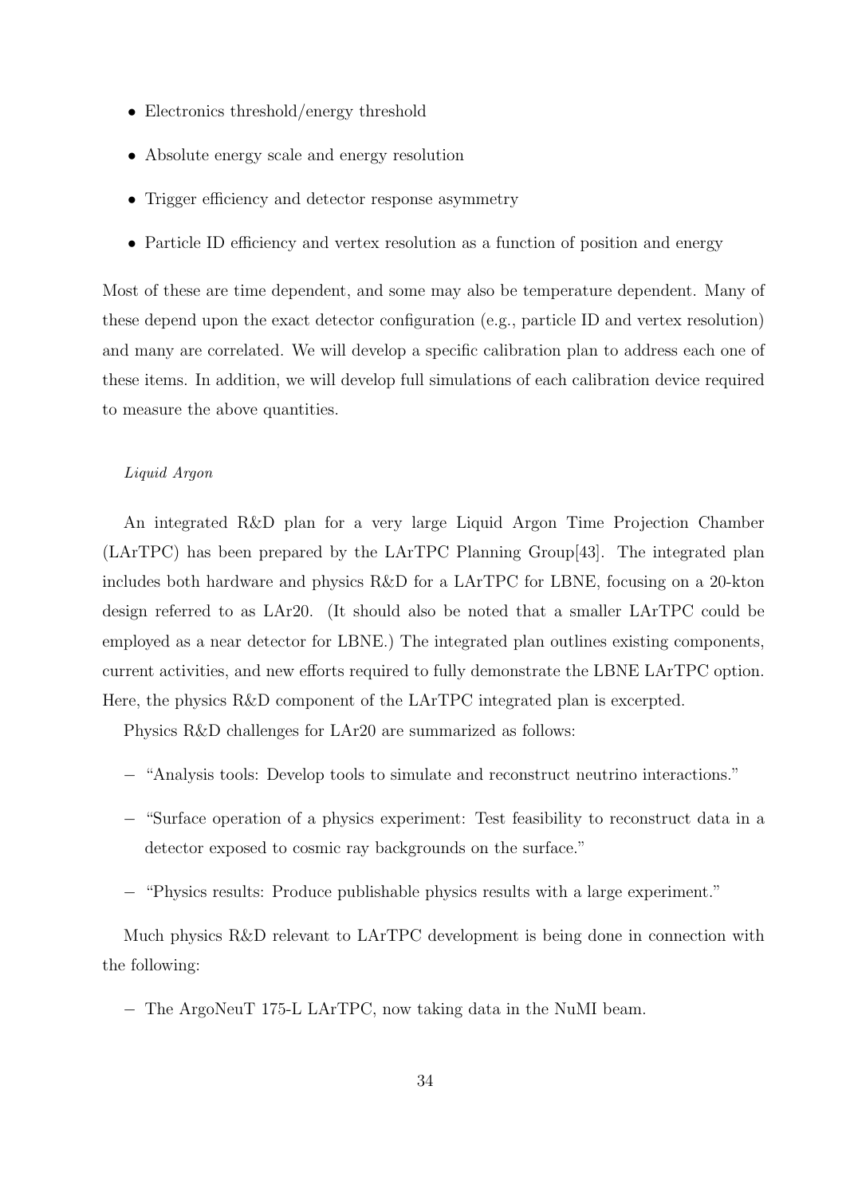- Electronics threshold/energy threshold
- Absolute energy scale and energy resolution
- Trigger efficiency and detector response asymmetry
- Particle ID efficiency and vertex resolution as a function of position and energy

Most of these are time dependent, and some may also be temperature dependent. Many of these depend upon the exact detector configuration (e.g., particle ID and vertex resolution) and many are correlated. We will develop a specific calibration plan to address each one of these items. In addition, we will develop full simulations of each calibration device required to measure the above quantities.

*Liquid Argon*

An integrated R&D plan for a very large Liquid Argon Time Projection Chamber (LArTPC) has been prepared by the LArTPC Planning Group[43]. The integrated plan includes both hardware and physics R&D for a LArTPC for LBNE, focusing on a 20-kton design referred to as LAr20. (It should also be noted that a smaller LArTPC could be employed as a near detector for LBNE.) The integrated plan outlines existing components, current activities, and new efforts required to fully demonstrate the LBNE LArTPC option. Here, the physics R&D component of the LArTPC integrated plan is excerpted.

Physics R&D challenges for LAr20 are summarized as follows:

- "Analysis tools: Develop tools to simulate and reconstruct neutrino interactions."
- "Surface operation of a physics experiment: Test feasibility to reconstruct data in a detector exposed to cosmic ray backgrounds on the surface."
- "Physics results: Produce publishable physics results with a large experiment."

Much physics R&D relevant to LArTPC development is being done in connection with the following:

- The ArgoNeuT 175-L LArTPC, now taking data in the NuMI beam.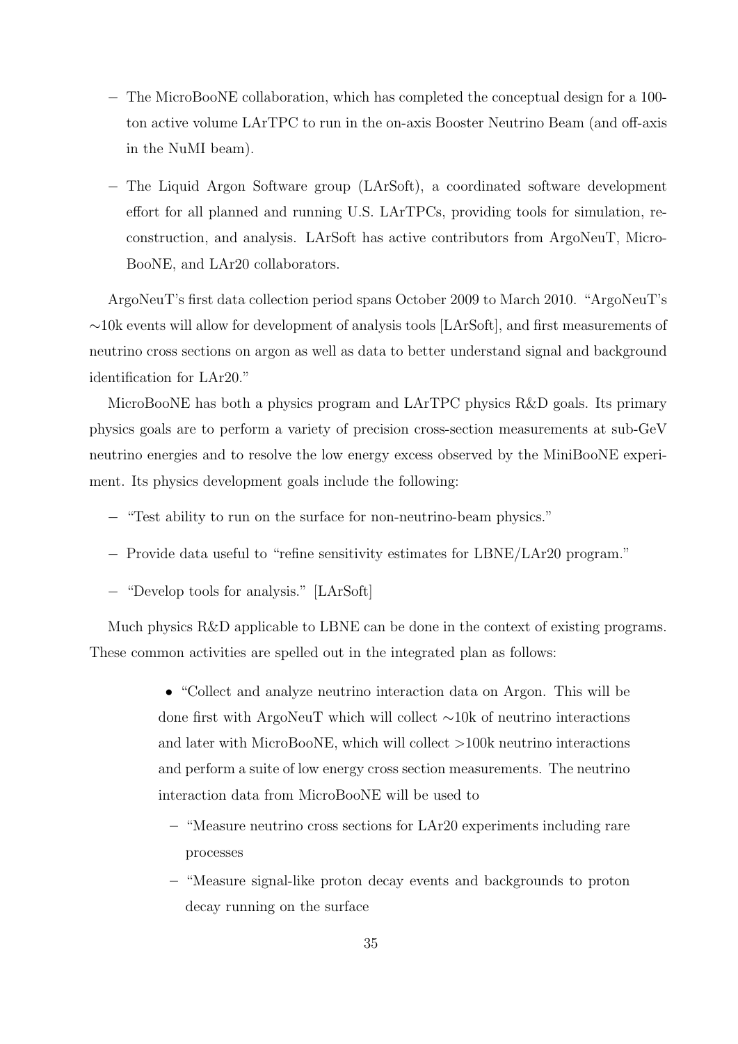- The MicroBooNE collaboration, which has completed the conceptual design for a 100-ton active volume LArTPC to run in the on-axis Booster Neutrino Beam (and off-axis in the NuMI beam).

- The Liquid Argon Software group (LArSoft), a coordinated software development effort for all planned and running U.S. LArTPCs, providing tools for simulation, reconstruction, and analysis. LArSoft has active contributors from ArgoNeuT, MicroBooNE, and LAr20 collaborators.

ArgoNeuT's first data collection period spans October 2009 to March 2010. "ArgoNeuT's $\sim$10k events will allow for development of analysis tools [LArSoft], and first measurements of neutrino cross sections on argon as well as data to better understand signal and background identification for LAr20."

MicroBooNE has both a physics program and LArTPC physics R&D goals. Its primary physics goals are to perform a variety of precision cross-section measurements at sub-GeV neutrino energies and to resolve the low energy excess observed by the MiniBooNE experiment. Its physics development goals include the following:

- "Test ability to run on the surface for non-neutrino-beam physics."
- Provide data useful to "refine sensitivity estimates for LBNE/LAr20 program."
- "Develop tools for analysis." [LArSoft]

Much physics R&D applicable to LBNE can be done in the context of existing programs. These common activities are spelled out in the integrated plan as follows:

> - "Collect and analyze neutrino interaction data on Argon. This will be done first with ArgoNeuT which will collect $\sim$10k of neutrino interactions and later with MicroBooNE, which will collect >100k neutrino interactions and perform a suite of low energy cross section measurements. The neutrino interaction data from MicroBooNE will be used to
>   - "Measure neutrino cross sections for LAr20 experiments including rare processes
>   - "Measure signal-like proton decay events and backgrounds to proton decay running on the surface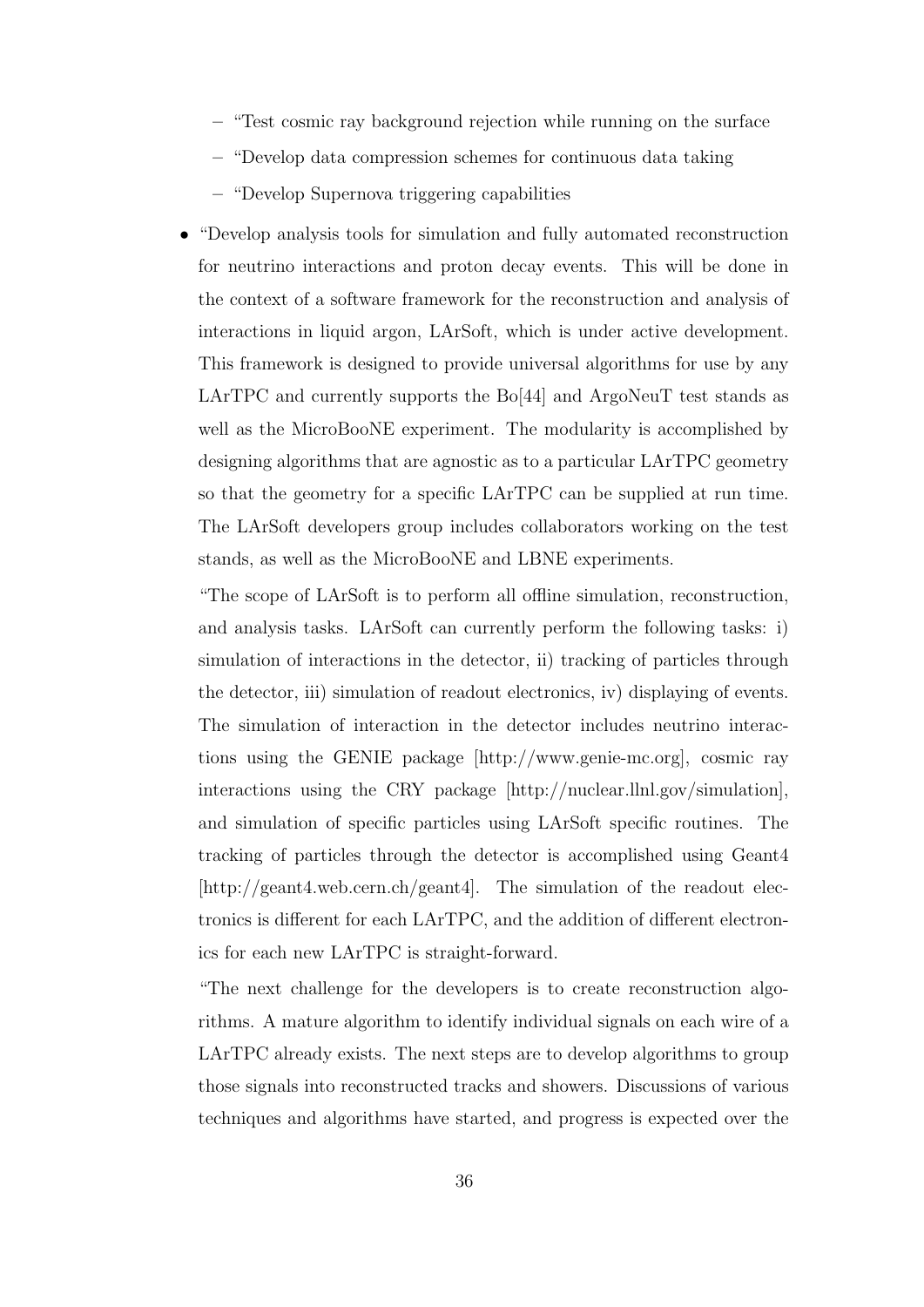- "Test cosmic ray background rejection while running on the surface
  - "Develop data compression schemes for continuous data taking
  - "Develop Supernova triggering capabilities

- "Develop analysis tools for simulation and fully automated reconstruction for neutrino interactions and proton decay events. This will be done in the context of a software framework for the reconstruction and analysis of interactions in liquid argon, LArSoft, which is under active development. This framework is designed to provide universal algorithms for use by any LArTPC and currently supports the Bo[44] and ArgoNeuT test stands as well as the MicroBooNE experiment. The modularity is accomplished by designing algorithms that are agnostic as to a particular LArTPC geometry so that the geometry for a specific LArTPC can be supplied at run time. The LArSoft developers group includes collaborators working on the test stands, as well as the MicroBooNE and LBNE experiments.

  "The scope of LArSoft is to perform all offline simulation, reconstruction, and analysis tasks. LArSoft can currently perform the following tasks: i) simulation of interactions in the detector, ii) tracking of particles through the detector, iii) simulation of readout electronics, iv) displaying of events. The simulation of interaction in the detector includes neutrino interactions using the GENIE package [http://www.genie-mc.org], cosmic ray interactions using the CRY package [http://nuclear.llnl.gov/simulation], and simulation of specific particles using LArSoft specific routines. The tracking of particles through the detector is accomplished using Geant4 [http://geant4.web.cern.ch/geant4]. The simulation of the readout electronics is different for each LArTPC, and the addition of different electronics for each new LArTPC is straight-forward.

  "The next challenge for the developers is to create reconstruction algorithms. A mature algorithm to identify individual signals on each wire of a LArTPC already exists. The next steps are to develop algorithms to group those signals into reconstructed tracks and showers. Discussions of various techniques and algorithms have started, and progress is expected over the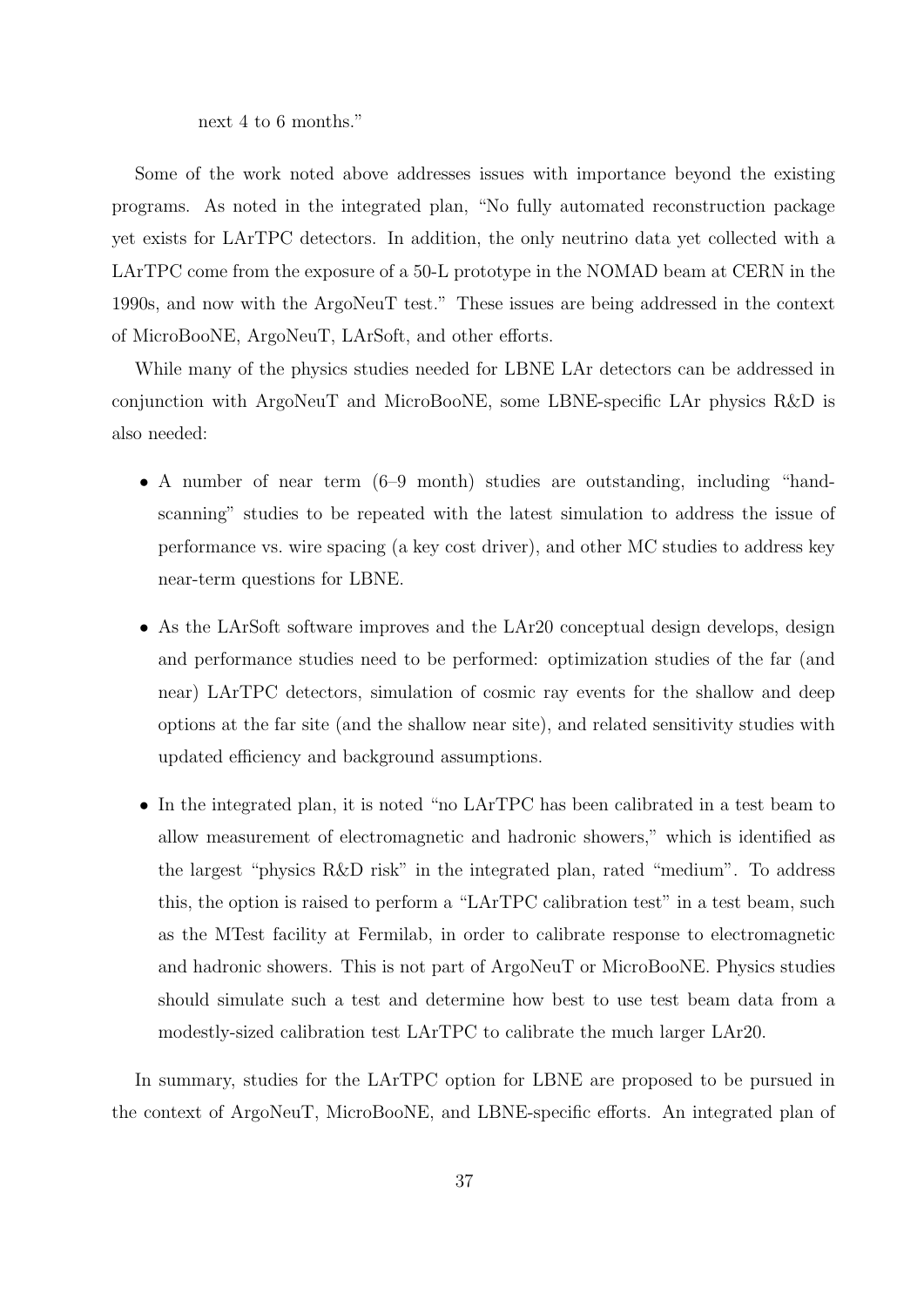next 4 to 6 months."

Some of the work noted above addresses issues with importance beyond the existing programs. As noted in the integrated plan, "No fully automated reconstruction package yet exists for LArTPC detectors. In addition, the only neutrino data yet collected with a LArTPC come from the exposure of a 50-L prototype in the NOMAD beam at CERN in the 1990s, and now with the ArgoNeuT test." These issues are being addressed in the context of MicroBooNE, ArgoNeuT, LArSoft, and other efforts.

While many of the physics studies needed for LBNE LAr detectors can be addressed in conjunction with ArgoNeuT and MicroBooNE, some LBNE-specific LAr physics R&D is also needed:

- A number of near term (6–9 month) studies are outstanding, including "hand-scanning" studies to be repeated with the latest simulation to address the issue of performance vs. wire spacing (a key cost driver), and other MC studies to address key near-term questions for LBNE.
- As the LArSoft software improves and the LAr20 conceptual design develops, design and performance studies need to be performed: optimization studies of the far (and near) LArTPC detectors, simulation of cosmic ray events for the shallow and deep options at the far site (and the shallow near site), and related sensitivity studies with updated efficiency and background assumptions.
- In the integrated plan, it is noted "no LArTPC has been calibrated in a test beam to allow measurement of electromagnetic and hadronic showers," which is identified as the largest "physics R&D risk" in the integrated plan, rated "medium". To address this, the option is raised to perform a "LArTPC calibration test" in a test beam, such as the MTest facility at Fermilab, in order to calibrate response to electromagnetic and hadronic showers. This is not part of ArgoNeuT or MicroBooNE. Physics studies should simulate such a test and determine how best to use test beam data from a modestly-sized calibration test LArTPC to calibrate the much larger LAr20.

In summary, studies for the LArTPC option for LBNE are proposed to be pursued in the context of ArgoNeuT, MicroBooNE, and LBNE-specific efforts. An integrated plan of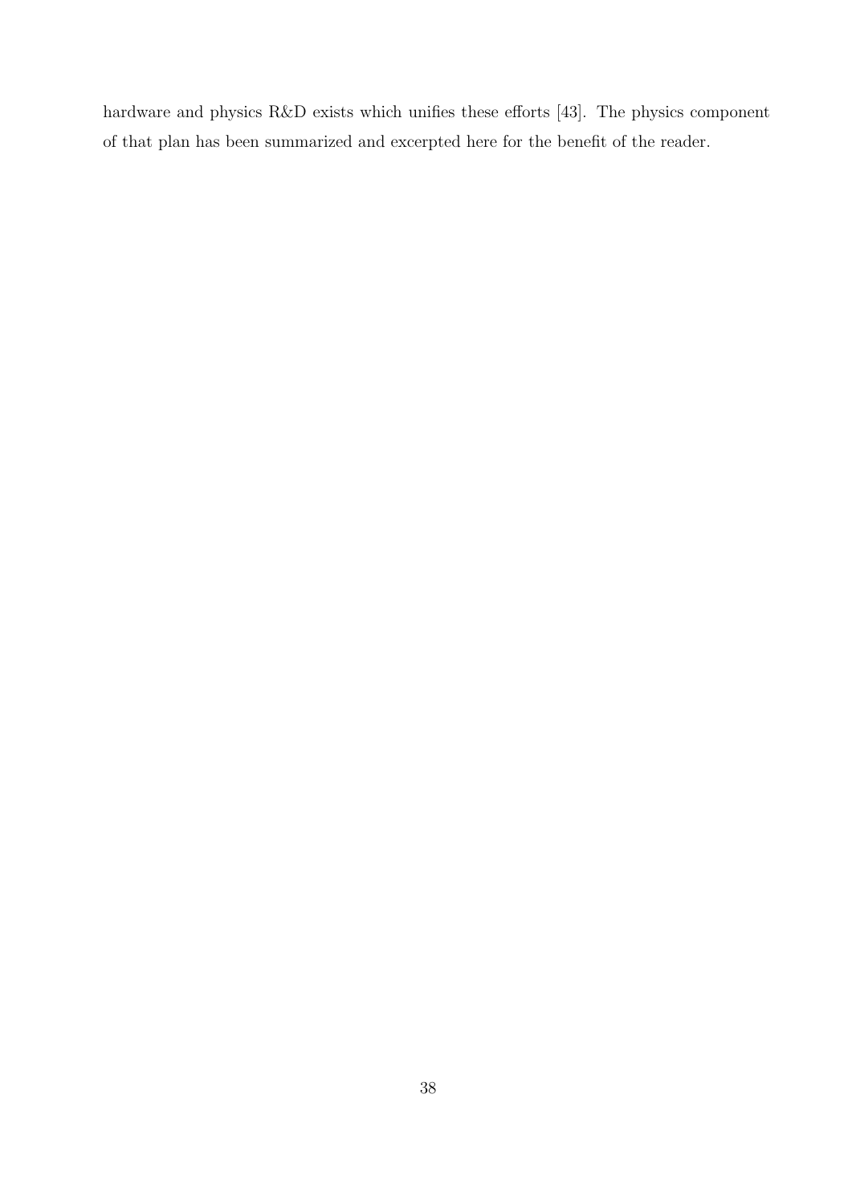hardware and physics R&D exists which unifies these efforts [43]. The physics component of that plan has been summarized and excerpted here for the benefit of the reader.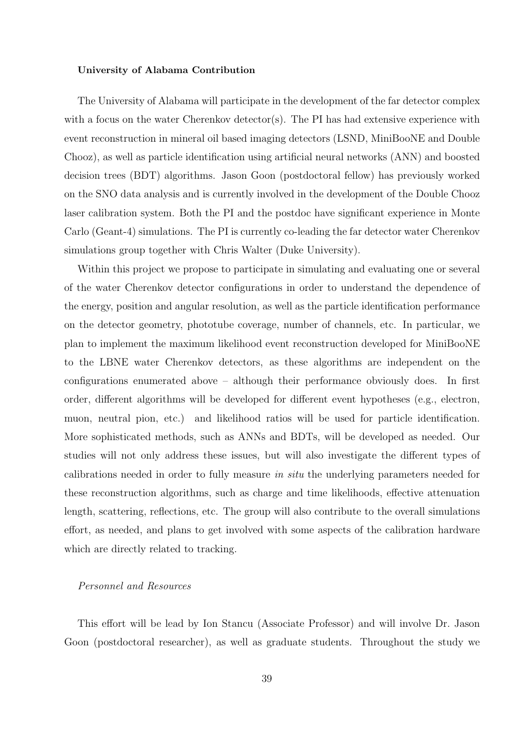**University of Alabama Contribution**

The University of Alabama will participate in the development of the far detector complex with a focus on the water Cherenkov detector(s). The PI has had extensive experience with event reconstruction in mineral oil based imaging detectors (LSND, MiniBooNE and Double Chooz), as well as particle identification using artificial neural networks (ANN) and boosted decision trees (BDT) algorithms. Jason Goon (postdoctoral fellow) has previously worked on the SNO data analysis and is currently involved in the development of the Double Chooz laser calibration system. Both the PI and the postdoc have significant experience in Monte Carlo (Geant-4) simulations. The PI is currently co-leading the far detector water Cherenkov simulations group together with Chris Walter (Duke University).

Within this project we propose to participate in simulating and evaluating one or several of the water Cherenkov detector configurations in order to understand the dependence of the energy, position and angular resolution, as well as the particle identification performance on the detector geometry, phototube coverage, number of channels, etc. In particular, we plan to implement the maximum likelihood event reconstruction developed for MiniBooNE to the LBNE water Cherenkov detectors, as these algorithms are independent on the configurations enumerated above – although their performance obviously does. In first order, different algorithms will be developed for different event hypotheses (e.g., electron, muon, neutral pion, etc.) and likelihood ratios will be used for particle identification. More sophisticated methods, such as ANNs and BDTs, will be developed as needed. Our studies will not only address these issues, but will also investigate the different types of calibrations needed in order to fully measure *in situ* the underlying parameters needed for these reconstruction algorithms, such as charge and time likelihoods, effective attenuation length, scattering, reflections, etc. The group will also contribute to the overall simulations effort, as needed, and plans to get involved with some aspects of the calibration hardware which are directly related to tracking.

*Personnel and Resources*

This effort will be lead by Ion Stancu (Associate Professor) and will involve Dr. Jason Goon (postdoctoral researcher), as well as graduate students. Throughout the study we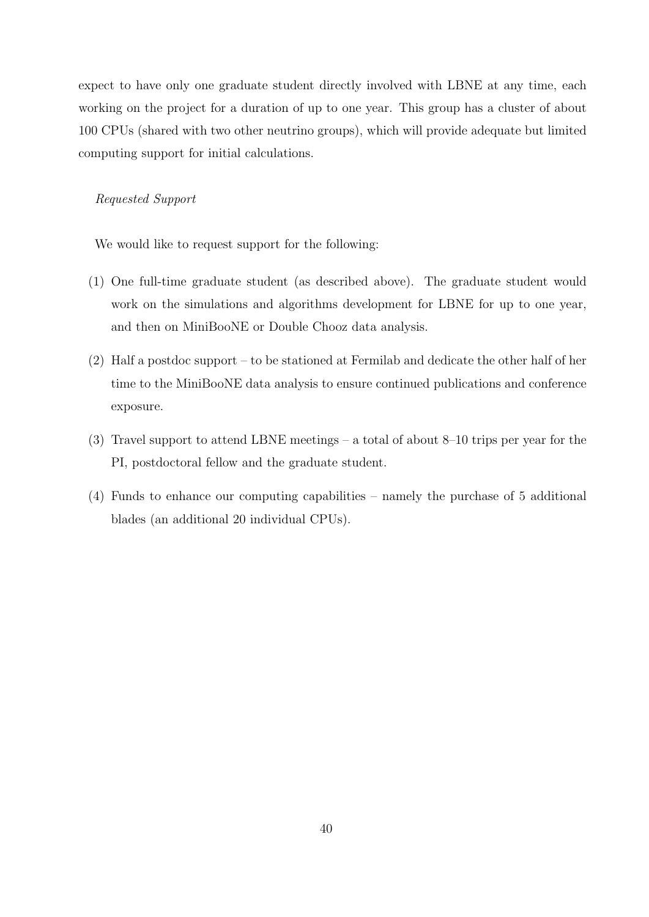expect to have only one graduate student directly involved with LBNE at any time, each working on the project for a duration of up to one year. This group has a cluster of about 100 CPUs (shared with two other neutrino groups), which will provide adequate but limited computing support for initial calculations.

*Requested Support*

We would like to request support for the following:

(1) One full-time graduate student (as described above). The graduate student would work on the simulations and algorithms development for LBNE for up to one year, and then on MiniBooNE or Double Chooz data analysis.

(2) Half a postdoc support – to be stationed at Fermilab and dedicate the other half of her time to the MiniBooNE data analysis to ensure continued publications and conference exposure.

(3) Travel support to attend LBNE meetings – a total of about 8–10 trips per year for the PI, postdoctoral fellow and the graduate student.

(4) Funds to enhance our computing capabilities – namely the purchase of 5 additional blades (an additional 20 individual CPUs).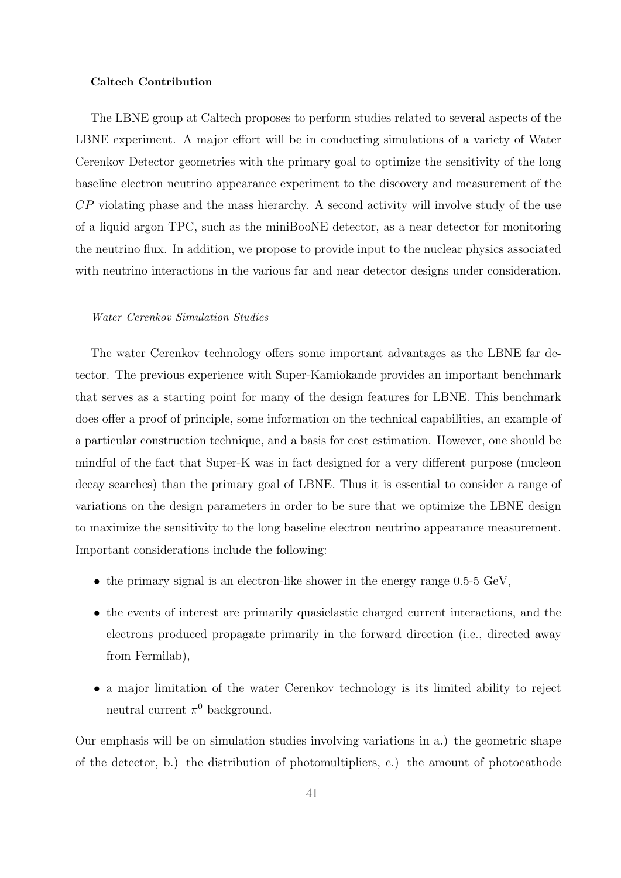**Caltech Contribution**

The LBNE group at Caltech proposes to perform studies related to several aspects of the LBNE experiment. A major effort will be in conducting simulations of a variety of Water Cerenkov Detector geometries with the primary goal to optimize the sensitivity of the long baseline electron neutrino appearance experiment to the discovery and measurement of the $CP$ violating phase and the mass hierarchy. A second activity will involve study of the use of a liquid argon TPC, such as the miniBooNE detector, as a near detector for monitoring the neutrino flux. In addition, we propose to provide input to the nuclear physics associated with neutrino interactions in the various far and near detector designs under consideration.

*Water Cerenkov Simulation Studies*

The water Cerenkov technology offers some important advantages as the LBNE far detector. The previous experience with Super-Kamiokande provides an important benchmark that serves as a starting point for many of the design features for LBNE. This benchmark does offer a proof of principle, some information on the technical capabilities, an example of a particular construction technique, and a basis for cost estimation. However, one should be mindful of the fact that Super-K was in fact designed for a very different purpose (nucleon decay searches) than the primary goal of LBNE. Thus it is essential to consider a range of variations on the design parameters in order to be sure that we optimize the LBNE design to maximize the sensitivity to the long baseline electron neutrino appearance measurement. Important considerations include the following:

- the primary signal is an electron-like shower in the energy range 0.5-5 GeV,
- the events of interest are primarily quasielastic charged current interactions, and the electrons produced propagate primarily in the forward direction (i.e., directed away from Fermilab),
- a major limitation of the water Cerenkov technology is its limited ability to reject neutral current $\pi^0$ background.

Our emphasis will be on simulation studies involving variations in a.) the geometric shape of the detector, b.) the distribution of photomultipliers, c.) the amount of photocathode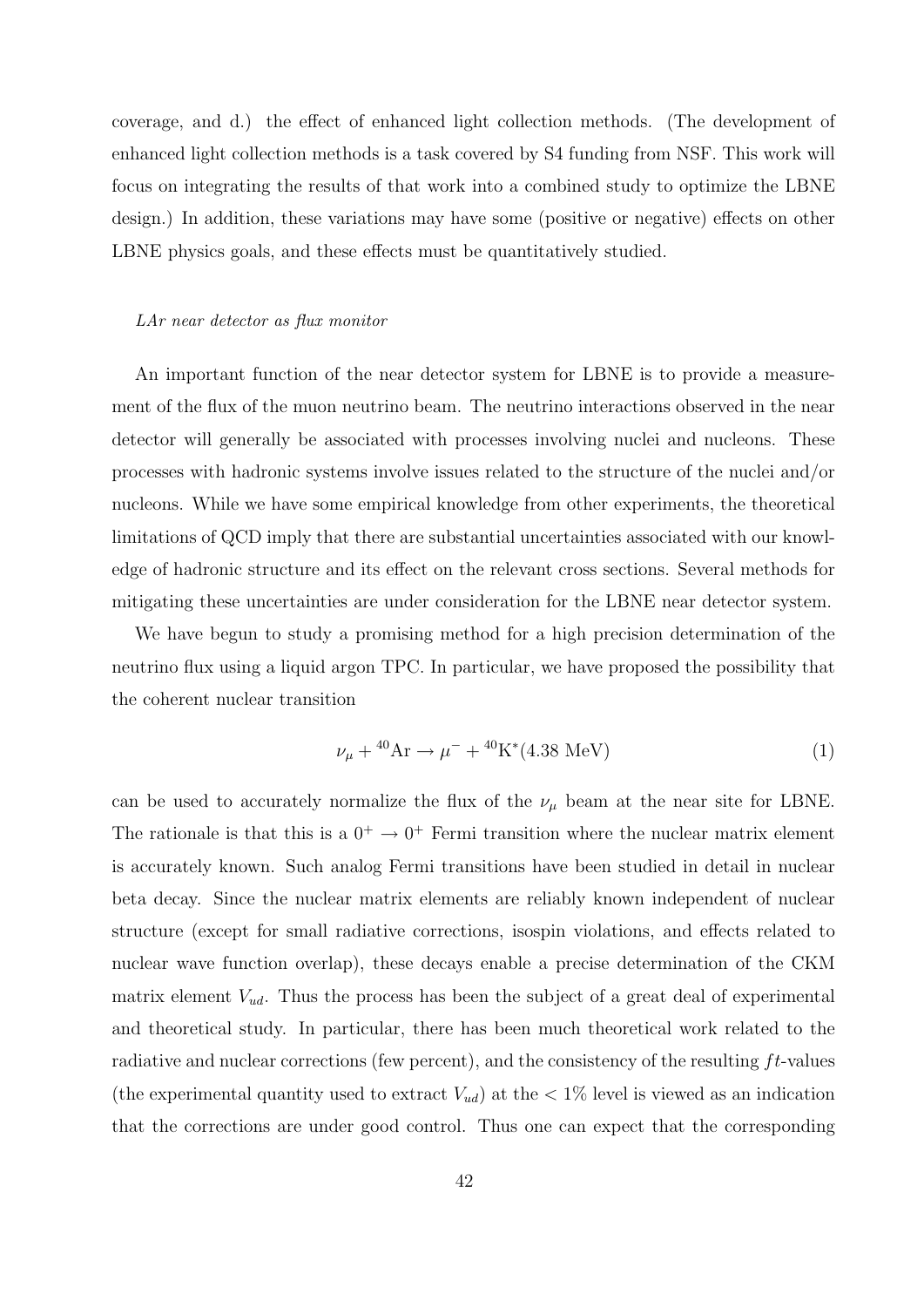coverage, and d.) the effect of enhanced light collection methods. (The development of enhanced light collection methods is a task covered by S4 funding from NSF. This work will focus on integrating the results of that work into a combined study to optimize the LBNE design.) In addition, these variations may have some (positive or negative) effects on other LBNE physics goals, and these effects must be quantitatively studied.

*LAr near detector as flux monitor*

An important function of the near detector system for LBNE is to provide a measurement of the flux of the muon neutrino beam. The neutrino interactions observed in the near detector will generally be associated with processes involving nuclei and nucleons. These processes with hadronic systems involve issues related to the structure of the nuclei and/or nucleons. While we have some empirical knowledge from other experiments, the theoretical limitations of QCD imply that there are substantial uncertainties associated with our knowledge of hadronic structure and its effect on the relevant cross sections. Several methods for mitigating these uncertainties are under consideration for the LBNE near detector system.

We have begun to study a promising method for a high precision determination of the neutrino flux using a liquid argon TPC. In particular, we have proposed the possibility that the coherent nuclear transition

$$\nu_\mu + {}^{40}\mathrm{Ar} \rightarrow \mu^- + {}^{40}\mathrm{K}^*(4.38\ \mathrm{MeV}) \tag{1}$$

can be used to accurately normalize the flux of the $\nu_\mu$ beam at the near site for LBNE. The rationale is that this is a $0^+ \rightarrow 0^+$ Fermi transition where the nuclear matrix element is accurately known. Such analog Fermi transitions have been studied in detail in nuclear beta decay. Since the nuclear matrix elements are reliably known independent of nuclear structure (except for small radiative corrections, isospin violations, and effects related to nuclear wave function overlap), these decays enable a precise determination of the CKM matrix element $V_{ud}$. Thus the process has been the subject of a great deal of experimental and theoretical study. In particular, there has been much theoretical work related to the radiative and nuclear corrections (few percent), and the consistency of the resulting $ft$-values (the experimental quantity used to extract $V_{ud}$) at the $< 1\%$ level is viewed as an indication that the corrections are under good control. Thus one can expect that the corresponding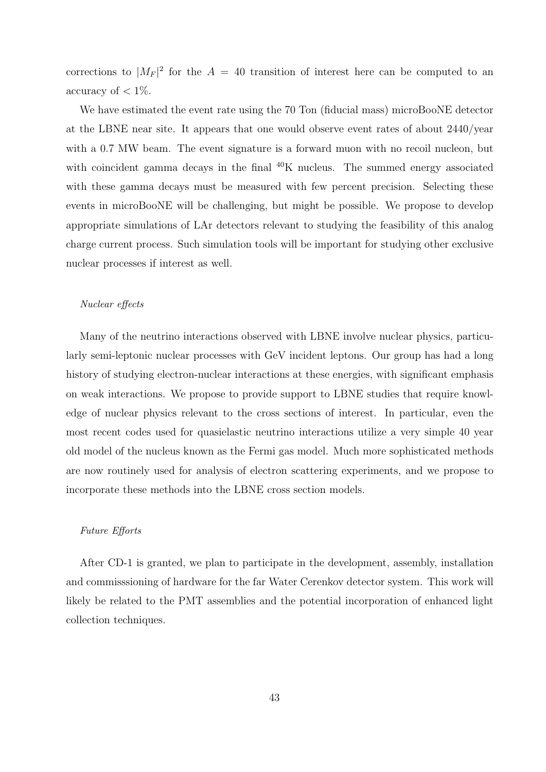corrections to $|M_F|^2$ for the $A = 40$ transition of interest here can be computed to an accuracy of $< 1\%$.

We have estimated the event rate using the 70 Ton (fiducial mass) microBooNE detector at the LBNE near site. It appears that one would observe event rates of about 2440/year with a 0.7 MW beam. The event signature is a forward muon with no recoil nucleon, but with coincident gamma decays in the final $^{40}$K nucleus. The summed energy associated with these gamma decays must be measured with few percent precision. Selecting these events in microBooNE will be challenging, but might be possible. We propose to develop appropriate simulations of LAr detectors relevant to studying the feasibility of this analog charge current process. Such simulation tools will be important for studying other exclusive nuclear processes if interest as well.

*Nuclear effects*

Many of the neutrino interactions observed with LBNE involve nuclear physics, particularly semi-leptonic nuclear processes with GeV incident leptons. Our group has had a long history of studying electron-nuclear interactions at these energies, with significant emphasis on weak interactions. We propose to provide support to LBNE studies that require knowledge of nuclear physics relevant to the cross sections of interest. In particular, even the most recent codes used for quasielastic neutrino interactions utilize a very simple 40 year old model of the nucleus known as the Fermi gas model. Much more sophisticated methods are now routinely used for analysis of electron scattering experiments, and we propose to incorporate these methods into the LBNE cross section models.

*Future Efforts*

After CD-1 is granted, we plan to participate in the development, assembly, installation and commisssioning of hardware for the far Water Cerenkov detector system. This work will likely be related to the PMT assemblies and the potential incorporation of enhanced light collection techniques.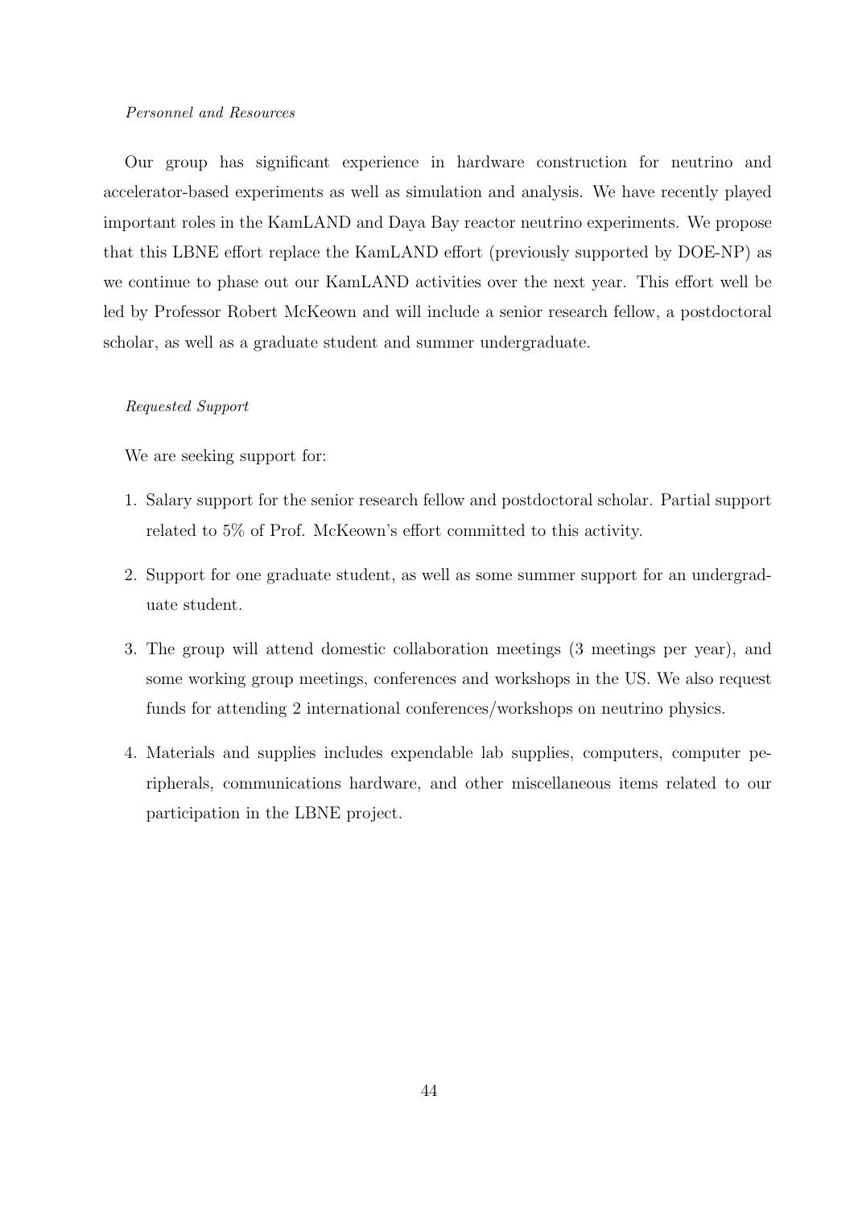*Personnel and Resources*

Our group has significant experience in hardware construction for neutrino and accelerator-based experiments as well as simulation and analysis. We have recently played important roles in the KamLAND and Daya Bay reactor neutrino experiments. We propose that this LBNE effort replace the KamLAND effort (previously supported by DOE-NP) as we continue to phase out our KamLAND activities over the next year. This effort well be led by Professor Robert McKeown and will include a senior research fellow, a postdoctoral scholar, as well as a graduate student and summer undergraduate.

*Requested Support*

We are seeking support for:

1. Salary support for the senior research fellow and postdoctoral scholar. Partial support related to 5% of Prof. McKeown's effort committed to this activity.
2. Support for one graduate student, as well as some summer support for an undergraduate student.
3. The group will attend domestic collaboration meetings (3 meetings per year), and some working group meetings, conferences and workshops in the US. We also request funds for attending 2 international conferences/workshops on neutrino physics.
4. Materials and supplies includes expendable lab supplies, computers, computer peripherals, communications hardware, and other miscellaneous items related to our participation in the LBNE project.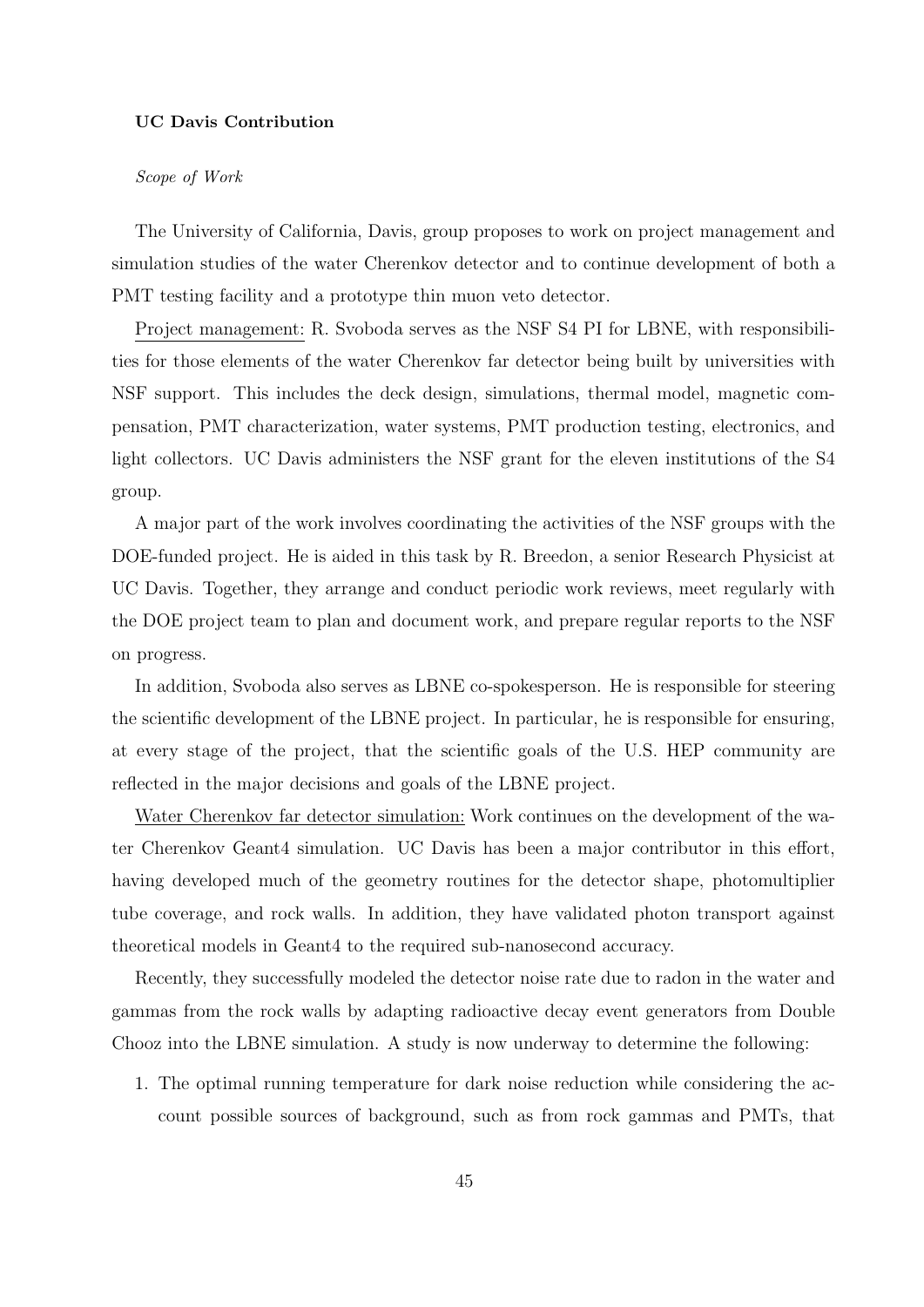**UC Davis Contribution**

*Scope of Work*

The University of California, Davis, group proposes to work on project management and simulation studies of the water Cherenkov detector and to continue development of both a PMT testing facility and a prototype thin muon veto detector.

<u>Project management:</u> R. Svoboda serves as the NSF S4 PI for LBNE, with responsibilities for those elements of the water Cherenkov far detector being built by universities with NSF support. This includes the deck design, simulations, thermal model, magnetic compensation, PMT characterization, water systems, PMT production testing, electronics, and light collectors. UC Davis administers the NSF grant for the eleven institutions of the S4 group.

A major part of the work involves coordinating the activities of the NSF groups with the DOE-funded project. He is aided in this task by R. Breedon, a senior Research Physicist at UC Davis. Together, they arrange and conduct periodic work reviews, meet regularly with the DOE project team to plan and document work, and prepare regular reports to the NSF on progress.

In addition, Svoboda also serves as LBNE co-spokesperson. He is responsible for steering the scientific development of the LBNE project. In particular, he is responsible for ensuring, at every stage of the project, that the scientific goals of the U.S. HEP community are reflected in the major decisions and goals of the LBNE project.

<u>Water Cherenkov far detector simulation:</u> Work continues on the development of the water Cherenkov Geant4 simulation. UC Davis has been a major contributor in this effort, having developed much of the geometry routines for the detector shape, photomultiplier tube coverage, and rock walls. In addition, they have validated photon transport against theoretical models in Geant4 to the required sub-nanosecond accuracy.

Recently, they successfully modeled the detector noise rate due to radon in the water and gammas from the rock walls by adapting radioactive decay event generators from Double Chooz into the LBNE simulation. A study is now underway to determine the following:

1. The optimal running temperature for dark noise reduction while considering the account possible sources of background, such as from rock gammas and PMTs, that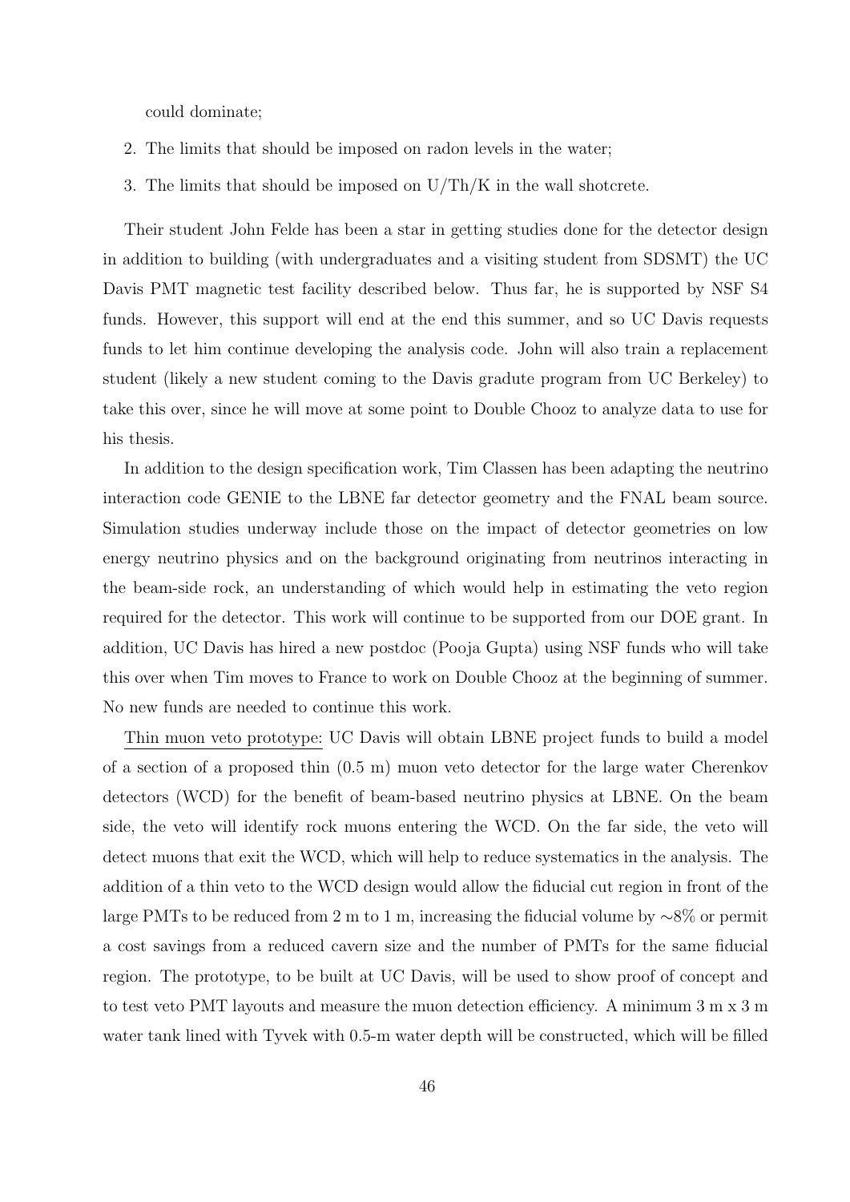could dominate;

2. The limits that should be imposed on radon levels in the water;
3. The limits that should be imposed on U/Th/K in the wall shotcrete.

Their student John Felde has been a star in getting studies done for the detector design in addition to building (with undergraduates and a visiting student from SDSMT) the UC Davis PMT magnetic test facility described below. Thus far, he is supported by NSF S4 funds. However, this support will end at the end this summer, and so UC Davis requests funds to let him continue developing the analysis code. John will also train a replacement student (likely a new student coming to the Davis gradute program from UC Berkeley) to take this over, since he will move at some point to Double Chooz to analyze data to use for his thesis.

In addition to the design specification work, Tim Classen has been adapting the neutrino interaction code GENIE to the LBNE far detector geometry and the FNAL beam source. Simulation studies underway include those on the impact of detector geometries on low energy neutrino physics and on the background originating from neutrinos interacting in the beam-side rock, an understanding of which would help in estimating the veto region required for the detector. This work will continue to be supported from our DOE grant. In addition, UC Davis has hired a new postdoc (Pooja Gupta) using NSF funds who will take this over when Tim moves to France to work on Double Chooz at the beginning of summer. No new funds are needed to continue this work.

Thin muon veto prototype: UC Davis will obtain LBNE project funds to build a model of a section of a proposed thin (0.5 m) muon veto detector for the large water Cherenkov detectors (WCD) for the benefit of beam-based neutrino physics at LBNE. On the beam side, the veto will identify rock muons entering the WCD. On the far side, the veto will detect muons that exit the WCD, which will help to reduce systematics in the analysis. The addition of a thin veto to the WCD design would allow the fiducial cut region in front of the large PMTs to be reduced from 2 m to 1 m, increasing the fiducial volume by $\sim$8% or permit a cost savings from a reduced cavern size and the number of PMTs for the same fiducial region. The prototype, to be built at UC Davis, will be used to show proof of concept and to test veto PMT layouts and measure the muon detection efficiency. A minimum 3 m x 3 m water tank lined with Tyvek with 0.5-m water depth will be constructed, which will be filled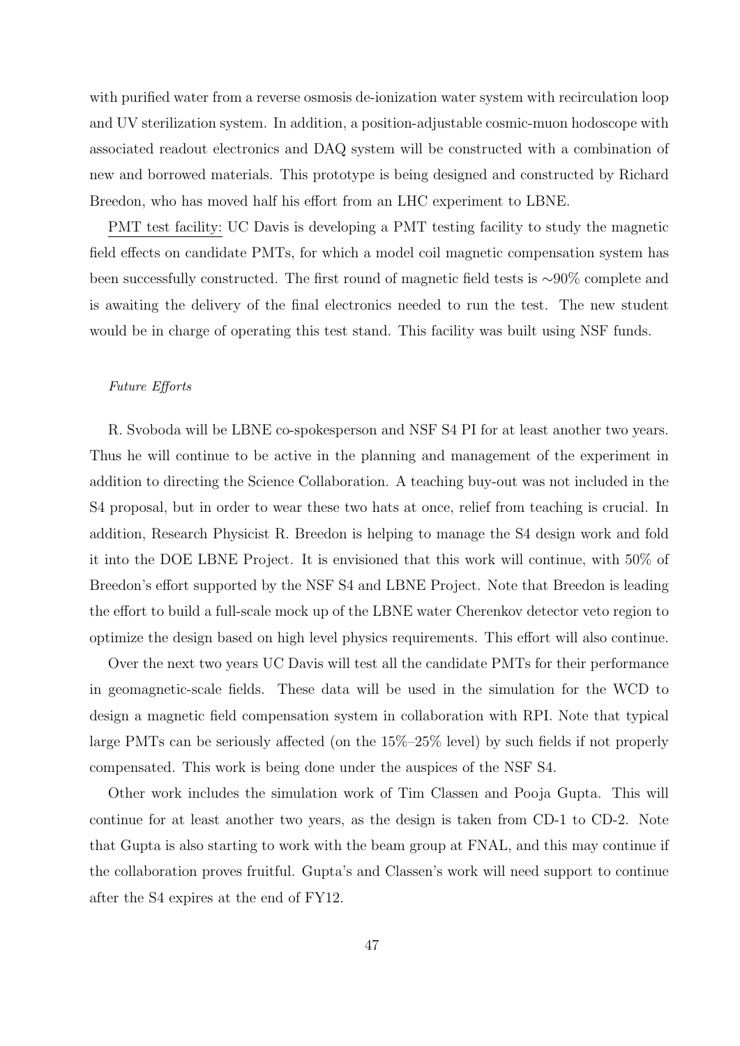with purified water from a reverse osmosis de-ionization water system with recirculation loop and UV sterilization system. In addition, a position-adjustable cosmic-muon hodoscope with associated readout electronics and DAQ system will be constructed with a combination of new and borrowed materials. This prototype is being designed and constructed by Richard Breedon, who has moved half his effort from an LHC experiment to LBNE.

<u>PMT test facility:</u> UC Davis is developing a PMT testing facility to study the magnetic field effects on candidate PMTs, for which a model coil magnetic compensation system has been successfully constructed. The first round of magnetic field tests is $\sim$90% complete and is awaiting the delivery of the final electronics needed to run the test. The new student would be in charge of operating this test stand. This facility was built using NSF funds.

*Future Efforts*

R. Svoboda will be LBNE co-spokesperson and NSF S4 PI for at least another two years. Thus he will continue to be active in the planning and management of the experiment in addition to directing the Science Collaboration. A teaching buy-out was not included in the S4 proposal, but in order to wear these two hats at once, relief from teaching is crucial. In addition, Research Physicist R. Breedon is helping to manage the S4 design work and fold it into the DOE LBNE Project. It is envisioned that this work will continue, with 50% of Breedon's effort supported by the NSF S4 and LBNE Project. Note that Breedon is leading the effort to build a full-scale mock up of the LBNE water Cherenkov detector veto region to optimize the design based on high level physics requirements. This effort will also continue.

Over the next two years UC Davis will test all the candidate PMTs for their performance in geomagnetic-scale fields. These data will be used in the simulation for the WCD to design a magnetic field compensation system in collaboration with RPI. Note that typical large PMTs can be seriously affected (on the 15%–25% level) by such fields if not properly compensated. This work is being done under the auspices of the NSF S4.

Other work includes the simulation work of Tim Classen and Pooja Gupta. This will continue for at least another two years, as the design is taken from CD-1 to CD-2. Note that Gupta is also starting to work with the beam group at FNAL, and this may continue if the collaboration proves fruitful. Gupta's and Classen's work will need support to continue after the S4 expires at the end of FY12.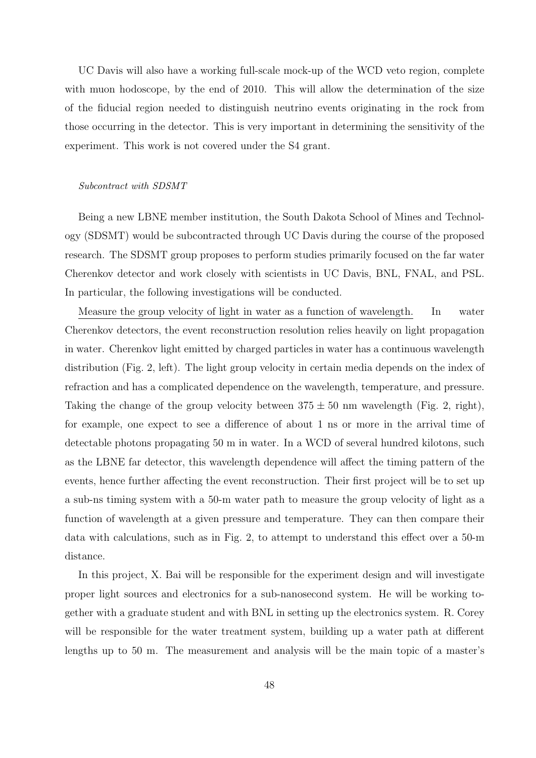UC Davis will also have a working full-scale mock-up of the WCD veto region, complete with muon hodoscope, by the end of 2010. This will allow the determination of the size of the fiducial region needed to distinguish neutrino events originating in the rock from those occurring in the detector. This is very important in determining the sensitivity of the experiment. This work is not covered under the S4 grant.

*Subcontract with SDSMT*

Being a new LBNE member institution, the South Dakota School of Mines and Technology (SDSMT) would be subcontracted through UC Davis during the course of the proposed research. The SDSMT group proposes to perform studies primarily focused on the far water Cherenkov detector and work closely with scientists in UC Davis, BNL, FNAL, and PSL. In particular, the following investigations will be conducted.

<u>Measure the group velocity of light in water as a function of wavelength.</u> In water Cherenkov detectors, the event reconstruction resolution relies heavily on light propagation in water. Cherenkov light emitted by charged particles in water has a continuous wavelength distribution (Fig. 2, left). The light group velocity in certain media depends on the index of refraction and has a complicated dependence on the wavelength, temperature, and pressure. Taking the change of the group velocity between $375 \pm 50$ nm wavelength (Fig. 2, right), for example, one expect to see a difference of about 1 ns or more in the arrival time of detectable photons propagating 50 m in water. In a WCD of several hundred kilotons, such as the LBNE far detector, this wavelength dependence will affect the timing pattern of the events, hence further affecting the event reconstruction. Their first project will be to set up a sub-ns timing system with a 50-m water path to measure the group velocity of light as a function of wavelength at a given pressure and temperature. They can then compare their data with calculations, such as in Fig. 2, to attempt to understand this effect over a 50-m distance.

In this project, X. Bai will be responsible for the experiment design and will investigate proper light sources and electronics for a sub-nanosecond system. He will be working together with a graduate student and with BNL in setting up the electronics system. R. Corey will be responsible for the water treatment system, building up a water path at different lengths up to 50 m. The measurement and analysis will be the main topic of a master's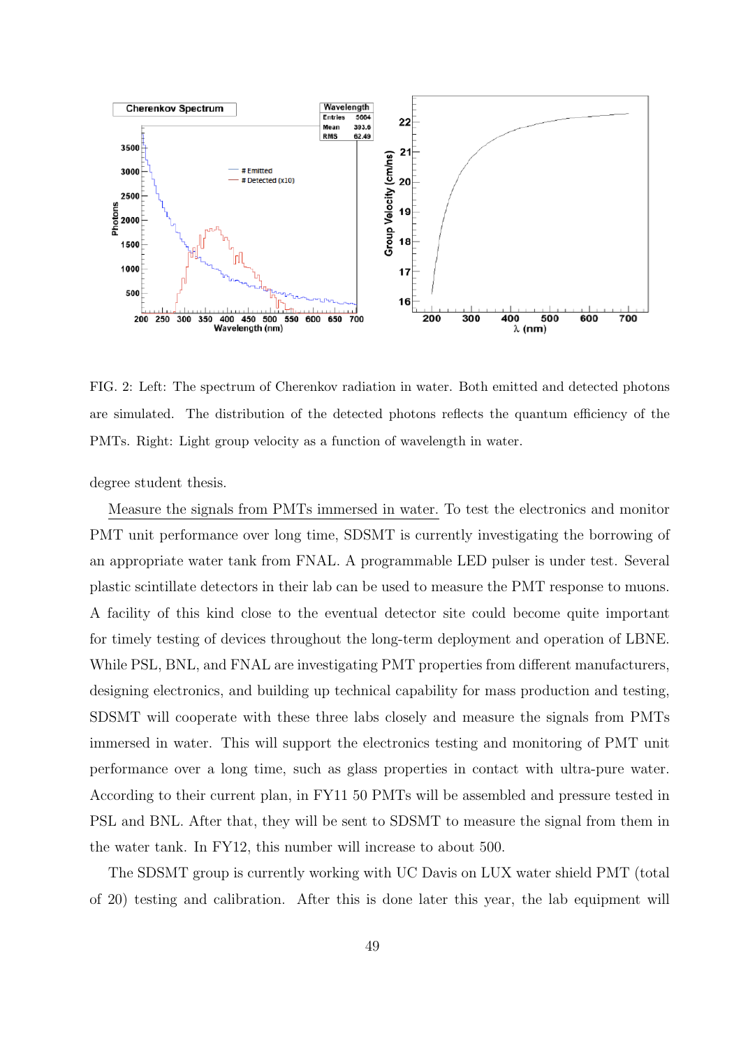FIG. 2: Left: The spectrum of Cherenkov radiation in water. Both emitted and detected photons are simulated. The distribution of the detected photons reflects the quantum efficiency of the PMTs. Right: Light group velocity as a function of wavelength in water.

degree student thesis.

Measure the signals from PMTs immersed in water. To test the electronics and monitor PMT unit performance over long time, SDSMT is currently investigating the borrowing of an appropriate water tank from FNAL. A programmable LED pulser is under test. Several plastic scintillate detectors in their lab can be used to measure the PMT response to muons. A facility of this kind close to the eventual detector site could become quite important for timely testing of devices throughout the long-term deployment and operation of LBNE. While PSL, BNL, and FNAL are investigating PMT properties from different manufacturers, designing electronics, and building up technical capability for mass production and testing, SDSMT will cooperate with these three labs closely and measure the signals from PMTs immersed in water. This will support the electronics testing and monitoring of PMT unit performance over a long time, such as glass properties in contact with ultra-pure water. According to their current plan, in FY11 50 PMTs will be assembled and pressure tested in PSL and BNL. After that, they will be sent to SDSMT to measure the signal from them in the water tank. In FY12, this number will increase to about 500.

The SDSMT group is currently working with UC Davis on LUX water shield PMT (total of 20) testing and calibration. After this is done later this year, the lab equipment will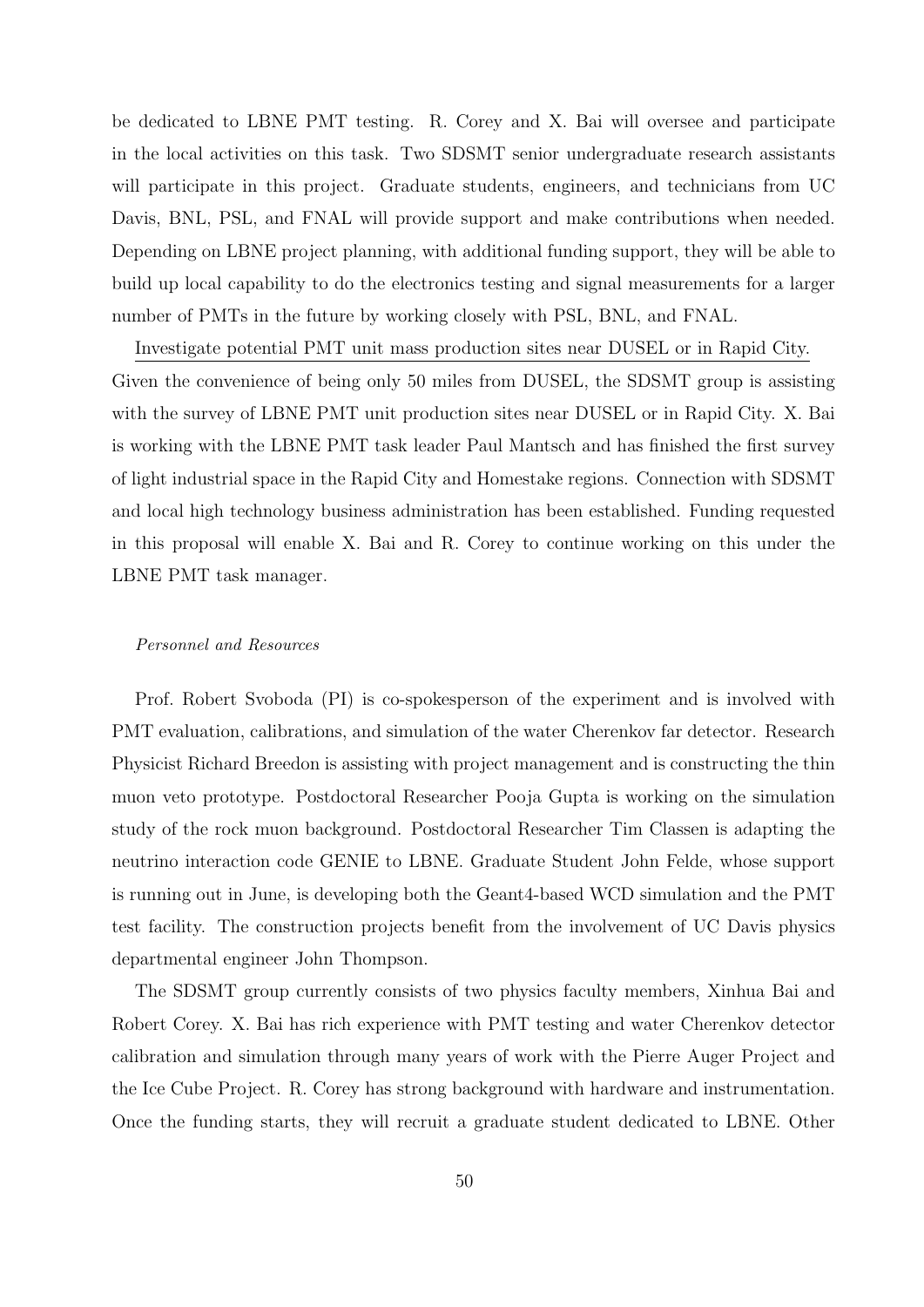be dedicated to LBNE PMT testing. R. Corey and X. Bai will oversee and participate in the local activities on this task. Two SDSMT senior undergraduate research assistants will participate in this project. Graduate students, engineers, and technicians from UC Davis, BNL, PSL, and FNAL will provide support and make contributions when needed. Depending on LBNE project planning, with additional funding support, they will be able to build up local capability to do the electronics testing and signal measurements for a larger number of PMTs in the future by working closely with PSL, BNL, and FNAL.

Investigate potential PMT unit mass production sites near DUSEL or in Rapid City. Given the convenience of being only 50 miles from DUSEL, the SDSMT group is assisting with the survey of LBNE PMT unit production sites near DUSEL or in Rapid City. X. Bai is working with the LBNE PMT task leader Paul Mantsch and has finished the first survey of light industrial space in the Rapid City and Homestake regions. Connection with SDSMT and local high technology business administration has been established. Funding requested in this proposal will enable X. Bai and R. Corey to continue working on this under the LBNE PMT task manager.

*Personnel and Resources*

Prof. Robert Svoboda (PI) is co-spokesperson of the experiment and is involved with PMT evaluation, calibrations, and simulation of the water Cherenkov far detector. Research Physicist Richard Breedon is assisting with project management and is constructing the thin muon veto prototype. Postdoctoral Researcher Pooja Gupta is working on the simulation study of the rock muon background. Postdoctoral Researcher Tim Classen is adapting the neutrino interaction code GENIE to LBNE. Graduate Student John Felde, whose support is running out in June, is developing both the Geant4-based WCD simulation and the PMT test facility. The construction projects benefit from the involvement of UC Davis physics departmental engineer John Thompson.

The SDSMT group currently consists of two physics faculty members, Xinhua Bai and Robert Corey. X. Bai has rich experience with PMT testing and water Cherenkov detector calibration and simulation through many years of work with the Pierre Auger Project and the Ice Cube Project. R. Corey has strong background with hardware and instrumentation. Once the funding starts, they will recruit a graduate student dedicated to LBNE. Other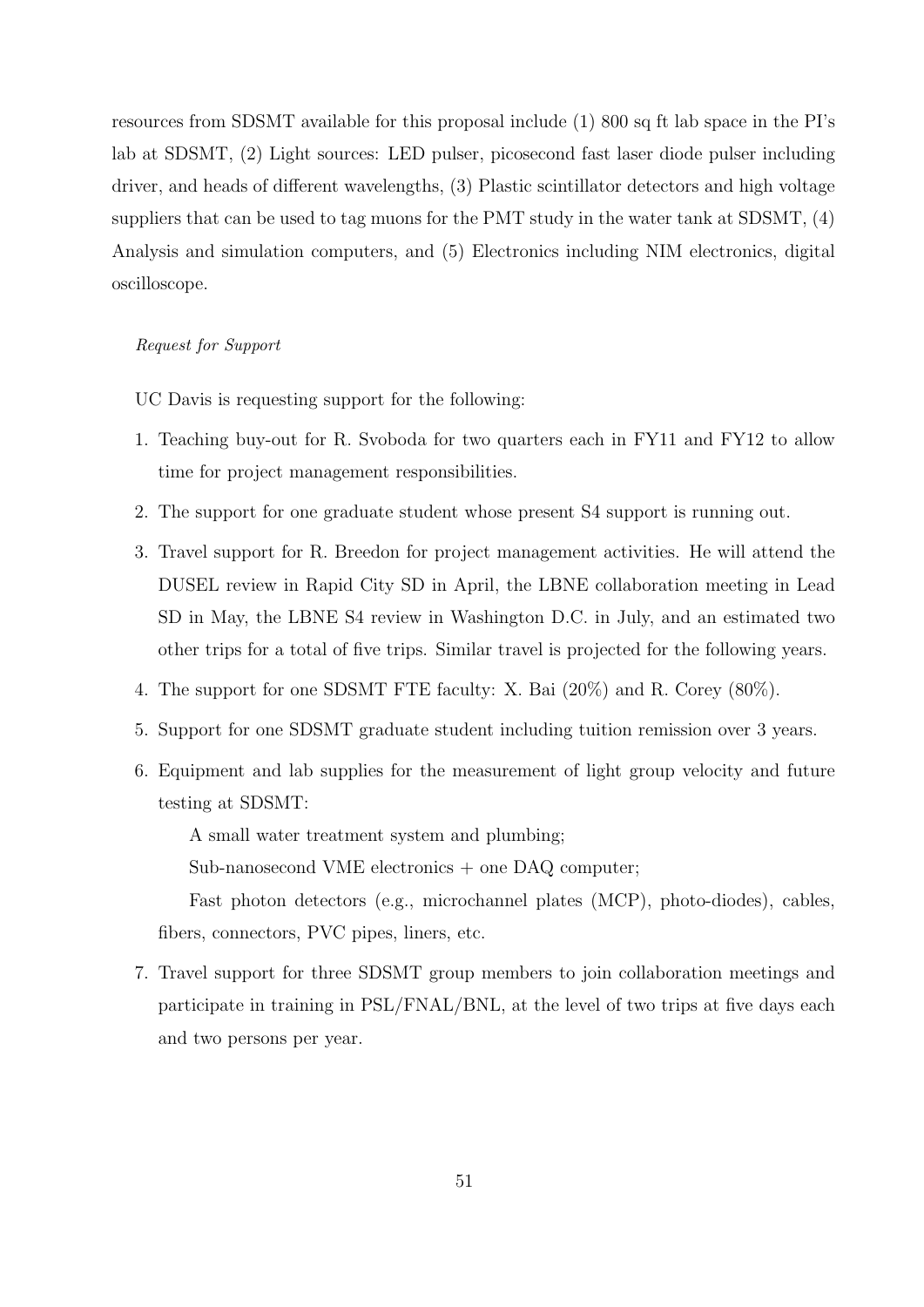resources from SDSMT available for this proposal include (1) 800 sq ft lab space in the PI's lab at SDSMT, (2) Light sources: LED pulser, picosecond fast laser diode pulser including driver, and heads of different wavelengths, (3) Plastic scintillator detectors and high voltage suppliers that can be used to tag muons for the PMT study in the water tank at SDSMT, (4) Analysis and simulation computers, and (5) Electronics including NIM electronics, digital oscilloscope.

*Request for Support*

UC Davis is requesting support for the following:

1. Teaching buy-out for R. Svoboda for two quarters each in FY11 and FY12 to allow time for project management responsibilities.
2. The support for one graduate student whose present S4 support is running out.
3. Travel support for R. Breedon for project management activities. He will attend the DUSEL review in Rapid City SD in April, the LBNE collaboration meeting in Lead SD in May, the LBNE S4 review in Washington D.C. in July, and an estimated two other trips for a total of five trips. Similar travel is projected for the following years.
4. The support for one SDSMT FTE faculty: X. Bai (20%) and R. Corey (80%).
5. Support for one SDSMT graduate student including tuition remission over 3 years.
6. Equipment and lab supplies for the measurement of light group velocity and future testing at SDSMT:

   A small water treatment system and plumbing;

   Sub-nanosecond VME electronics + one DAQ computer;

   Fast photon detectors (e.g., microchannel plates (MCP), photo-diodes), cables, fibers, connectors, PVC pipes, liners, etc.
7. Travel support for three SDSMT group members to join collaboration meetings and participate in training in PSL/FNAL/BNL, at the level of two trips at five days each and two persons per year.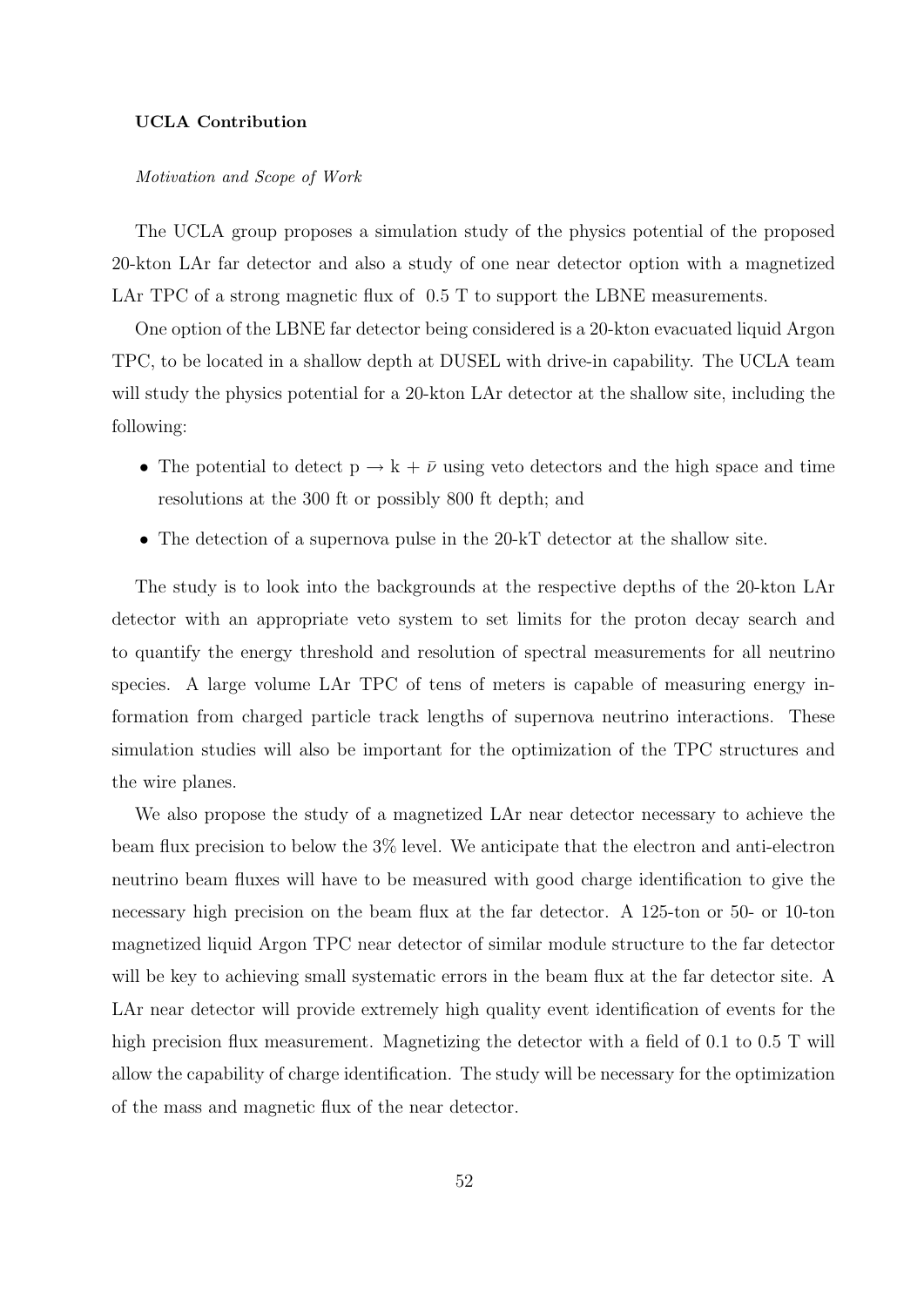**UCLA Contribution**

*Motivation and Scope of Work*

The UCLA group proposes a simulation study of the physics potential of the proposed 20-kton LAr far detector and also a study of one near detector option with a magnetized LAr TPC of a strong magnetic flux of 0.5 T to support the LBNE measurements.

One option of the LBNE far detector being considered is a 20-kton evacuated liquid Argon TPC, to be located in a shallow depth at DUSEL with drive-in capability. The UCLA team will study the physics potential for a 20-kton LAr detector at the shallow site, including the following:

- The potential to detect p $\rightarrow$ k + $\bar{\nu}$ using veto detectors and the high space and time resolutions at the 300 ft or possibly 800 ft depth; and
- The detection of a supernova pulse in the 20-kT detector at the shallow site.

The study is to look into the backgrounds at the respective depths of the 20-kton LAr detector with an appropriate veto system to set limits for the proton decay search and to quantify the energy threshold and resolution of spectral measurements for all neutrino species. A large volume LAr TPC of tens of meters is capable of measuring energy information from charged particle track lengths of supernova neutrino interactions. These simulation studies will also be important for the optimization of the TPC structures and the wire planes.

We also propose the study of a magnetized LAr near detector necessary to achieve the beam flux precision to below the 3% level. We anticipate that the electron and anti-electron neutrino beam fluxes will have to be measured with good charge identification to give the necessary high precision on the beam flux at the far detector. A 125-ton or 50- or 10-ton magnetized liquid Argon TPC near detector of similar module structure to the far detector will be key to achieving small systematic errors in the beam flux at the far detector site. A LAr near detector will provide extremely high quality event identification of events for the high precision flux measurement. Magnetizing the detector with a field of 0.1 to 0.5 T will allow the capability of charge identification. The study will be necessary for the optimization of the mass and magnetic flux of the near detector.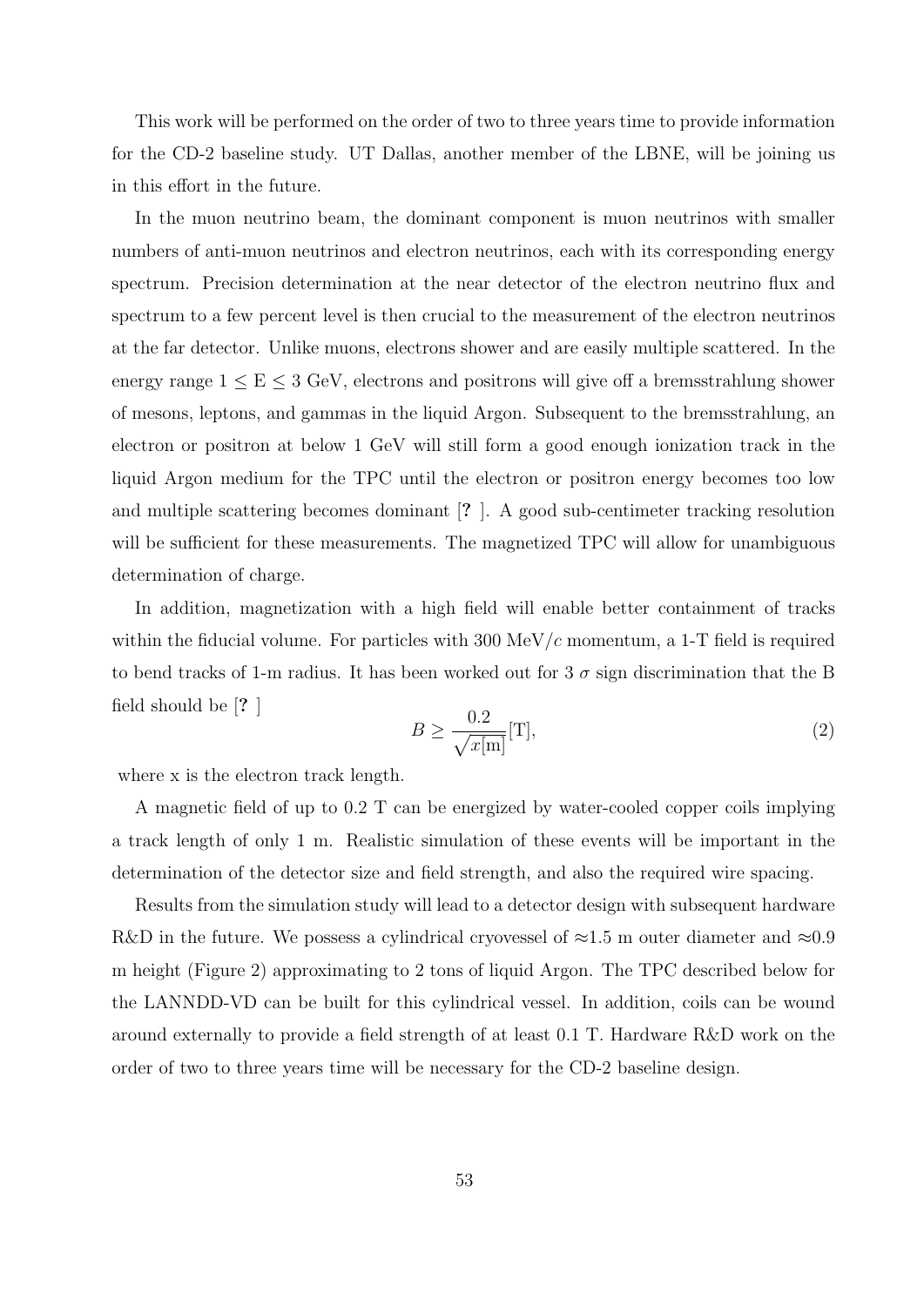This work will be performed on the order of two to three years time to provide information for the CD-2 baseline study. UT Dallas, another member of the LBNE, will be joining us in this effort in the future.

In the muon neutrino beam, the dominant component is muon neutrinos with smaller numbers of anti-muon neutrinos and electron neutrinos, each with its corresponding energy spectrum. Precision determination at the near detector of the electron neutrino flux and spectrum to a few percent level is then crucial to the measurement of the electron neutrinos at the far detector. Unlike muons, electrons shower and are easily multiple scattered. In the energy range $1 \leq \mathrm{E} \leq 3$ GeV, electrons and positrons will give off a bremsstrahlung shower of mesons, leptons, and gammas in the liquid Argon. Subsequent to the bremsstrahlung, an electron or positron at below 1 GeV will still form a good enough ionization track in the liquid Argon medium for the TPC until the electron or positron energy becomes too low and multiple scattering becomes dominant [**?** ]. A good sub-centimeter tracking resolution will be sufficient for these measurements. The magnetized TPC will allow for unambiguous determination of charge.

In addition, magnetization with a high field will enable better containment of tracks within the fiducial volume. For particles with 300 MeV/$c$ momentum, a 1-T field is required to bend tracks of 1-m radius. It has been worked out for 3 $\sigma$ sign discrimination that the B field should be [**?** ]

$$B \geq \frac{0.2}{\sqrt{x[\mathrm{m}]}}[\mathrm{T}], \tag{2}$$

where x is the electron track length.

A magnetic field of up to 0.2 T can be energized by water-cooled copper coils implying a track length of only 1 m. Realistic simulation of these events will be important in the determination of the detector size and field strength, and also the required wire spacing.

Results from the simulation study will lead to a detector design with subsequent hardware R&D in the future. We possess a cylindrical cryovessel of ≈1.5 m outer diameter and ≈0.9 m height (Figure 2) approximating to 2 tons of liquid Argon. The TPC described below for the LANNDD-VD can be built for this cylindrical vessel. In addition, coils can be wound around externally to provide a field strength of at least 0.1 T. Hardware R&D work on the order of two to three years time will be necessary for the CD-2 baseline design.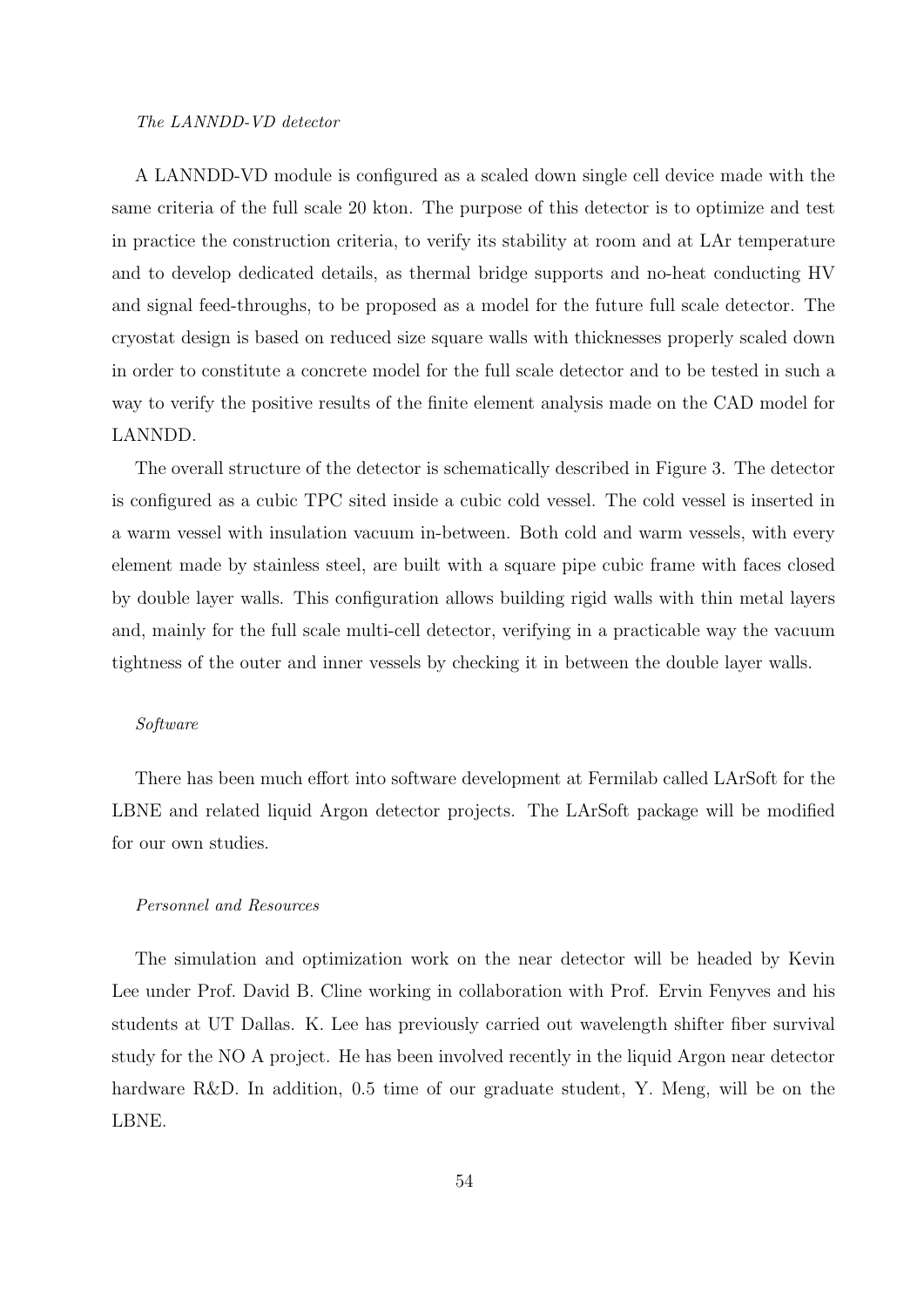*The LANNDD-VD detector*

A LANNDD-VD module is configured as a scaled down single cell device made with the same criteria of the full scale 20 kton. The purpose of this detector is to optimize and test in practice the construction criteria, to verify its stability at room and at LAr temperature and to develop dedicated details, as thermal bridge supports and no-heat conducting HV and signal feed-throughs, to be proposed as a model for the future full scale detector. The cryostat design is based on reduced size square walls with thicknesses properly scaled down in order to constitute a concrete model for the full scale detector and to be tested in such a way to verify the positive results of the finite element analysis made on the CAD model for LANNDD.

The overall structure of the detector is schematically described in Figure 3. The detector is configured as a cubic TPC sited inside a cubic cold vessel. The cold vessel is inserted in a warm vessel with insulation vacuum in-between. Both cold and warm vessels, with every element made by stainless steel, are built with a square pipe cubic frame with faces closed by double layer walls. This configuration allows building rigid walls with thin metal layers and, mainly for the full scale multi-cell detector, verifying in a practicable way the vacuum tightness of the outer and inner vessels by checking it in between the double layer walls.

*Software*

There has been much effort into software development at Fermilab called LArSoft for the LBNE and related liquid Argon detector projects. The LArSoft package will be modified for our own studies.

*Personnel and Resources*

The simulation and optimization work on the near detector will be headed by Kevin Lee under Prof. David B. Cline working in collaboration with Prof. Ervin Fenyves and his students at UT Dallas. K. Lee has previously carried out wavelength shifter fiber survival study for the NO A project. He has been involved recently in the liquid Argon near detector hardware R&D. In addition, 0.5 time of our graduate student, Y. Meng, will be on the LBNE.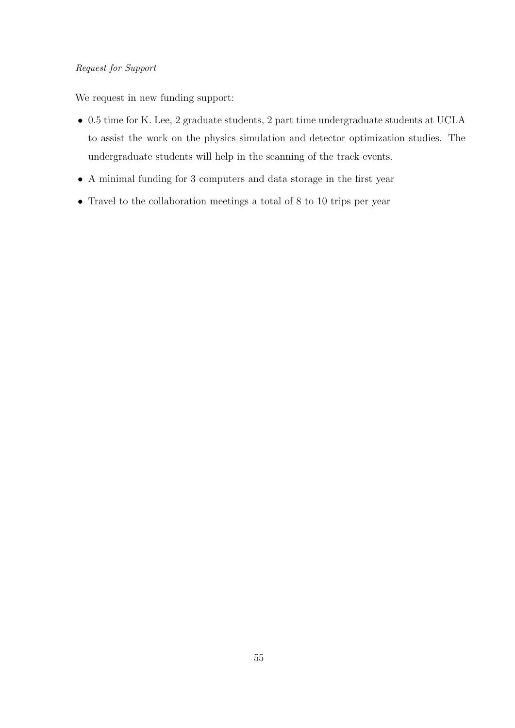*Request for Support*

We request in new funding support:

- 0.5 time for K. Lee, 2 graduate students, 2 part time undergraduate students at UCLA to assist the work on the physics simulation and detector optimization studies. The undergraduate students will help in the scanning of the track events.
- A minimal funding for 3 computers and data storage in the first year
- Travel to the collaboration meetings a total of 8 to 10 trips per year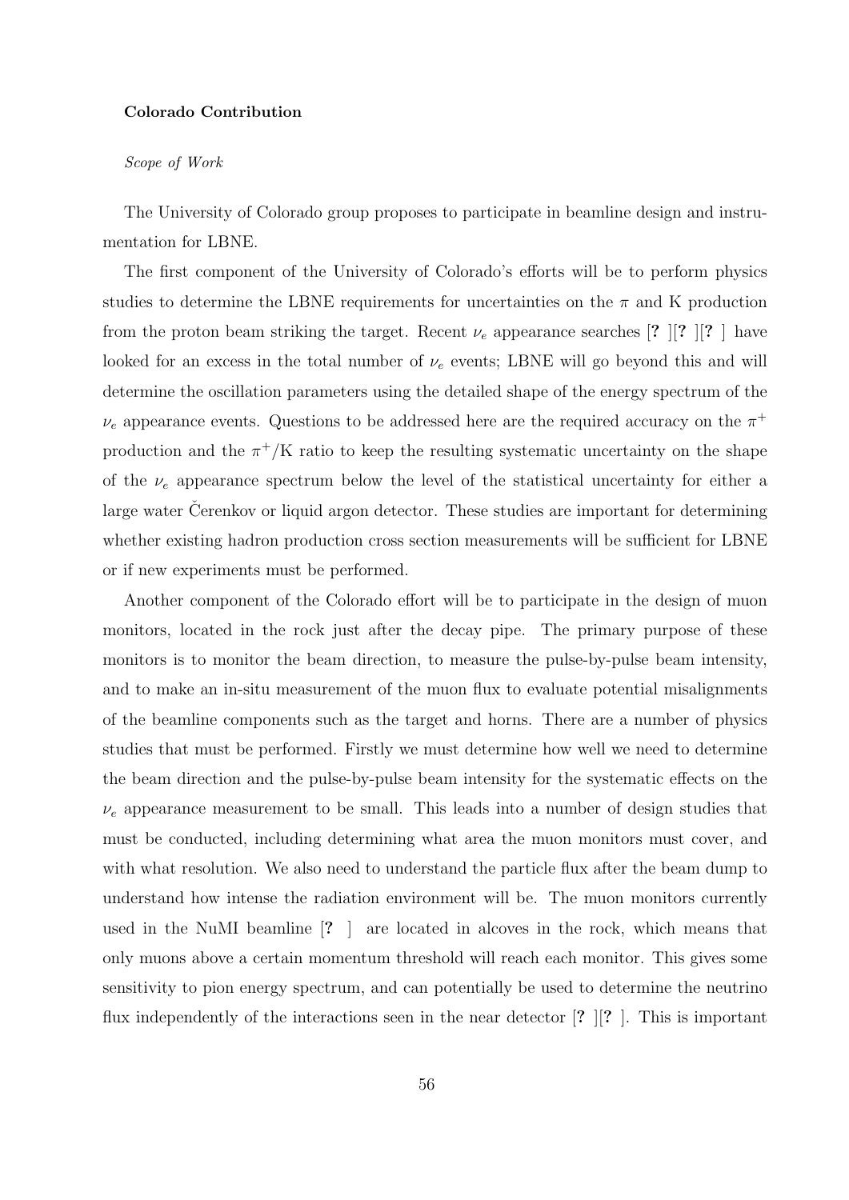**Colorado Contribution**

*Scope of Work*

The University of Colorado group proposes to participate in beamline design and instrumentation for LBNE.

The first component of the University of Colorado's efforts will be to perform physics studies to determine the LBNE requirements for uncertainties on the $\pi$ and K production from the proton beam striking the target. Recent $\nu_e$ appearance searches [**?** ][**?** ][**?** ] have looked for an excess in the total number of $\nu_e$ events; LBNE will go beyond this and will determine the oscillation parameters using the detailed shape of the energy spectrum of the $\nu_e$ appearance events. Questions to be addressed here are the required accuracy on the $\pi^+$ production and the $\pi^+$/K ratio to keep the resulting systematic uncertainty on the shape of the $\nu_e$ appearance spectrum below the level of the statistical uncertainty for either a large water Čerenkov or liquid argon detector. These studies are important for determining whether existing hadron production cross section measurements will be sufficient for LBNE or if new experiments must be performed.

Another component of the Colorado effort will be to participate in the design of muon monitors, located in the rock just after the decay pipe. The primary purpose of these monitors is to monitor the beam direction, to measure the pulse-by-pulse beam intensity, and to make an in-situ measurement of the muon flux to evaluate potential misalignments of the beamline components such as the target and horns. There are a number of physics studies that must be performed. Firstly we must determine how well we need to determine the beam direction and the pulse-by-pulse beam intensity for the systematic effects on the $\nu_e$ appearance measurement to be small. This leads into a number of design studies that must be conducted, including determining what area the muon monitors must cover, and with what resolution. We also need to understand the particle flux after the beam dump to understand how intense the radiation environment will be. The muon monitors currently used in the NuMI beamline [**?** ] are located in alcoves in the rock, which means that only muons above a certain momentum threshold will reach each monitor. This gives some sensitivity to pion energy spectrum, and can potentially be used to determine the neutrino flux independently of the interactions seen in the near detector [**?** ][**?** ]. This is important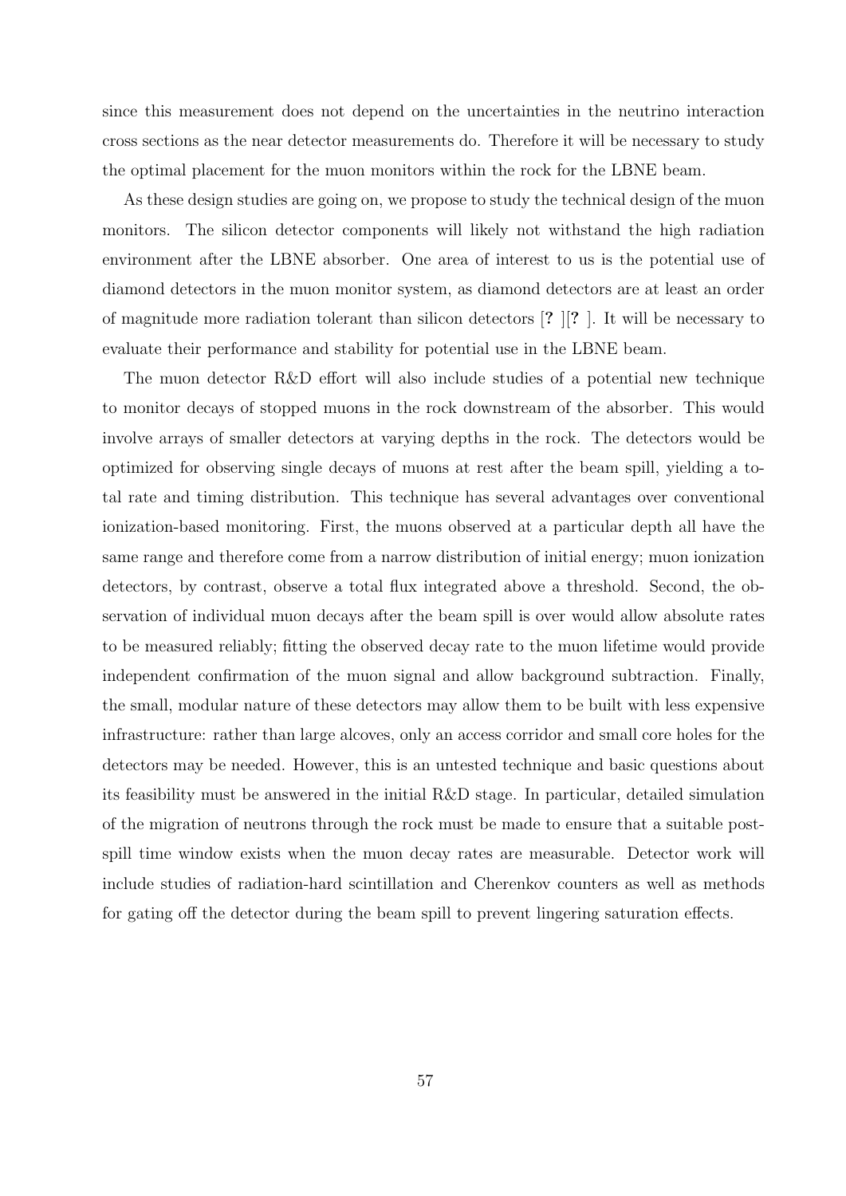since this measurement does not depend on the uncertainties in the neutrino interaction cross sections as the near detector measurements do. Therefore it will be necessary to study the optimal placement for the muon monitors within the rock for the LBNE beam.

As these design studies are going on, we propose to study the technical design of the muon monitors. The silicon detector components will likely not withstand the high radiation environment after the LBNE absorber. One area of interest to us is the potential use of diamond detectors in the muon monitor system, as diamond detectors are at least an order of magnitude more radiation tolerant than silicon detectors [**?** ][**?** ]. It will be necessary to evaluate their performance and stability for potential use in the LBNE beam.

The muon detector R&D effort will also include studies of a potential new technique to monitor decays of stopped muons in the rock downstream of the absorber. This would involve arrays of smaller detectors at varying depths in the rock. The detectors would be optimized for observing single decays of muons at rest after the beam spill, yielding a total rate and timing distribution. This technique has several advantages over conventional ionization-based monitoring. First, the muons observed at a particular depth all have the same range and therefore come from a narrow distribution of initial energy; muon ionization detectors, by contrast, observe a total flux integrated above a threshold. Second, the observation of individual muon decays after the beam spill is over would allow absolute rates to be measured reliably; fitting the observed decay rate to the muon lifetime would provide independent confirmation of the muon signal and allow background subtraction. Finally, the small, modular nature of these detectors may allow them to be built with less expensive infrastructure: rather than large alcoves, only an access corridor and small core holes for the detectors may be needed. However, this is an untested technique and basic questions about its feasibility must be answered in the initial R&D stage. In particular, detailed simulation of the migration of neutrons through the rock must be made to ensure that a suitable post-spill time window exists when the muon decay rates are measurable. Detector work will include studies of radiation-hard scintillation and Cherenkov counters as well as methods for gating off the detector during the beam spill to prevent lingering saturation effects.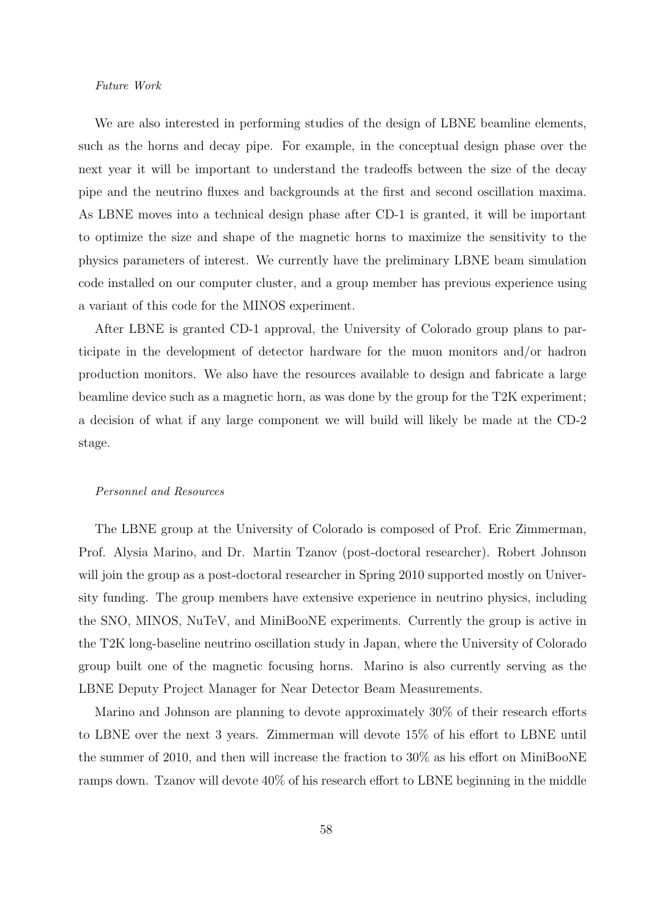*Future Work*

We are also interested in performing studies of the design of LBNE beamline elements, such as the horns and decay pipe. For example, in the conceptual design phase over the next year it will be important to understand the tradeoffs between the size of the decay pipe and the neutrino fluxes and backgrounds at the first and second oscillation maxima. As LBNE moves into a technical design phase after CD-1 is granted, it will be important to optimize the size and shape of the magnetic horns to maximize the sensitivity to the physics parameters of interest. We currently have the preliminary LBNE beam simulation code installed on our computer cluster, and a group member has previous experience using a variant of this code for the MINOS experiment.

After LBNE is granted CD-1 approval, the University of Colorado group plans to participate in the development of detector hardware for the muon monitors and/or hadron production monitors. We also have the resources available to design and fabricate a large beamline device such as a magnetic horn, as was done by the group for the T2K experiment; a decision of what if any large component we will build will likely be made at the CD-2 stage.

*Personnel and Resources*

The LBNE group at the University of Colorado is composed of Prof. Eric Zimmerman, Prof. Alysia Marino, and Dr. Martin Tzanov (post-doctoral researcher). Robert Johnson will join the group as a post-doctoral researcher in Spring 2010 supported mostly on University funding. The group members have extensive experience in neutrino physics, including the SNO, MINOS, NuTeV, and MiniBooNE experiments. Currently the group is active in the T2K long-baseline neutrino oscillation study in Japan, where the University of Colorado group built one of the magnetic focusing horns. Marino is also currently serving as the LBNE Deputy Project Manager for Near Detector Beam Measurements.

Marino and Johnson are planning to devote approximately 30% of their research efforts to LBNE over the next 3 years. Zimmerman will devote 15% of his effort to LBNE until the summer of 2010, and then will increase the fraction to 30% as his effort on MiniBooNE ramps down. Tzanov will devote 40% of his research effort to LBNE beginning in the middle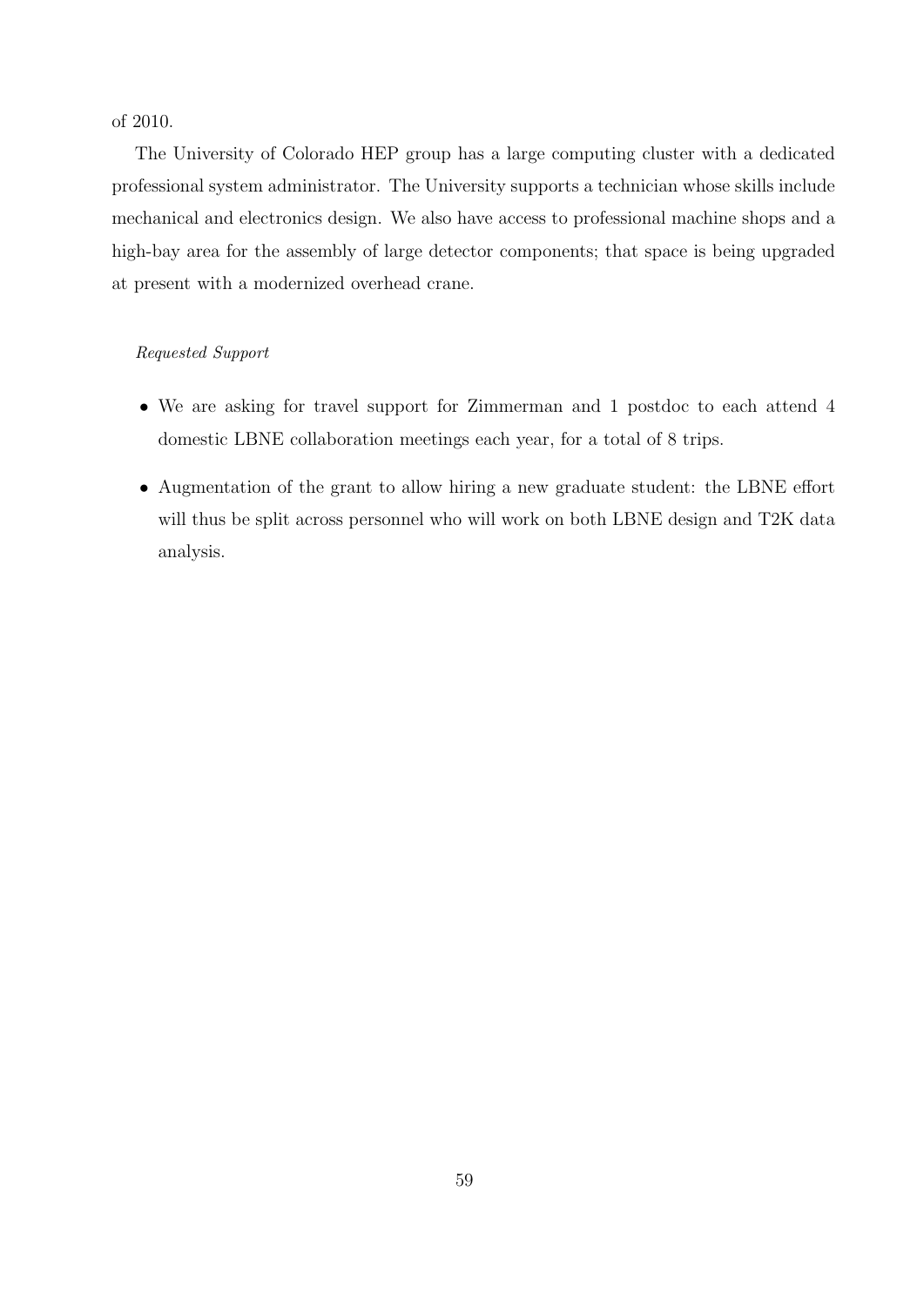of 2010.

The University of Colorado HEP group has a large computing cluster with a dedicated professional system administrator. The University supports a technician whose skills include mechanical and electronics design. We also have access to professional machine shops and a high-bay area for the assembly of large detector components; that space is being upgraded at present with a modernized overhead crane.

*Requested Support*

- We are asking for travel support for Zimmerman and 1 postdoc to each attend 4 domestic LBNE collaboration meetings each year, for a total of 8 trips.
- Augmentation of the grant to allow hiring a new graduate student: the LBNE effort will thus be split across personnel who will work on both LBNE design and T2K data analysis.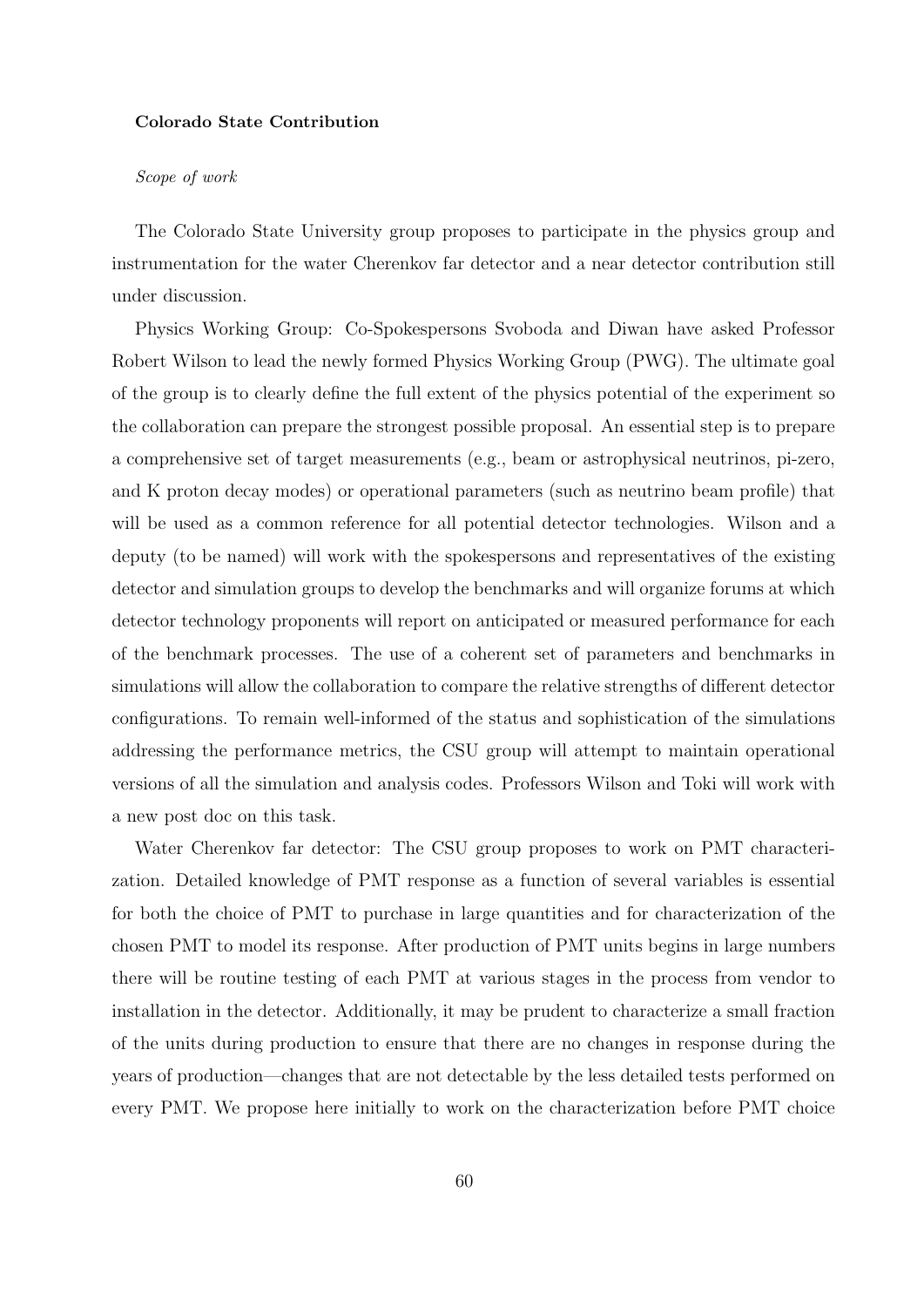**Colorado State Contribution**

*Scope of work*

The Colorado State University group proposes to participate in the physics group and instrumentation for the water Cherenkov far detector and a near detector contribution still under discussion.

Physics Working Group: Co-Spokespersons Svoboda and Diwan have asked Professor Robert Wilson to lead the newly formed Physics Working Group (PWG). The ultimate goal of the group is to clearly define the full extent of the physics potential of the experiment so the collaboration can prepare the strongest possible proposal. An essential step is to prepare a comprehensive set of target measurements (e.g., beam or astrophysical neutrinos, pi-zero, and K proton decay modes) or operational parameters (such as neutrino beam profile) that will be used as a common reference for all potential detector technologies. Wilson and a deputy (to be named) will work with the spokespersons and representatives of the existing detector and simulation groups to develop the benchmarks and will organize forums at which detector technology proponents will report on anticipated or measured performance for each of the benchmark processes. The use of a coherent set of parameters and benchmarks in simulations will allow the collaboration to compare the relative strengths of different detector configurations. To remain well-informed of the status and sophistication of the simulations addressing the performance metrics, the CSU group will attempt to maintain operational versions of all the simulation and analysis codes. Professors Wilson and Toki will work with a new post doc on this task.

Water Cherenkov far detector: The CSU group proposes to work on PMT characterization. Detailed knowledge of PMT response as a function of several variables is essential for both the choice of PMT to purchase in large quantities and for characterization of the chosen PMT to model its response. After production of PMT units begins in large numbers there will be routine testing of each PMT at various stages in the process from vendor to installation in the detector. Additionally, it may be prudent to characterize a small fraction of the units during production to ensure that there are no changes in response during the years of production—changes that are not detectable by the less detailed tests performed on every PMT. We propose here initially to work on the characterization before PMT choice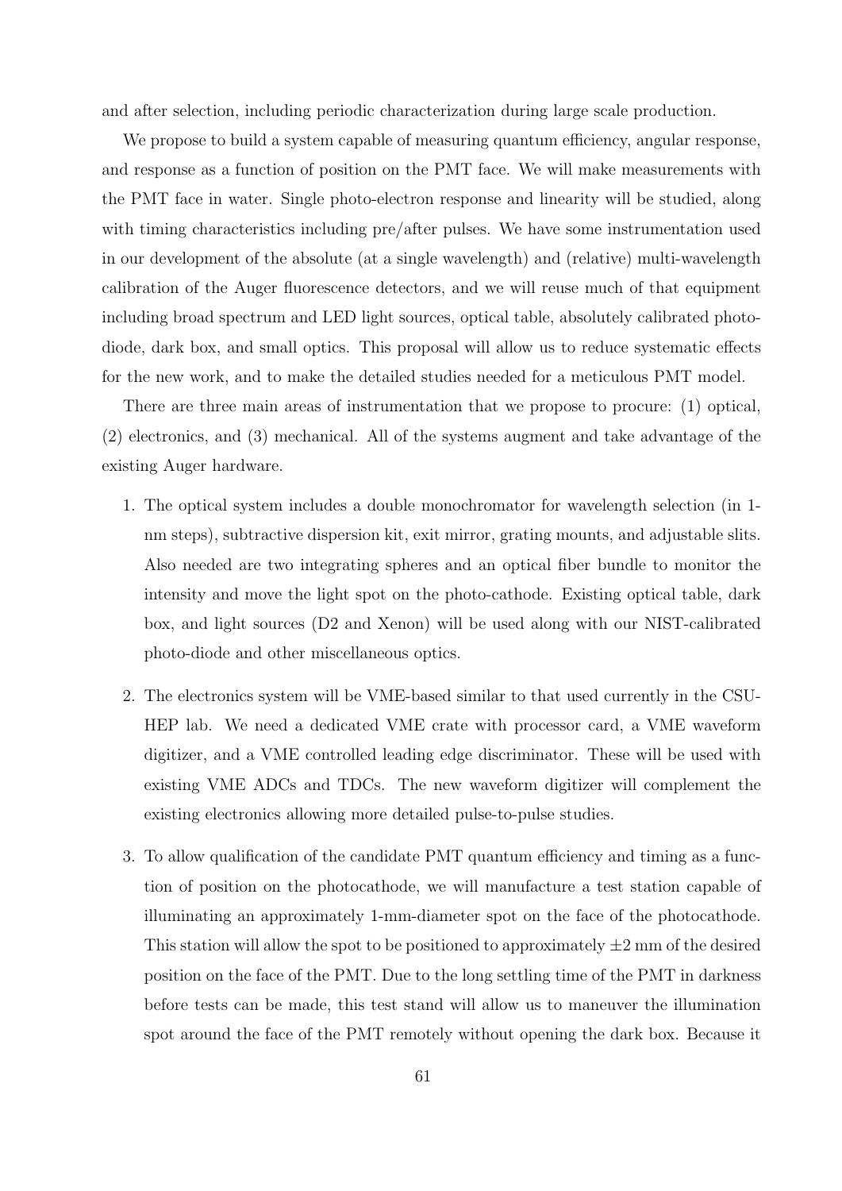and after selection, including periodic characterization during large scale production.

We propose to build a system capable of measuring quantum efficiency, angular response, and response as a function of position on the PMT face. We will make measurements with the PMT face in water. Single photo-electron response and linearity will be studied, along with timing characteristics including pre/after pulses. We have some instrumentation used in our development of the absolute (at a single wavelength) and (relative) multi-wavelength calibration of the Auger fluorescence detectors, and we will reuse much of that equipment including broad spectrum and LED light sources, optical table, absolutely calibrated photo-diode, dark box, and small optics. This proposal will allow us to reduce systematic effects for the new work, and to make the detailed studies needed for a meticulous PMT model.

There are three main areas of instrumentation that we propose to procure: (1) optical, (2) electronics, and (3) mechanical. All of the systems augment and take advantage of the existing Auger hardware.

1. The optical system includes a double monochromator for wavelength selection (in 1-nm steps), subtractive dispersion kit, exit mirror, grating mounts, and adjustable slits. Also needed are two integrating spheres and an optical fiber bundle to monitor the intensity and move the light spot on the photo-cathode. Existing optical table, dark box, and light sources (D2 and Xenon) will be used along with our NIST-calibrated photo-diode and other miscellaneous optics.

2. The electronics system will be VME-based similar to that used currently in the CSU-HEP lab. We need a dedicated VME crate with processor card, a VME waveform digitizer, and a VME controlled leading edge discriminator. These will be used with existing VME ADCs and TDCs. The new waveform digitizer will complement the existing electronics allowing more detailed pulse-to-pulse studies.

3. To allow qualification of the candidate PMT quantum efficiency and timing as a function of position on the photocathode, we will manufacture a test station capable of illuminating an approximately 1-mm-diameter spot on the face of the photocathode. This station will allow the spot to be positioned to approximately $\pm 2$ mm of the desired position on the face of the PMT. Due to the long settling time of the PMT in darkness before tests can be made, this test stand will allow us to maneuver the illumination spot around the face of the PMT remotely without opening the dark box. Because it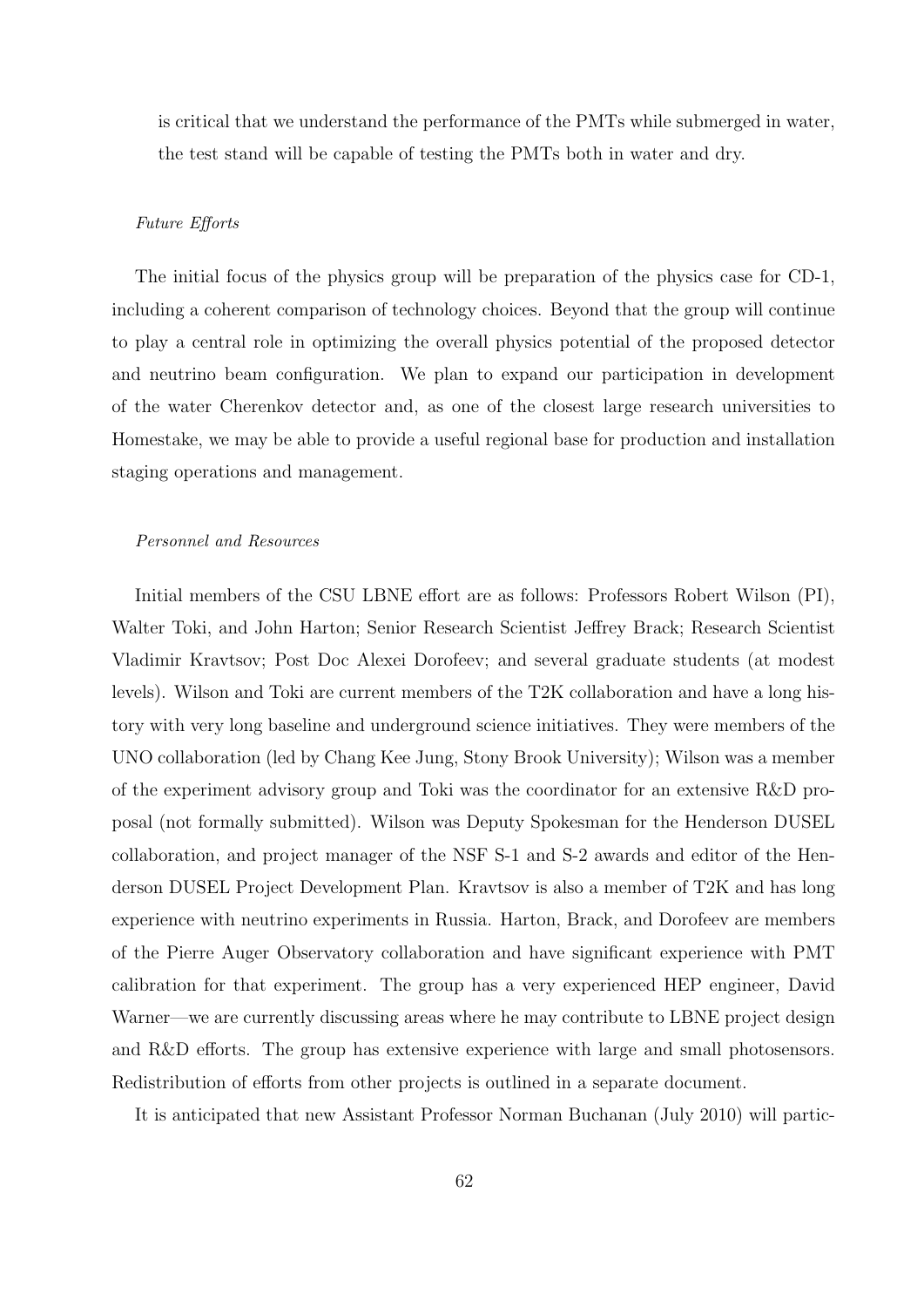is critical that we understand the performance of the PMTs while submerged in water, the test stand will be capable of testing the PMTs both in water and dry.

*Future Efforts*

The initial focus of the physics group will be preparation of the physics case for CD-1, including a coherent comparison of technology choices. Beyond that the group will continue to play a central role in optimizing the overall physics potential of the proposed detector and neutrino beam configuration. We plan to expand our participation in development of the water Cherenkov detector and, as one of the closest large research universities to Homestake, we may be able to provide a useful regional base for production and installation staging operations and management.

*Personnel and Resources*

Initial members of the CSU LBNE effort are as follows: Professors Robert Wilson (PI), Walter Toki, and John Harton; Senior Research Scientist Jeffrey Brack; Research Scientist Vladimir Kravtsov; Post Doc Alexei Dorofeev; and several graduate students (at modest levels). Wilson and Toki are current members of the T2K collaboration and have a long history with very long baseline and underground science initiatives. They were members of the UNO collaboration (led by Chang Kee Jung, Stony Brook University); Wilson was a member of the experiment advisory group and Toki was the coordinator for an extensive R&D proposal (not formally submitted). Wilson was Deputy Spokesman for the Henderson DUSEL collaboration, and project manager of the NSF S-1 and S-2 awards and editor of the Henderson DUSEL Project Development Plan. Kravtsov is also a member of T2K and has long experience with neutrino experiments in Russia. Harton, Brack, and Dorofeev are members of the Pierre Auger Observatory collaboration and have significant experience with PMT calibration for that experiment. The group has a very experienced HEP engineer, David Warner—we are currently discussing areas where he may contribute to LBNE project design and R&D efforts. The group has extensive experience with large and small photosensors. Redistribution of efforts from other projects is outlined in a separate document.

It is anticipated that new Assistant Professor Norman Buchanan (July 2010) will partic-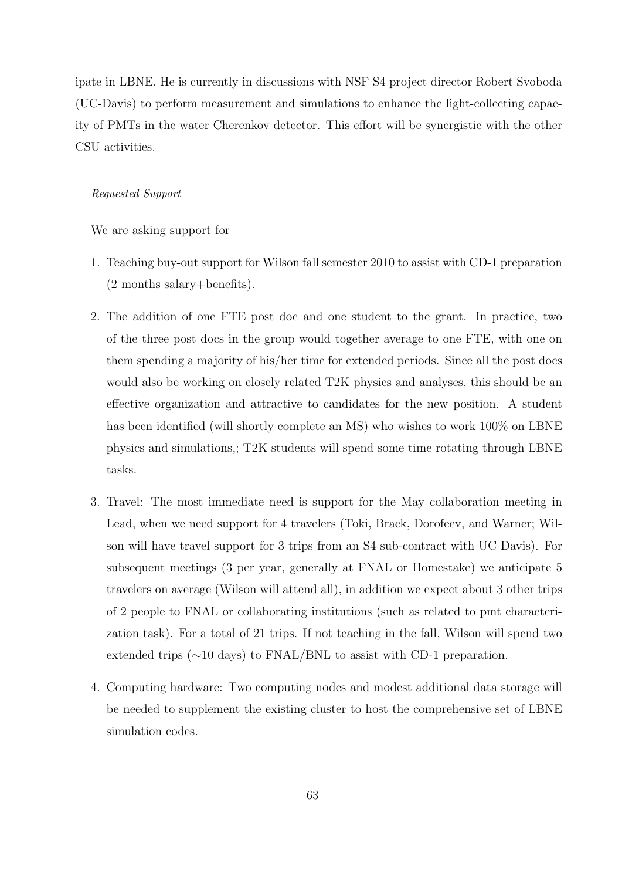ipate in LBNE. He is currently in discussions with NSF S4 project director Robert Svoboda (UC-Davis) to perform measurement and simulations to enhance the light-collecting capacity of PMTs in the water Cherenkov detector. This effort will be synergistic with the other CSU activities.

*Requested Support*

We are asking support for

1. Teaching buy-out support for Wilson fall semester 2010 to assist with CD-1 preparation (2 months salary+benefits).
2. The addition of one FTE post doc and one student to the grant. In practice, two of the three post docs in the group would together average to one FTE, with one on them spending a majority of his/her time for extended periods. Since all the post docs would also be working on closely related T2K physics and analyses, this should be an effective organization and attractive to candidates for the new position. A student has been identified (will shortly complete an MS) who wishes to work 100% on LBNE physics and simulations,; T2K students will spend some time rotating through LBNE tasks.
3. Travel: The most immediate need is support for the May collaboration meeting in Lead, when we need support for 4 travelers (Toki, Brack, Dorofeev, and Warner; Wilson will have travel support for 3 trips from an S4 sub-contract with UC Davis). For subsequent meetings (3 per year, generally at FNAL or Homestake) we anticipate 5 travelers on average (Wilson will attend all), in addition we expect about 3 other trips of 2 people to FNAL or collaborating institutions (such as related to pmt characterization task). For a total of 21 trips. If not teaching in the fall, Wilson will spend two extended trips ($\sim$10 days) to FNAL/BNL to assist with CD-1 preparation.
4. Computing hardware: Two computing nodes and modest additional data storage will be needed to supplement the existing cluster to host the comprehensive set of LBNE simulation codes.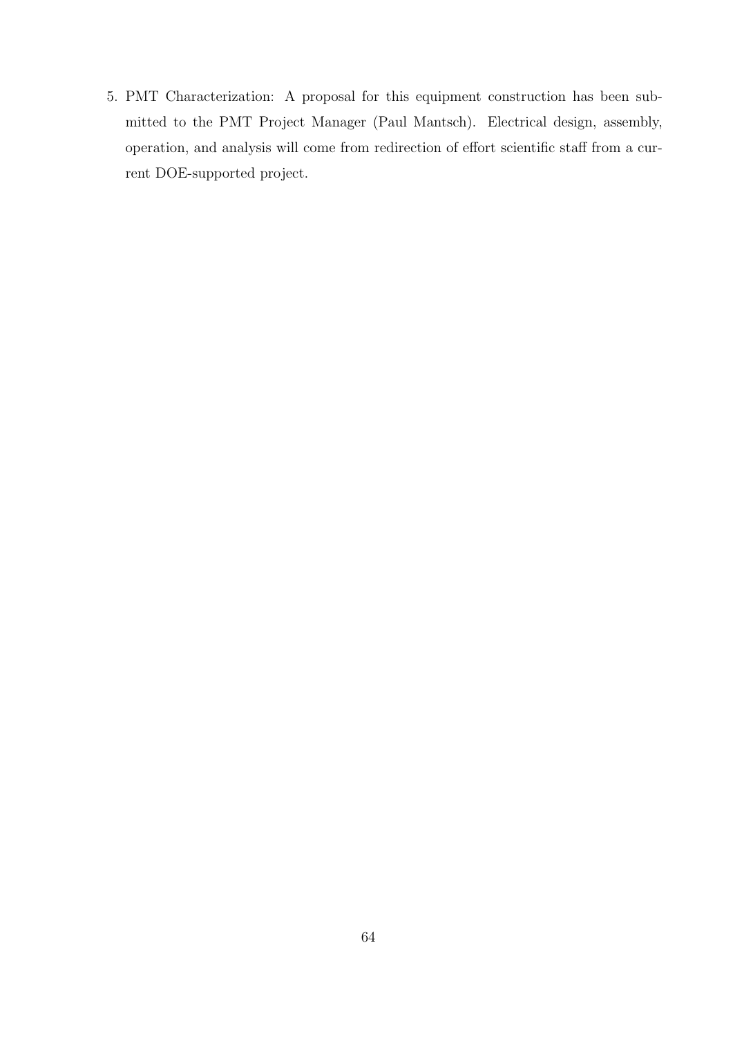5. PMT Characterization: A proposal for this equipment construction has been submitted to the PMT Project Manager (Paul Mantsch). Electrical design, assembly, operation, and analysis will come from redirection of effort scientific staff from a current DOE-supported project.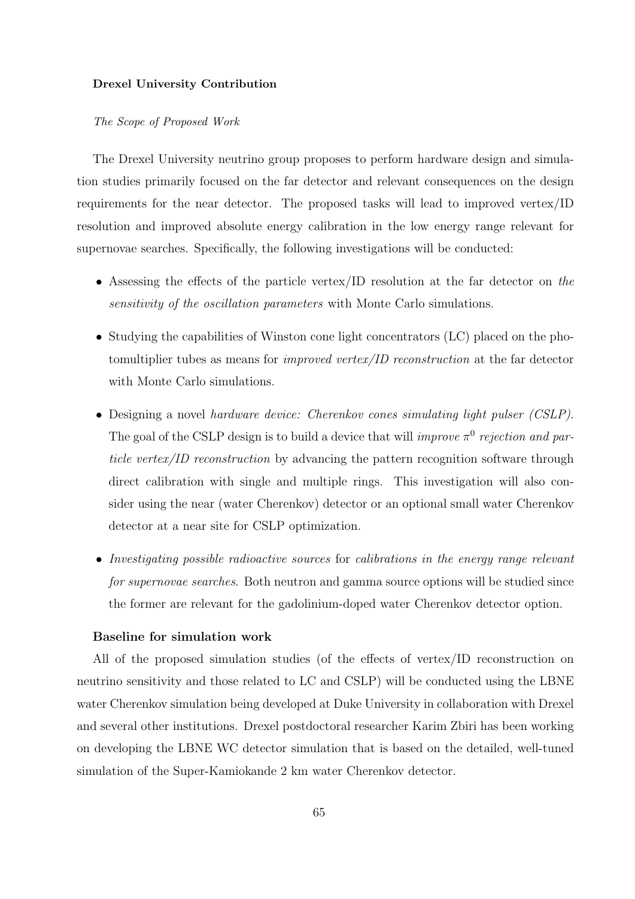**Drexel University Contribution**

*The Scope of Proposed Work*

The Drexel University neutrino group proposes to perform hardware design and simulation studies primarily focused on the far detector and relevant consequences on the design requirements for the near detector. The proposed tasks will lead to improved vertex/ID resolution and improved absolute energy calibration in the low energy range relevant for supernovae searches. Specifically, the following investigations will be conducted:

- Assessing the effects of the particle vertex/ID resolution at the far detector on *the sensitivity of the oscillation parameters* with Monte Carlo simulations.
- Studying the capabilities of Winston cone light concentrators (LC) placed on the photomultiplier tubes as means for *improved vertex/ID reconstruction* at the far detector with Monte Carlo simulations.
- Designing a novel *hardware device: Cherenkov cones simulating light pulser (CSLP)*. The goal of the CSLP design is to build a device that will *improve $\pi^0$ rejection and particle vertex/ID reconstruction* by advancing the pattern recognition software through direct calibration with single and multiple rings. This investigation will also consider using the near (water Cherenkov) detector or an optional small water Cherenkov detector at a near site for CSLP optimization.
- *Investigating possible radioactive sources* for *calibrations in the energy range relevant for supernovae searches*. Both neutron and gamma source options will be studied since the former are relevant for the gadolinium-doped water Cherenkov detector option.

**Baseline for simulation work**

All of the proposed simulation studies (of the effects of vertex/ID reconstruction on neutrino sensitivity and those related to LC and CSLP) will be conducted using the LBNE water Cherenkov simulation being developed at Duke University in collaboration with Drexel and several other institutions. Drexel postdoctoral researcher Karim Zbiri has been working on developing the LBNE WC detector simulation that is based on the detailed, well-tuned simulation of the Super-Kamiokande 2 km water Cherenkov detector.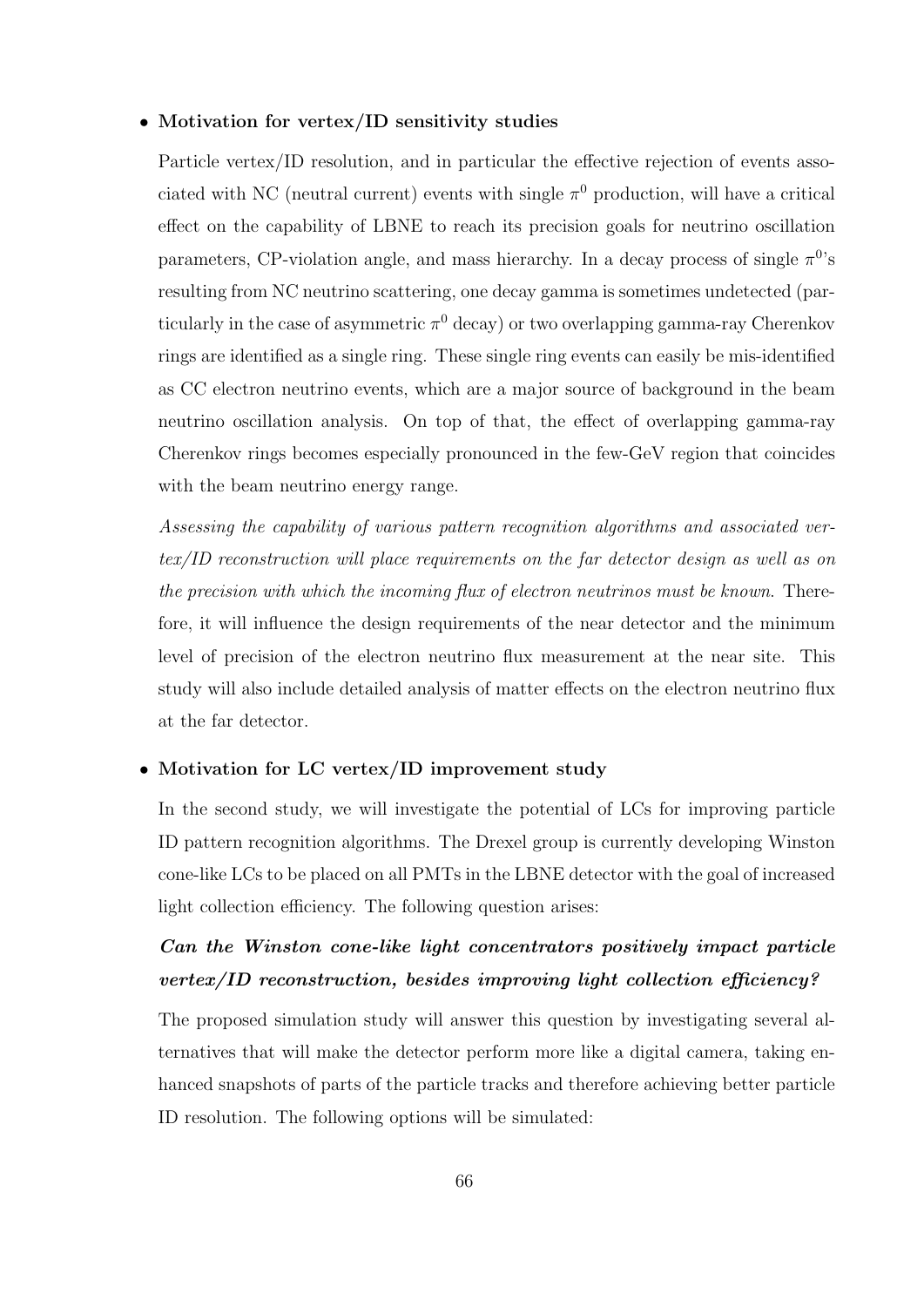- **Motivation for vertex/ID sensitivity studies**

  Particle vertex/ID resolution, and in particular the effective rejection of events associated with NC (neutral current) events with single $\pi^0$ production, will have a critical effect on the capability of LBNE to reach its precision goals for neutrino oscillation parameters, CP-violation angle, and mass hierarchy. In a decay process of single $\pi^0$'s resulting from NC neutrino scattering, one decay gamma is sometimes undetected (particularly in the case of asymmetric $\pi^0$ decay) or two overlapping gamma-ray Cherenkov rings are identified as a single ring. These single ring events can easily be mis-identified as CC electron neutrino events, which are a major source of background in the beam neutrino oscillation analysis. On top of that, the effect of overlapping gamma-ray Cherenkov rings becomes especially pronounced in the few-GeV region that coincides with the beam neutrino energy range.

  *Assessing the capability of various pattern recognition algorithms and associated vertex/ID reconstruction will place requirements on the far detector design as well as on the precision with which the incoming flux of electron neutrinos must be known.* Therefore, it will influence the design requirements of the near detector and the minimum level of precision of the electron neutrino flux measurement at the near site. This study will also include detailed analysis of matter effects on the electron neutrino flux at the far detector.

- **Motivation for LC vertex/ID improvement study**

  In the second study, we will investigate the potential of LCs for improving particle ID pattern recognition algorithms. The Drexel group is currently developing Winston cone-like LCs to be placed on all PMTs in the LBNE detector with the goal of increased light collection efficiency. The following question arises:

  ***Can the Winston cone-like light concentrators positively impact particle vertex/ID reconstruction, besides improving light collection efficiency?***

  The proposed simulation study will answer this question by investigating several alternatives that will make the detector perform more like a digital camera, taking enhanced snapshots of parts of the particle tracks and therefore achieving better particle ID resolution. The following options will be simulated: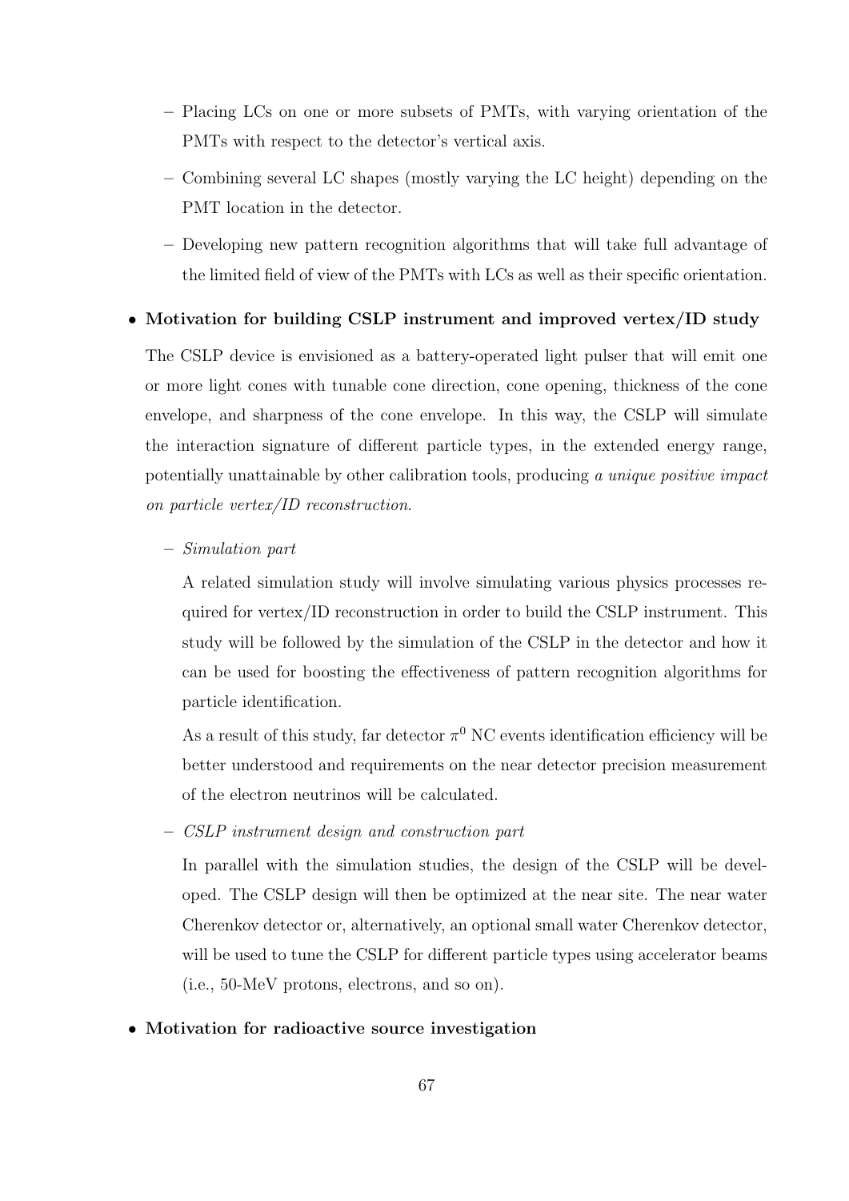- Placing LCs on one or more subsets of PMTs, with varying orientation of the PMTs with respect to the detector's vertical axis.
  - Combining several LC shapes (mostly varying the LC height) depending on the PMT location in the detector.
  - Developing new pattern recognition algorithms that will take full advantage of the limited field of view of the PMTs with LCs as well as their specific orientation.

- **Motivation for building CSLP instrument and improved vertex/ID study**

  The CSLP device is envisioned as a battery-operated light pulser that will emit one or more light cones with tunable cone direction, cone opening, thickness of the cone envelope, and sharpness of the cone envelope. In this way, the CSLP will simulate the interaction signature of different particle types, in the extended energy range, potentially unattainable by other calibration tools, producing *a unique positive impact on particle vertex/ID reconstruction*.

  - *Simulation part*

    A related simulation study will involve simulating various physics processes required for vertex/ID reconstruction in order to build the CSLP instrument. This study will be followed by the simulation of the CSLP in the detector and how it can be used for boosting the effectiveness of pattern recognition algorithms for particle identification.

    As a result of this study, far detector $\pi^0$ NC events identification efficiency will be better understood and requirements on the near detector precision measurement of the electron neutrinos will be calculated.

  - *CSLP instrument design and construction part*

    In parallel with the simulation studies, the design of the CSLP will be developed. The CSLP design will then be optimized at the near site. The near water Cherenkov detector or, alternatively, an optional small water Cherenkov detector, will be used to tune the CSLP for different particle types using accelerator beams (i.e., 50-MeV protons, electrons, and so on).

- **Motivation for radioactive source investigation**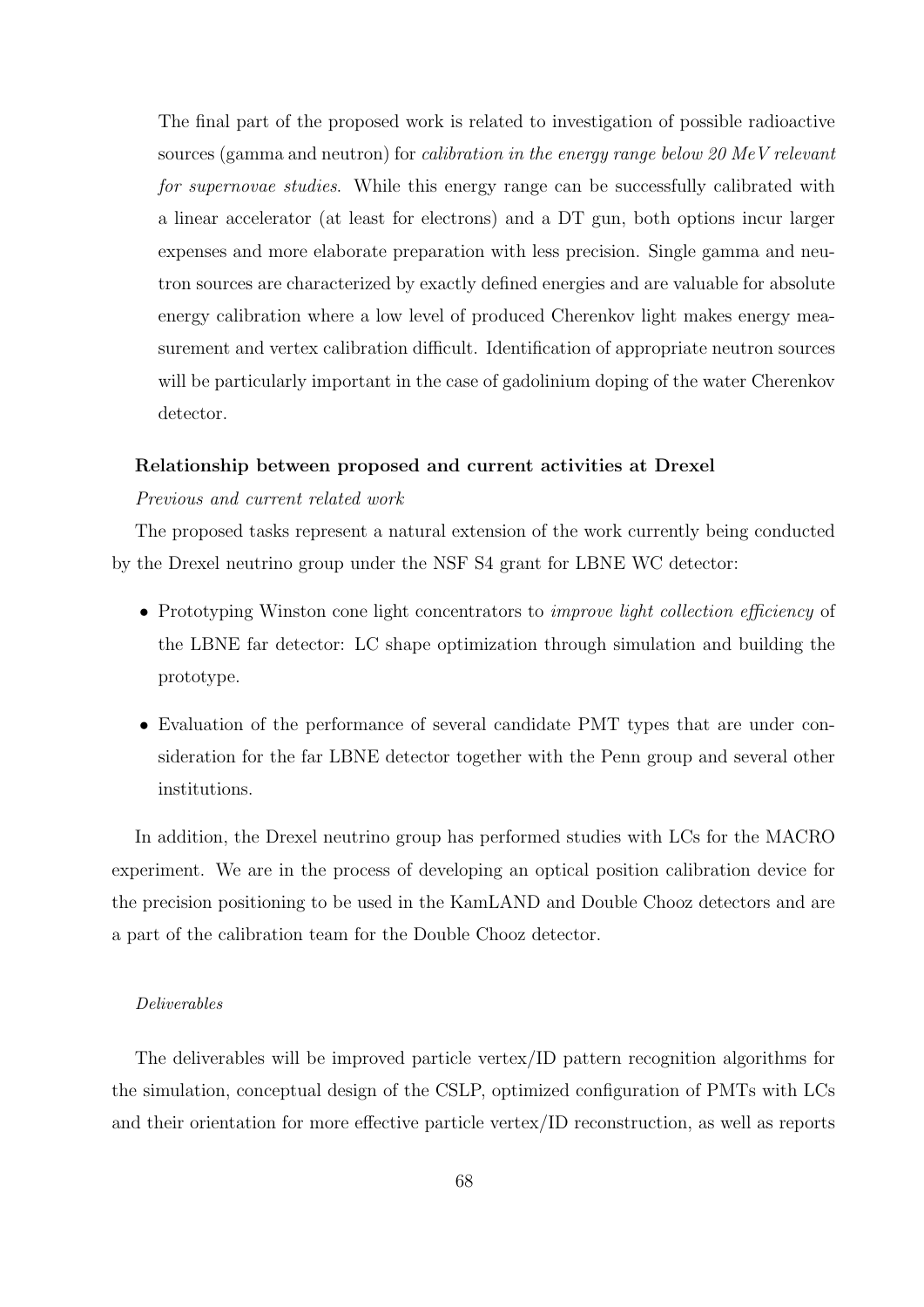The final part of the proposed work is related to investigation of possible radioactive sources (gamma and neutron) for *calibration in the energy range below 20 MeV relevant for supernovae studies*. While this energy range can be successfully calibrated with a linear accelerator (at least for electrons) and a DT gun, both options incur larger expenses and more elaborate preparation with less precision. Single gamma and neutron sources are characterized by exactly defined energies and are valuable for absolute energy calibration where a low level of produced Cherenkov light makes energy measurement and vertex calibration difficult. Identification of appropriate neutron sources will be particularly important in the case of gadolinium doping of the water Cherenkov detector.

**Relationship between proposed and current activities at Drexel**

*Previous and current related work*

The proposed tasks represent a natural extension of the work currently being conducted by the Drexel neutrino group under the NSF S4 grant for LBNE WC detector:

- Prototyping Winston cone light concentrators to *improve light collection efficiency* of the LBNE far detector: LC shape optimization through simulation and building the prototype.
- Evaluation of the performance of several candidate PMT types that are under consideration for the far LBNE detector together with the Penn group and several other institutions.

In addition, the Drexel neutrino group has performed studies with LCs for the MACRO experiment. We are in the process of developing an optical position calibration device for the precision positioning to be used in the KamLAND and Double Chooz detectors and are a part of the calibration team for the Double Chooz detector.

*Deliverables*

The deliverables will be improved particle vertex/ID pattern recognition algorithms for the simulation, conceptual design of the CSLP, optimized configuration of PMTs with LCs and their orientation for more effective particle vertex/ID reconstruction, as well as reports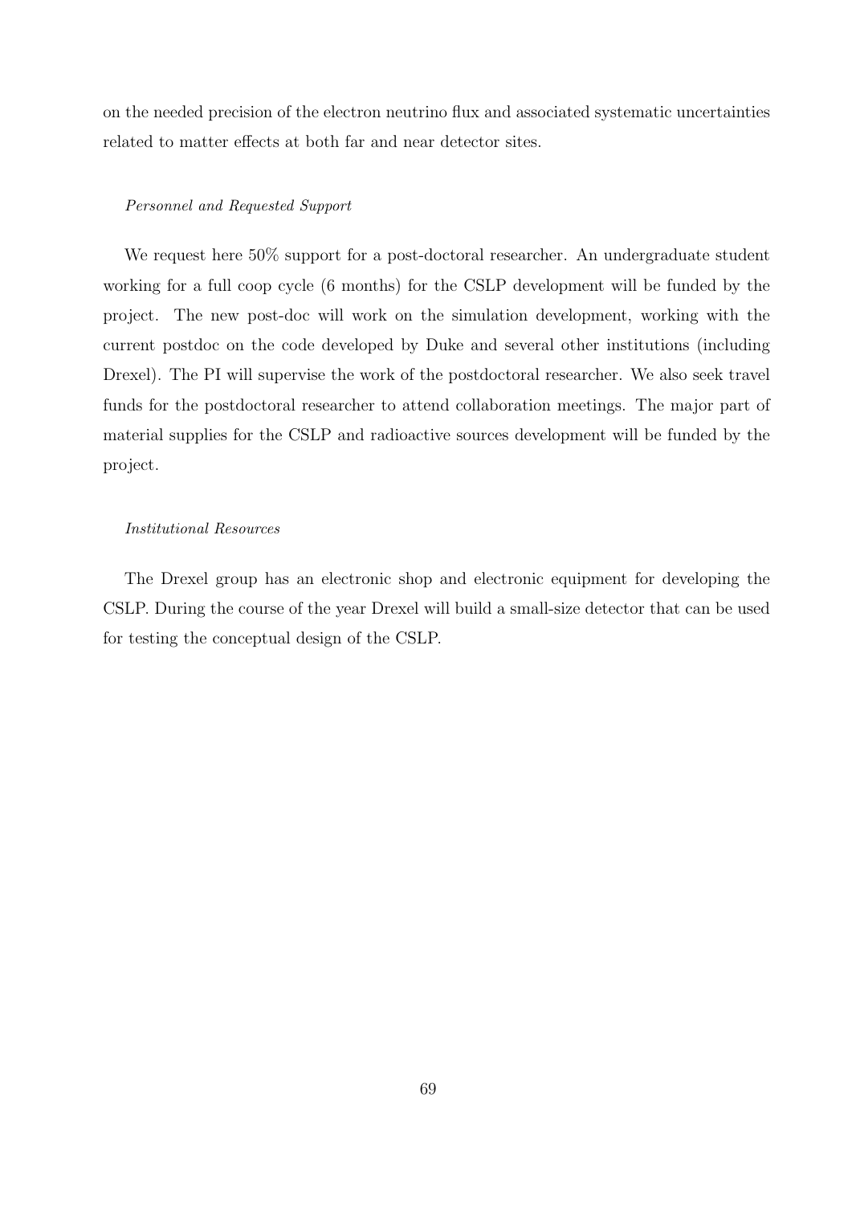on the needed precision of the electron neutrino flux and associated systematic uncertainties related to matter effects at both far and near detector sites.

*Personnel and Requested Support*

We request here 50% support for a post-doctoral researcher. An undergraduate student working for a full coop cycle (6 months) for the CSLP development will be funded by the project. The new post-doc will work on the simulation development, working with the current postdoc on the code developed by Duke and several other institutions (including Drexel). The PI will supervise the work of the postdoctoral researcher. We also seek travel funds for the postdoctoral researcher to attend collaboration meetings. The major part of material supplies for the CSLP and radioactive sources development will be funded by the project.

*Institutional Resources*

The Drexel group has an electronic shop and electronic equipment for developing the CSLP. During the course of the year Drexel will build a small-size detector that can be used for testing the conceptual design of the CSLP.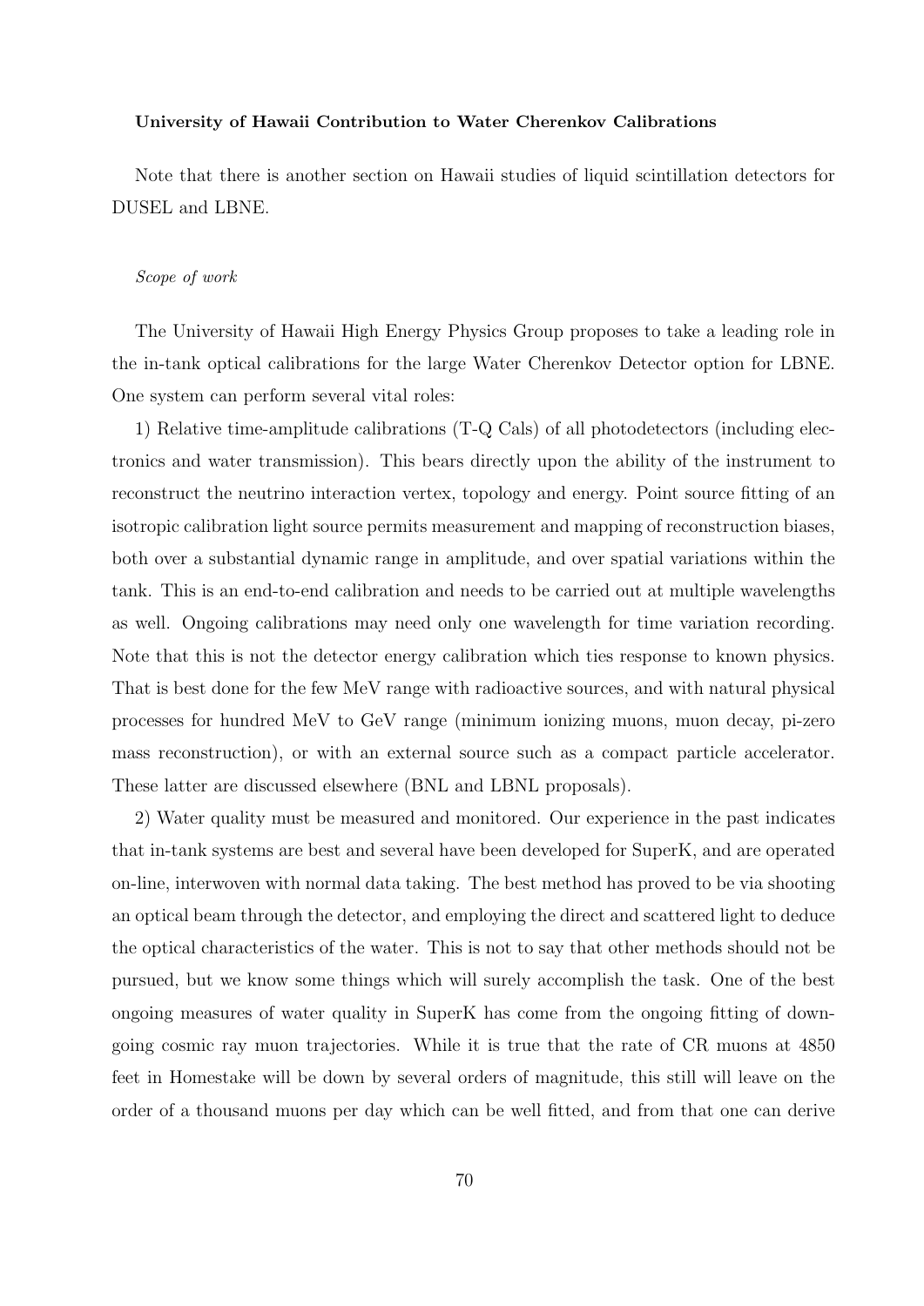**University of Hawaii Contribution to Water Cherenkov Calibrations**

Note that there is another section on Hawaii studies of liquid scintillation detectors for DUSEL and LBNE.

*Scope of work*

The University of Hawaii High Energy Physics Group proposes to take a leading role in the in-tank optical calibrations for the large Water Cherenkov Detector option for LBNE. One system can perform several vital roles:

1) Relative time-amplitude calibrations (T-Q Cals) of all photodetectors (including electronics and water transmission). This bears directly upon the ability of the instrument to reconstruct the neutrino interaction vertex, topology and energy. Point source fitting of an isotropic calibration light source permits measurement and mapping of reconstruction biases, both over a substantial dynamic range in amplitude, and over spatial variations within the tank. This is an end-to-end calibration and needs to be carried out at multiple wavelengths as well. Ongoing calibrations may need only one wavelength for time variation recording. Note that this is not the detector energy calibration which ties response to known physics. That is best done for the few MeV range with radioactive sources, and with natural physical processes for hundred MeV to GeV range (minimum ionizing muons, muon decay, pi-zero mass reconstruction), or with an external source such as a compact particle accelerator. These latter are discussed elsewhere (BNL and LBNL proposals).

2) Water quality must be measured and monitored. Our experience in the past indicates that in-tank systems are best and several have been developed for SuperK, and are operated on-line, interwoven with normal data taking. The best method has proved to be via shooting an optical beam through the detector, and employing the direct and scattered light to deduce the optical characteristics of the water. This is not to say that other methods should not be pursued, but we know some things which will surely accomplish the task. One of the best ongoing measures of water quality in SuperK has come from the ongoing fitting of down-going cosmic ray muon trajectories. While it is true that the rate of CR muons at 4850 feet in Homestake will be down by several orders of magnitude, this still will leave on the order of a thousand muons per day which can be well fitted, and from that one can derive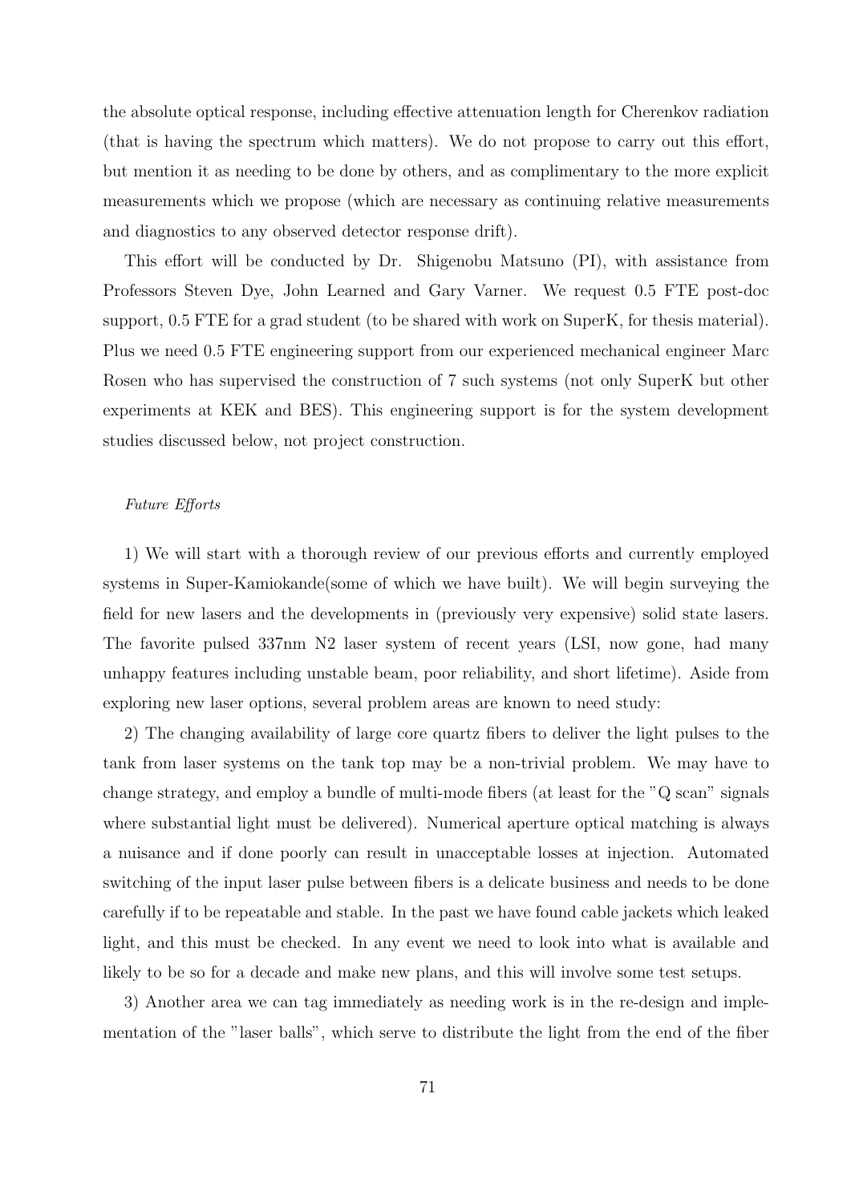the absolute optical response, including effective attenuation length for Cherenkov radiation (that is having the spectrum which matters). We do not propose to carry out this effort, but mention it as needing to be done by others, and as complimentary to the more explicit measurements which we propose (which are necessary as continuing relative measurements and diagnostics to any observed detector response drift).

This effort will be conducted by Dr. Shigenobu Matsuno (PI), with assistance from Professors Steven Dye, John Learned and Gary Varner. We request 0.5 FTE post-doc support, 0.5 FTE for a grad student (to be shared with work on SuperK, for thesis material). Plus we need 0.5 FTE engineering support from our experienced mechanical engineer Marc Rosen who has supervised the construction of 7 such systems (not only SuperK but other experiments at KEK and BES). This engineering support is for the system development studies discussed below, not project construction.

*Future Efforts*

1) We will start with a thorough review of our previous efforts and currently employed systems in Super-Kamiokande(some of which we have built). We will begin surveying the field for new lasers and the developments in (previously very expensive) solid state lasers. The favorite pulsed 337nm N2 laser system of recent years (LSI, now gone, had many unhappy features including unstable beam, poor reliability, and short lifetime). Aside from exploring new laser options, several problem areas are known to need study:

2) The changing availability of large core quartz fibers to deliver the light pulses to the tank from laser systems on the tank top may be a non-trivial problem. We may have to change strategy, and employ a bundle of multi-mode fibers (at least for the "Q scan" signals where substantial light must be delivered). Numerical aperture optical matching is always a nuisance and if done poorly can result in unacceptable losses at injection. Automated switching of the input laser pulse between fibers is a delicate business and needs to be done carefully if to be repeatable and stable. In the past we have found cable jackets which leaked light, and this must be checked. In any event we need to look into what is available and likely to be so for a decade and make new plans, and this will involve some test setups.

3) Another area we can tag immediately as needing work is in the re-design and implementation of the "laser balls", which serve to distribute the light from the end of the fiber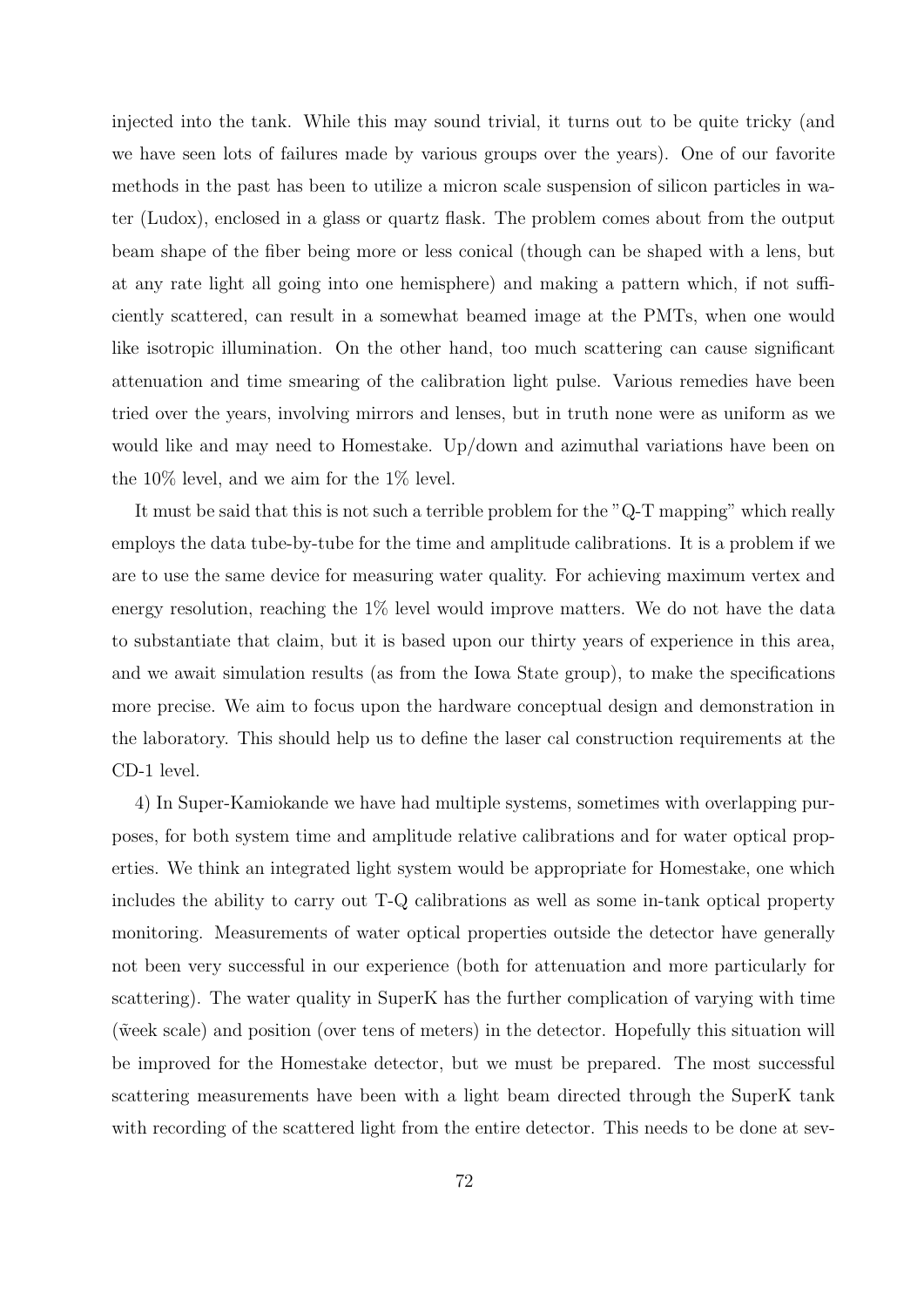injected into the tank. While this may sound trivial, it turns out to be quite tricky (and we have seen lots of failures made by various groups over the years). One of our favorite methods in the past has been to utilize a micron scale suspension of silicon particles in water (Ludox), enclosed in a glass or quartz flask. The problem comes about from the output beam shape of the fiber being more or less conical (though can be shaped with a lens, but at any rate light all going into one hemisphere) and making a pattern which, if not sufficiently scattered, can result in a somewhat beamed image at the PMTs, when one would like isotropic illumination. On the other hand, too much scattering can cause significant attenuation and time smearing of the calibration light pulse. Various remedies have been tried over the years, involving mirrors and lenses, but in truth none were as uniform as we would like and may need to Homestake. Up/down and azimuthal variations have been on the 10% level, and we aim for the 1% level.

It must be said that this is not such a terrible problem for the "Q-T mapping" which really employs the data tube-by-tube for the time and amplitude calibrations. It is a problem if we are to use the same device for measuring water quality. For achieving maximum vertex and energy resolution, reaching the 1% level would improve matters. We do not have the data to substantiate that claim, but it is based upon our thirty years of experience in this area, and we await simulation results (as from the Iowa State group), to make the specifications more precise. We aim to focus upon the hardware conceptual design and demonstration in the laboratory. This should help us to define the laser cal construction requirements at the CD-1 level.

4) In Super-Kamiokande we have had multiple systems, sometimes with overlapping purposes, for both system time and amplitude relative calibrations and for water optical properties. We think an integrated light system would be appropriate for Homestake, one which includes the ability to carry out T-Q calibrations as well as some in-tank optical property monitoring. Measurements of water optical properties outside the detector have generally not been very successful in our experience (both for attenuation and more particularly for scattering). The water quality in SuperK has the further complication of varying with time (w̃eek scale) and position (over tens of meters) in the detector. Hopefully this situation will be improved for the Homestake detector, but we must be prepared. The most successful scattering measurements have been with a light beam directed through the SuperK tank with recording of the scattered light from the entire detector. This needs to be done at sev-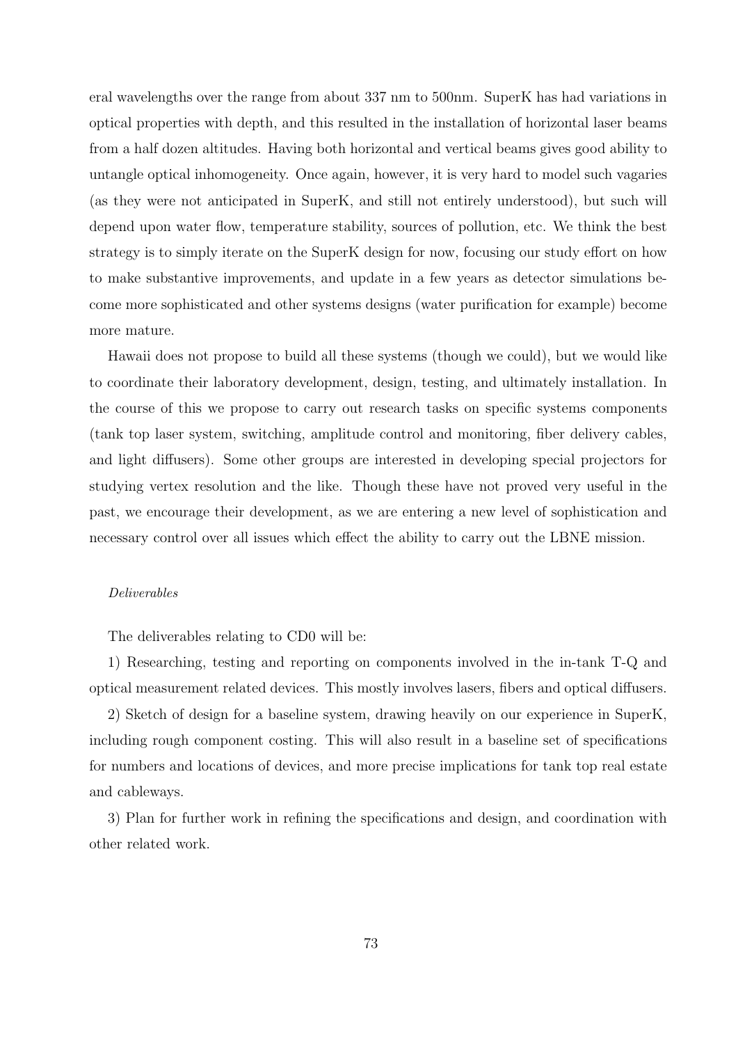eral wavelengths over the range from about 337 nm to 500nm. SuperK has had variations in optical properties with depth, and this resulted in the installation of horizontal laser beams from a half dozen altitudes. Having both horizontal and vertical beams gives good ability to untangle optical inhomogeneity. Once again, however, it is very hard to model such vagaries (as they were not anticipated in SuperK, and still not entirely understood), but such will depend upon water flow, temperature stability, sources of pollution, etc. We think the best strategy is to simply iterate on the SuperK design for now, focusing our study effort on how to make substantive improvements, and update in a few years as detector simulations become more sophisticated and other systems designs (water purification for example) become more mature.

Hawaii does not propose to build all these systems (though we could), but we would like to coordinate their laboratory development, design, testing, and ultimately installation. In the course of this we propose to carry out research tasks on specific systems components (tank top laser system, switching, amplitude control and monitoring, fiber delivery cables, and light diffusers). Some other groups are interested in developing special projectors for studying vertex resolution and the like. Though these have not proved very useful in the past, we encourage their development, as we are entering a new level of sophistication and necessary control over all issues which effect the ability to carry out the LBNE mission.

*Deliverables*

The deliverables relating to CD0 will be:

1) Researching, testing and reporting on components involved in the in-tank T-Q and optical measurement related devices. This mostly involves lasers, fibers and optical diffusers.

2) Sketch of design for a baseline system, drawing heavily on our experience in SuperK, including rough component costing. This will also result in a baseline set of specifications for numbers and locations of devices, and more precise implications for tank top real estate and cableways.

3) Plan for further work in refining the specifications and design, and coordination with other related work.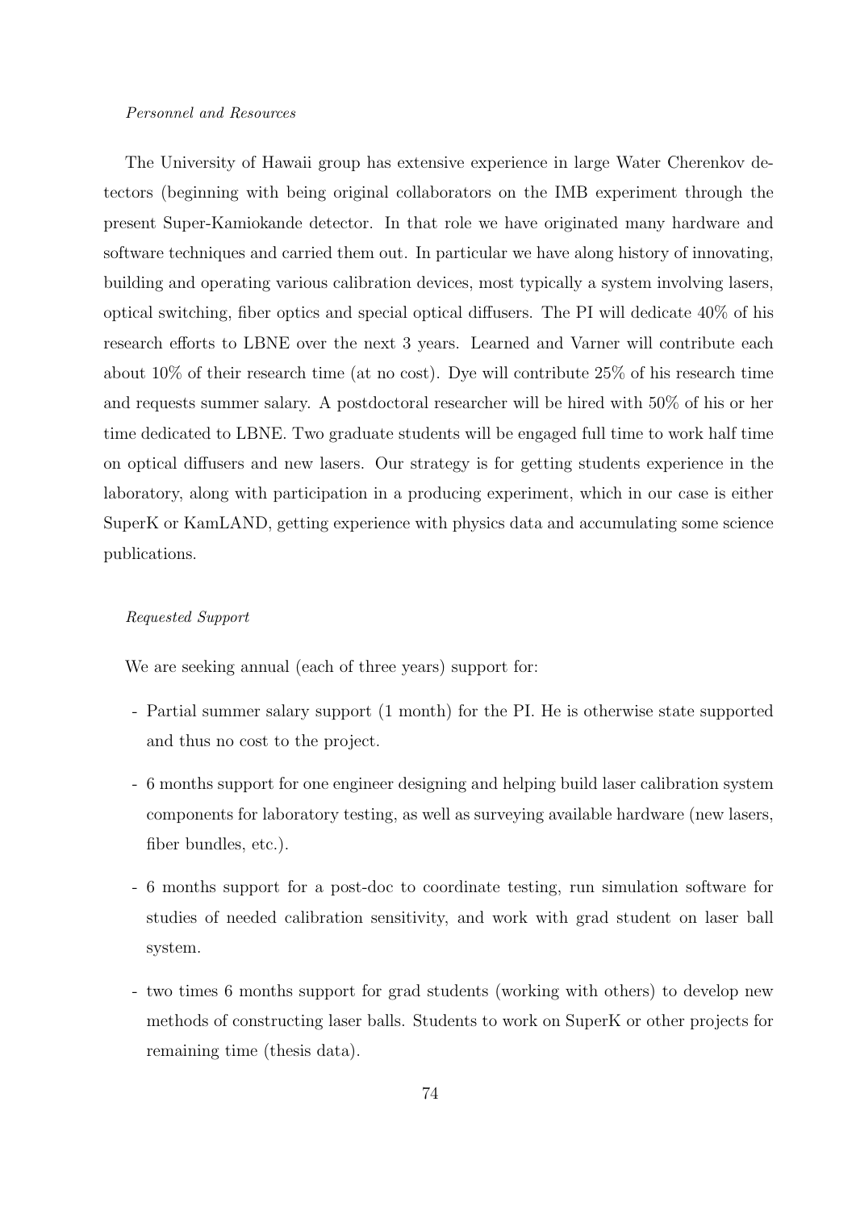*Personnel and Resources*

The University of Hawaii group has extensive experience in large Water Cherenkov detectors (beginning with being original collaborators on the IMB experiment through the present Super-Kamiokande detector. In that role we have originated many hardware and software techniques and carried them out. In particular we have along history of innovating, building and operating various calibration devices, most typically a system involving lasers, optical switching, fiber optics and special optical diffusers. The PI will dedicate 40% of his research efforts to LBNE over the next 3 years. Learned and Varner will contribute each about 10% of their research time (at no cost). Dye will contribute 25% of his research time and requests summer salary. A postdoctoral researcher will be hired with 50% of his or her time dedicated to LBNE. Two graduate students will be engaged full time to work half time on optical diffusers and new lasers. Our strategy is for getting students experience in the laboratory, along with participation in a producing experiment, which in our case is either SuperK or KamLAND, getting experience with physics data and accumulating some science publications.

*Requested Support*

We are seeking annual (each of three years) support for:

- Partial summer salary support (1 month) for the PI. He is otherwise state supported and thus no cost to the project.
- 6 months support for one engineer designing and helping build laser calibration system components for laboratory testing, as well as surveying available hardware (new lasers, fiber bundles, etc.).
- 6 months support for a post-doc to coordinate testing, run simulation software for studies of needed calibration sensitivity, and work with grad student on laser ball system.
- two times 6 months support for grad students (working with others) to develop new methods of constructing laser balls. Students to work on SuperK or other projects for remaining time (thesis data).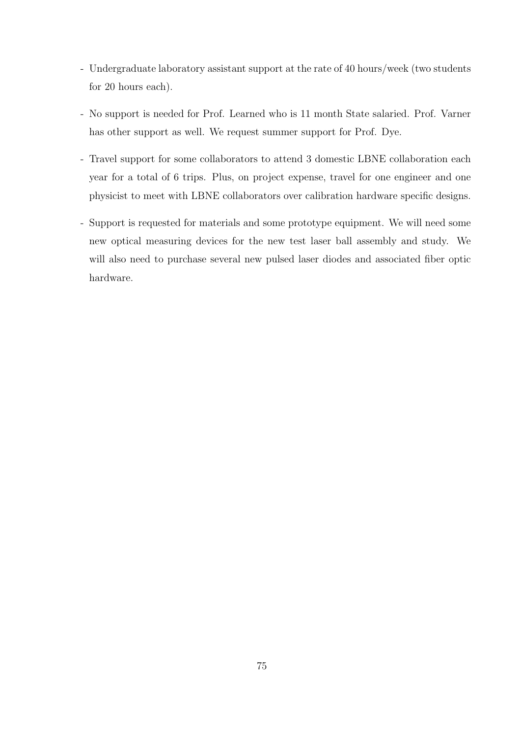- Undergraduate laboratory assistant support at the rate of 40 hours/week (two students for 20 hours each).

- No support is needed for Prof. Learned who is 11 month State salaried. Prof. Varner has other support as well. We request summer support for Prof. Dye.

- Travel support for some collaborators to attend 3 domestic LBNE collaboration each year for a total of 6 trips. Plus, on project expense, travel for one engineer and one physicist to meet with LBNE collaborators over calibration hardware specific designs.

- Support is requested for materials and some prototype equipment. We will need some new optical measuring devices for the new test laser ball assembly and study. We will also need to purchase several new pulsed laser diodes and associated fiber optic hardware.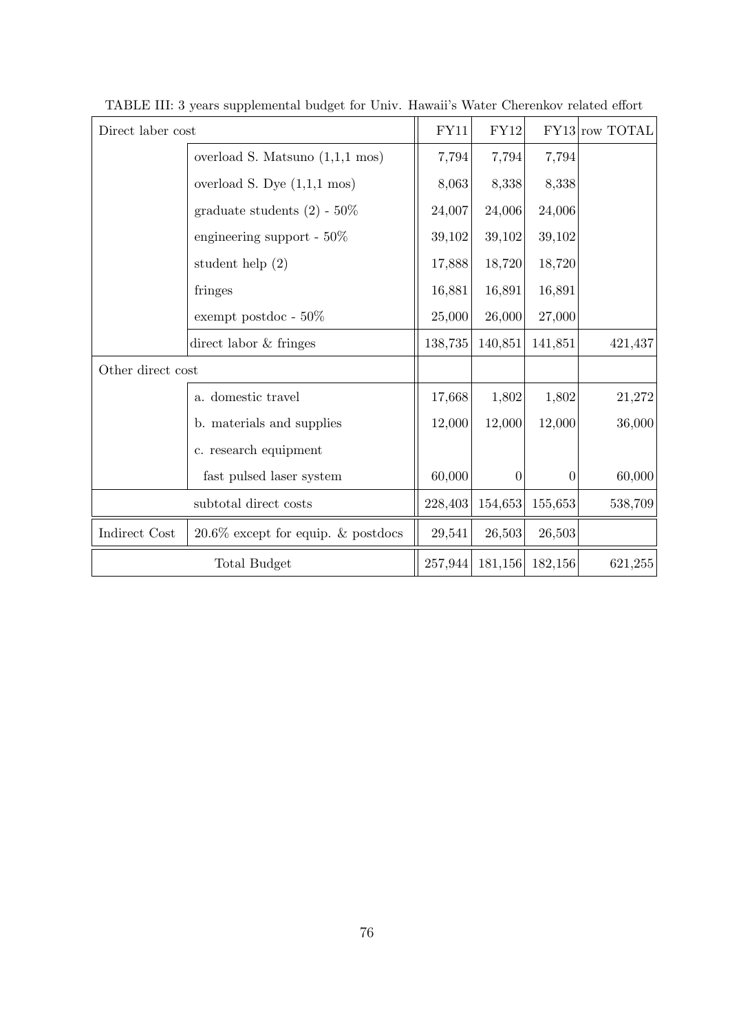TABLE III: 3 years supplemental budget for Univ. Hawaii's Water Cherenkov related effort

| Direct laber cost | | FY11 | FY12 | FY13 | row TOTAL |
|---|---|---|---|---|---|
| | overload S. Matsuno (1,1,1 mos) | 7,794 | 7,794 | 7,794 | |
| | overload S. Dye (1,1,1 mos) | 8,063 | 8,338 | 8,338 | |
| | graduate students (2) - 50% | 24,007 | 24,006 | 24,006 | |
| | engineering support - 50% | 39,102 | 39,102 | 39,102 | |
| | student help (2) | 17,888 | 18,720 | 18,720 | |
| | fringes | 16,881 | 16,891 | 16,891 | |
| | exempt postdoc - 50% | 25,000 | 26,000 | 27,000 | |
| | direct labor & fringes | 138,735 | 140,851 | 141,851 | 421,437 |
| Other direct cost | | | | | |
| | a. domestic travel | 17,668 | 1,802 | 1,802 | 21,272 |
| | b. materials and supplies | 12,000 | 12,000 | 12,000 | 36,000 |
| | c. research equipment | | | | |
| | fast pulsed laser system | 60,000 | 0 | 0 | 60,000 |
| | subtotal direct costs | 228,403 | 154,653 | 155,653 | 538,709 |
| Indirect Cost | 20.6% except for equip. & postdocs | 29,541 | 26,503 | 26,503 | |
| | Total Budget | 257,944 | 181,156 | 182,156 | 621,255 |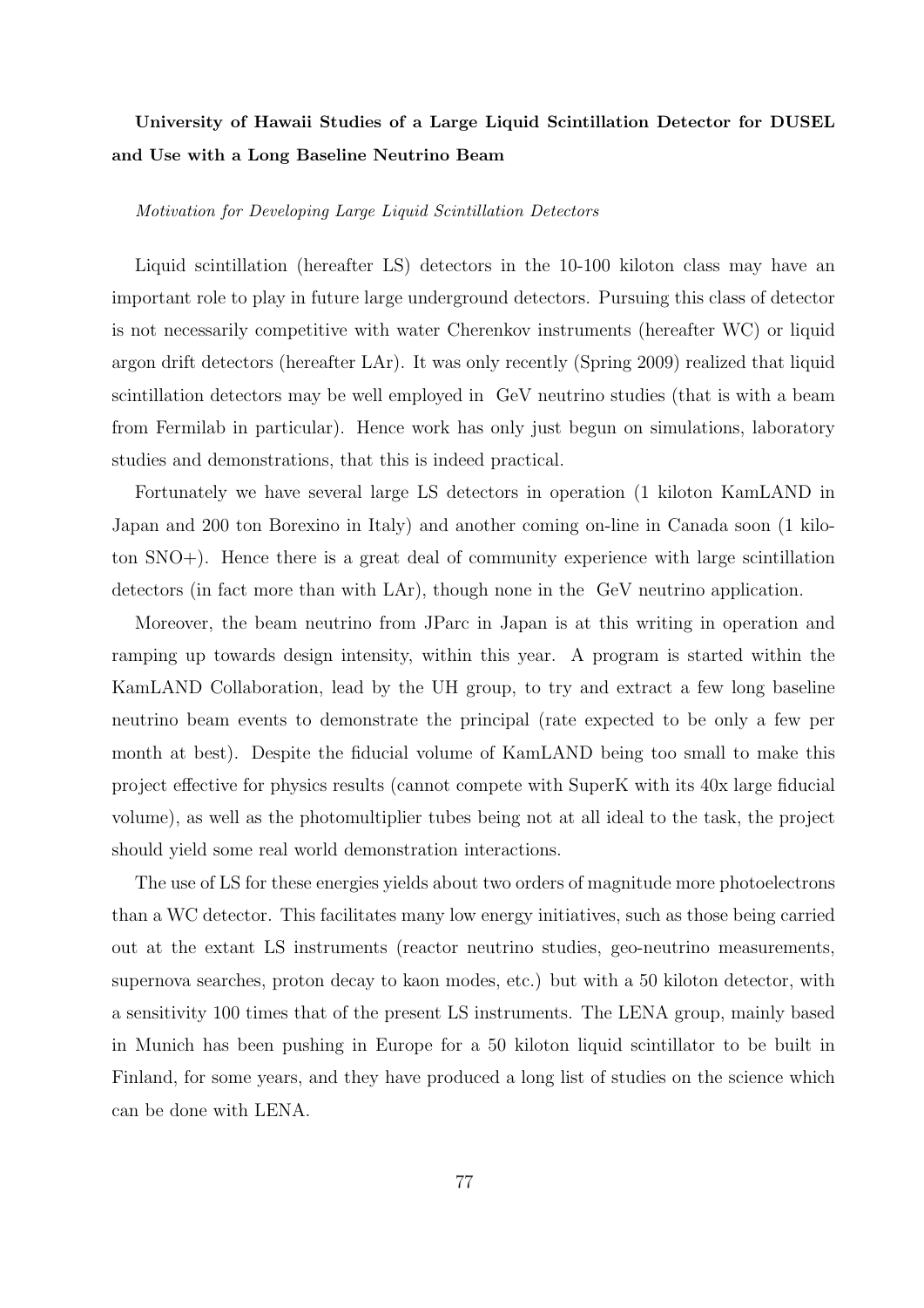**University of Hawaii Studies of a Large Liquid Scintillation Detector for DUSEL and Use with a Long Baseline Neutrino Beam**

*Motivation for Developing Large Liquid Scintillation Detectors*

Liquid scintillation (hereafter LS) detectors in the 10-100 kiloton class may have an important role to play in future large underground detectors. Pursuing this class of detector is not necessarily competitive with water Cherenkov instruments (hereafter WC) or liquid argon drift detectors (hereafter LAr). It was only recently (Spring 2009) realized that liquid scintillation detectors may be well employed in GeV neutrino studies (that is with a beam from Fermilab in particular). Hence work has only just begun on simulations, laboratory studies and demonstrations, that this is indeed practical.

Fortunately we have several large LS detectors in operation (1 kiloton KamLAND in Japan and 200 ton Borexino in Italy) and another coming on-line in Canada soon (1 kiloton SNO+). Hence there is a great deal of community experience with large scintillation detectors (in fact more than with LAr), though none in the GeV neutrino application.

Moreover, the beam neutrino from JParc in Japan is at this writing in operation and ramping up towards design intensity, within this year. A program is started within the KamLAND Collaboration, lead by the UH group, to try and extract a few long baseline neutrino beam events to demonstrate the principal (rate expected to be only a few per month at best). Despite the fiducial volume of KamLAND being too small to make this project effective for physics results (cannot compete with SuperK with its 40x large fiducial volume), as well as the photomultiplier tubes being not at all ideal to the task, the project should yield some real world demonstration interactions.

The use of LS for these energies yields about two orders of magnitude more photoelectrons than a WC detector. This facilitates many low energy initiatives, such as those being carried out at the extant LS instruments (reactor neutrino studies, geo-neutrino measurements, supernova searches, proton decay to kaon modes, etc.) but with a 50 kiloton detector, with a sensitivity 100 times that of the present LS instruments. The LENA group, mainly based in Munich has been pushing in Europe for a 50 kiloton liquid scintillator to be built in Finland, for some years, and they have produced a long list of studies on the science which can be done with LENA.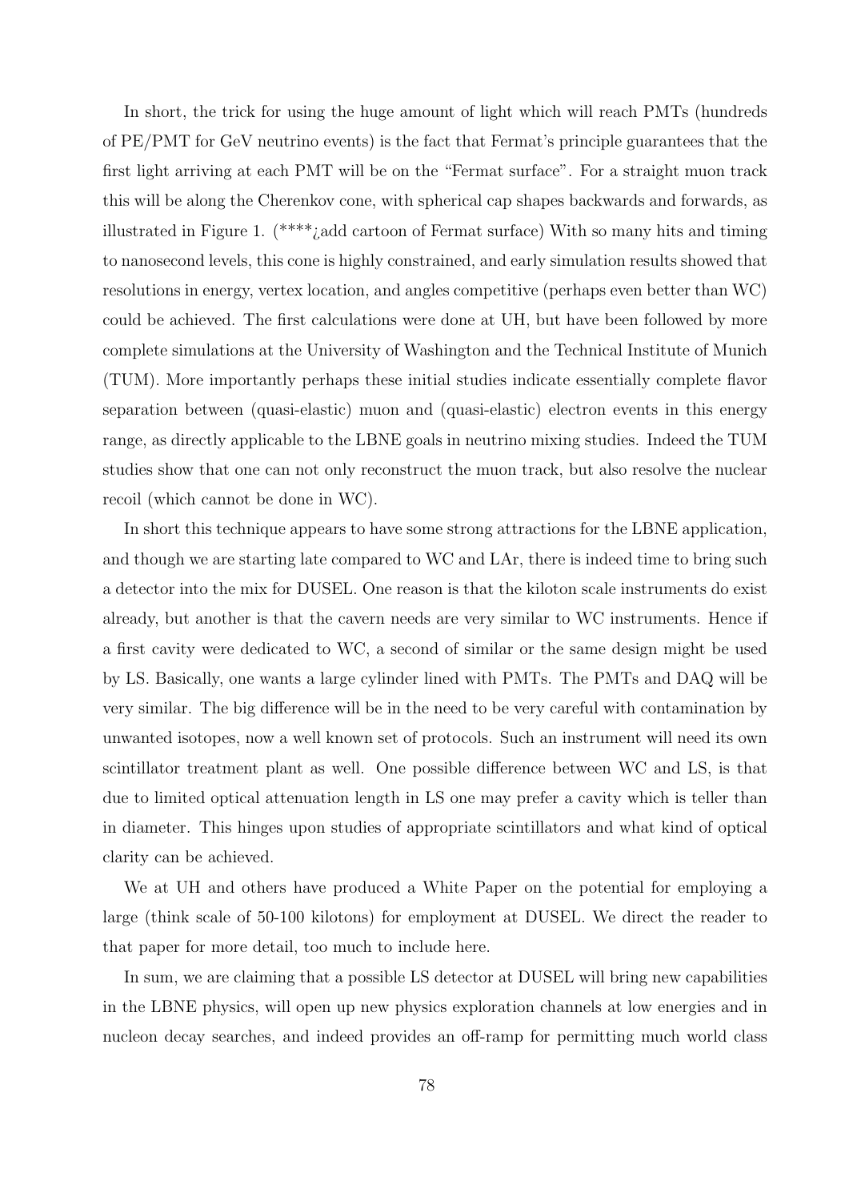In short, the trick for using the huge amount of light which will reach PMTs (hundreds of PE/PMT for GeV neutrino events) is the fact that Fermat's principle guarantees that the first light arriving at each PMT will be on the "Fermat surface". For a straight muon track this will be along the Cherenkov cone, with spherical cap shapes backwards and forwards, as illustrated in Figure 1. (****¿add cartoon of Fermat surface) With so many hits and timing to nanosecond levels, this cone is highly constrained, and early simulation results showed that resolutions in energy, vertex location, and angles competitive (perhaps even better than WC) could be achieved. The first calculations were done at UH, but have been followed by more complete simulations at the University of Washington and the Technical Institute of Munich (TUM). More importantly perhaps these initial studies indicate essentially complete flavor separation between (quasi-elastic) muon and (quasi-elastic) electron events in this energy range, as directly applicable to the LBNE goals in neutrino mixing studies. Indeed the TUM studies show that one can not only reconstruct the muon track, but also resolve the nuclear recoil (which cannot be done in WC).

In short this technique appears to have some strong attractions for the LBNE application, and though we are starting late compared to WC and LAr, there is indeed time to bring such a detector into the mix for DUSEL. One reason is that the kiloton scale instruments do exist already, but another is that the cavern needs are very similar to WC instruments. Hence if a first cavity were dedicated to WC, a second of similar or the same design might be used by LS. Basically, one wants a large cylinder lined with PMTs. The PMTs and DAQ will be very similar. The big difference will be in the need to be very careful with contamination by unwanted isotopes, now a well known set of protocols. Such an instrument will need its own scintillator treatment plant as well. One possible difference between WC and LS, is that due to limited optical attenuation length in LS one may prefer a cavity which is teller than in diameter. This hinges upon studies of appropriate scintillators and what kind of optical clarity can be achieved.

We at UH and others have produced a White Paper on the potential for employing a large (think scale of 50-100 kilotons) for employment at DUSEL. We direct the reader to that paper for more detail, too much to include here.

In sum, we are claiming that a possible LS detector at DUSEL will bring new capabilities in the LBNE physics, will open up new physics exploration channels at low energies and in nucleon decay searches, and indeed provides an off-ramp for permitting much world class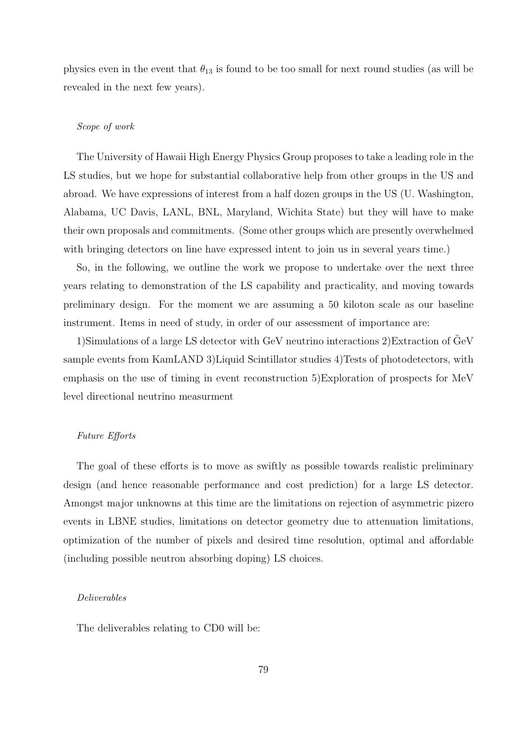physics even in the event that $\theta_{13}$ is found to be too small for next round studies (as will be revealed in the next few years).

*Scope of work*

The University of Hawaii High Energy Physics Group proposes to take a leading role in the LS studies, but we hope for substantial collaborative help from other groups in the US and abroad. We have expressions of interest from a half dozen groups in the US (U. Washington, Alabama, UC Davis, LANL, BNL, Maryland, Wichita State) but they will have to make their own proposals and commitments. (Some other groups which are presently overwhelmed with bringing detectors on line have expressed intent to join us in several years time.)

So, in the following, we outline the work we propose to undertake over the next three years relating to demonstration of the LS capability and practicality, and moving towards preliminary design. For the moment we are assuming a 50 kiloton scale as our baseline instrument. Items in need of study, in order of our assessment of importance are:

1)Simulations of a large LS detector with GeV neutrino interactions 2)Extraction of $\tilde{\text{G}}$eV sample events from KamLAND 3)Liquid Scintillator studies 4)Tests of photodetectors, with emphasis on the use of timing in event reconstruction 5)Exploration of prospects for MeV level directional neutrino measurment

*Future Efforts*

The goal of these efforts is to move as swiftly as possible towards realistic preliminary design (and hence reasonable performance and cost prediction) for a large LS detector. Amongst major unknowns at this time are the limitations on rejection of asymmetric pizero events in LBNE studies, limitations on detector geometry due to attenuation limitations, optimization of the number of pixels and desired time resolution, optimal and affordable (including possible neutron absorbing doping) LS choices.

*Deliverables*

The deliverables relating to CD0 will be: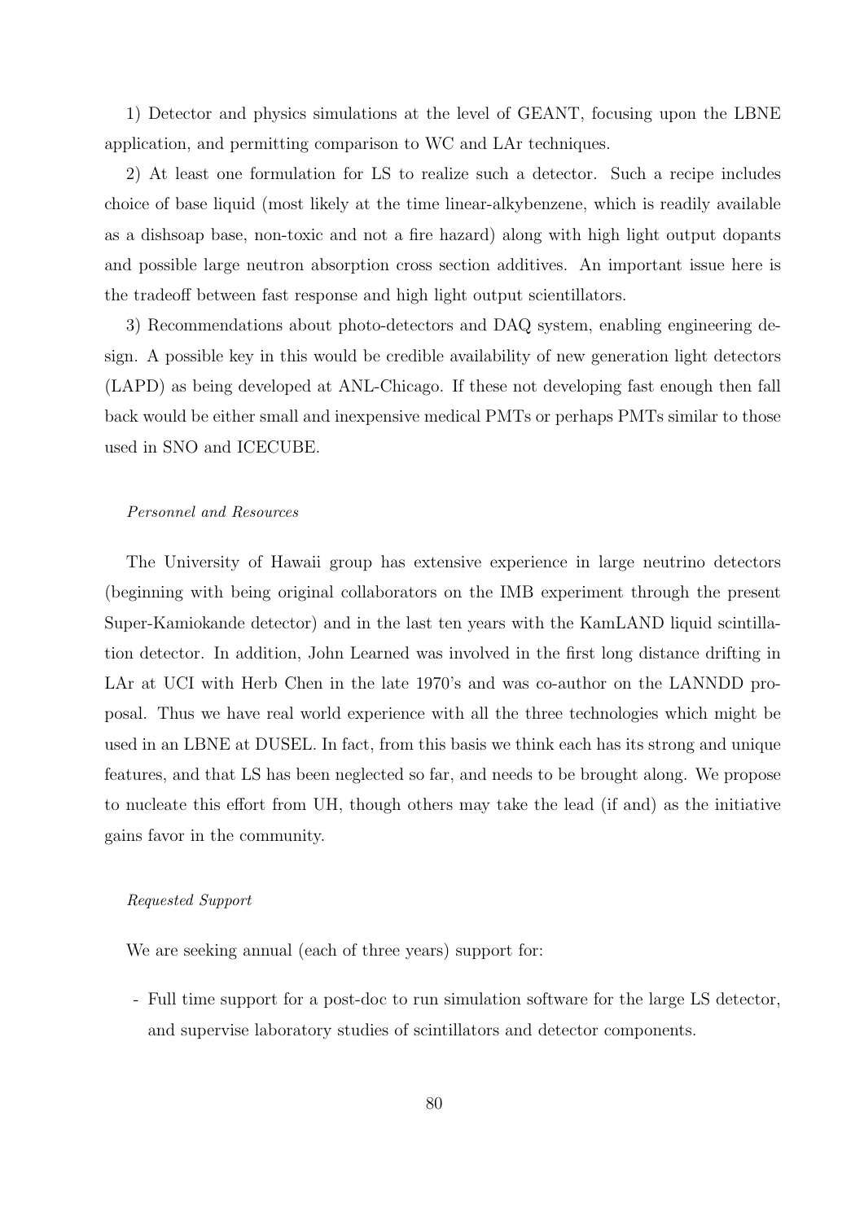1) Detector and physics simulations at the level of GEANT, focusing upon the LBNE application, and permitting comparison to WC and LAr techniques.

2) At least one formulation for LS to realize such a detector. Such a recipe includes choice of base liquid (most likely at the time linear-alkybenzene, which is readily available as a dishsoap base, non-toxic and not a fire hazard) along with high light output dopants and possible large neutron absorption cross section additives. An important issue here is the tradeoff between fast response and high light output scientillators.

3) Recommendations about photo-detectors and DAQ system, enabling engineering design. A possible key in this would be credible availability of new generation light detectors (LAPD) as being developed at ANL-Chicago. If these not developing fast enough then fall back would be either small and inexpensive medical PMTs or perhaps PMTs similar to those used in SNO and ICECUBE.

*Personnel and Resources*

The University of Hawaii group has extensive experience in large neutrino detectors (beginning with being original collaborators on the IMB experiment through the present Super-Kamiokande detector) and in the last ten years with the KamLAND liquid scintillation detector. In addition, John Learned was involved in the first long distance drifting in LAr at UCI with Herb Chen in the late 1970's and was co-author on the LANNDD proposal. Thus we have real world experience with all the three technologies which might be used in an LBNE at DUSEL. In fact, from this basis we think each has its strong and unique features, and that LS has been neglected so far, and needs to be brought along. We propose to nucleate this effort from UH, though others may take the lead (if and) as the initiative gains favor in the community.

*Requested Support*

We are seeking annual (each of three years) support for:

- Full time support for a post-doc to run simulation software for the large LS detector, and supervise laboratory studies of scintillators and detector components.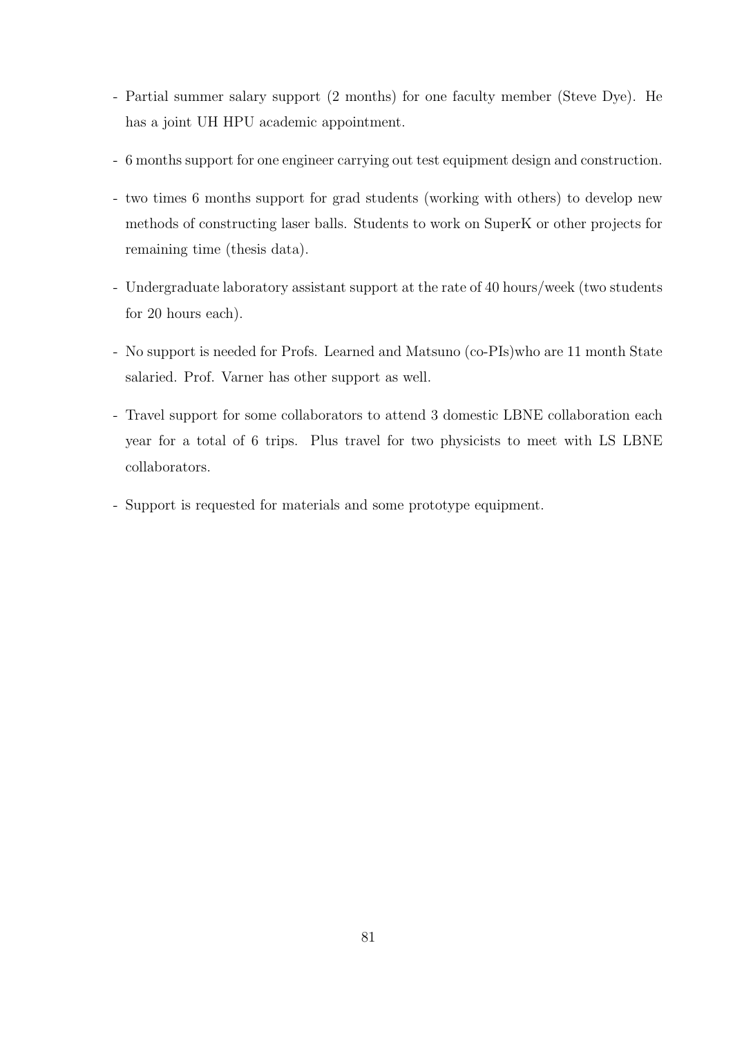- Partial summer salary support (2 months) for one faculty member (Steve Dye). He has a joint UH HPU academic appointment.

- 6 months support for one engineer carrying out test equipment design and construction.

- two times 6 months support for grad students (working with others) to develop new methods of constructing laser balls. Students to work on SuperK or other projects for remaining time (thesis data).

- Undergraduate laboratory assistant support at the rate of 40 hours/week (two students for 20 hours each).

- No support is needed for Profs. Learned and Matsuno (co-PIs)who are 11 month State salaried. Prof. Varner has other support as well.

- Travel support for some collaborators to attend 3 domestic LBNE collaboration each year for a total of 6 trips. Plus travel for two physicists to meet with LS LBNE collaborators.

- Support is requested for materials and some prototype equipment.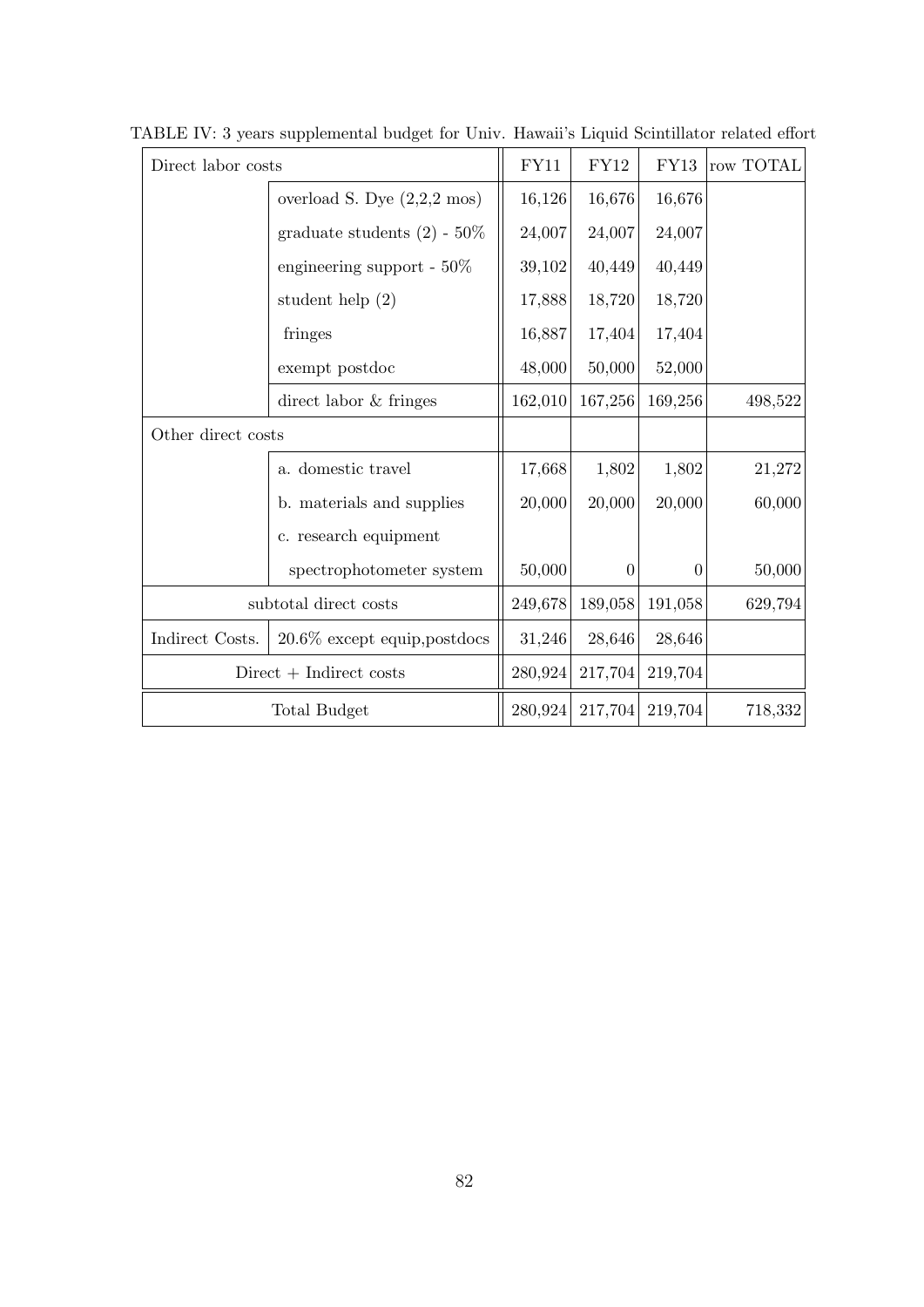TABLE IV: 3 years supplemental budget for Univ. Hawaii's Liquid Scintillator related effort

| Direct labor costs | | FY11 | FY12 | FY13 | row TOTAL |
|---|---|---|---|---|---|
| | overload S. Dye (2,2,2 mos) | 16,126 | 16,676 | 16,676 | |
| | graduate students (2) - 50% | 24,007 | 24,007 | 24,007 | |
| | engineering support - 50% | 39,102 | 40,449 | 40,449 | |
| | student help (2) | 17,888 | 18,720 | 18,720 | |
| | fringes | 16,887 | 17,404 | 17,404 | |
| | exempt postdoc | 48,000 | 50,000 | 52,000 | |
| | direct labor & fringes | 162,010 | 167,256 | 169,256 | 498,522 |
| Other direct costs | | | | | |
| | a. domestic travel | 17,668 | 1,802 | 1,802 | 21,272 |
| | b. materials and supplies | 20,000 | 20,000 | 20,000 | 60,000 |
| | c. research equipment | | | | |
| | spectrophotometer system | 50,000 | 0 | 0 | 50,000 |
| subtotal direct costs | | 249,678 | 189,058 | 191,058 | 629,794 |
| Indirect Costs. | 20.6% except equip,postdocs | 31,246 | 28,646 | 28,646 | |
| Direct + Indirect costs | | 280,924 | 217,704 | 219,704 | |
| Total Budget | | 280,924 | 217,704 | 219,704 | 718,332 |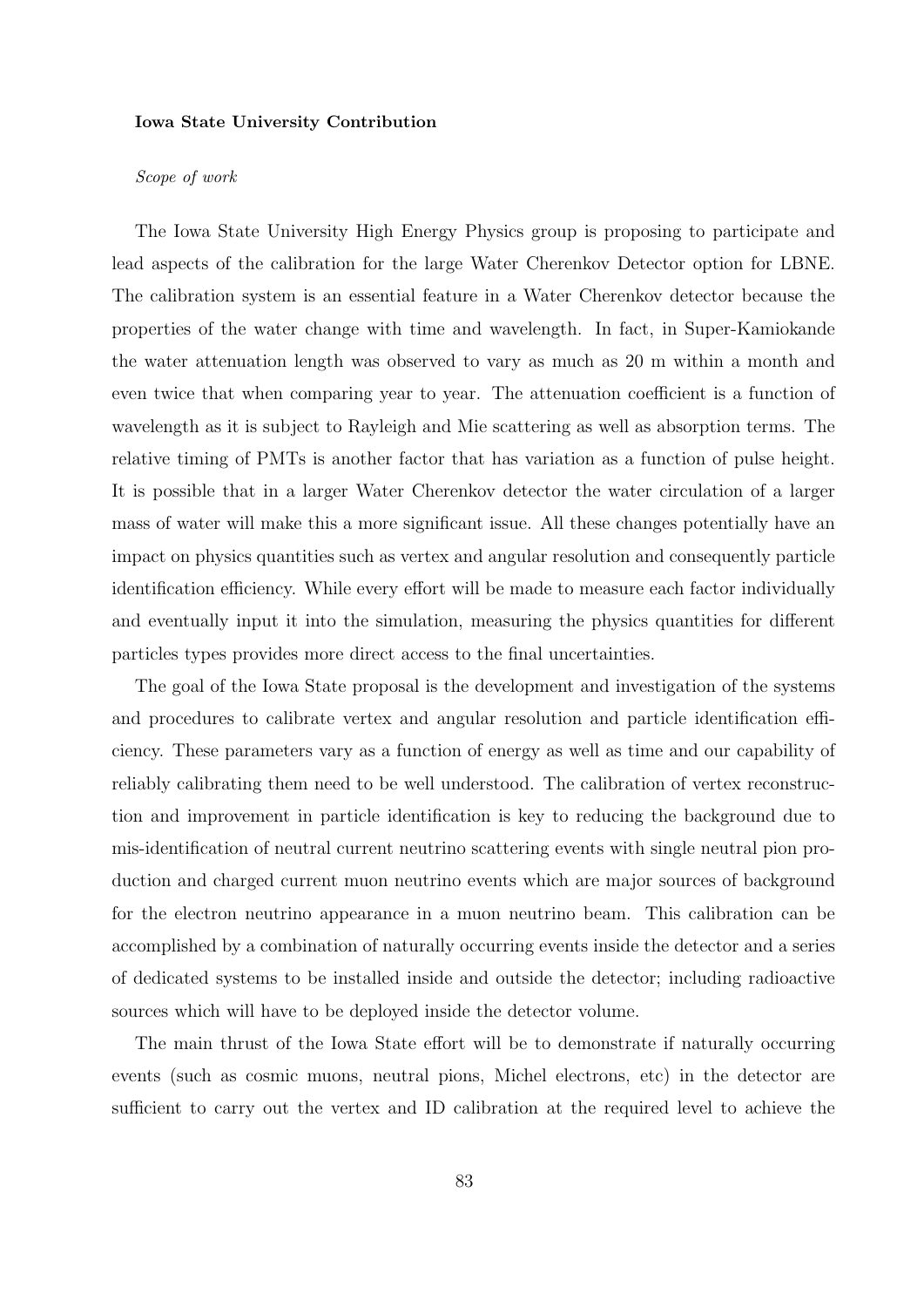**Iowa State University Contribution**

*Scope of work*

The Iowa State University High Energy Physics group is proposing to participate and lead aspects of the calibration for the large Water Cherenkov Detector option for LBNE. The calibration system is an essential feature in a Water Cherenkov detector because the properties of the water change with time and wavelength. In fact, in Super-Kamiokande the water attenuation length was observed to vary as much as 20 m within a month and even twice that when comparing year to year. The attenuation coefficient is a function of wavelength as it is subject to Rayleigh and Mie scattering as well as absorption terms. The relative timing of PMTs is another factor that has variation as a function of pulse height. It is possible that in a larger Water Cherenkov detector the water circulation of a larger mass of water will make this a more significant issue. All these changes potentially have an impact on physics quantities such as vertex and angular resolution and consequently particle identification efficiency. While every effort will be made to measure each factor individually and eventually input it into the simulation, measuring the physics quantities for different particles types provides more direct access to the final uncertainties.

The goal of the Iowa State proposal is the development and investigation of the systems and procedures to calibrate vertex and angular resolution and particle identification efficiency. These parameters vary as a function of energy as well as time and our capability of reliably calibrating them need to be well understood. The calibration of vertex reconstruction and improvement in particle identification is key to reducing the background due to mis-identification of neutral current neutrino scattering events with single neutral pion production and charged current muon neutrino events which are major sources of background for the electron neutrino appearance in a muon neutrino beam. This calibration can be accomplished by a combination of naturally occurring events inside the detector and a series of dedicated systems to be installed inside and outside the detector; including radioactive sources which will have to be deployed inside the detector volume.

The main thrust of the Iowa State effort will be to demonstrate if naturally occurring events (such as cosmic muons, neutral pions, Michel electrons, etc) in the detector are sufficient to carry out the vertex and ID calibration at the required level to achieve the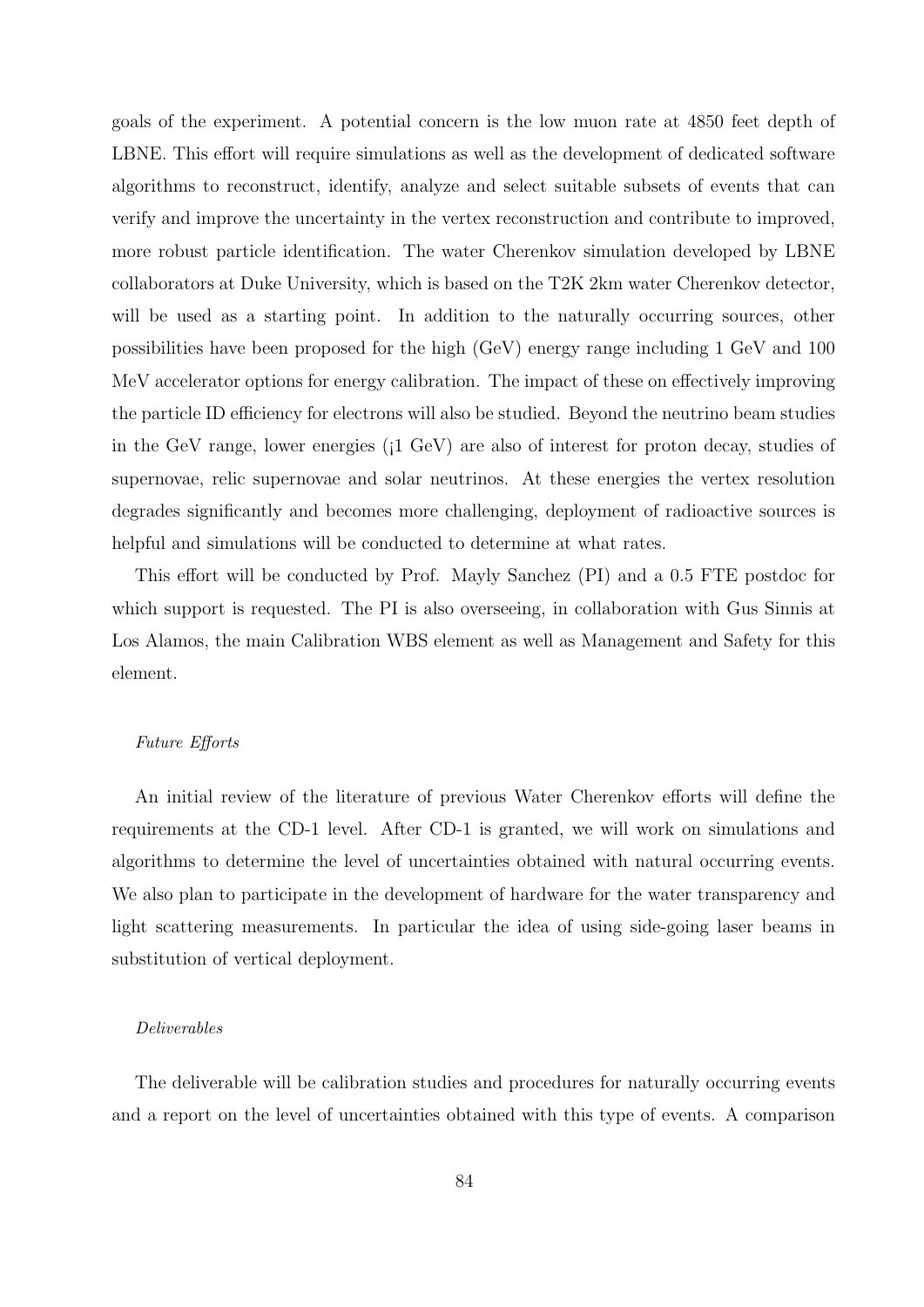goals of the experiment. A potential concern is the low muon rate at 4850 feet depth of LBNE. This effort will require simulations as well as the development of dedicated software algorithms to reconstruct, identify, analyze and select suitable subsets of events that can verify and improve the uncertainty in the vertex reconstruction and contribute to improved, more robust particle identification. The water Cherenkov simulation developed by LBNE collaborators at Duke University, which is based on the T2K 2km water Cherenkov detector, will be used as a starting point. In addition to the naturally occurring sources, other possibilities have been proposed for the high (GeV) energy range including 1 GeV and 100 MeV accelerator options for energy calibration. The impact of these on effectively improving the particle ID efficiency for electrons will also be studied. Beyond the neutrino beam studies in the GeV range, lower energies (¡1 GeV) are also of interest for proton decay, studies of supernovae, relic supernovae and solar neutrinos. At these energies the vertex resolution degrades significantly and becomes more challenging, deployment of radioactive sources is helpful and simulations will be conducted to determine at what rates.

This effort will be conducted by Prof. Mayly Sanchez (PI) and a 0.5 FTE postdoc for which support is requested. The PI is also overseeing, in collaboration with Gus Sinnis at Los Alamos, the main Calibration WBS element as well as Management and Safety for this element.

*Future Efforts*

An initial review of the literature of previous Water Cherenkov efforts will define the requirements at the CD-1 level. After CD-1 is granted, we will work on simulations and algorithms to determine the level of uncertainties obtained with natural occurring events. We also plan to participate in the development of hardware for the water transparency and light scattering measurements. In particular the idea of using side-going laser beams in substitution of vertical deployment.

*Deliverables*

The deliverable will be calibration studies and procedures for naturally occurring events and a report on the level of uncertainties obtained with this type of events. A comparison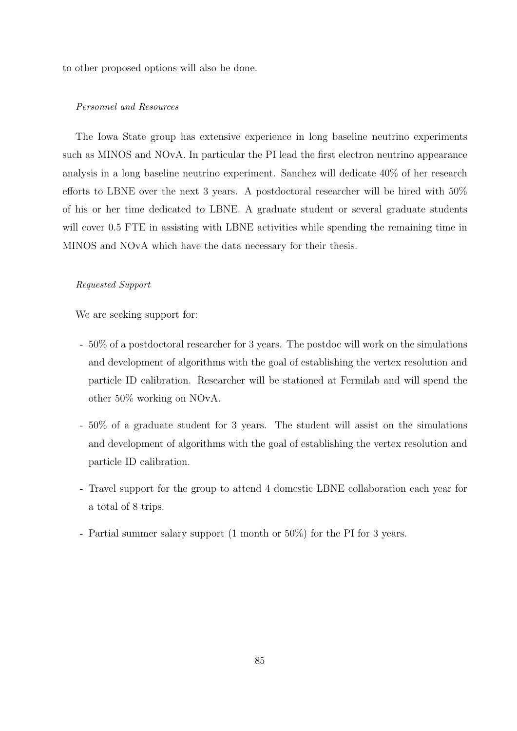to other proposed options will also be done.

*Personnel and Resources*

The Iowa State group has extensive experience in long baseline neutrino experiments such as MINOS and NOvA. In particular the PI lead the first electron neutrino appearance analysis in a long baseline neutrino experiment. Sanchez will dedicate 40% of her research efforts to LBNE over the next 3 years. A postdoctoral researcher will be hired with 50% of his or her time dedicated to LBNE. A graduate student or several graduate students will cover 0.5 FTE in assisting with LBNE activities while spending the remaining time in MINOS and NOvA which have the data necessary for their thesis.

*Requested Support*

We are seeking support for:

- 50% of a postdoctoral researcher for 3 years. The postdoc will work on the simulations and development of algorithms with the goal of establishing the vertex resolution and particle ID calibration. Researcher will be stationed at Fermilab and will spend the other 50% working on NOvA.
- 50% of a graduate student for 3 years. The student will assist on the simulations and development of algorithms with the goal of establishing the vertex resolution and particle ID calibration.
- Travel support for the group to attend 4 domestic LBNE collaboration each year for a total of 8 trips.
- Partial summer salary support (1 month or 50%) for the PI for 3 years.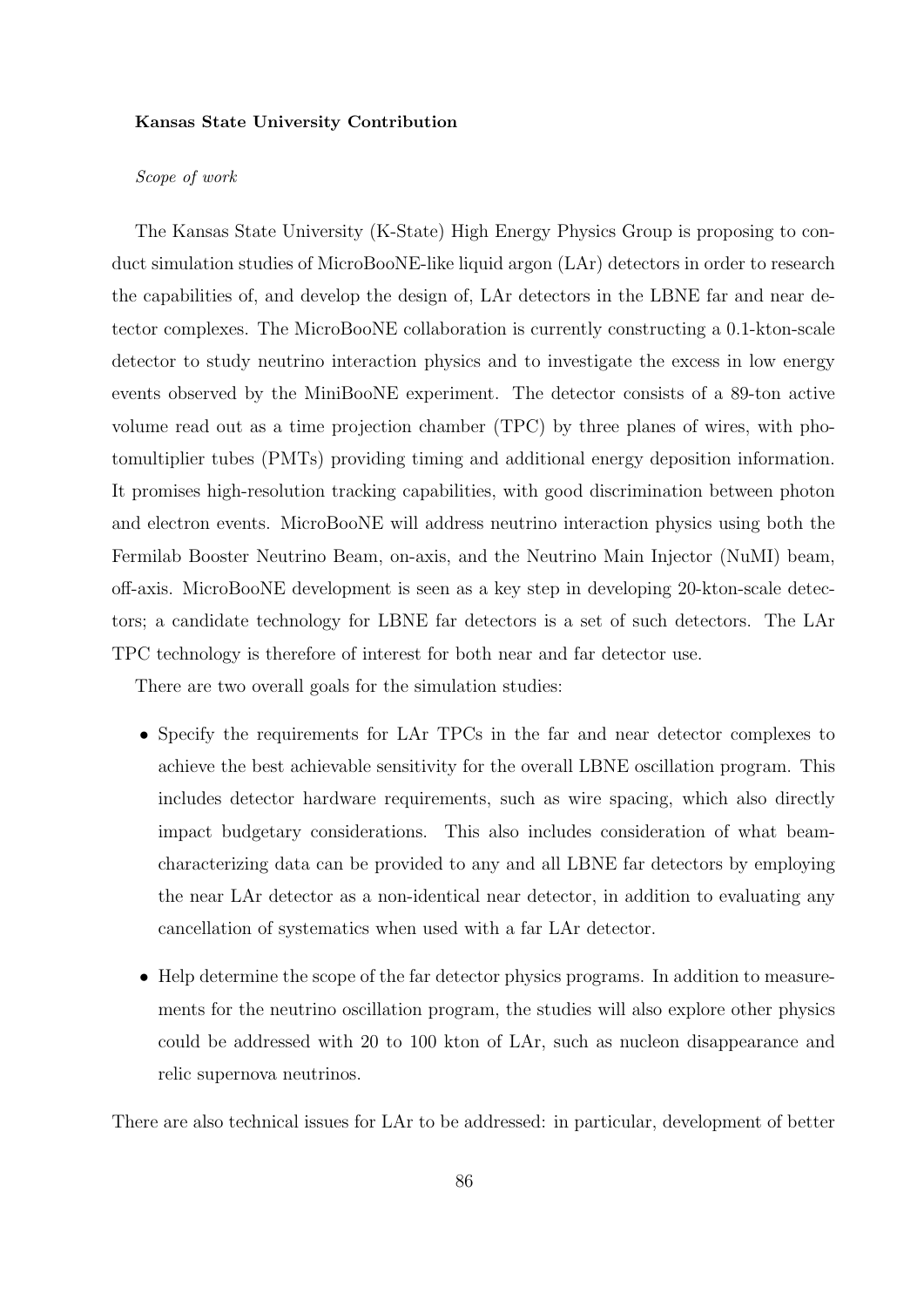**Kansas State University Contribution**

*Scope of work*

The Kansas State University (K-State) High Energy Physics Group is proposing to conduct simulation studies of MicroBooNE-like liquid argon (LAr) detectors in order to research the capabilities of, and develop the design of, LAr detectors in the LBNE far and near detector complexes. The MicroBooNE collaboration is currently constructing a 0.1-kton-scale detector to study neutrino interaction physics and to investigate the excess in low energy events observed by the MiniBooNE experiment. The detector consists of a 89-ton active volume read out as a time projection chamber (TPC) by three planes of wires, with photomultiplier tubes (PMTs) providing timing and additional energy deposition information. It promises high-resolution tracking capabilities, with good discrimination between photon and electron events. MicroBooNE will address neutrino interaction physics using both the Fermilab Booster Neutrino Beam, on-axis, and the Neutrino Main Injector (NuMI) beam, off-axis. MicroBooNE development is seen as a key step in developing 20-kton-scale detectors; a candidate technology for LBNE far detectors is a set of such detectors. The LAr TPC technology is therefore of interest for both near and far detector use.

There are two overall goals for the simulation studies:

- Specify the requirements for LAr TPCs in the far and near detector complexes to achieve the best achievable sensitivity for the overall LBNE oscillation program. This includes detector hardware requirements, such as wire spacing, which also directly impact budgetary considerations. This also includes consideration of what beam-characterizing data can be provided to any and all LBNE far detectors by employing the near LAr detector as a non-identical near detector, in addition to evaluating any cancellation of systematics when used with a far LAr detector.
- Help determine the scope of the far detector physics programs. In addition to measurements for the neutrino oscillation program, the studies will also explore other physics could be addressed with 20 to 100 kton of LAr, such as nucleon disappearance and relic supernova neutrinos.

There are also technical issues for LAr to be addressed: in particular, development of better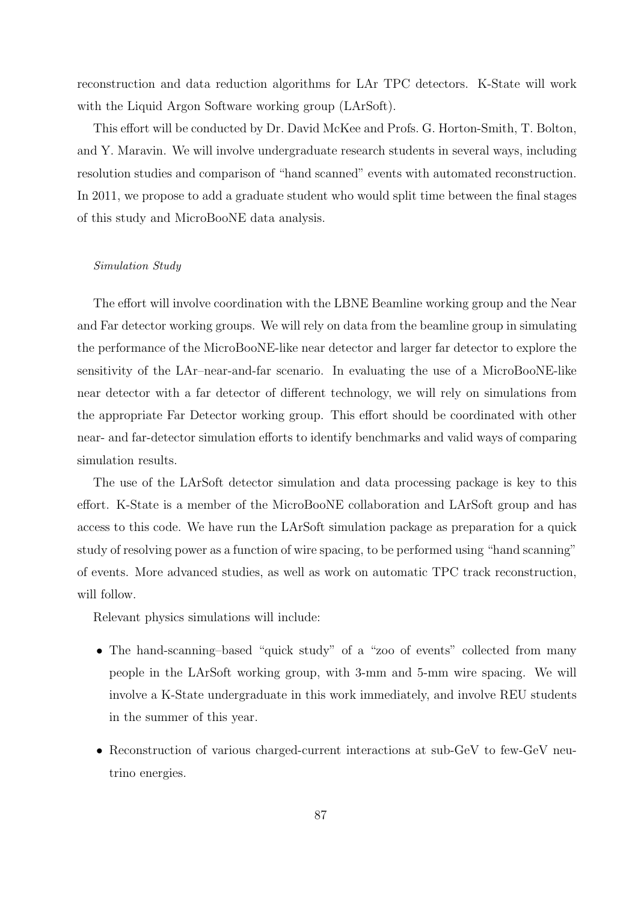reconstruction and data reduction algorithms for LAr TPC detectors. K-State will work with the Liquid Argon Software working group (LArSoft).

This effort will be conducted by Dr. David McKee and Profs. G. Horton-Smith, T. Bolton, and Y. Maravin. We will involve undergraduate research students in several ways, including resolution studies and comparison of "hand scanned" events with automated reconstruction. In 2011, we propose to add a graduate student who would split time between the final stages of this study and MicroBooNE data analysis.

*Simulation Study*

The effort will involve coordination with the LBNE Beamline working group and the Near and Far detector working groups. We will rely on data from the beamline group in simulating the performance of the MicroBooNE-like near detector and larger far detector to explore the sensitivity of the LAr–near-and-far scenario. In evaluating the use of a MicroBooNE-like near detector with a far detector of different technology, we will rely on simulations from the appropriate Far Detector working group. This effort should be coordinated with other near- and far-detector simulation efforts to identify benchmarks and valid ways of comparing simulation results.

The use of the LArSoft detector simulation and data processing package is key to this effort. K-State is a member of the MicroBooNE collaboration and LArSoft group and has access to this code. We have run the LArSoft simulation package as preparation for a quick study of resolving power as a function of wire spacing, to be performed using "hand scanning" of events. More advanced studies, as well as work on automatic TPC track reconstruction, will follow.

Relevant physics simulations will include:

- The hand-scanning–based "quick study" of a "zoo of events" collected from many people in the LArSoft working group, with 3-mm and 5-mm wire spacing. We will involve a K-State undergraduate in this work immediately, and involve REU students in the summer of this year.
- Reconstruction of various charged-current interactions at sub-GeV to few-GeV neutrino energies.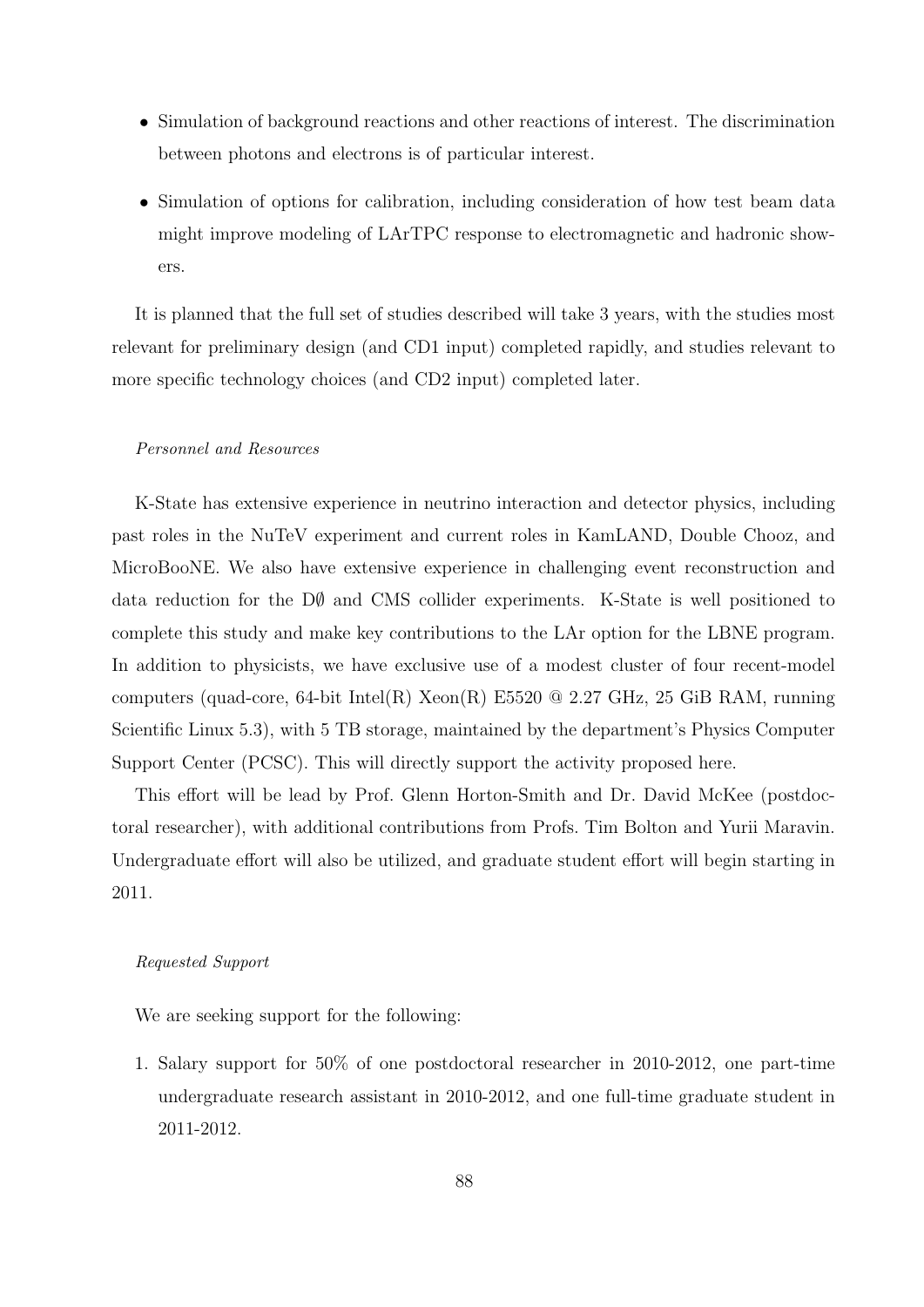- Simulation of background reactions and other reactions of interest. The discrimination between photons and electrons is of particular interest.
- Simulation of options for calibration, including consideration of how test beam data might improve modeling of LArTPC response to electromagnetic and hadronic showers.

It is planned that the full set of studies described will take 3 years, with the studies most relevant for preliminary design (and CD1 input) completed rapidly, and studies relevant to more specific technology choices (and CD2 input) completed later.

*Personnel and Resources*

K-State has extensive experience in neutrino interaction and detector physics, including past roles in the NuTeV experiment and current roles in KamLAND, Double Chooz, and MicroBooNE. We also have extensive experience in challenging event reconstruction and data reduction for the DØ and CMS collider experiments. K-State is well positioned to complete this study and make key contributions to the LAr option for the LBNE program. In addition to physicists, we have exclusive use of a modest cluster of four recent-model computers (quad-core, 64-bit Intel(R) Xeon(R) E5520 @ 2.27 GHz, 25 GiB RAM, running Scientific Linux 5.3), with 5 TB storage, maintained by the department's Physics Computer Support Center (PCSC). This will directly support the activity proposed here.

This effort will be lead by Prof. Glenn Horton-Smith and Dr. David McKee (postdoctoral researcher), with additional contributions from Profs. Tim Bolton and Yurii Maravin. Undergraduate effort will also be utilized, and graduate student effort will begin starting in 2011.

*Requested Support*

We are seeking support for the following:

1. Salary support for 50% of one postdoctoral researcher in 2010-2012, one part-time undergraduate research assistant in 2010-2012, and one full-time graduate student in 2011-2012.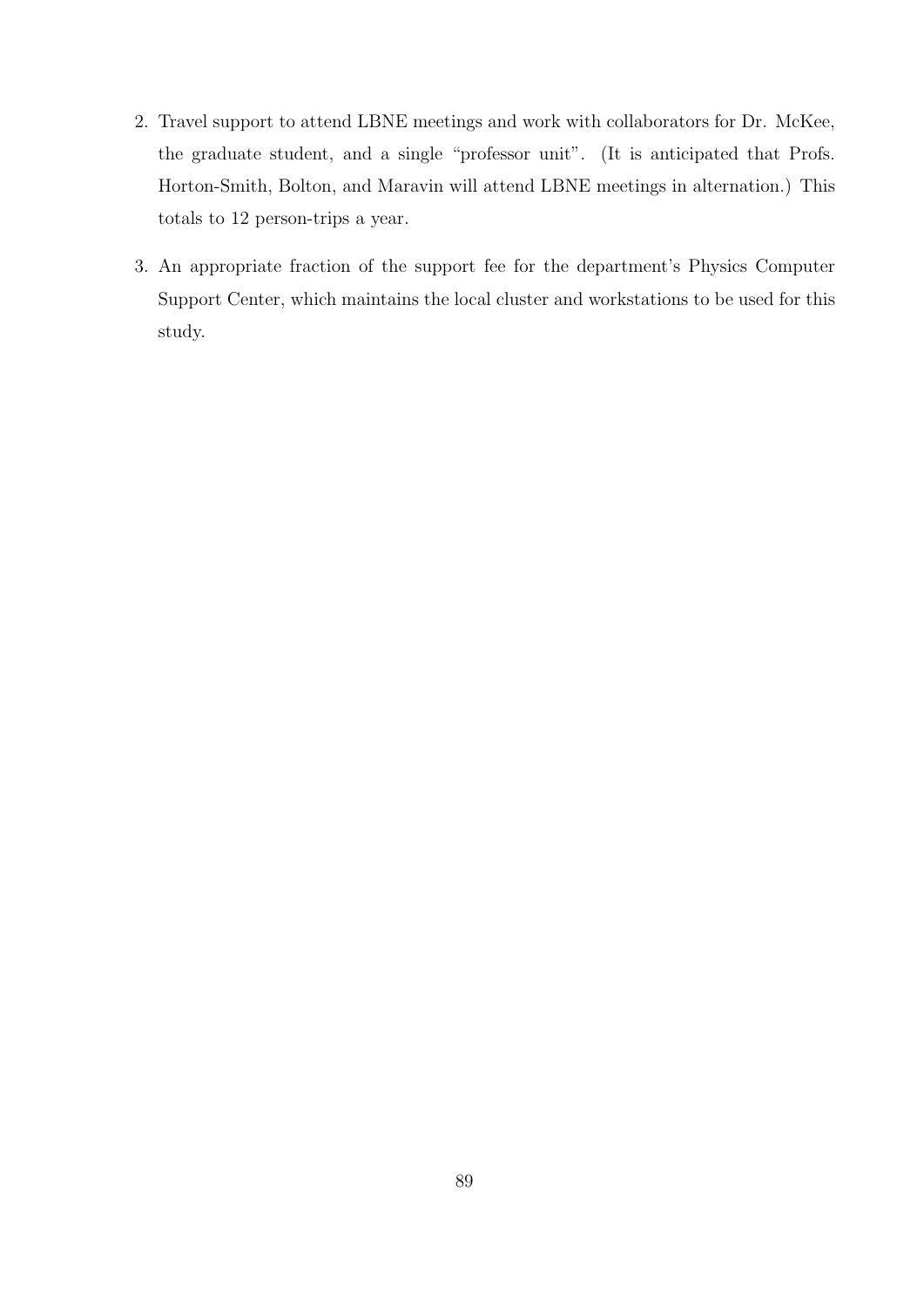2. Travel support to attend LBNE meetings and work with collaborators for Dr. McKee, the graduate student, and a single "professor unit". (It is anticipated that Profs. Horton-Smith, Bolton, and Maravin will attend LBNE meetings in alternation.) This totals to 12 person-trips a year.

3. An appropriate fraction of the support fee for the department's Physics Computer Support Center, which maintains the local cluster and workstations to be used for this study.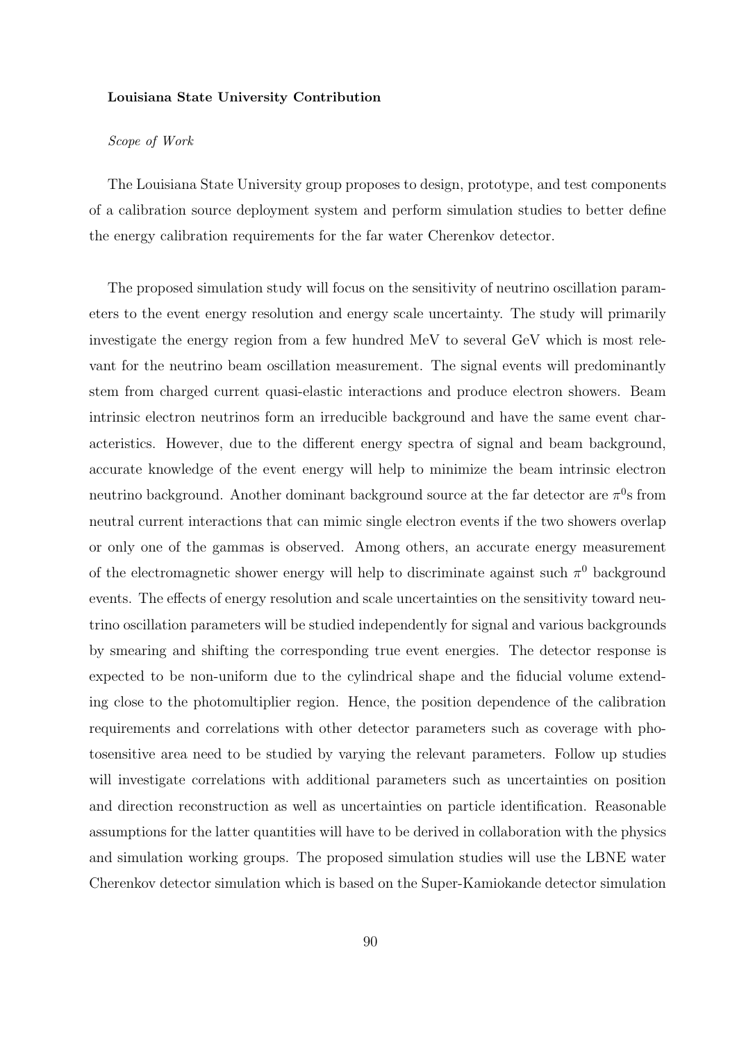**Louisiana State University Contribution**

*Scope of Work*

The Louisiana State University group proposes to design, prototype, and test components of a calibration source deployment system and perform simulation studies to better define the energy calibration requirements for the far water Cherenkov detector.

The proposed simulation study will focus on the sensitivity of neutrino oscillation parameters to the event energy resolution and energy scale uncertainty. The study will primarily investigate the energy region from a few hundred MeV to several GeV which is most relevant for the neutrino beam oscillation measurement. The signal events will predominantly stem from charged current quasi-elastic interactions and produce electron showers. Beam intrinsic electron neutrinos form an irreducible background and have the same event characteristics. However, due to the different energy spectra of signal and beam background, accurate knowledge of the event energy will help to minimize the beam intrinsic electron neutrino background. Another dominant background source at the far detector are $\pi^0$s from neutral current interactions that can mimic single electron events if the two showers overlap or only one of the gammas is observed. Among others, an accurate energy measurement of the electromagnetic shower energy will help to discriminate against such $\pi^0$ background events. The effects of energy resolution and scale uncertainties on the sensitivity toward neutrino oscillation parameters will be studied independently for signal and various backgrounds by smearing and shifting the corresponding true event energies. The detector response is expected to be non-uniform due to the cylindrical shape and the fiducial volume extending close to the photomultiplier region. Hence, the position dependence of the calibration requirements and correlations with other detector parameters such as coverage with photosensitive area need to be studied by varying the relevant parameters. Follow up studies will investigate correlations with additional parameters such as uncertainties on position and direction reconstruction as well as uncertainties on particle identification. Reasonable assumptions for the latter quantities will have to be derived in collaboration with the physics and simulation working groups. The proposed simulation studies will use the LBNE water Cherenkov detector simulation which is based on the Super-Kamiokande detector simulation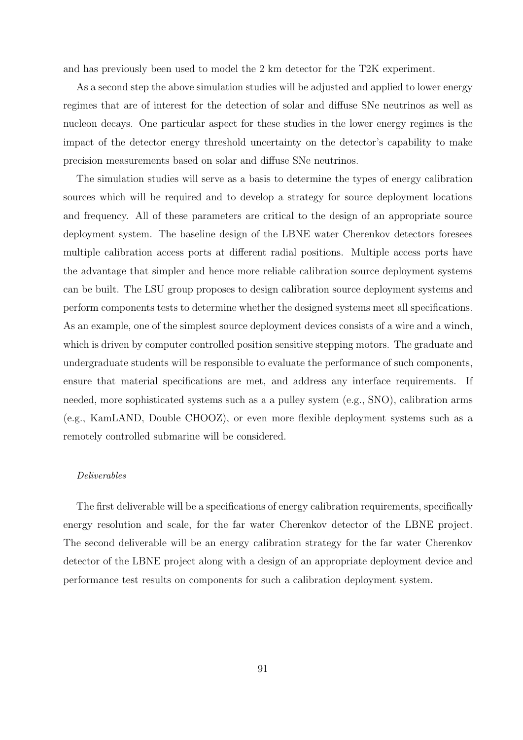and has previously been used to model the 2 km detector for the T2K experiment.

As a second step the above simulation studies will be adjusted and applied to lower energy regimes that are of interest for the detection of solar and diffuse SNe neutrinos as well as nucleon decays. One particular aspect for these studies in the lower energy regimes is the impact of the detector energy threshold uncertainty on the detector's capability to make precision measurements based on solar and diffuse SNe neutrinos.

The simulation studies will serve as a basis to determine the types of energy calibration sources which will be required and to develop a strategy for source deployment locations and frequency. All of these parameters are critical to the design of an appropriate source deployment system. The baseline design of the LBNE water Cherenkov detectors foresees multiple calibration access ports at different radial positions. Multiple access ports have the advantage that simpler and hence more reliable calibration source deployment systems can be built. The LSU group proposes to design calibration source deployment systems and perform components tests to determine whether the designed systems meet all specifications. As an example, one of the simplest source deployment devices consists of a wire and a winch, which is driven by computer controlled position sensitive stepping motors. The graduate and undergraduate students will be responsible to evaluate the performance of such components, ensure that material specifications are met, and address any interface requirements. If needed, more sophisticated systems such as a a pulley system (e.g., SNO), calibration arms (e.g., KamLAND, Double CHOOZ), or even more flexible deployment systems such as a remotely controlled submarine will be considered.

*Deliverables*

The first deliverable will be a specifications of energy calibration requirements, specifically energy resolution and scale, for the far water Cherenkov detector of the LBNE project. The second deliverable will be an energy calibration strategy for the far water Cherenkov detector of the LBNE project along with a design of an appropriate deployment device and performance test results on components for such a calibration deployment system.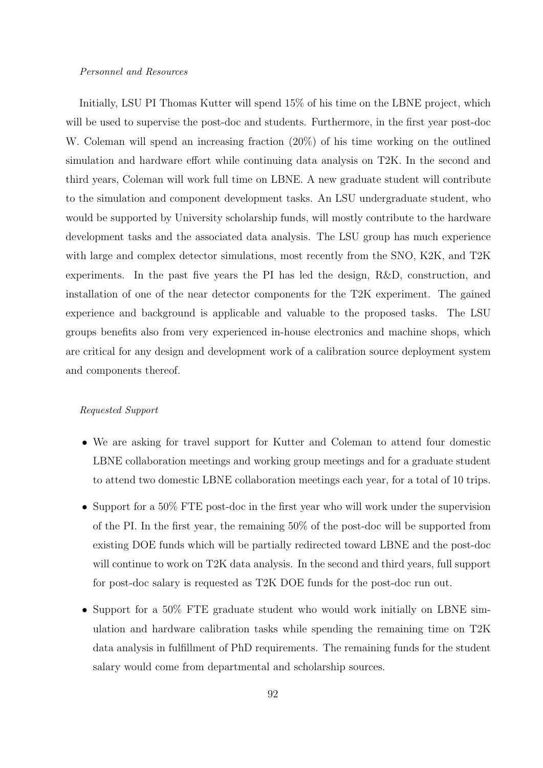*Personnel and Resources*

Initially, LSU PI Thomas Kutter will spend 15% of his time on the LBNE project, which will be used to supervise the post-doc and students. Furthermore, in the first year post-doc W. Coleman will spend an increasing fraction (20%) of his time working on the outlined simulation and hardware effort while continuing data analysis on T2K. In the second and third years, Coleman will work full time on LBNE. A new graduate student will contribute to the simulation and component development tasks. An LSU undergraduate student, who would be supported by University scholarship funds, will mostly contribute to the hardware development tasks and the associated data analysis. The LSU group has much experience with large and complex detector simulations, most recently from the SNO, K2K, and T2K experiments. In the past five years the PI has led the design, R&D, construction, and installation of one of the near detector components for the T2K experiment. The gained experience and background is applicable and valuable to the proposed tasks. The LSU groups benefits also from very experienced in-house electronics and machine shops, which are critical for any design and development work of a calibration source deployment system and components thereof.

*Requested Support*

- We are asking for travel support for Kutter and Coleman to attend four domestic LBNE collaboration meetings and working group meetings and for a graduate student to attend two domestic LBNE collaboration meetings each year, for a total of 10 trips.
- Support for a 50% FTE post-doc in the first year who will work under the supervision of the PI. In the first year, the remaining 50% of the post-doc will be supported from existing DOE funds which will be partially redirected toward LBNE and the post-doc will continue to work on T2K data analysis. In the second and third years, full support for post-doc salary is requested as T2K DOE funds for the post-doc run out.
- Support for a 50% FTE graduate student who would work initially on LBNE simulation and hardware calibration tasks while spending the remaining time on T2K data analysis in fulfillment of PhD requirements. The remaining funds for the student salary would come from departmental and scholarship sources.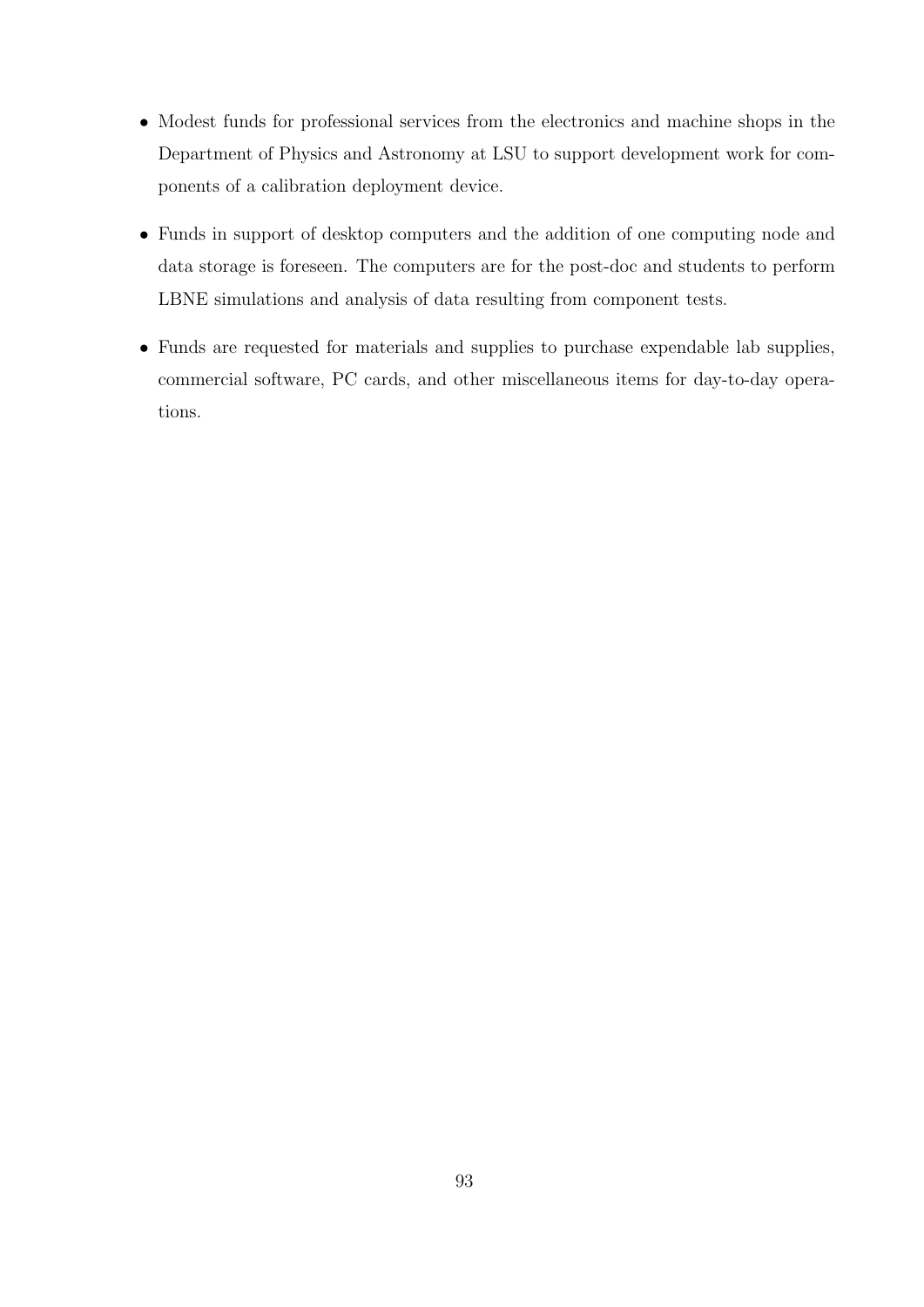- Modest funds for professional services from the electronics and machine shops in the Department of Physics and Astronomy at LSU to support development work for components of a calibration deployment device.
- Funds in support of desktop computers and the addition of one computing node and data storage is foreseen. The computers are for the post-doc and students to perform LBNE simulations and analysis of data resulting from component tests.
- Funds are requested for materials and supplies to purchase expendable lab supplies, commercial software, PC cards, and other miscellaneous items for day-to-day operations.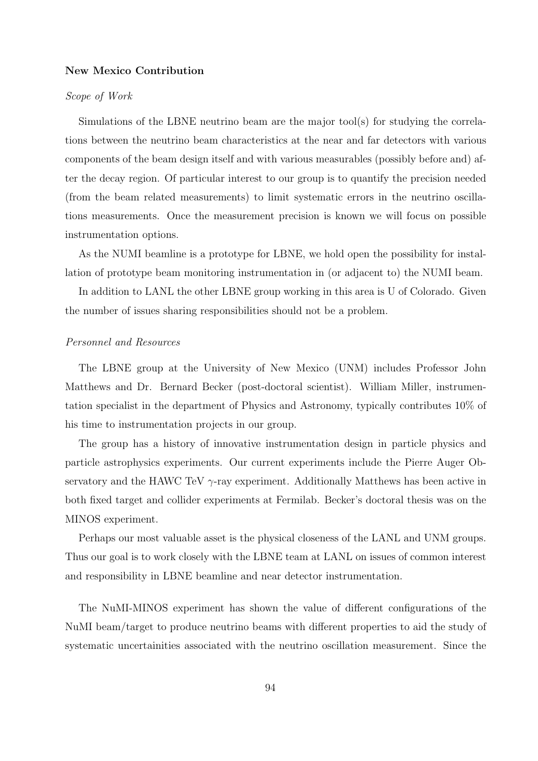**New Mexico Contribution**

*Scope of Work*

Simulations of the LBNE neutrino beam are the major tool(s) for studying the correlations between the neutrino beam characteristics at the near and far detectors with various components of the beam design itself and with various measurables (possibly before and) after the decay region. Of particular interest to our group is to quantify the precision needed (from the beam related measurements) to limit systematic errors in the neutrino oscillations measurements. Once the measurement precision is known we will focus on possible instrumentation options.

As the NUMI beamline is a prototype for LBNE, we hold open the possibility for installation of prototype beam monitoring instrumentation in (or adjacent to) the NUMI beam.

In addition to LANL the other LBNE group working in this area is U of Colorado. Given the number of issues sharing responsibilities should not be a problem.

*Personnel and Resources*

The LBNE group at the University of New Mexico (UNM) includes Professor John Matthews and Dr. Bernard Becker (post-doctoral scientist). William Miller, instrumentation specialist in the department of Physics and Astronomy, typically contributes 10% of his time to instrumentation projects in our group.

The group has a history of innovative instrumentation design in particle physics and particle astrophysics experiments. Our current experiments include the Pierre Auger Observatory and the HAWC TeV $\gamma$-ray experiment. Additionally Matthews has been active in both fixed target and collider experiments at Fermilab. Becker's doctoral thesis was on the MINOS experiment.

Perhaps our most valuable asset is the physical closeness of the LANL and UNM groups. Thus our goal is to work closely with the LBNE team at LANL on issues of common interest and responsibility in LBNE beamline and near detector instrumentation.

The NuMI-MINOS experiment has shown the value of different configurations of the NuMI beam/target to produce neutrino beams with different properties to aid the study of systematic uncertainities associated with the neutrino oscillation measurement. Since the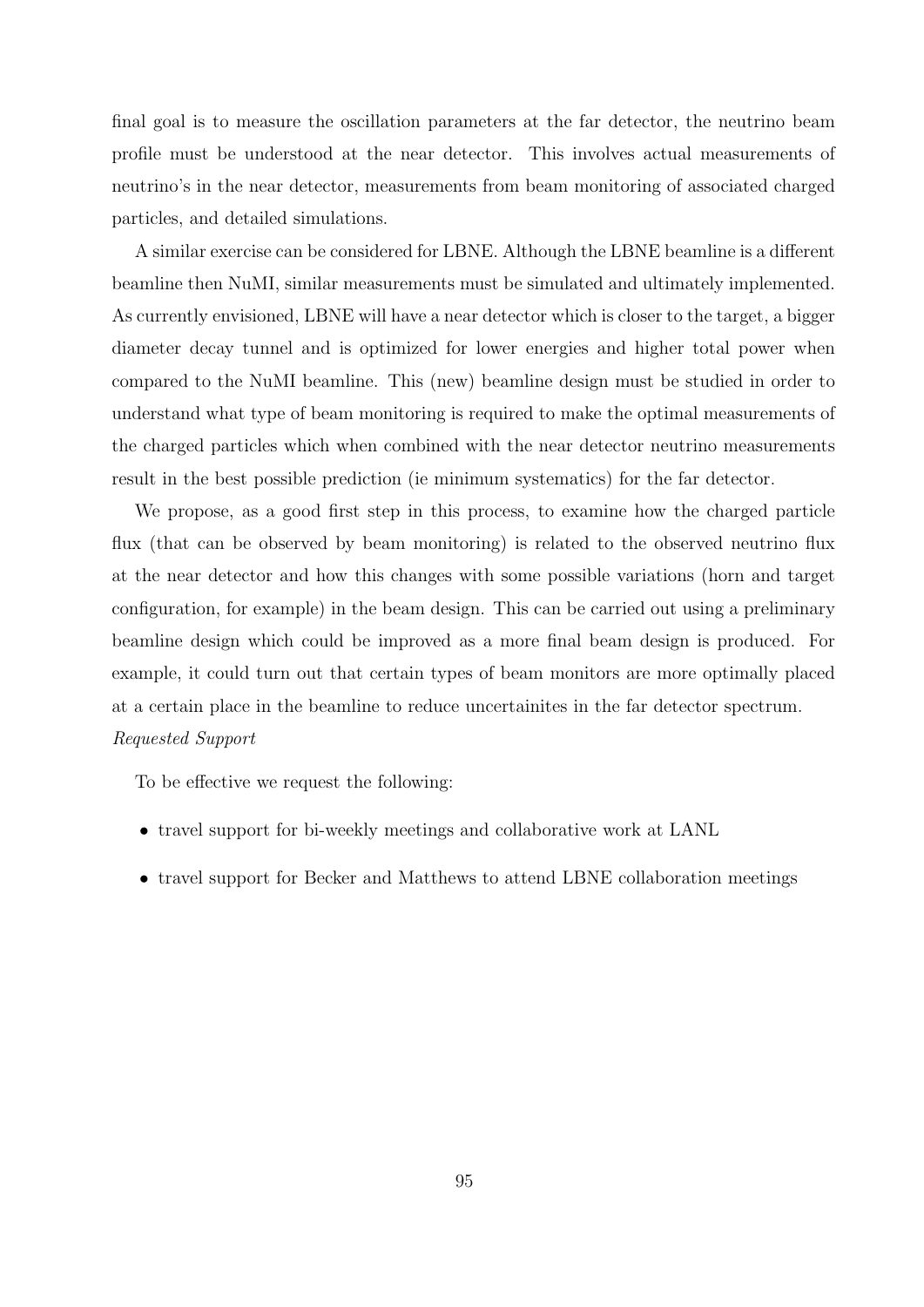final goal is to measure the oscillation parameters at the far detector, the neutrino beam profile must be understood at the near detector. This involves actual measurements of neutrino's in the near detector, measurements from beam monitoring of associated charged particles, and detailed simulations.

A similar exercise can be considered for LBNE. Although the LBNE beamline is a different beamline then NuMI, similar measurements must be simulated and ultimately implemented. As currently envisioned, LBNE will have a near detector which is closer to the target, a bigger diameter decay tunnel and is optimized for lower energies and higher total power when compared to the NuMI beamline. This (new) beamline design must be studied in order to understand what type of beam monitoring is required to make the optimal measurements of the charged particles which when combined with the near detector neutrino measurements result in the best possible prediction (ie minimum systematics) for the far detector.

We propose, as a good first step in this process, to examine how the charged particle flux (that can be observed by beam monitoring) is related to the observed neutrino flux at the near detector and how this changes with some possible variations (horn and target configuration, for example) in the beam design. This can be carried out using a preliminary beamline design which could be improved as a more final beam design is produced. For example, it could turn out that certain types of beam monitors are more optimally placed at a certain place in the beamline to reduce uncertainites in the far detector spectrum.

*Requested Support*

To be effective we request the following:

- travel support for bi-weekly meetings and collaborative work at LANL
- travel support for Becker and Matthews to attend LBNE collaboration meetings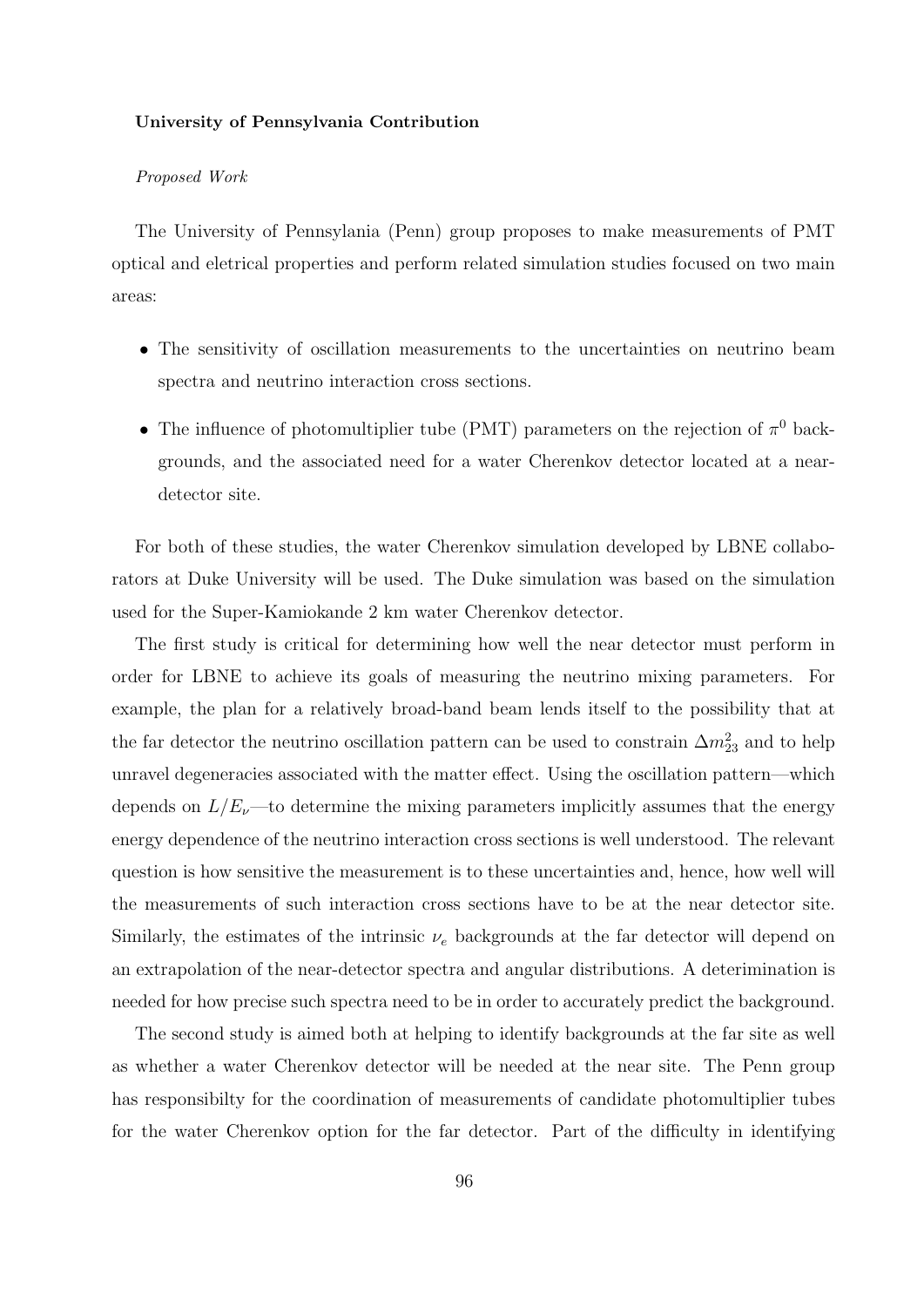**University of Pennsylvania Contribution**

*Proposed Work*

The University of Pennsylania (Penn) group proposes to make measurements of PMT optical and eletrical properties and perform related simulation studies focused on two main areas:

- The sensitivity of oscillation measurements to the uncertainties on neutrino beam spectra and neutrino interaction cross sections.
- The influence of photomultiplier tube (PMT) parameters on the rejection of $\pi^0$ backgrounds, and the associated need for a water Cherenkov detector located at a near-detector site.

For both of these studies, the water Cherenkov simulation developed by LBNE collaborators at Duke University will be used. The Duke simulation was based on the simulation used for the Super-Kamiokande 2 km water Cherenkov detector.

The first study is critical for determining how well the near detector must perform in order for LBNE to achieve its goals of measuring the neutrino mixing parameters. For example, the plan for a relatively broad-band beam lends itself to the possibility that at the far detector the neutrino oscillation pattern can be used to constrain $\Delta m^2_{23}$ and to help unravel degeneracies associated with the matter effect. Using the oscillation pattern—which depends on $L/E_\nu$—to determine the mixing parameters implicitly assumes that the energy energy dependence of the neutrino interaction cross sections is well understood. The relevant question is how sensitive the measurement is to these uncertainties and, hence, how well will the measurements of such interaction cross sections have to be at the near detector site. Similarly, the estimates of the intrinsic $\nu_e$ backgrounds at the far detector will depend on an extrapolation of the near-detector spectra and angular distributions. A deterimination is needed for how precise such spectra need to be in order to accurately predict the background.

The second study is aimed both at helping to identify backgrounds at the far site as well as whether a water Cherenkov detector will be needed at the near site. The Penn group has responsibilty for the coordination of measurements of candidate photomultiplier tubes for the water Cherenkov option for the far detector. Part of the difficulty in identifying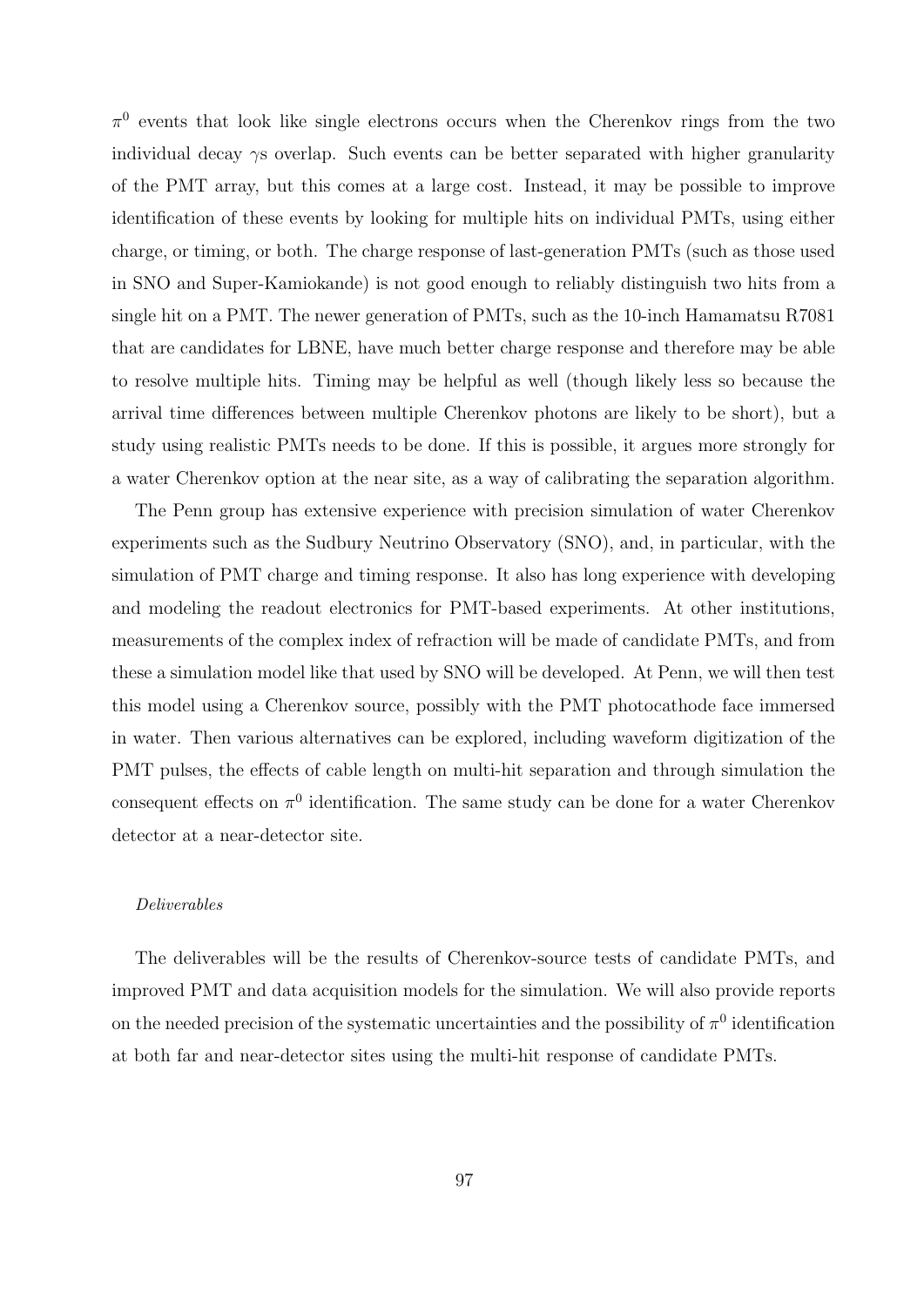$\pi^0$ events that look like single electrons occurs when the Cherenkov rings from the two individual decay $\gamma$s overlap. Such events can be better separated with higher granularity of the PMT array, but this comes at a large cost. Instead, it may be possible to improve identification of these events by looking for multiple hits on individual PMTs, using either charge, or timing, or both. The charge response of last-generation PMTs (such as those used in SNO and Super-Kamiokande) is not good enough to reliably distinguish two hits from a single hit on a PMT. The newer generation of PMTs, such as the 10-inch Hamamatsu R7081 that are candidates for LBNE, have much better charge response and therefore may be able to resolve multiple hits. Timing may be helpful as well (though likely less so because the arrival time differences between multiple Cherenkov photons are likely to be short), but a study using realistic PMTs needs to be done. If this is possible, it argues more strongly for a water Cherenkov option at the near site, as a way of calibrating the separation algorithm.

The Penn group has extensive experience with precision simulation of water Cherenkov experiments such as the Sudbury Neutrino Observatory (SNO), and, in particular, with the simulation of PMT charge and timing response. It also has long experience with developing and modeling the readout electronics for PMT-based experiments. At other institutions, measurements of the complex index of refraction will be made of candidate PMTs, and from these a simulation model like that used by SNO will be developed. At Penn, we will then test this model using a Cherenkov source, possibly with the PMT photocathode face immersed in water. Then various alternatives can be explored, including waveform digitization of the PMT pulses, the effects of cable length on multi-hit separation and through simulation the consequent effects on $\pi^0$ identification. The same study can be done for a water Cherenkov detector at a near-detector site.

*Deliverables*

The deliverables will be the results of Cherenkov-source tests of candidate PMTs, and improved PMT and data acquisition models for the simulation. We will also provide reports on the needed precision of the systematic uncertainties and the possibility of $\pi^0$ identification at both far and near-detector sites using the multi-hit response of candidate PMTs.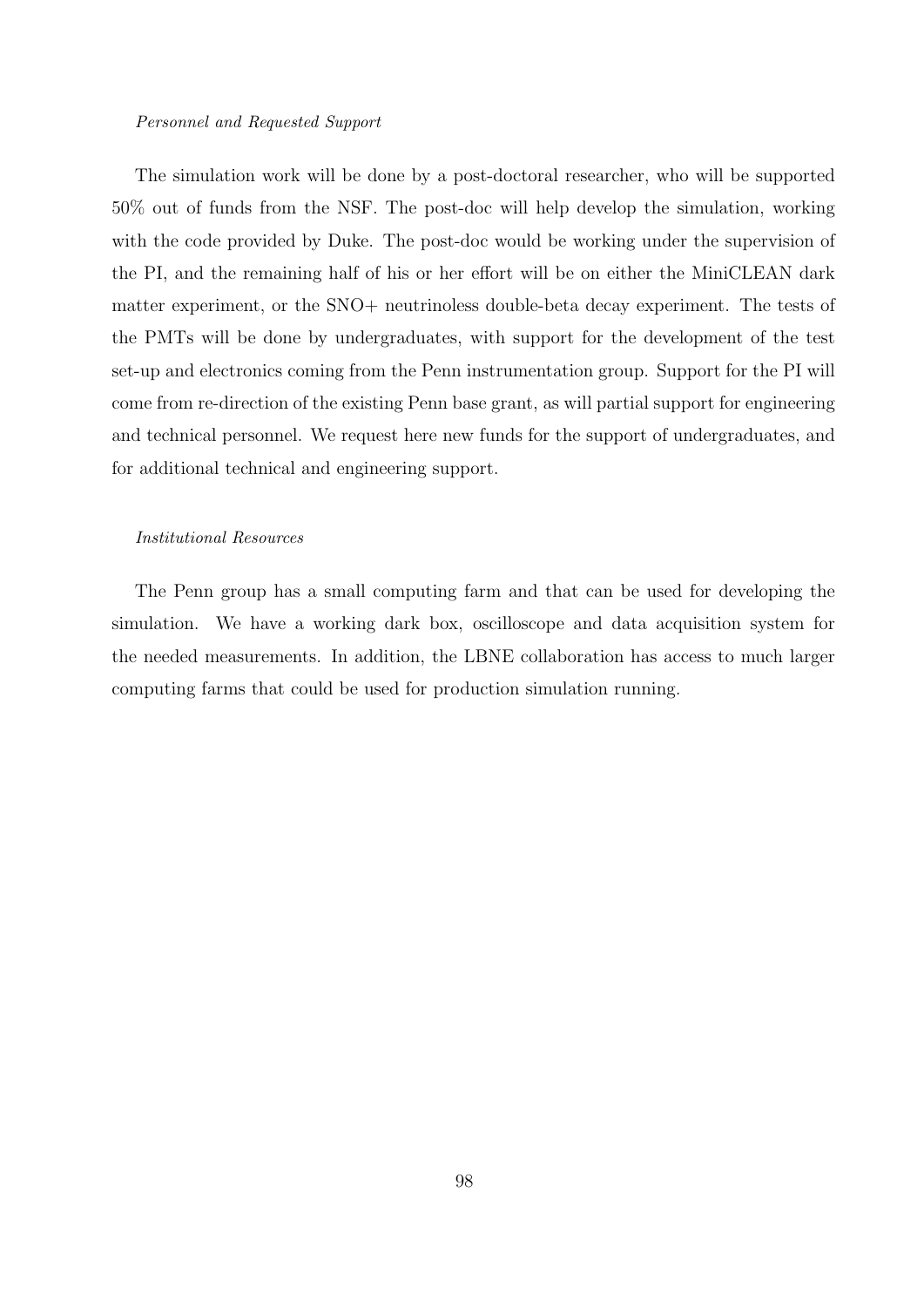*Personnel and Requested Support*

The simulation work will be done by a post-doctoral researcher, who will be supported 50% out of funds from the NSF. The post-doc will help develop the simulation, working with the code provided by Duke. The post-doc would be working under the supervision of the PI, and the remaining half of his or her effort will be on either the MiniCLEAN dark matter experiment, or the SNO+ neutrinoless double-beta decay experiment. The tests of the PMTs will be done by undergraduates, with support for the development of the test set-up and electronics coming from the Penn instrumentation group. Support for the PI will come from re-direction of the existing Penn base grant, as will partial support for engineering and technical personnel. We request here new funds for the support of undergraduates, and for additional technical and engineering support.

*Institutional Resources*

The Penn group has a small computing farm and that can be used for developing the simulation. We have a working dark box, oscilloscope and data acquisition system for the needed measurements. In addition, the LBNE collaboration has access to much larger computing farms that could be used for production simulation running.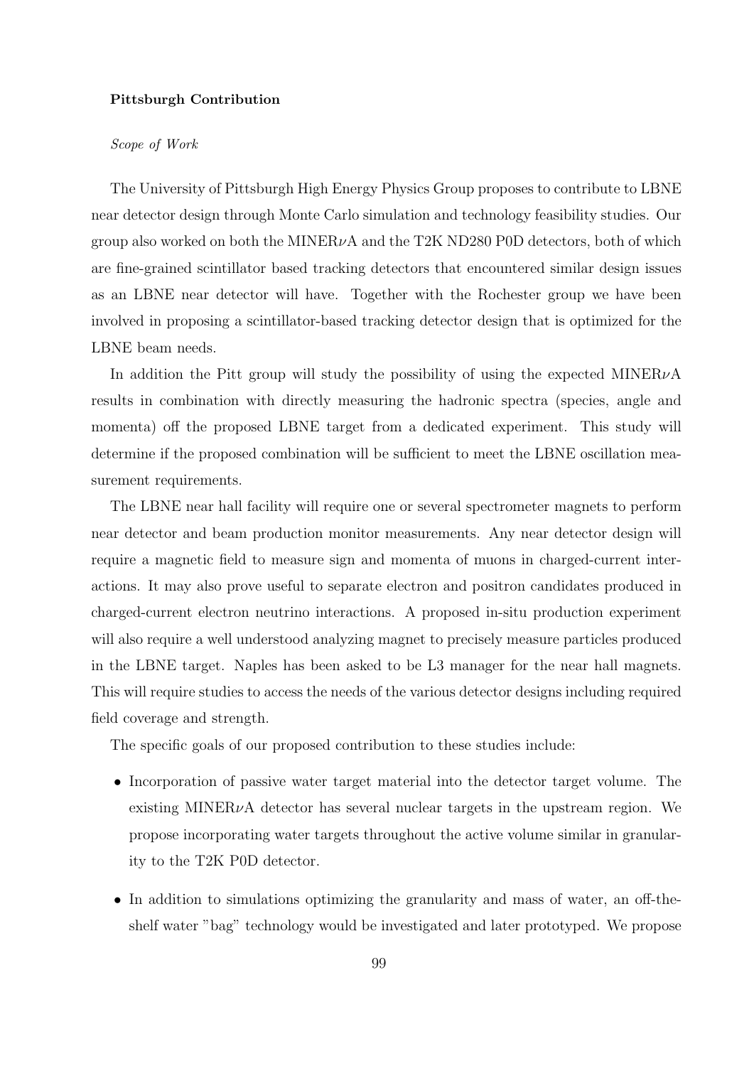**Pittsburgh Contribution**

*Scope of Work*

The University of Pittsburgh High Energy Physics Group proposes to contribute to LBNE near detector design through Monte Carlo simulation and technology feasibility studies. Our group also worked on both the MINER$\nu$A and the T2K ND280 P0D detectors, both of which are fine-grained scintillator based tracking detectors that encountered similar design issues as an LBNE near detector will have. Together with the Rochester group we have been involved in proposing a scintillator-based tracking detector design that is optimized for the LBNE beam needs.

In addition the Pitt group will study the possibility of using the expected MINER$\nu$A results in combination with directly measuring the hadronic spectra (species, angle and momenta) off the proposed LBNE target from a dedicated experiment. This study will determine if the proposed combination will be sufficient to meet the LBNE oscillation measurement requirements.

The LBNE near hall facility will require one or several spectrometer magnets to perform near detector and beam production monitor measurements. Any near detector design will require a magnetic field to measure sign and momenta of muons in charged-current interactions. It may also prove useful to separate electron and positron candidates produced in charged-current electron neutrino interactions. A proposed in-situ production experiment will also require a well understood analyzing magnet to precisely measure particles produced in the LBNE target. Naples has been asked to be L3 manager for the near hall magnets. This will require studies to access the needs of the various detector designs including required field coverage and strength.

The specific goals of our proposed contribution to these studies include:

- Incorporation of passive water target material into the detector target volume. The existing MINER$\nu$A detector has several nuclear targets in the upstream region. We propose incorporating water targets throughout the active volume similar in granularity to the T2K P0D detector.
- In addition to simulations optimizing the granularity and mass of water, an off-the-shelf water "bag" technology would be investigated and later prototyped. We propose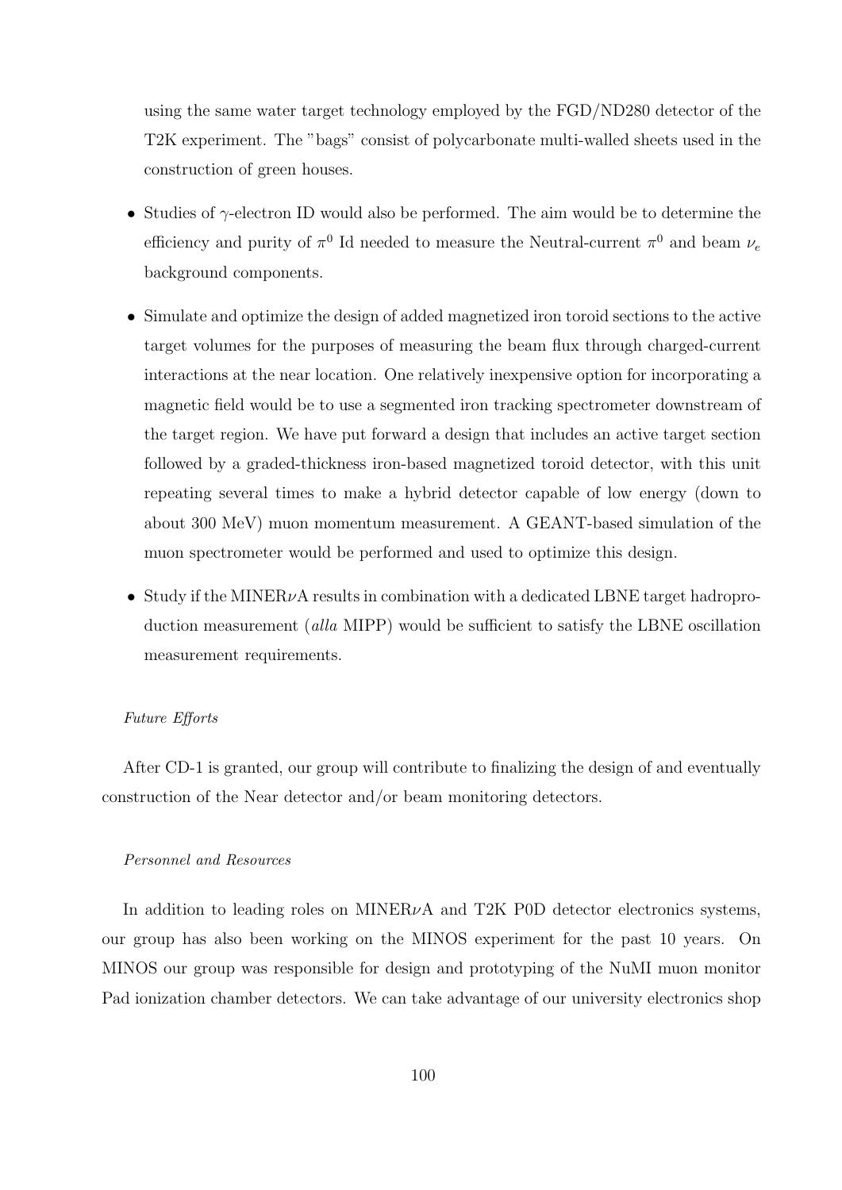using the same water target technology employed by the FGD/ND280 detector of the T2K experiment. The "bags" consist of polycarbonate multi-walled sheets used in the construction of green houses.

- Studies of $\gamma$-electron ID would also be performed. The aim would be to determine the efficiency and purity of $\pi^0$ Id needed to measure the Neutral-current $\pi^0$ and beam $\nu_e$ background components.
- Simulate and optimize the design of added magnetized iron toroid sections to the active target volumes for the purposes of measuring the beam flux through charged-current interactions at the near location. One relatively inexpensive option for incorporating a magnetic field would be to use a segmented iron tracking spectrometer downstream of the target region. We have put forward a design that includes an active target section followed by a graded-thickness iron-based magnetized toroid detector, with this unit repeating several times to make a hybrid detector capable of low energy (down to about 300 MeV) muon momentum measurement. A GEANT-based simulation of the muon spectrometer would be performed and used to optimize this design.
- Study if the MINER$\nu$A results in combination with a dedicated LBNE target hadroproduction measurement (*alla* MIPP) would be sufficient to satisfy the LBNE oscillation measurement requirements.

*Future Efforts*

After CD-1 is granted, our group will contribute to finalizing the design of and eventually construction of the Near detector and/or beam monitoring detectors.

*Personnel and Resources*

In addition to leading roles on MINER$\nu$A and T2K P0D detector electronics systems, our group has also been working on the MINOS experiment for the past 10 years. On MINOS our group was responsible for design and prototyping of the NuMI muon monitor Pad ionization chamber detectors. We can take advantage of our university electronics shop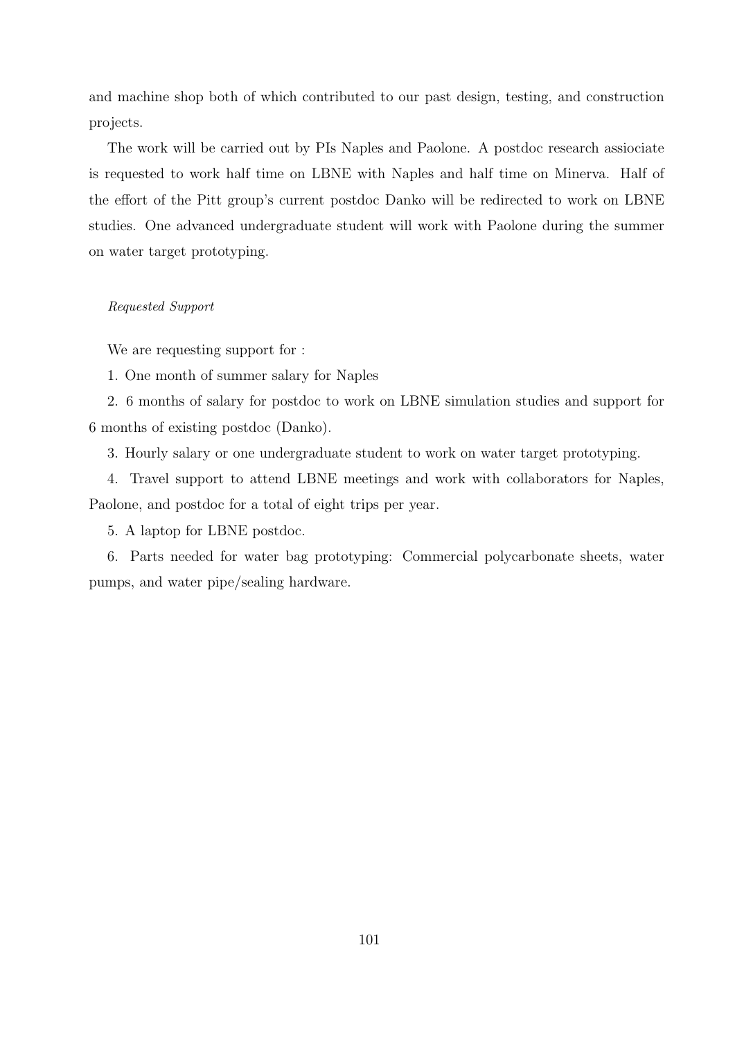and machine shop both of which contributed to our past design, testing, and construction projects.

The work will be carried out by PIs Naples and Paolone. A postdoc research assiociate is requested to work half time on LBNE with Naples and half time on Minerva. Half of the effort of the Pitt group's current postdoc Danko will be redirected to work on LBNE studies. One advanced undergraduate student will work with Paolone during the summer on water target prototyping.

*Requested Support*

We are requesting support for :

1. One month of summer salary for Naples

2. 6 months of salary for postdoc to work on LBNE simulation studies and support for 6 months of existing postdoc (Danko).

3. Hourly salary or one undergraduate student to work on water target prototyping.

4. Travel support to attend LBNE meetings and work with collaborators for Naples, Paolone, and postdoc for a total of eight trips per year.

5. A laptop for LBNE postdoc.

6. Parts needed for water bag prototyping: Commercial polycarbonate sheets, water pumps, and water pipe/sealing hardware.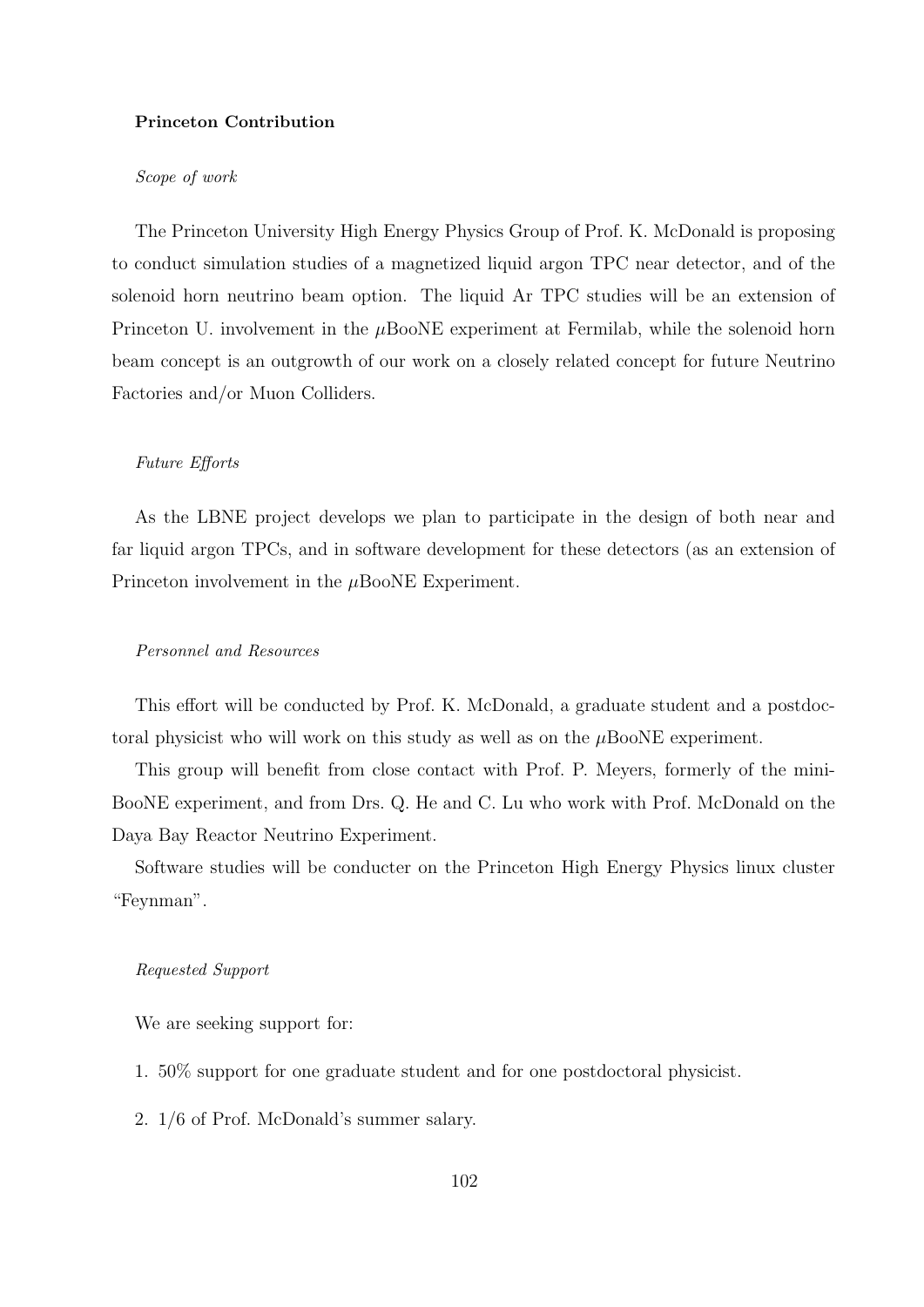**Princeton Contribution**

*Scope of work*

The Princeton University High Energy Physics Group of Prof. K. McDonald is proposing to conduct simulation studies of a magnetized liquid argon TPC near detector, and of the solenoid horn neutrino beam option. The liquid Ar TPC studies will be an extension of Princeton U. involvement in the $\mu$BooNE experiment at Fermilab, while the solenoid horn beam concept is an outgrowth of our work on a closely related concept for future Neutrino Factories and/or Muon Colliders.

*Future Efforts*

As the LBNE project develops we plan to participate in the design of both near and far liquid argon TPCs, and in software development for these detectors (as an extension of Princeton involvement in the $\mu$BooNE Experiment.

*Personnel and Resources*

This effort will be conducted by Prof. K. McDonald, a graduate student and a postdoctoral physicist who will work on this study as well as on the $\mu$BooNE experiment.

This group will benefit from close contact with Prof. P. Meyers, formerly of the mini-BooNE experiment, and from Drs. Q. He and C. Lu who work with Prof. McDonald on the Daya Bay Reactor Neutrino Experiment.

Software studies will be conducter on the Princeton High Energy Physics linux cluster "Feynman".

*Requested Support*

We are seeking support for:

1. 50% support for one graduate student and for one postdoctoral physicist.

2. 1/6 of Prof. McDonald's summer salary.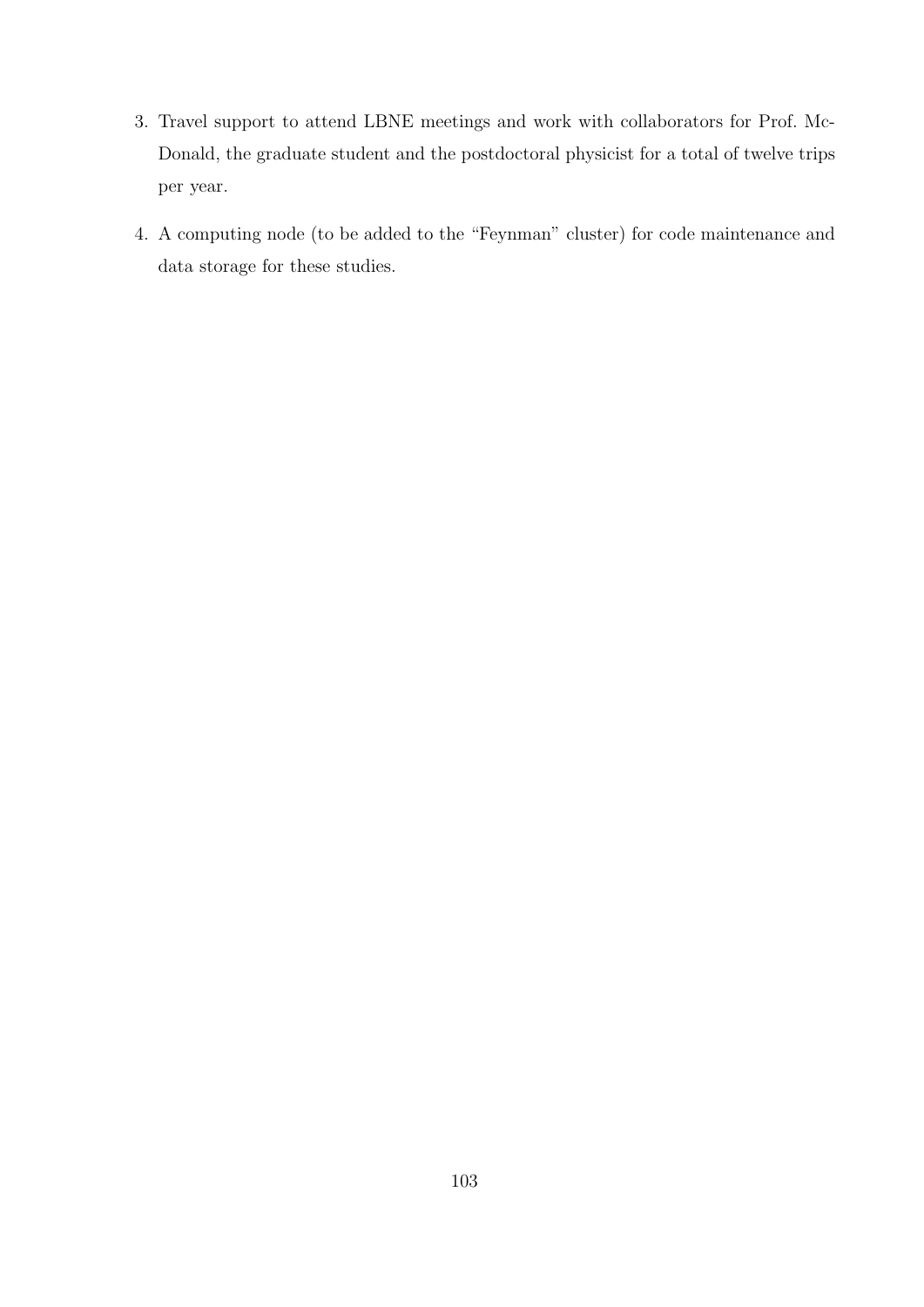3. Travel support to attend LBNE meetings and work with collaborators for Prof. McDonald, the graduate student and the postdoctoral physicist for a total of twelve trips per year.

4. A computing node (to be added to the "Feynman" cluster) for code maintenance and data storage for these studies.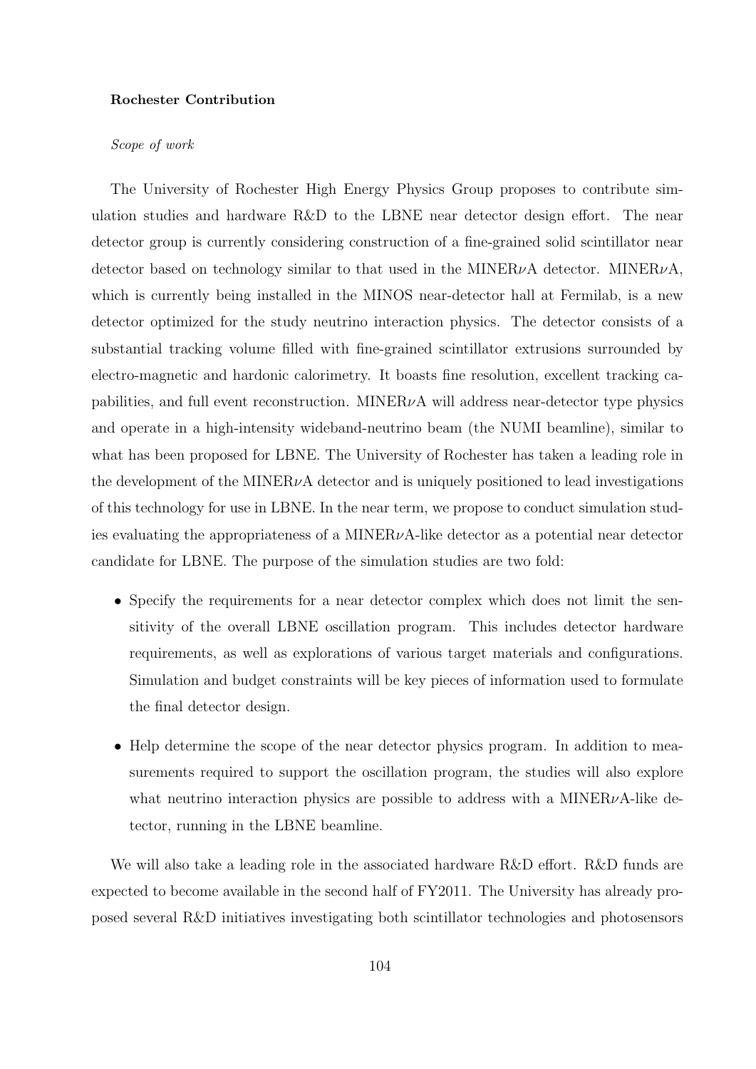**Rochester Contribution**

*Scope of work*

The University of Rochester High Energy Physics Group proposes to contribute simulation studies and hardware R&D to the LBNE near detector design effort. The near detector group is currently considering construction of a fine-grained solid scintillator near detector based on technology similar to that used in the MINER$\nu$A detector. MINER$\nu$A, which is currently being installed in the MINOS near-detector hall at Fermilab, is a new detector optimized for the study neutrino interaction physics. The detector consists of a substantial tracking volume filled with fine-grained scintillator extrusions surrounded by electro-magnetic and hardonic calorimetry. It boasts fine resolution, excellent tracking capabilities, and full event reconstruction. MINER$\nu$A will address near-detector type physics and operate in a high-intensity wideband-neutrino beam (the NUMI beamline), similar to what has been proposed for LBNE. The University of Rochester has taken a leading role in the development of the MINER$\nu$A detector and is uniquely positioned to lead investigations of this technology for use in LBNE. In the near term, we propose to conduct simulation studies evaluating the appropriateness of a MINER$\nu$A-like detector as a potential near detector candidate for LBNE. The purpose of the simulation studies are two fold:

- Specify the requirements for a near detector complex which does not limit the sensitivity of the overall LBNE oscillation program. This includes detector hardware requirements, as well as explorations of various target materials and configurations. Simulation and budget constraints will be key pieces of information used to formulate the final detector design.

- Help determine the scope of the near detector physics program. In addition to measurements required to support the oscillation program, the studies will also explore what neutrino interaction physics are possible to address with a MINER$\nu$A-like detector, running in the LBNE beamline.

We will also take a leading role in the associated hardware R&D effort. R&D funds are expected to become available in the second half of FY2011. The University has already proposed several R&D initiatives investigating both scintillator technologies and photosensors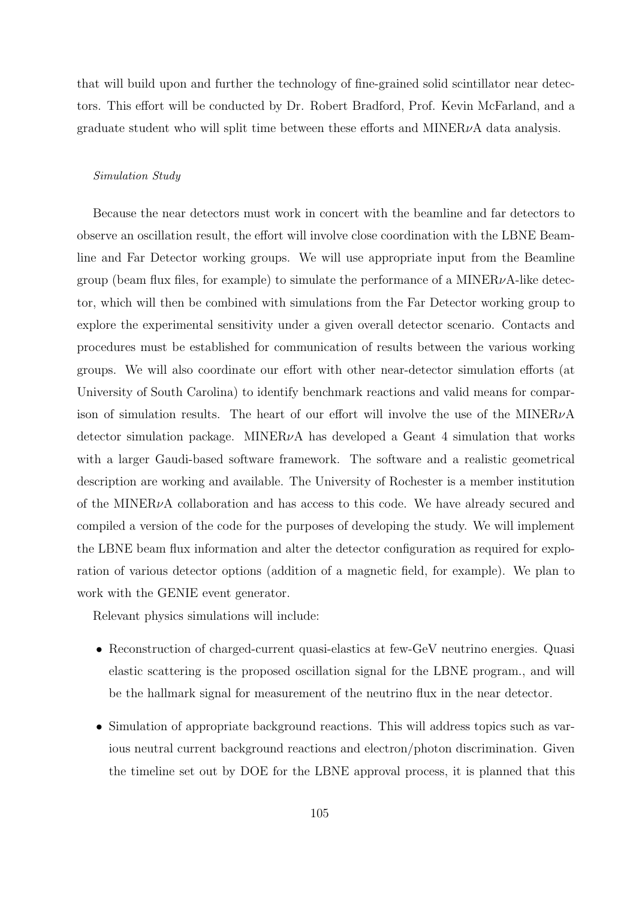that will build upon and further the technology of fine-grained solid scintillator near detectors. This effort will be conducted by Dr. Robert Bradford, Prof. Kevin McFarland, and a graduate student who will split time between these efforts and MINER$\nu$A data analysis.

*Simulation Study*

Because the near detectors must work in concert with the beamline and far detectors to observe an oscillation result, the effort will involve close coordination with the LBNE Beamline and Far Detector working groups. We will use appropriate input from the Beamline group (beam flux files, for example) to simulate the performance of a MINER$\nu$A-like detector, which will then be combined with simulations from the Far Detector working group to explore the experimental sensitivity under a given overall detector scenario. Contacts and procedures must be established for communication of results between the various working groups. We will also coordinate our effort with other near-detector simulation efforts (at University of South Carolina) to identify benchmark reactions and valid means for comparison of simulation results. The heart of our effort will involve the use of the MINER$\nu$A detector simulation package. MINER$\nu$A has developed a Geant 4 simulation that works with a larger Gaudi-based software framework. The software and a realistic geometrical description are working and available. The University of Rochester is a member institution of the MINER$\nu$A collaboration and has access to this code. We have already secured and compiled a version of the code for the purposes of developing the study. We will implement the LBNE beam flux information and alter the detector configuration as required for exploration of various detector options (addition of a magnetic field, for example). We plan to work with the GENIE event generator.

Relevant physics simulations will include:

- Reconstruction of charged-current quasi-elastics at few-GeV neutrino energies. Quasi elastic scattering is the proposed oscillation signal for the LBNE program., and will be the hallmark signal for measurement of the neutrino flux in the near detector.
- Simulation of appropriate background reactions. This will address topics such as various neutral current background reactions and electron/photon discrimination. Given the timeline set out by DOE for the LBNE approval process, it is planned that this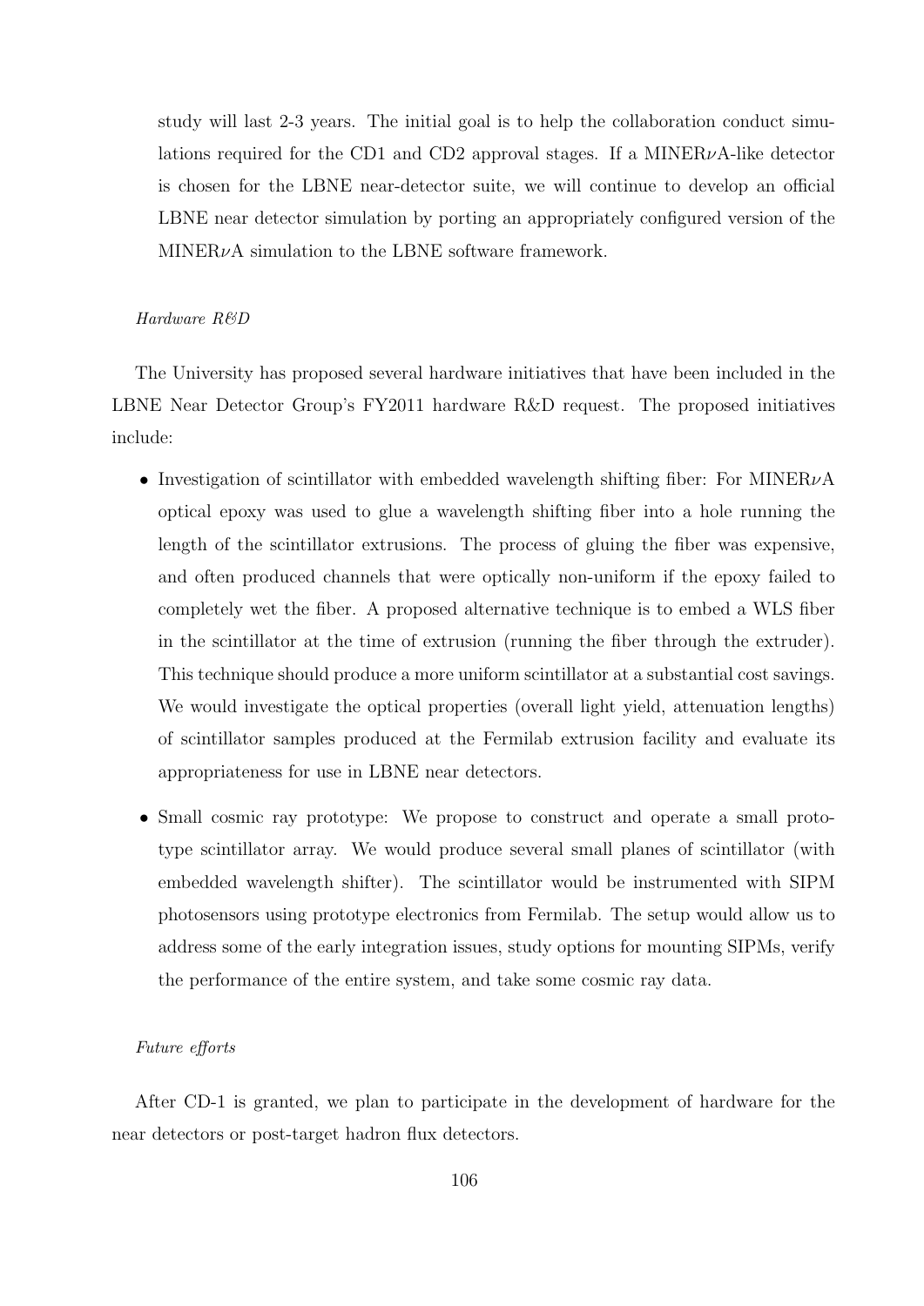study will last 2-3 years. The initial goal is to help the collaboration conduct simulations required for the CD1 and CD2 approval stages. If a MINER$\nu$A-like detector is chosen for the LBNE near-detector suite, we will continue to develop an official LBNE near detector simulation by porting an appropriately configured version of the MINER$\nu$A simulation to the LBNE software framework.

*Hardware R&D*

The University has proposed several hardware initiatives that have been included in the LBNE Near Detector Group's FY2011 hardware R&D request. The proposed initiatives include:

- Investigation of scintillator with embedded wavelength shifting fiber: For MINER$\nu$A optical epoxy was used to glue a wavelength shifting fiber into a hole running the length of the scintillator extrusions. The process of gluing the fiber was expensive, and often produced channels that were optically non-uniform if the epoxy failed to completely wet the fiber. A proposed alternative technique is to embed a WLS fiber in the scintillator at the time of extrusion (running the fiber through the extruder). This technique should produce a more uniform scintillator at a substantial cost savings. We would investigate the optical properties (overall light yield, attenuation lengths) of scintillator samples produced at the Fermilab extrusion facility and evaluate its appropriateness for use in LBNE near detectors.

- Small cosmic ray prototype: We propose to construct and operate a small prototype scintillator array. We would produce several small planes of scintillator (with embedded wavelength shifter). The scintillator would be instrumented with SIPM photosensors using prototype electronics from Fermilab. The setup would allow us to address some of the early integration issues, study options for mounting SIPMs, verify the performance of the entire system, and take some cosmic ray data.

*Future efforts*

After CD-1 is granted, we plan to participate in the development of hardware for the near detectors or post-target hadron flux detectors.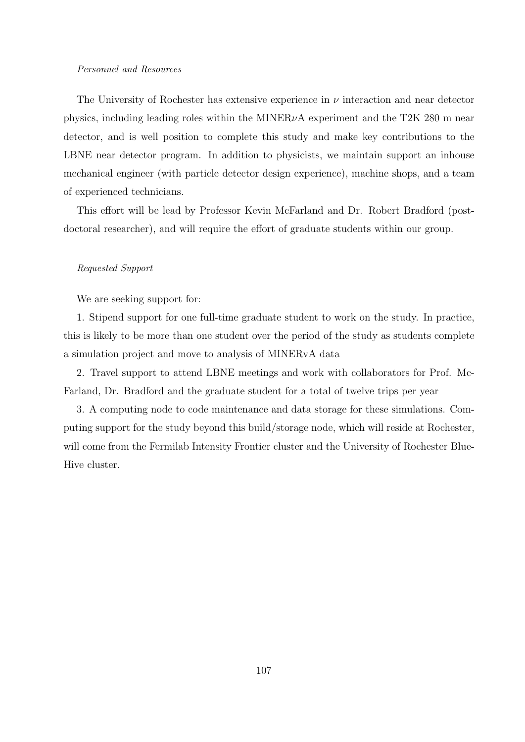*Personnel and Resources*

The University of Rochester has extensive experience in $\nu$ interaction and near detector physics, including leading roles within the MINER$\nu$A experiment and the T2K 280 m near detector, and is well position to complete this study and make key contributions to the LBNE near detector program. In addition to physicists, we maintain support an inhouse mechanical engineer (with particle detector design experience), machine shops, and a team of experienced technicians.

This effort will be lead by Professor Kevin McFarland and Dr. Robert Bradford (postdoctoral researcher), and will require the effort of graduate students within our group.

*Requested Support*

We are seeking support for:

1. Stipend support for one full-time graduate student to work on the study. In practice, this is likely to be more than one student over the period of the study as students complete a simulation project and move to analysis of MINERvA data

2. Travel support to attend LBNE meetings and work with collaborators for Prof. McFarland, Dr. Bradford and the graduate student for a total of twelve trips per year

3. A computing node to code maintenance and data storage for these simulations. Computing support for the study beyond this build/storage node, which will reside at Rochester, will come from the Fermilab Intensity Frontier cluster and the University of Rochester Blue-Hive cluster.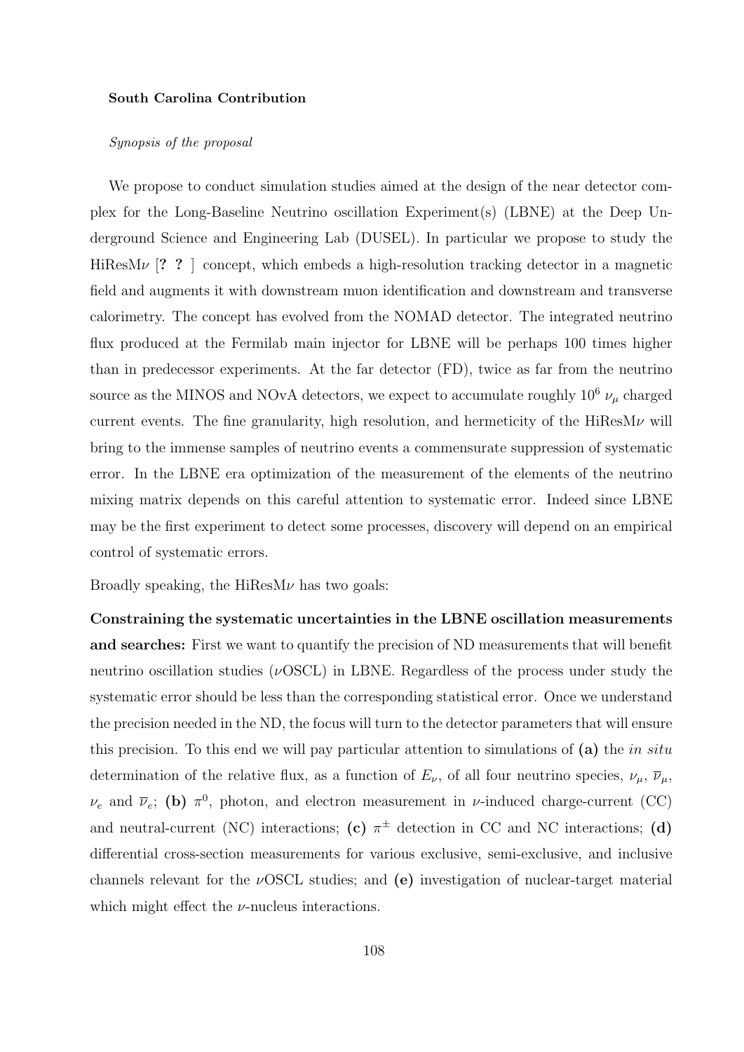**South Carolina Contribution**

*Synopsis of the proposal*

We propose to conduct simulation studies aimed at the design of the near detector complex for the Long-Baseline Neutrino oscillation Experiment(s) (LBNE) at the Deep Underground Science and Engineering Lab (DUSEL). In particular we propose to study the HiResM$\nu$ [**? ?** ] concept, which embeds a high-resolution tracking detector in a magnetic field and augments it with downstream muon identification and downstream and transverse calorimetry. The concept has evolved from the NOMAD detector. The integrated neutrino flux produced at the Fermilab main injector for LBNE will be perhaps 100 times higher than in predecessor experiments. At the far detector (FD), twice as far from the neutrino source as the MINOS and NOvA detectors, we expect to accumulate roughly $10^6$ $\nu_\mu$ charged current events. The fine granularity, high resolution, and hermeticity of the HiResM$\nu$ will bring to the immense samples of neutrino events a commensurate suppression of systematic error. In the LBNE era optimization of the measurement of the elements of the neutrino mixing matrix depends on this careful attention to systematic error. Indeed since LBNE may be the first experiment to detect some processes, discovery will depend on an empirical control of systematic errors.

Broadly speaking, the HiResM$\nu$ has two goals:

**Constraining the systematic uncertainties in the LBNE oscillation measurements and searches:** First we want to quantify the precision of ND measurements that will benefit neutrino oscillation studies ($\nu$OSCL) in LBNE. Regardless of the process under study the systematic error should be less than the corresponding statistical error. Once we understand the precision needed in the ND, the focus will turn to the detector parameters that will ensure this precision. To this end we will pay particular attention to simulations of **(a)** the *in situ* determination of the relative flux, as a function of $E_\nu$, of all four neutrino species, $\nu_\mu$, $\overline{\nu}_\mu$, $\nu_e$ and $\overline{\nu}_e$; **(b)** $\pi^0$, photon, and electron measurement in $\nu$-induced charge-current (CC) and neutral-current (NC) interactions; **(c)** $\pi^\pm$ detection in CC and NC interactions; **(d)** differential cross-section measurements for various exclusive, semi-exclusive, and inclusive channels relevant for the $\nu$OSCL studies; and **(e)** investigation of nuclear-target material which might effect the $\nu$-nucleus interactions.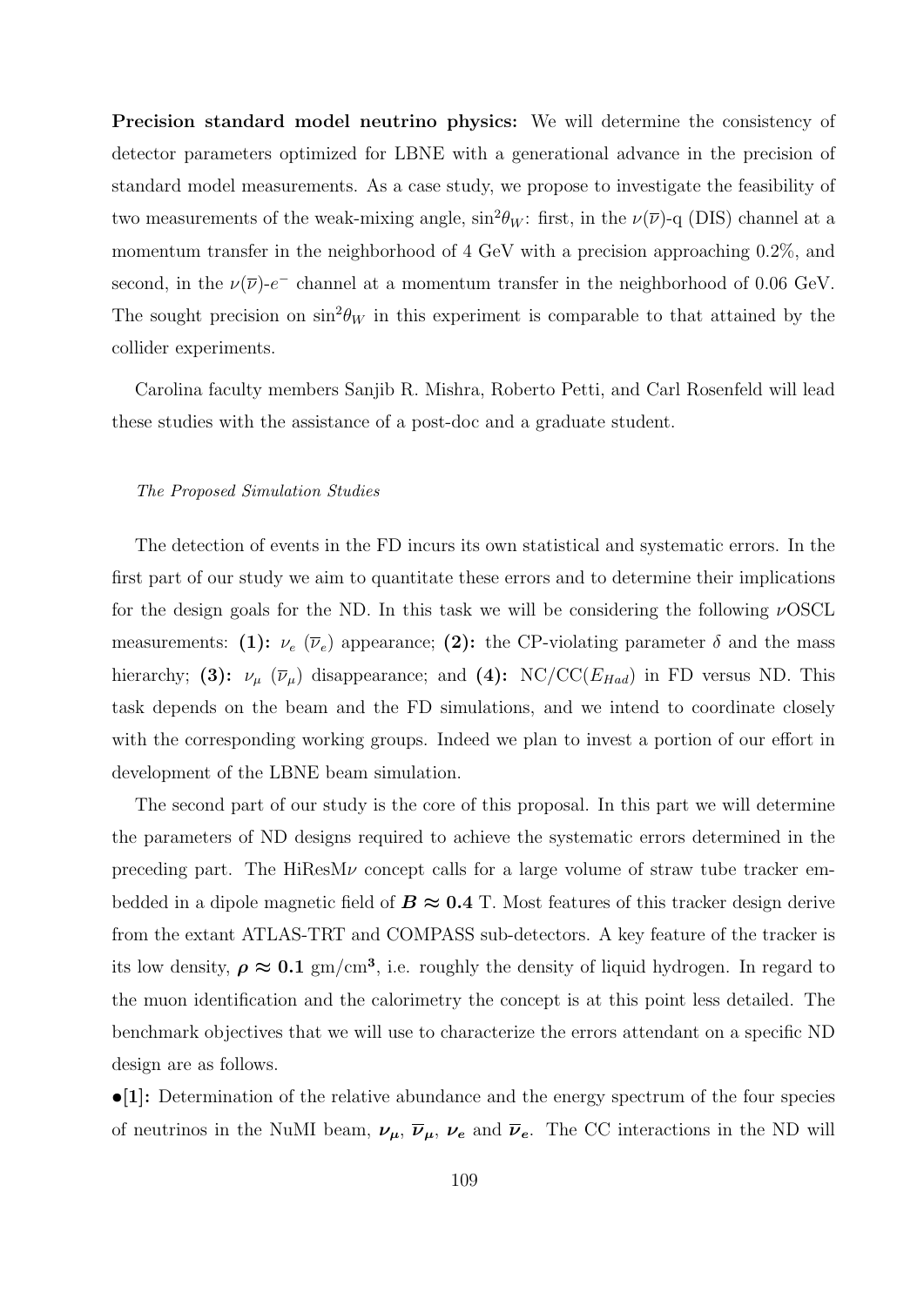**Precision standard model neutrino physics:** We will determine the consistency of detector parameters optimized for LBNE with a generational advance in the precision of standard model measurements. As a case study, we propose to investigate the feasibility of two measurements of the weak-mixing angle, $\sin^2\theta_W$: first, in the $\nu(\overline{\nu})$-q (DIS) channel at a momentum transfer in the neighborhood of 4 GeV with a precision approaching 0.2%, and second, in the $\nu(\overline{\nu})$-$e^-$ channel at a momentum transfer in the neighborhood of 0.06 GeV. The sought precision on $\sin^2\theta_W$ in this experiment is comparable to that attained by the collider experiments.

Carolina faculty members Sanjib R. Mishra, Roberto Petti, and Carl Rosenfeld will lead these studies with the assistance of a post-doc and a graduate student.

*The Proposed Simulation Studies*

The detection of events in the FD incurs its own statistical and systematic errors. In the first part of our study we aim to quantitate these errors and to determine their implications for the design goals for the ND. In this task we will be considering the following $\nu$OSCL measurements: **(1):** $\nu_e$ ($\overline{\nu}_e$) appearance; **(2):** the CP-violating parameter $\delta$ and the mass hierarchy; **(3):** $\nu_\mu$ ($\overline{\nu}_\mu$) disappearance; and **(4):** NC/CC($E_{Had}$) in FD versus ND. This task depends on the beam and the FD simulations, and we intend to coordinate closely with the corresponding working groups. Indeed we plan to invest a portion of our effort in development of the LBNE beam simulation.

The second part of our study is the core of this proposal. In this part we will determine the parameters of ND designs required to achieve the systematic errors determined in the preceding part. The HiResM$\nu$ concept calls for a large volume of straw tube tracker embedded in a dipole magnetic field of $\boldsymbol{B \approx 0.4}$ T. Most features of this tracker design derive from the extant ATLAS-TRT and COMPASS sub-detectors. A key feature of the tracker is its low density, $\boldsymbol{\rho \approx 0.1}$ gm/cm$^{\mathbf{3}}$, i.e. roughly the density of liquid hydrogen. In regard to the muon identification and the calorimetry the concept is at this point less detailed. The benchmark objectives that we will use to characterize the errors attendant on a specific ND design are as follows.

•**[1]:** Determination of the relative abundance and the energy spectrum of the four species of neutrinos in the NuMI beam, $\boldsymbol{\nu_\mu}$, $\boldsymbol{\overline{\nu}_\mu}$, $\boldsymbol{\nu_e}$ and $\boldsymbol{\overline{\nu}_e}$. The CC interactions in the ND will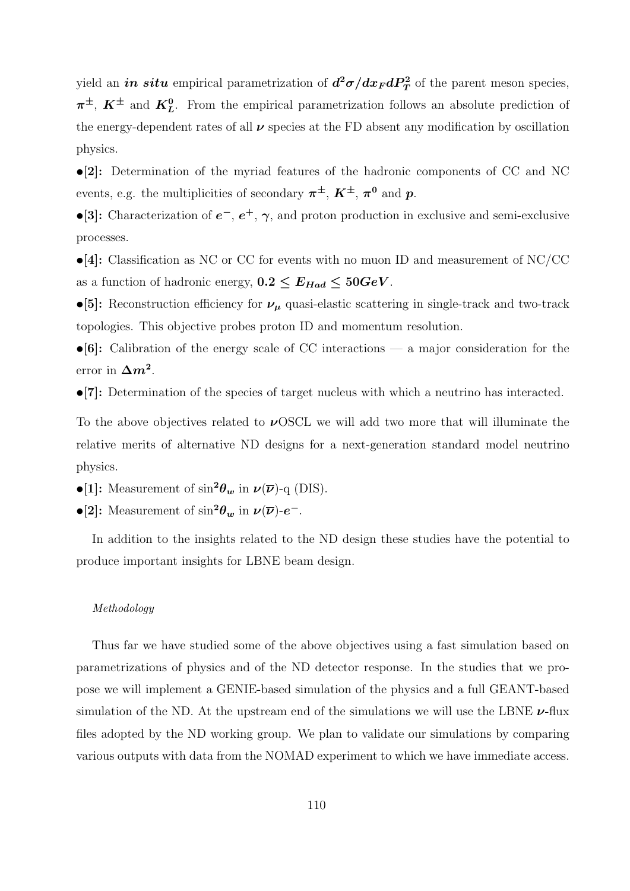yield an ***in situ*** empirical parametrization of $d^2\sigma/dx_F dP_T^2$ of the parent meson species, $\pi^\pm$, $K^\pm$ and $K_L^0$. From the empirical parametrization follows an absolute prediction of the energy-dependent rates of all $\nu$ species at the FD absent any modification by oscillation physics.

•**[2]:** Determination of the myriad features of the hadronic components of CC and NC events, e.g. the multiplicities of secondary $\pi^\pm$, $K^\pm$, $\pi^0$ and $p$.

•**[3]:** Characterization of $e^-$, $e^+$, $\gamma$, and proton production in exclusive and semi-exclusive processes.

•**[4]:** Classification as NC or CC for events with no muon ID and measurement of NC/CC as a function of hadronic energy, $0.2 \leq E_{Had} \leq 50 GeV$.

•**[5]:** Reconstruction efficiency for $\nu_\mu$ quasi-elastic scattering in single-track and two-track topologies. This objective probes proton ID and momentum resolution.

•**[6]:** Calibration of the energy scale of CC interactions — a major consideration for the error in $\Delta m^2$.

•**[7]:** Determination of the species of target nucleus with which a neutrino has interacted.

To the above objectives related to $\nu$OSCL we will add two more that will illuminate the relative merits of alternative ND designs for a next-generation standard model neutrino physics.

•**[1]:** Measurement of $\sin^2\theta_w$ in $\nu(\overline{\nu})$-q (DIS).

•**[2]:** Measurement of $\sin^2\theta_w$ in $\nu(\overline{\nu})$-$e^-$.

In addition to the insights related to the ND design these studies have the potential to produce important insights for LBNE beam design.

*Methodology*

Thus far we have studied some of the above objectives using a fast simulation based on parametrizations of physics and of the ND detector response. In the studies that we propose we will implement a GENIE-based simulation of the physics and a full GEANT-based simulation of the ND. At the upstream end of the simulations we will use the LBNE $\nu$-flux files adopted by the ND working group. We plan to validate our simulations by comparing various outputs with data from the NOMAD experiment to which we have immediate access.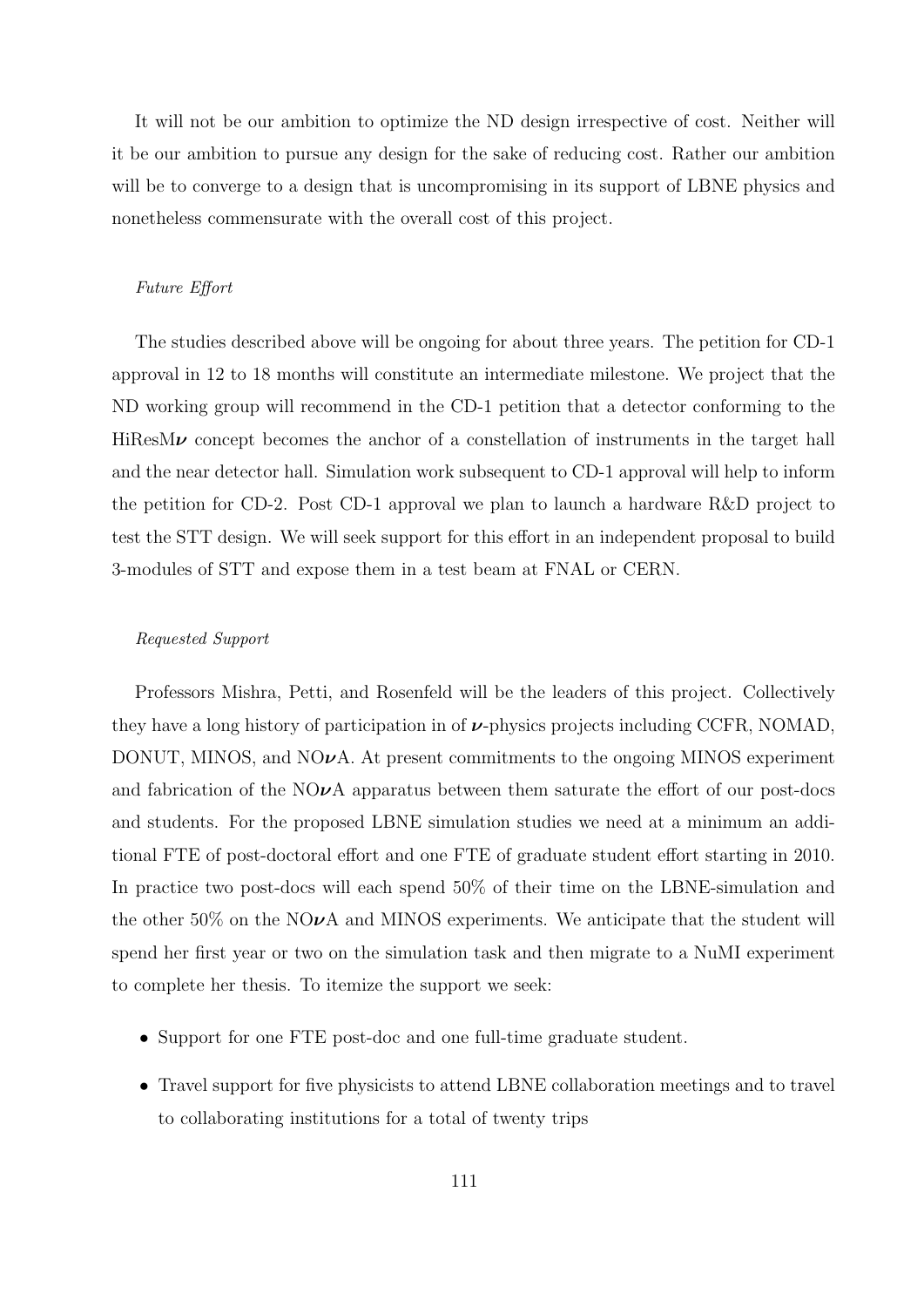It will not be our ambition to optimize the ND design irrespective of cost. Neither will it be our ambition to pursue any design for the sake of reducing cost. Rather our ambition will be to converge to a design that is uncompromising in its support of LBNE physics and nonetheless commensurate with the overall cost of this project.

*Future Effort*

The studies described above will be ongoing for about three years. The petition for CD-1 approval in 12 to 18 months will constitute an intermediate milestone. We project that the ND working group will recommend in the CD-1 petition that a detector conforming to the HiResM$\boldsymbol{\nu}$ concept becomes the anchor of a constellation of instruments in the target hall and the near detector hall. Simulation work subsequent to CD-1 approval will help to inform the petition for CD-2. Post CD-1 approval we plan to launch a hardware R&D project to test the STT design. We will seek support for this effort in an independent proposal to build 3-modules of STT and expose them in a test beam at FNAL or CERN.

*Requested Support*

Professors Mishra, Petti, and Rosenfeld will be the leaders of this project. Collectively they have a long history of participation in of $\boldsymbol{\nu}$-physics projects including CCFR, NOMAD, DONUT, MINOS, and NO$\boldsymbol{\nu}$A. At present commitments to the ongoing MINOS experiment and fabrication of the NO$\boldsymbol{\nu}$A apparatus between them saturate the effort of our post-docs and students. For the proposed LBNE simulation studies we need at a minimum an additional FTE of post-doctoral effort and one FTE of graduate student effort starting in 2010. In practice two post-docs will each spend 50% of their time on the LBNE-simulation and the other 50% on the NO$\boldsymbol{\nu}$A and MINOS experiments. We anticipate that the student will spend her first year or two on the simulation task and then migrate to a NuMI experiment to complete her thesis. To itemize the support we seek:

- Support for one FTE post-doc and one full-time graduate student.
- Travel support for five physicists to attend LBNE collaboration meetings and to travel to collaborating institutions for a total of twenty trips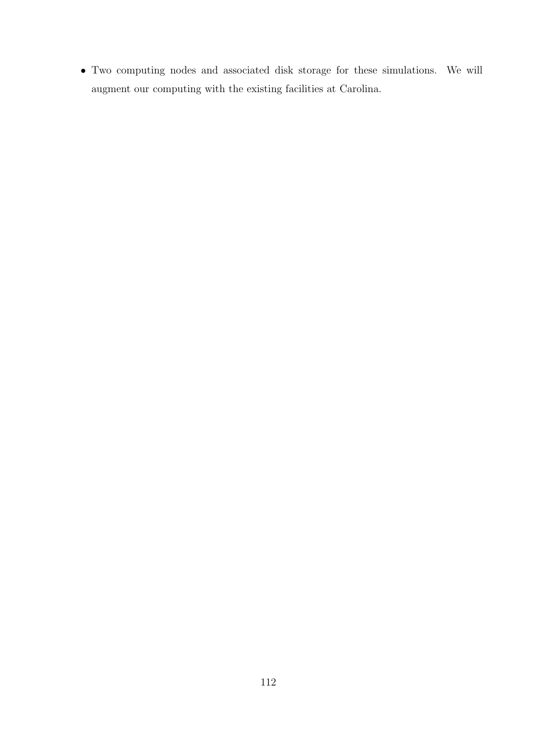- Two computing nodes and associated disk storage for these simulations. We will augment our computing with the existing facilities at Carolina.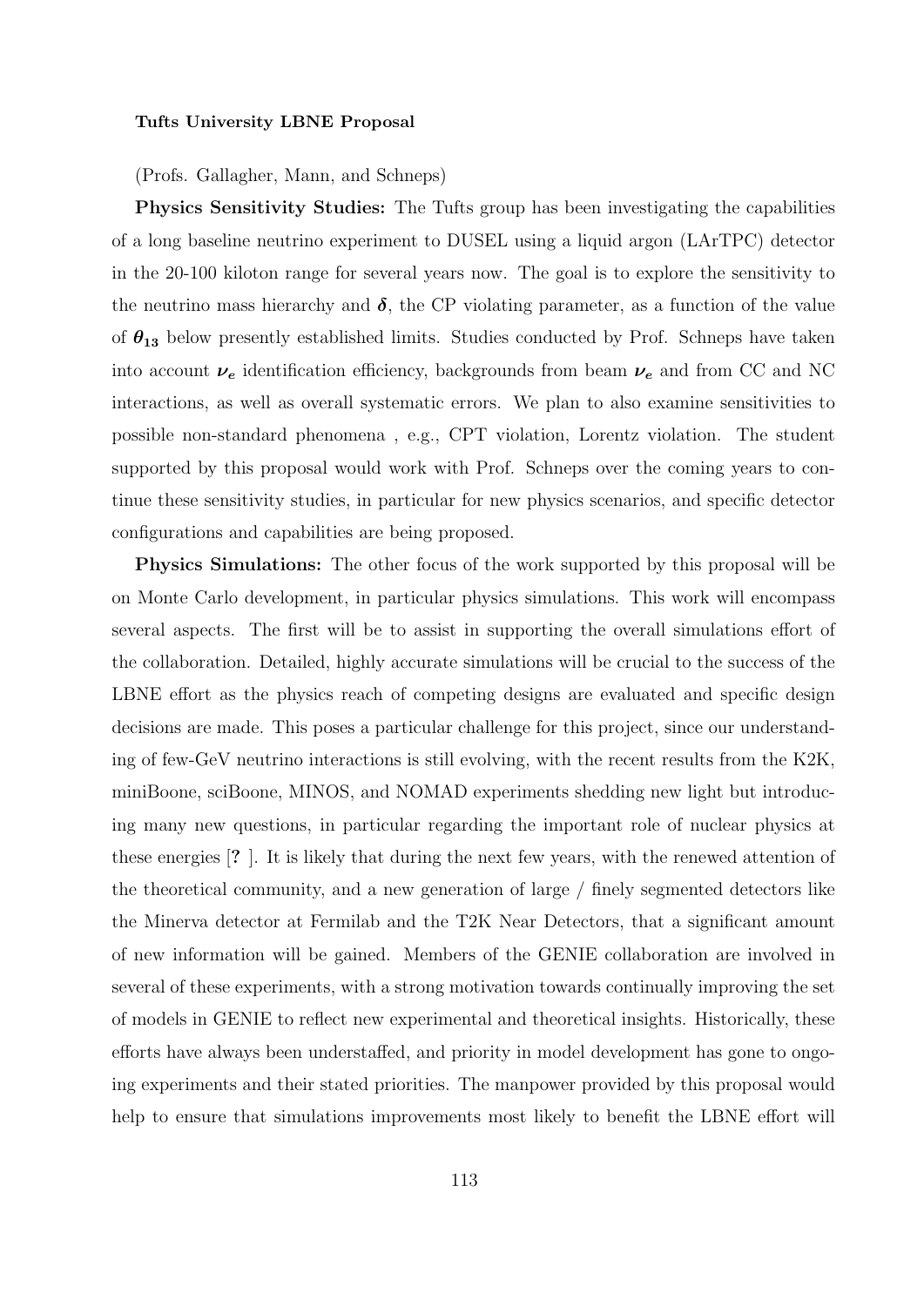**Tufts University LBNE Proposal**

(Profs. Gallagher, Mann, and Schneps)

**Physics Sensitivity Studies:** The Tufts group has been investigating the capabilities of a long baseline neutrino experiment to DUSEL using a liquid argon (LArTPC) detector in the 20-100 kiloton range for several years now. The goal is to explore the sensitivity to the neutrino mass hierarchy and $\boldsymbol{\delta}$, the CP violating parameter, as a function of the value of $\boldsymbol{\theta_{13}}$ below presently established limits. Studies conducted by Prof. Schneps have taken into account $\boldsymbol{\nu_e}$ identification efficiency, backgrounds from beam $\boldsymbol{\nu_e}$ and from CC and NC interactions, as well as overall systematic errors. We plan to also examine sensitivities to possible non-standard phenomena , e.g., CPT violation, Lorentz violation. The student supported by this proposal would work with Prof. Schneps over the coming years to continue these sensitivity studies, in particular for new physics scenarios, and specific detector configurations and capabilities are being proposed.

**Physics Simulations:** The other focus of the work supported by this proposal will be on Monte Carlo development, in particular physics simulations. This work will encompass several aspects. The first will be to assist in supporting the overall simulations effort of the collaboration. Detailed, highly accurate simulations will be crucial to the success of the LBNE effort as the physics reach of competing designs are evaluated and specific design decisions are made. This poses a particular challenge for this project, since our understanding of few-GeV neutrino interactions is still evolving, with the recent results from the K2K, miniBoone, sciBoone, MINOS, and NOMAD experiments shedding new light but introducing many new questions, in particular regarding the important role of nuclear physics at these energies [**?** ]. It is likely that during the next few years, with the renewed attention of the theoretical community, and a new generation of large / finely segmented detectors like the Minerva detector at Fermilab and the T2K Near Detectors, that a significant amount of new information will be gained. Members of the GENIE collaboration are involved in several of these experiments, with a strong motivation towards continually improving the set of models in GENIE to reflect new experimental and theoretical insights. Historically, these efforts have always been understaffed, and priority in model development has gone to ongoing experiments and their stated priorities. The manpower provided by this proposal would help to ensure that simulations improvements most likely to benefit the LBNE effort will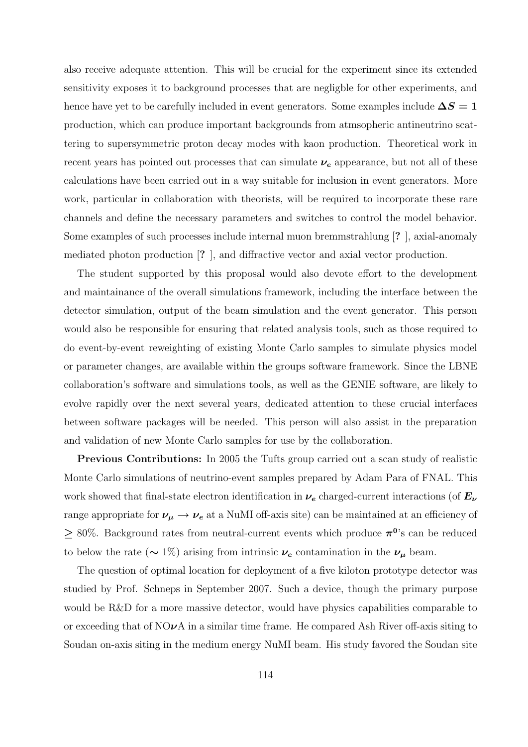also receive adequate attention. This will be crucial for the experiment since its extended sensitivity exposes it to background processes that are negligble for other experiments, and hence have yet to be carefully included in event generators. Some examples include $\boldsymbol{\Delta S = 1}$ production, which can produce important backgrounds from atmsopheric antineutrino scattering to supersymmetric proton decay modes with kaon production. Theoretical work in recent years has pointed out processes that can simulate $\boldsymbol{\nu_e}$ appearance, but not all of these calculations have been carried out in a way suitable for inclusion in event generators. More work, particular in collaboration with theorists, will be required to incorporate these rare channels and define the necessary parameters and switches to control the model behavior. Some examples of such processes include internal muon bremmstrahlung [**?** ], axial-anomaly mediated photon production [**?** ], and diffractive vector and axial vector production.

The student supported by this proposal would also devote effort to the development and maintainance of the overall simulations framework, including the interface between the detector simulation, output of the beam simulation and the event generator. This person would also be responsible for ensuring that related analysis tools, such as those required to do event-by-event reweighting of existing Monte Carlo samples to simulate physics model or parameter changes, are available within the groups software framework. Since the LBNE collaboration's software and simulations tools, as well as the GENIE software, are likely to evolve rapidly over the next several years, dedicated attention to these crucial interfaces between software packages will be needed. This person will also assist in the preparation and validation of new Monte Carlo samples for use by the collaboration.

**Previous Contributions:** In 2005 the Tufts group carried out a scan study of realistic Monte Carlo simulations of neutrino-event samples prepared by Adam Para of FNAL. This work showed that final-state electron identification in $\boldsymbol{\nu_e}$ charged-current interactions (of $\boldsymbol{E_\nu}$ range appropriate for $\boldsymbol{\nu_\mu \rightarrow \nu_e}$ at a NuMI off-axis site) can be maintained at an efficiency of $\geq 80\%$. Background rates from neutral-current events which produce $\boldsymbol{\pi^0}$'s can be reduced to below the rate ($\sim 1\%$) arising from intrinsic $\boldsymbol{\nu_e}$ contamination in the $\boldsymbol{\nu_\mu}$ beam.

The question of optimal location for deployment of a five kiloton prototype detector was studied by Prof. Schneps in September 2007. Such a device, though the primary purpose would be R&D for a more massive detector, would have physics capabilities comparable to or exceeding that of NO$\boldsymbol{\nu}$A in a similar time frame. He compared Ash River off-axis siting to Soudan on-axis siting in the medium energy NuMI beam. His study favored the Soudan site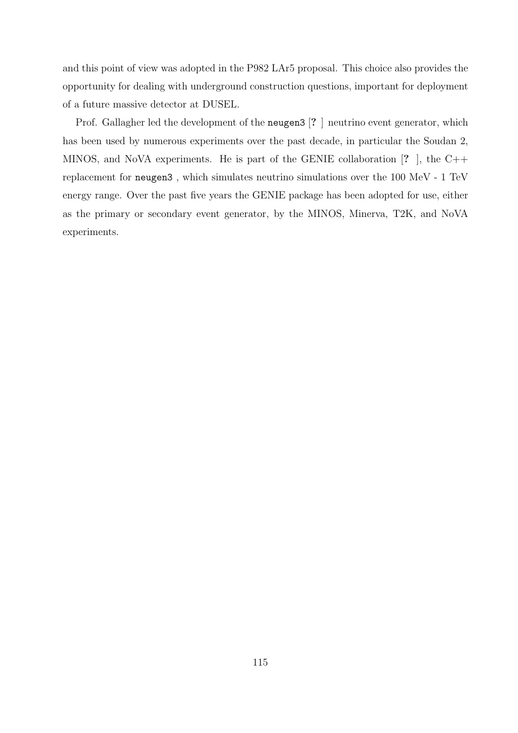and this point of view was adopted in the P982 LAr5 proposal. This choice also provides the opportunity for dealing with underground construction questions, important for deployment of a future massive detector at DUSEL.

Prof. Gallagher led the development of the `neugen3` [? ] neutrino event generator, which has been used by numerous experiments over the past decade, in particular the Soudan 2, MINOS, and NoVA experiments. He is part of the GENIE collaboration [? ], the C++ replacement for `neugen3` , which simulates neutrino simulations over the 100 MeV - 1 TeV energy range. Over the past five years the GENIE package has been adopted for use, either as the primary or secondary event generator, by the MINOS, Minerva, T2K, and NoVA experiments.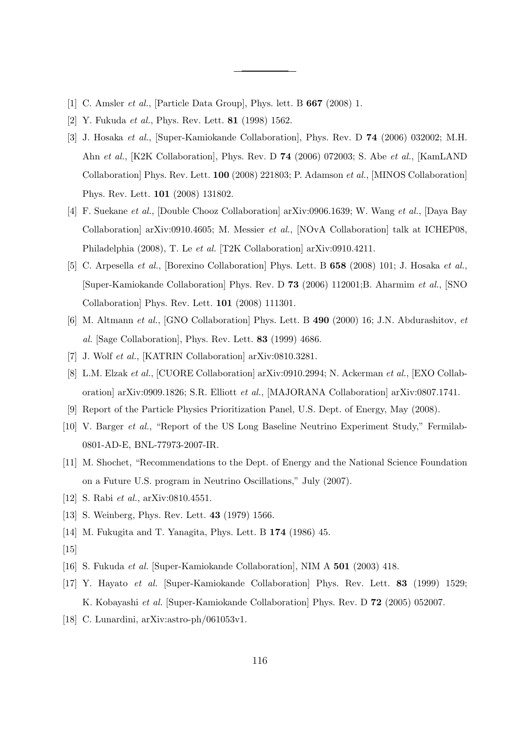---

[1] C. Amsler *et al.*, [Particle Data Group], Phys. lett. B **667** (2008) 1.

[2] Y. Fukuda *et al.*, Phys. Rev. Lett. **81** (1998) 1562.

[3] J. Hosaka *et al.*, [Super-Kamiokande Collaboration], Phys. Rev. D **74** (2006) 032002; M.H. Ahn *et al.*, [K2K Collaboration], Phys. Rev. D **74** (2006) 072003; S. Abe *et al.*, [KamLAND Collaboration] Phys. Rev. Lett. **100** (2008) 221803; P. Adamson *et al.*, [MINOS Collaboration] Phys. Rev. Lett. **101** (2008) 131802.

[4] F. Suekane *et al.*, [Double Chooz Collaboration] arXiv:0906.1639; W. Wang *et al.*, [Daya Bay Collaboration] arXiv:0910.4605; M. Messier *et al.*, [NOvA Collaboration] talk at ICHEP08, Philadelphia (2008), T. Le *et al.* [T2K Collaboration] arXiv:0910.4211.

[5] C. Arpesella *et al.*, [Borexino Collaboration] Phys. Lett. B **658** (2008) 101; J. Hosaka *et al.*, [Super-Kamiokande Collaboration] Phys. Rev. D **73** (2006) 112001;B. Aharmim *et al.*, [SNO Collaboration] Phys. Rev. Lett. **101** (2008) 111301.

[6] M. Altmann *et al.*, [GNO Collaboration] Phys. Lett. B **490** (2000) 16; J.N. Abdurashitov, *et al.* [Sage Collaboration], Phys. Rev. Lett. **83** (1999) 4686.

[7] J. Wolf *et al.*, [KATRIN Collaboration] arXiv:0810.3281.

[8] L.M. Elzak *et al.*, [CUORE Collaboration] arXiv:0910.2994; N. Ackerman *et al.*, [EXO Collaboration] arXiv:0909.1826; S.R. Elliott *et al.*, [MAJORANA Collaboration] arXiv:0807.1741.

[9] Report of the Particle Physics Prioritization Panel, U.S. Dept. of Energy, May (2008).

[10] V. Barger *et al.*, "Report of the US Long Baseline Neutrino Experiment Study," Fermilab-0801-AD-E, BNL-77973-2007-IR.

[11] M. Shochet, "Recommendations to the Dept. of Energy and the National Science Foundation on a Future U.S. program in Neutrino Oscillations," July (2007).

[12] S. Rabi *et al.*, arXiv:0810.4551.

[13] S. Weinberg, Phys. Rev. Lett. **43** (1979) 1566.

[14] M. Fukugita and T. Yanagita, Phys. Lett. B **174** (1986) 45.

[15]

[16] S. Fukuda *et al.* [Super-Kamiokande Collaboration], NIM A **501** (2003) 418.

[17] Y. Hayato *et al.* [Super-Kamiokande Collaboration] Phys. Rev. Lett. **83** (1999) 1529; K. Kobayashi *et al.* [Super-Kamiokande Collaboration] Phys. Rev. D **72** (2005) 052007.

[18] C. Lunardini, arXiv:astro-ph/061053v1.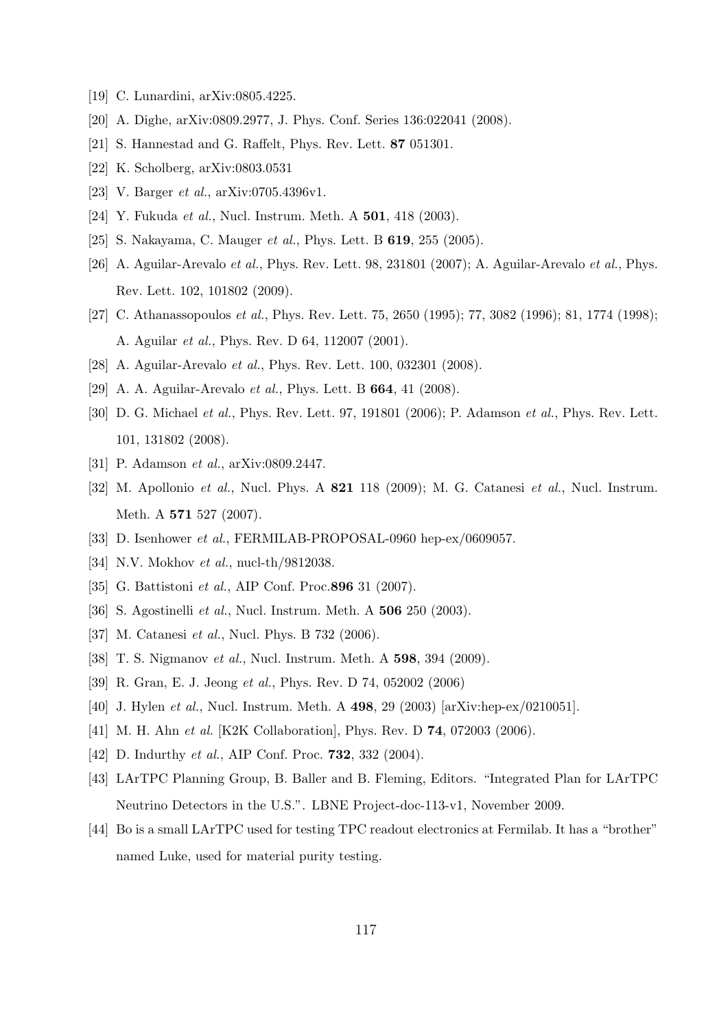- [19] C. Lunardini, arXiv:0805.4225.
- [20] A. Dighe, arXiv:0809.2977, J. Phys. Conf. Series 136:022041 (2008).
- [21] S. Hannestad and G. Raffelt, Phys. Rev. Lett. **87** 051301.
- [22] K. Scholberg, arXiv:0803.0531
- [23] V. Barger *et al.*, arXiv:0705.4396v1.
- [24] Y. Fukuda *et al.*, Nucl. Instrum. Meth. A **501**, 418 (2003).
- [25] S. Nakayama, C. Mauger *et al.*, Phys. Lett. B **619**, 255 (2005).
- [26] A. Aguilar-Arevalo *et al.*, Phys. Rev. Lett. 98, 231801 (2007); A. Aguilar-Arevalo *et al.*, Phys. Rev. Lett. 102, 101802 (2009).
- [27] C. Athanassopoulos *et al.*, Phys. Rev. Lett. 75, 2650 (1995); 77, 3082 (1996); 81, 1774 (1998); A. Aguilar *et al.*, Phys. Rev. D 64, 112007 (2001).
- [28] A. Aguilar-Arevalo *et al.*, Phys. Rev. Lett. 100, 032301 (2008).
- [29] A. A. Aguilar-Arevalo *et al.*, Phys. Lett. B **664**, 41 (2008).
- [30] D. G. Michael *et al.*, Phys. Rev. Lett. 97, 191801 (2006); P. Adamson *et al.*, Phys. Rev. Lett. 101, 131802 (2008).
- [31] P. Adamson *et al.*, arXiv:0809.2447.
- [32] M. Apollonio *et al.*, Nucl. Phys. A **821** 118 (2009); M. G. Catanesi *et al.*, Nucl. Instrum. Meth. A **571** 527 (2007).
- [33] D. Isenhower *et al.*, FERMILAB-PROPOSAL-0960 hep-ex/0609057.
- [34] N.V. Mokhov *et al.*, nucl-th/9812038.
- [35] G. Battistoni *et al.*, AIP Conf. Proc.**896** 31 (2007).
- [36] S. Agostinelli *et al.*, Nucl. Instrum. Meth. A **506** 250 (2003).
- [37] M. Catanesi *et al.*, Nucl. Phys. B 732 (2006).
- [38] T. S. Nigmanov *et al.*, Nucl. Instrum. Meth. A **598**, 394 (2009).
- [39] R. Gran, E. J. Jeong *et al.*, Phys. Rev. D 74, 052002 (2006)
- [40] J. Hylen *et al.*, Nucl. Instrum. Meth. A **498**, 29 (2003) [arXiv:hep-ex/0210051].
- [41] M. H. Ahn *et al.* [K2K Collaboration], Phys. Rev. D **74**, 072003 (2006).
- [42] D. Indurthy *et al.*, AIP Conf. Proc. **732**, 332 (2004).
- [43] LArTPC Planning Group, B. Baller and B. Fleming, Editors. "Integrated Plan for LArTPC Neutrino Detectors in the U.S.". LBNE Project-doc-113-v1, November 2009.
- [44] Bo is a small LArTPC used for testing TPC readout electronics at Fermilab. It has a "brother" named Luke, used for material purity testing.